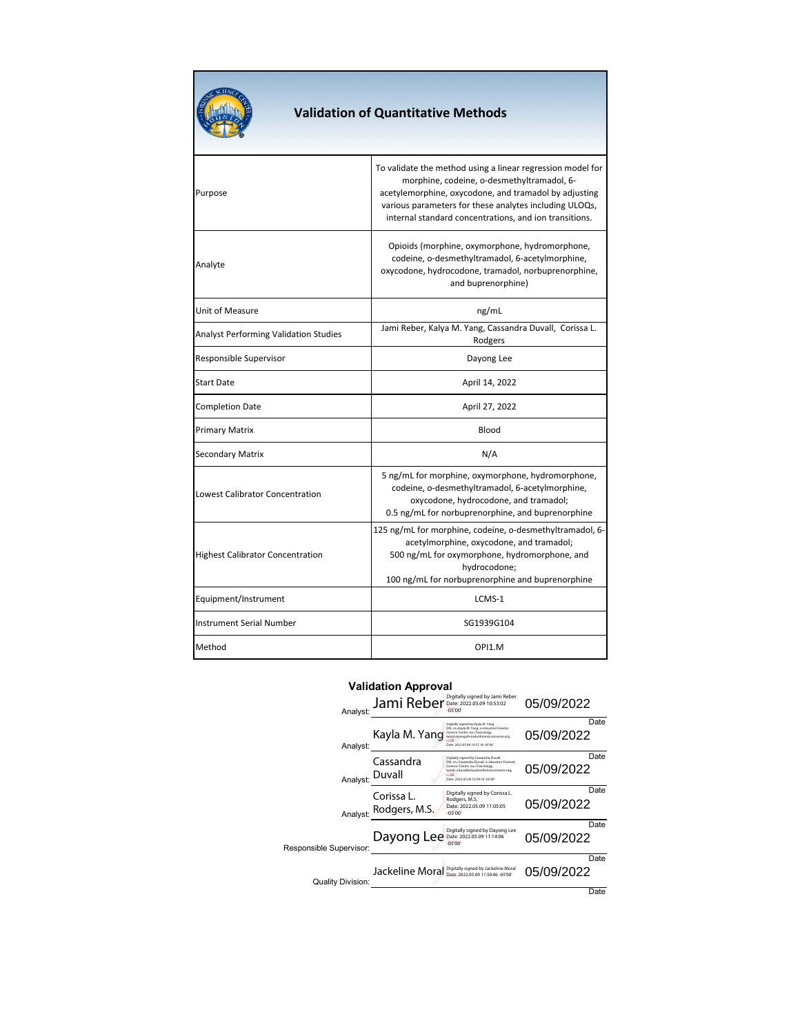# Validation of Quantitative Methods

| | |
|---|---|
| Purpose | To validate the method using a linear regression model for morphine, codeine, o-desmethyltramadol, 6-acetylemorphine, oxycodone, and tramadol by adjusting various parameters for these analytes including ULOQs, internal standard concentrations, and ion transitions. |
| Analyte | Opioids (morphine, oxymorphone, hydromorphone, codeine, o-desmethyltramadol, 6-acetylmorphine, oxycodone, hydrocodone, tramadol, norbuprenorphine, and buprenorphine) |
| Unit of Measure | ng/mL |
| Analyst Performing Validation Studies | Jami Reber, Kalya M. Yang, Cassandra Duvall, Corissa L. Rodgers |
| Responsible Supervisor | Dayong Lee |
| Start Date | April 14, 2022 |
| Completion Date | April 27, 2022 |
| Primary Matrix | Blood |
| Secondary Matrix | N/A |
| Lowest Calibrator Concentration | 5 ng/mL for morphine, oxymorphone, hydromorphone, codeine, o-desmethyltramadol, 6-acetylmorphine, oxycodone, hydrocodone, and tramadol; 0.5 ng/mL for norbuprenorphine, and buprenorphine |
| Highest Calibrator Concentration | 125 ng/mL for morphine, codeine, o-desmethyltramadol, 6-acetylmorphine, oxycodone, and tramadol; 500 ng/mL for oxymorphone, hydromorphone, and hydrocodone; 100 ng/mL for norbuprenorphine and buprenorphine |
| Equipment/Instrument | LCMS-1 |
| Instrument Serial Number | SG1939G104 |
| Method | OPI1.M |

## Validation Approval

| | Name | Signature | Date |
|---|---|---|---|
| Analyst: | Jami Reber | Digitally signed by Jami Reber Date: 2022.05.09 10:53:02 -05'00' | 05/09/2022 |
| Analyst: | Kayla M. Yang | Digitally signed by Kayla M. Yang DN: cn=Kayla M. Yang, o=Houston Forensic Science Center, ou=Toxicology, email=kyang@houstonforensicscience.org, c=US Date: 2022.05.09 10:57:18 -05'00' | 05/09/2022 |
| Analyst: | Cassandra Duvall | Digitally signed by Cassandra Duvall DN: cn=Cassandra Duvall, o=Houston Forensic Science Center, ou=Toxicology, email=cduvall@houstonforensicscience.org, c=US Date: 2022.05.09 10:59:10 -05'00' | 05/09/2022 |
| Analyst: | Corissa L. Rodgers, M.S. | Digitally signed by Corissa L. Rodgers, M.S. Date: 2022.05.09 11:05:05 -05'00' | 05/09/2022 |
| Responsible Supervisor: | Dayong Lee | Digitally signed by Dayong Lee Date: 2022.05.09 11:14:06 -05'00' | 05/09/2022 |
| Quality Division: | Jackeline Moral | Digitally signed by Jackeline Moral Date: 2022.05.09 11:50:06 -05'00' | 05/09/2022 |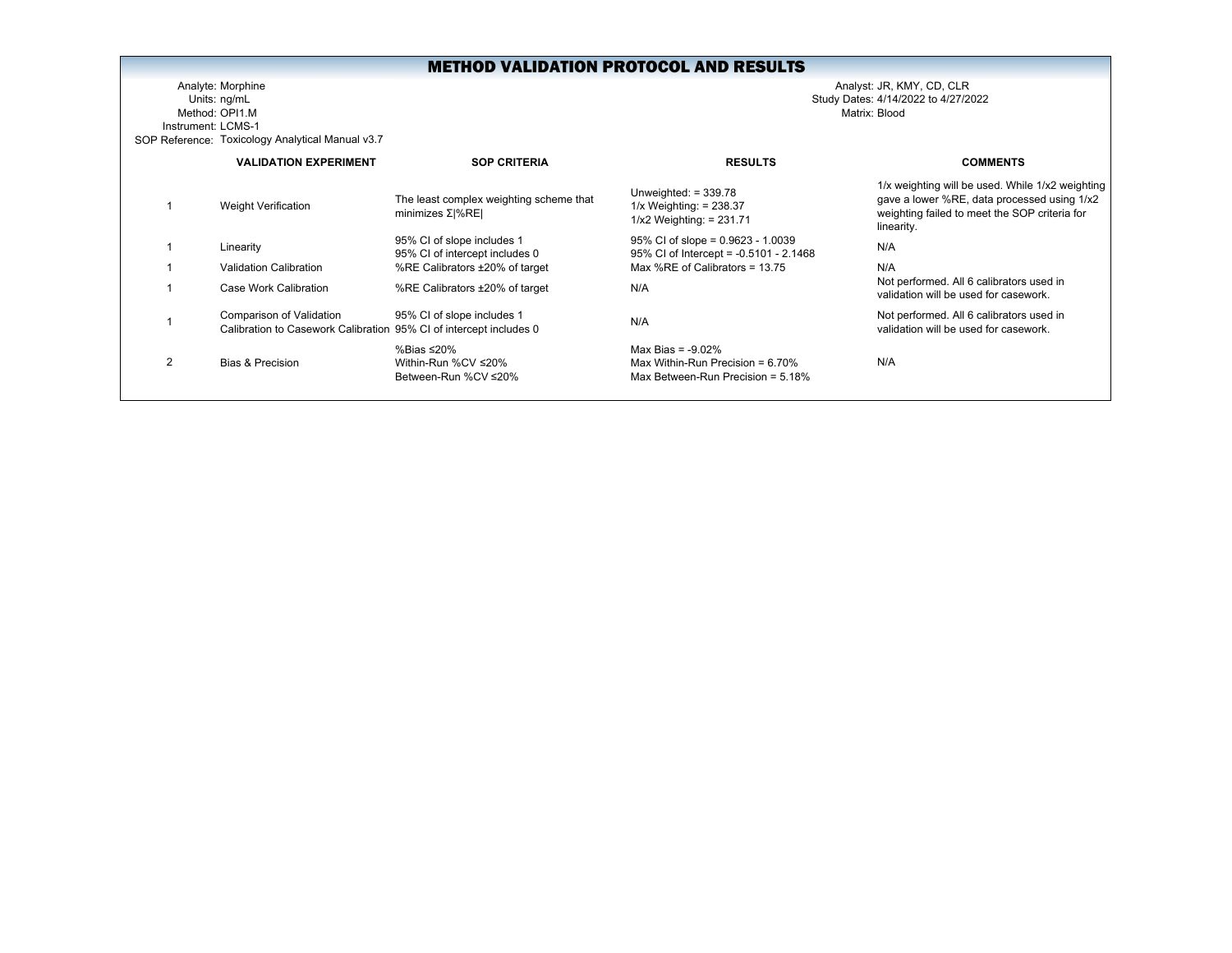# METHOD VALIDATION PROTOCOL AND RESULTS

Analyte: Morphine
Units: ng/mL
Method: OPI1.M
Instrument: LCMS-1
SOP Reference: Toxicology Analytical Manual v3.7

Analyst: JR, KMY, CD, CLR
Study Dates: 4/14/2022 to 4/27/2022
Matrix: Blood

| | VALIDATION EXPERIMENT | SOP CRITERIA | RESULTS | COMMENTS |
|---|---|---|---|---|
| 1 | Weight Verification | The least complex weighting scheme that minimizes Σ\|%RE\| | Unweighted: = 339.78<br>1/x Weighting: = 238.37<br>1/x2 Weighting: = 231.71 | 1/x weighting will be used. While 1/x2 weighting gave a lower %RE, data processed using 1/x2 weighting failed to meet the SOP criteria for linearity. |
| 1 | Linearity | 95% CI of slope includes 1<br>95% CI of intercept includes 0 | 95% CI of slope = 0.9623 - 1.0039<br>95% CI of Intercept = -0.5101 - 2.1468 | N/A |
| 1 | Validation Calibration | %RE Calibrators ±20% of target | Max %RE of Calibrators = 13.75 | N/A |
| 1 | Case Work Calibration | %RE Calibrators ±20% of target | N/A | Not performed. All 6 calibrators used in validation will be used for casework. |
| 1 | Comparison of Validation Calibration to Casework Calibration | 95% CI of slope includes 1<br>95% CI of intercept includes 0 | N/A | Not performed. All 6 calibrators used in validation will be used for casework. |
| 2 | Bias & Precision | %Bias ≤20%<br>Within-Run %CV ≤20%<br>Between-Run %CV ≤20% | Max Bias = -9.02%<br>Max Within-Run Precision = 6.70%<br>Max Between-Run Precision = 5.18% | N/A |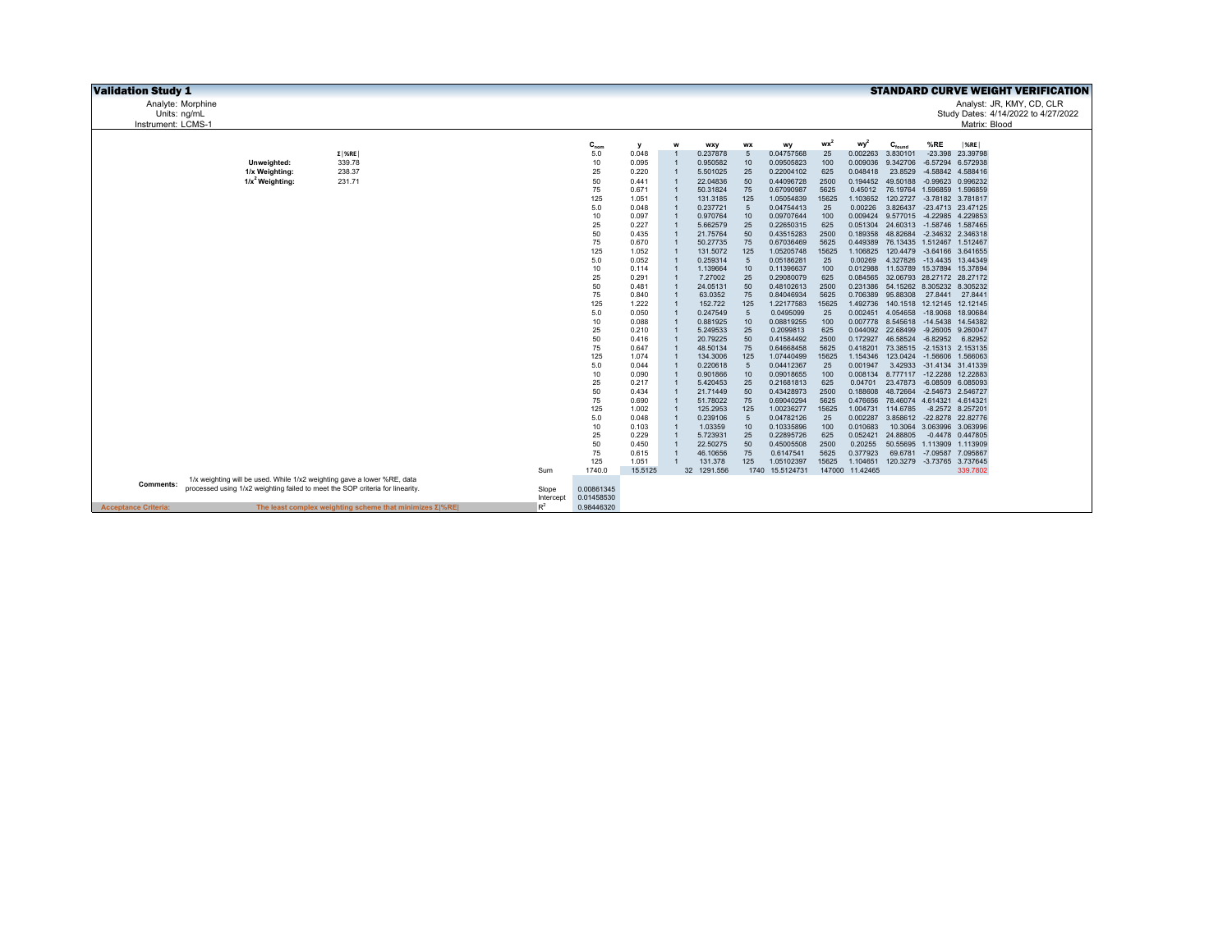# Validation Study 1

## STANDARD CURVE WEIGHT VERIFICATION

Analyte: Morphine
Units: ng/mL
Instrument: LCMS-1

Analyst: JR, KMY, CD, CLR
Study Dates: 4/14/2022 to 4/27/2022
Matrix: Blood

| | Σ\|%RE\| |
|---|---|
| **Unweighted:** | 339.78 |
| **1/x Weighting:** | 238.37 |
| **$1/x^2$ Weighting:** | 231.71 |

| | $C_{nom}$ | y | w | wxy | wx | wy | $wx^2$ | $wy^2$ | $C_{found}$ | %RE | \|%RE\| |
|---|---|---|---|---|---|---|---|---|---|---|---|
| | 5.0 | 0.048 | 1 | 0.237878 | 5 | 0.04757568 | 25 | 0.002263 | 3.830101 | -23.398 | 23.39798 |
| | 10 | 0.095 | 1 | 0.950582 | 10 | 0.09505823 | 100 | 0.009036 | 9.342706 | -6.57294 | 6.572938 |
| | 25 | 0.220 | 1 | 5.501025 | 25 | 0.22004102 | 625 | 0.048418 | 23.8529 | -4.58842 | 4.588416 |
| | 50 | 0.441 | 1 | 22.04836 | 50 | 0.44096728 | 2500 | 0.194452 | 49.50188 | -0.99623 | 0.996232 |
| | 75 | 0.671 | 1 | 50.31824 | 75 | 0.67090987 | 5625 | 0.45012 | 76.19764 | 1.596859 | 1.596859 |
| | 125 | 1.051 | 1 | 131.3185 | 125 | 1.05054839 | 15625 | 1.103652 | 120.2727 | -3.78182 | 3.781817 |
| | 5.0 | 0.048 | 1 | 0.237721 | 5 | 0.04754413 | 25 | 0.00226 | 3.826437 | -23.4713 | 23.47125 |
| | 10 | 0.097 | 1 | 0.970764 | 10 | 0.09707644 | 100 | 0.009424 | 9.577015 | -4.22985 | 4.229853 |
| | 25 | 0.227 | 1 | 5.662579 | 25 | 0.22650315 | 625 | 0.051304 | 24.60313 | -1.58746 | 1.587465 |
| | 50 | 0.435 | 1 | 21.75764 | 50 | 0.43515283 | 2500 | 0.189358 | 48.82684 | -2.34632 | 2.346318 |
| | 75 | 0.670 | 1 | 50.27735 | 75 | 0.67036469 | 5625 | 0.449389 | 76.13435 | 1.512467 | 1.512467 |
| | 125 | 1.052 | 1 | 131.5072 | 125 | 1.05205748 | 15625 | 1.106825 | 120.4479 | -3.64166 | 3.641655 |
| | 5.0 | 0.052 | 1 | 0.259314 | 5 | 0.05186281 | 25 | 0.00269 | 4.327826 | -13.4435 | 13.44349 |
| | 10 | 0.114 | 1 | 1.139664 | 10 | 0.11396637 | 100 | 0.012988 | 11.53789 | 15.37894 | 15.37894 |
| | 25 | 0.291 | 1 | 7.27002 | 25 | 0.29080079 | 625 | 0.084565 | 32.06793 | 28.27172 | 28.27172 |
| | 50 | 0.481 | 1 | 24.05131 | 50 | 0.48102613 | 2500 | 0.231386 | 54.15262 | 8.305232 | 8.305232 |
| | 75 | 0.840 | 1 | 63.0352 | 75 | 0.84046934 | 5625 | 0.706389 | 95.88308 | 27.8441 | 27.8441 |
| | 125 | 1.222 | 1 | 152.722 | 125 | 1.22177583 | 15625 | 1.492736 | 140.1518 | 12.12145 | 12.12145 |
| | 5.0 | 0.050 | 1 | 0.247549 | 5 | 0.0495099 | 25 | 0.002451 | 4.054658 | -18.9068 | 18.90684 |
| | 10 | 0.088 | 1 | 0.881925 | 10 | 0.08819255 | 100 | 0.007778 | 8.545618 | -14.5438 | 14.54382 |
| | 25 | 0.210 | 1 | 5.249533 | 25 | 0.2099813 | 625 | 0.044092 | 22.68499 | -9.26005 | 9.260047 |
| | 50 | 0.416 | 1 | 20.79225 | 50 | 0.41584492 | 2500 | 0.172927 | 46.58524 | -6.82952 | 6.82952 |
| | 75 | 0.647 | 1 | 48.50134 | 75 | 0.64668458 | 5625 | 0.418201 | 73.38515 | -2.15313 | 2.153135 |
| | 125 | 1.074 | 1 | 134.3006 | 125 | 1.07440499 | 15625 | 1.154346 | 123.0424 | -1.56606 | 1.566063 |
| | 5.0 | 0.044 | 1 | 0.220618 | 5 | 0.04412367 | 25 | 0.001947 | 3.42933 | -31.4134 | 31.41339 |
| | 10 | 0.090 | 1 | 0.901866 | 10 | 0.09018655 | 100 | 0.008134 | 8.777117 | -12.2288 | 12.22883 |
| | 25 | 0.217 | 1 | 5.420453 | 25 | 0.21681813 | 625 | 0.04701 | 23.47873 | -6.08509 | 6.085093 |
| | 50 | 0.434 | 1 | 21.71449 | 50 | 0.43428973 | 2500 | 0.188608 | 48.72664 | -2.54673 | 2.546727 |
| | 75 | 0.690 | 1 | 51.78022 | 75 | 0.69040294 | 5625 | 0.476656 | 78.46074 | 4.614321 | 4.614321 |
| | 125 | 1.002 | 1 | 125.2953 | 125 | 1.00236277 | 15625 | 1.004731 | 114.6785 | -8.2572 | 8.257201 |
| | 5.0 | 0.048 | 1 | 0.239106 | 5 | 0.04782126 | 25 | 0.002287 | 3.858612 | -22.8278 | 22.82776 |
| | 10 | 0.103 | 1 | 1.03359 | 10 | 0.10335896 | 100 | 0.010683 | 10.3064 | 3.063996 | 3.063996 |
| | 25 | 0.229 | 1 | 5.723931 | 25 | 0.22895726 | 625 | 0.052421 | 24.88805 | -0.4478 | 0.447805 |
| | 50 | 0.450 | 1 | 22.50275 | 50 | 0.45005508 | 2500 | 0.20255 | 50.55695 | 1.113909 | 1.113909 |
| | 75 | 0.615 | 1 | 46.10656 | 75 | 0.6147541 | 5625 | 0.377923 | 69.6781 | -7.09587 | 7.095867 |
| | 125 | 1.051 | 1 | 131.378 | 125 | 1.05102397 | 15625 | 1.104651 | 120.3279 | -3.73765 | 3.737645 |
| Sum | 1740.0 | 15.5125 | 32 | 1291.556 | 1740 | 15.5124731 | 147000 | 11.42465 | | | 339.7802 |
| Slope | 0.00861345 | | | | | | | | | | |
| Intercept | 0.01458530 | | | | | | | | | | |
| $R^2$ | 0.98446320 | | | | | | | | | | |

**Comments:** 1/x weighting will be used. While 1/x2 weighting gave a lower %RE, data processed using 1/x2 weighting failed to meet the SOP criteria for linearity.

**Acceptance Criteria:** The least complex weighting scheme that minimizes Σ|%RE|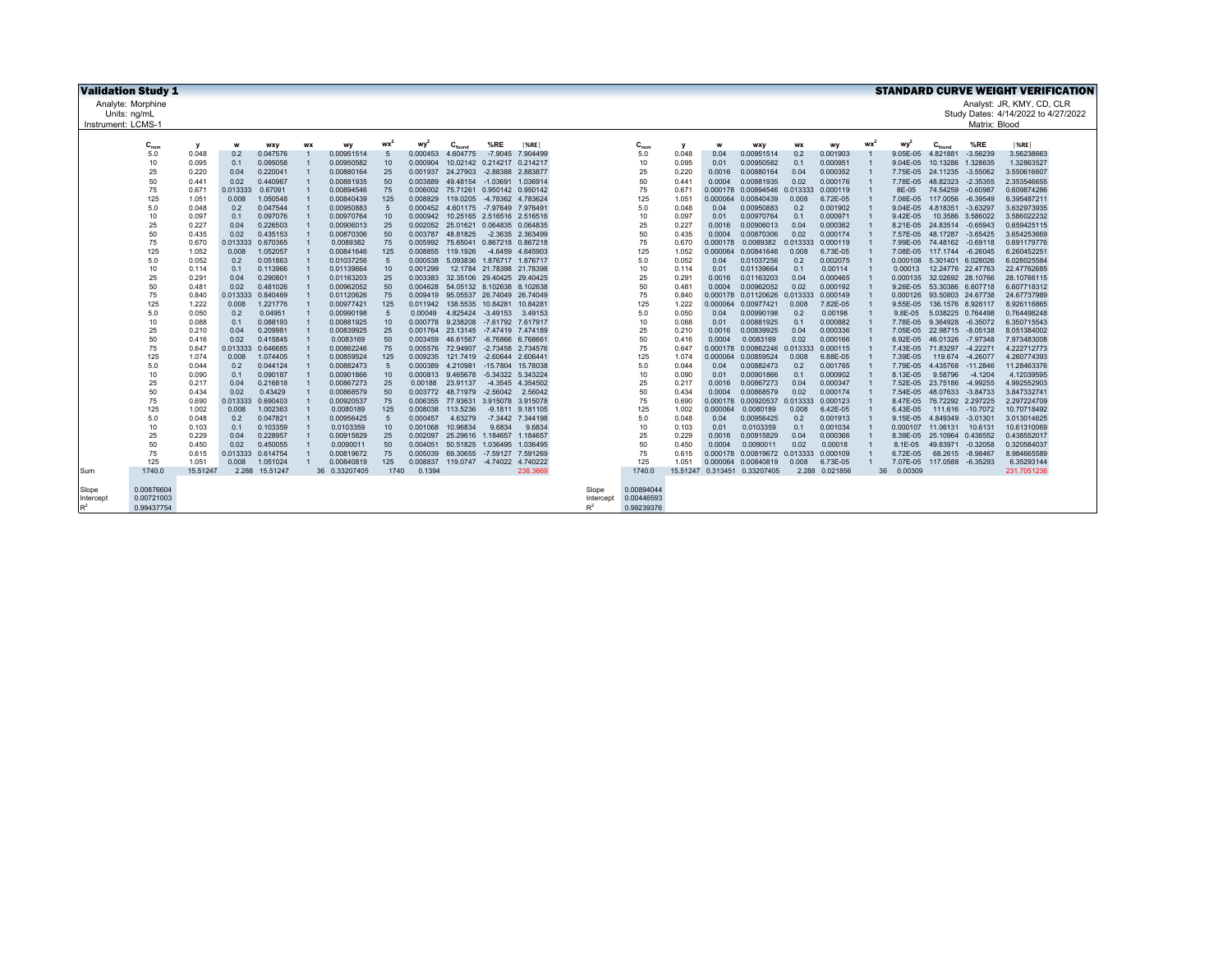**Validation Study 1**

**STANDARD CURVE WEIGHT VERIFICATION**

Analyte: Morphine
Units: ng/mL
Instrument: LCMS-1

Analyst: JR, KMY, CD, CLR
Study Dates: 4/14/2022 to 4/27/2022
Matrix: Blood

| | $C_{nom}$ | y | w | wxy | wx | wy | $wx^2$ | $wy^2$ | $C_{found}$ | %RE | \|%RE\| |
|---|---|---|---|---|---|---|---|---|---|---|---|
| | 5.0 | 0.048 | 0.2 | 0.047576 | 1 | 0.00951514 | 5 | 0.000453 | 4.604775 | -7.9045 | 7.904499 |
| | 10 | 0.095 | 0.1 | 0.095058 | 1 | 0.00950582 | 10 | 0.000904 | 10.02142 | 0.214217 | 0.214217 |
| | 25 | 0.220 | 0.04 | 0.220041 | 1 | 0.00880164 | 25 | 0.001937 | 24.27903 | -2.88388 | 2.883877 |
| | 50 | 0.441 | 0.02 | 0.440967 | 1 | 0.00881935 | 50 | 0.003889 | 49.48154 | -1.03691 | 1.036914 |
| | 75 | 0.671 | 0.013333 | 0.67091 | 1 | 0.00894546 | 75 | 0.006002 | 75.71261 | 0.950142 | 0.950142 |
| | 125 | 1.051 | 0.008 | 1.050548 | 1 | 0.00840439 | 125 | 0.008829 | 119.0205 | -4.78362 | 4.783624 |
| | 5.0 | 0.048 | 0.2 | 0.047544 | 1 | 0.00950883 | 5 | 0.000452 | 4.601175 | -7.97649 | 7.976491 |
| | 10 | 0.097 | 0.1 | 0.097076 | 1 | 0.00970764 | 10 | 0.000942 | 10.25165 | 2.516516 | 2.516516 |
| | 25 | 0.227 | 0.04 | 0.226503 | 1 | 0.00906013 | 25 | 0.002052 | 25.01621 | 0.064835 | 0.064835 |
| | 50 | 0.435 | 0.02 | 0.435153 | 1 | 0.00870306 | 50 | 0.003787 | 48.81825 | -2.3635 | 2.363499 |
| | 75 | 0.670 | 0.013333 | 0.670365 | 1 | 0.0089382 | 75 | 0.005992 | 75.65041 | 0.867218 | 0.867218 |
| | 125 | 1.052 | 0.008 | 1.052057 | 1 | 0.00841646 | 125 | 0.008855 | 119.1926 | -4.6459 | 4.645903 |
| | 5.0 | 0.052 | 0.2 | 0.051863 | 1 | 0.01037256 | 5 | 0.000538 | 5.093836 | 1.876717 | 1.876717 |
| | 10 | 0.114 | 0.1 | 0.113966 | 1 | 0.01139664 | 10 | 0.001299 | 12.1784 | 21.78398 | 21.78398 |
| | 25 | 0.291 | 0.04 | 0.290801 | 1 | 0.01163203 | 25 | 0.003383 | 32.35106 | 29.40425 | 29.40425 |
| | 50 | 0.481 | 0.02 | 0.481026 | 1 | 0.00962052 | 50 | 0.004628 | 54.05132 | 8.102638 | 8.102638 |
| | 75 | 0.840 | 0.013333 | 0.840469 | 1 | 0.01120626 | 75 | 0.009419 | 95.05537 | 26.74049 | 26.74049 |
| | 125 | 1.222 | 0.008 | 1.221776 | 1 | 0.00977421 | 125 | 0.011942 | 138.5535 | 10.84281 | 10.84281 |
| | 5.0 | 0.050 | 0.2 | 0.04951 | 1 | 0.00990198 | 5 | 0.00049 | 4.825424 | -3.49153 | 3.49153 |
| | 10 | 0.088 | 0.1 | 0.088193 | 1 | 0.00881925 | 10 | 0.000778 | 9.238208 | -7.61792 | 7.617917 |
| | 25 | 0.210 | 0.04 | 0.209981 | 1 | 0.00839925 | 25 | 0.001764 | 23.13145 | -7.47419 | 7.474189 |
| | 50 | 0.416 | 0.02 | 0.415845 | 1 | 0.0083169 | 50 | 0.003459 | 46.61567 | -6.76866 | 6.768661 |
| | 75 | 0.647 | 0.013333 | 0.646685 | 1 | 0.00862246 | 75 | 0.005576 | 72.94907 | -2.73458 | 2.734576 |
| | 125 | 1.074 | 0.008 | 1.074405 | 1 | 0.00859524 | 125 | 0.009235 | 121.7419 | -2.60644 | 2.606441 |
| | 5.0 | 0.044 | 0.2 | 0.044124 | 1 | 0.00882473 | 5 | 0.000389 | 4.210981 | -15.7804 | 15.78038 |
| | 10 | 0.090 | 0.1 | 0.090187 | 1 | 0.00901866 | 10 | 0.000813 | 9.465678 | -5.34322 | 5.343224 |
| | 25 | 0.217 | 0.04 | 0.216818 | 1 | 0.00867273 | 25 | 0.00188 | 23.91137 | -4.3545 | 4.354502 |
| | 50 | 0.434 | 0.02 | 0.43429 | 1 | 0.00868579 | 50 | 0.003772 | 48.71979 | -2.56042 | 2.56042 |
| | 75 | 0.690 | 0.013333 | 0.690403 | 1 | 0.00920537 | 75 | 0.006355 | 77.93631 | 3.915078 | 3.915078 |
| | 125 | 1.002 | 0.008 | 1.002363 | 1 | 0.0080189 | 125 | 0.008038 | 113.5236 | -9.1811 | 9.181105 |
| | 5.0 | 0.048 | 0.2 | 0.047821 | 1 | 0.00956425 | 5 | 0.000457 | 4.63279 | -7.3442 | 7.344198 |
| | 10 | 0.103 | 0.1 | 0.103359 | 1 | 0.0103359 | 10 | 0.001068 | 10.96834 | 9.6834 | 9.6834 |
| | 25 | 0.229 | 0.04 | 0.228957 | 1 | 0.00915829 | 25 | 0.002097 | 25.29616 | 1.184657 | 1.184657 |
| | 50 | 0.450 | 0.02 | 0.450055 | 1 | 0.0090011 | 50 | 0.004051 | 50.51825 | 1.036495 | 1.036495 |
| | 75 | 0.615 | 0.013333 | 0.614754 | 1 | 0.00819672 | 75 | 0.005039 | 69.30655 | -7.59127 | 7.591269 |
| | 125 | 1.051 | 0.008 | 1.051024 | 1 | 0.00840819 | 125 | 0.008837 | 119.0747 | -4.74022 | 4.740222 |
| Sum | 1740.0 | 15.51247 | 2.288 | 15.51247 | 36 | 0.33207405 | 1740 | 0.1394 | | | 238.3669 |
| Slope | 0.00876604 | | | | | | | | | | |
| Intercept | 0.00721003 | | | | | | | | | | |
| $R^2$ | 0.99437754 | | | | | | | | | | |

| | $C_{nom}$ | y | w | wxy | wx | wy | $wx^2$ | $wy^2$ | $C_{found}$ | %RE | \|%RE\| |
|---|---|---|---|---|---|---|---|---|---|---|---|
| | 5.0 | 0.048 | 0.04 | 0.00951514 | 0.2 | 0.001903 | 1 | 9.05E-05 | 4.821881 | -3.56239 | 3.56238663 |
| | 10 | 0.095 | 0.01 | 0.00950582 | 0.1 | 0.000951 | 1 | 9.04E-05 | 10.13286 | 1.328635 | 1.32863527 |
| | 25 | 0.220 | 0.0016 | 0.00880164 | 0.04 | 0.000352 | 1 | 7.75E-05 | 24.11235 | -3.55062 | 3.550616607 |
| | 50 | 0.441 | 0.0004 | 0.00881935 | 0.02 | 0.000176 | 1 | 7.78E-05 | 48.82323 | -2.35355 | 2.353546655 |
| | 75 | 0.671 | 0.000178 | 0.00894546 | 0.013333 | 0.000119 | 1 | 8E-05 | 74.54259 | -0.60987 | 0.609874286 |
| | 125 | 1.051 | 0.000064 | 0.00840439 | 0.008 | 6.72E-05 | 1 | 7.06E-05 | 117.0056 | -6.39549 | 6.395487211 |
| | 5.0 | 0.048 | 0.04 | 0.00950883 | 0.2 | 0.001902 | 1 | 9.04E-05 | 4.818351 | -3.63297 | 3.632973935 |
| | 10 | 0.097 | 0.01 | 0.00970764 | 0.1 | 0.000971 | 1 | 9.42E-05 | 10.3586 | 3.586022 | 3.586022232 |
| | 25 | 0.227 | 0.0016 | 0.00906013 | 0.04 | 0.000362 | 1 | 8.21E-05 | 24.83514 | -0.65943 | 0.659425115 |
| | 50 | 0.435 | 0.0004 | 0.00870306 | 0.02 | 0.000174 | 1 | 7.57E-05 | 48.17287 | -3.65425 | 3.654253669 |
| | 75 | 0.670 | 0.000178 | 0.0089382 | 0.013333 | 0.000119 | 1 | 7.99E-05 | 74.48162 | -0.69118 | 0.691179776 |
| | 125 | 1.052 | 0.000064 | 0.00841646 | 0.008 | 6.73E-05 | 1 | 7.08E-05 | 117.1744 | -6.26045 | 6.260452251 |
| | 5.0 | 0.052 | 0.04 | 0.01037256 | 0.2 | 0.002075 | 1 | 0.000108 | 5.301401 | 6.028026 | 6.028025584 |
| | 10 | 0.114 | 0.01 | 0.01139664 | 0.1 | 0.00114 | 1 | 0.00013 | 12.24776 | 22.47763 | 22.47762685 |
| | 25 | 0.291 | 0.0016 | 0.01163203 | 0.04 | 0.000465 | 1 | 0.000135 | 32.02692 | 28.10766 | 28.10766115 |
| | 50 | 0.481 | 0.0004 | 0.00962052 | 0.02 | 0.000192 | 1 | 9.26E-05 | 53.30386 | 6.607718 | 6.607718312 |
| | 75 | 0.840 | 0.000178 | 0.01120626 | 0.013333 | 0.000149 | 1 | 0.000126 | 93.50803 | 24.67738 | 24.67737989 |
| | 125 | 1.222 | 0.000064 | 0.00977421 | 0.008 | 7.82E-05 | 1 | 9.55E-05 | 136.1576 | 8.926117 | 8.926116865 |
| | 5.0 | 0.050 | 0.04 | 0.00990198 | 0.2 | 0.00198 | 1 | 9.8E-05 | 5.038225 | 0.764498 | 0.764498248 |
| | 10 | 0.088 | 0.01 | 0.00881925 | 0.1 | 0.000882 | 1 | 7.78E-05 | 9.364928 | -6.35072 | 6.350715543 |
| | 25 | 0.210 | 0.0016 | 0.00839925 | 0.04 | 0.000336 | 1 | 7.05E-05 | 22.98715 | -8.05138 | 8.051384002 |
| | 50 | 0.416 | 0.0004 | 0.0083169 | 0.02 | 0.000166 | 1 | 6.92E-05 | 46.01326 | -7.97348 | 7.973483008 |
| | 75 | 0.647 | 0.000178 | 0.00862246 | 0.013333 | 0.000115 | 1 | 7.43E-05 | 71.83297 | -4.22271 | 4.222712773 |
| | 125 | 1.074 | 0.000064 | 0.00859524 | 0.008 | 6.88E-05 | 1 | 7.39E-05 | 119.674 | -4.26077 | 4.260774393 |
| | 5.0 | 0.044 | 0.04 | 0.00882473 | 0.2 | 0.001765 | 1 | 7.79E-05 | 4.435768 | -11.2846 | 11.28463376 |
| | 10 | 0.090 | 0.01 | 0.00901866 | 0.1 | 0.000902 | 1 | 8.13E-05 | 9.58796 | -4.1204 | 4.12039595 |
| | 25 | 0.217 | 0.0016 | 0.00867273 | 0.04 | 0.000347 | 1 | 7.52E-05 | 23.75186 | -4.99255 | 4.992552903 |
| | 50 | 0.434 | 0.0004 | 0.00868579 | 0.02 | 0.000174 | 1 | 7.54E-05 | 48.07633 | -3.84733 | 3.847332741 |
| | 75 | 0.690 | 0.000178 | 0.00920537 | 0.013333 | 0.000123 | 1 | 8.47E-05 | 76.72292 | 2.297225 | 2.297224709 |
| | 125 | 1.002 | 0.000064 | 0.0080189 | 0.008 | 6.42E-05 | 1 | 6.43E-05 | 111.616 | -10.7072 | 10.70718492 |
| | 5.0 | 0.048 | 0.04 | 0.00956425 | 0.2 | 0.001913 | 1 | 9.15E-05 | 4.849349 | -3.01301 | 3.013014625 |
| | 10 | 0.103 | 0.01 | 0.0103359 | 0.1 | 0.001034 | 1 | 0.000107 | 11.06131 | 10.6131 | 10.61310069 |
| | 25 | 0.229 | 0.0016 | 0.00915829 | 0.04 | 0.000366 | 1 | 8.39E-05 | 25.10964 | 0.438552 | 0.438552017 |
| | 50 | 0.450 | 0.0004 | 0.0090011 | 0.02 | 0.00018 | 1 | 8.1E-05 | 49.83971 | -0.32058 | 0.320584037 |
| | 75 | 0.615 | 0.000178 | 0.00819672 | 0.013333 | 0.000109 | 1 | 6.72E-05 | 68.2615 | -8.98467 | 8.984665589 |
| | 125 | 1.051 | 0.000064 | 0.00840819 | 0.008 | 6.73E-05 | 1 | 7.07E-05 | 117.0588 | -6.35293 | 6.35293144 |
| | 1740.0 | 15.51247 | 0.313451 | 0.33207405 | 2.288 | 0.021856 | 36 | 0.00309 | | | 231.7051236 |
| Slope | 0.00894044 | | | | | | | | | | |
| Intercept | 0.00446593 | | | | | | | | | | |
| $R^2$ | 0.99239376 | | | | | | | | | | |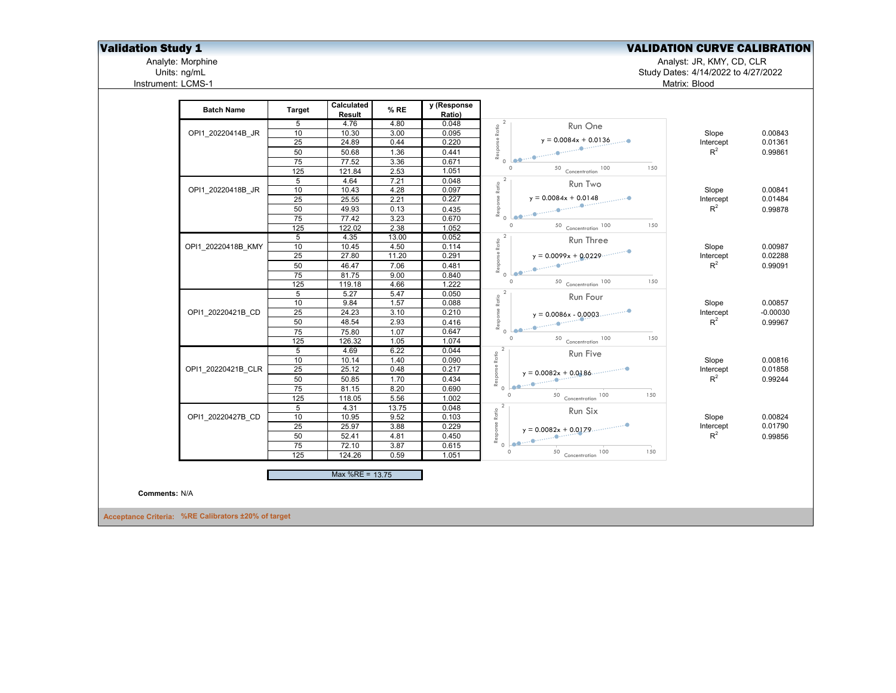# Validation Study 1

## VALIDATION CURVE CALIBRATION

Analyte: Morphine
Units: ng/mL
Instrument: LCMS-1

Analyst: JR, KMY, CD, CLR
Study Dates: 4/14/2022 to 4/27/2022
Matrix: Blood

| Batch Name | Target | Calculated Result | % RE | y (Response Ratio) |
|---|---|---|---|---|
| OPI1_20220414B_JR | 5 | 4.76 | 4.80 | 0.048 |
| | 10 | 10.30 | 3.00 | 0.095 |
| | 25 | 24.89 | 0.44 | 0.220 |
| | 50 | 50.68 | 1.36 | 0.441 |
| | 75 | 77.52 | 3.36 | 0.671 |
| | 125 | 121.84 | 2.53 | 1.051 |
| OPI1_20220418B_JR | 5 | 4.64 | 7.21 | 0.048 |
| | 10 | 10.43 | 4.28 | 0.097 |
| | 25 | 25.55 | 2.21 | 0.227 |
| | 50 | 49.93 | 0.13 | 0.435 |
| | 75 | 77.42 | 3.23 | 0.670 |
| | 125 | 122.02 | 2.38 | 1.052 |
| OPI1_20220418B_KMY | 5 | 4.35 | 13.00 | 0.052 |
| | 10 | 10.45 | 4.50 | 0.114 |
| | 25 | 27.80 | 11.20 | 0.291 |
| | 50 | 46.47 | 7.06 | 0.481 |
| | 75 | 81.75 | 9.00 | 0.840 |
| | 125 | 119.18 | 4.66 | 1.222 |
| OPI1_20220421B_CD | 5 | 5.27 | 5.47 | 0.050 |
| | 10 | 9.84 | 1.57 | 0.088 |
| | 25 | 24.23 | 3.10 | 0.210 |
| | 50 | 48.54 | 2.93 | 0.416 |
| | 75 | 75.80 | 1.07 | 0.647 |
| | 125 | 126.32 | 1.05 | 1.074 |
| OPI1_20220421B_CLR | 5 | 4.69 | 6.22 | 0.044 |
| | 10 | 10.14 | 1.40 | 0.090 |
| | 25 | 25.12 | 0.48 | 0.217 |
| | 50 | 50.85 | 1.70 | 0.434 |
| | 75 | 81.15 | 8.20 | 0.690 |
| | 125 | 118.05 | 5.56 | 1.002 |
| OPI1_20220427B_CD | 5 | 4.31 | 13.75 | 0.048 |
| | 10 | 10.95 | 9.52 | 0.103 |
| | 25 | 25.97 | 3.88 | 0.229 |
| | 50 | 52.41 | 4.81 | 0.450 |
| | 75 | 72.10 | 3.87 | 0.615 |
| | 125 | 124.26 | 0.59 | 1.051 |

Max %RE = 13.75

| Run | Equation | Slope | Intercept | $R^2$ |
|---|---|---|---|---|
| Run One | $y = 0.0084x + 0.0136$ | 0.00843 | 0.01361 | 0.99861 |
| Run Two | $y = 0.0084x + 0.0148$ | 0.00841 | 0.01484 | 0.99878 |
| Run Three | $y = 0.0099x + 0.0229$ | 0.00987 | 0.02288 | 0.99091 |
| Run Four | $y = 0.0086x - 0.0003$ | 0.00857 | -0.00030 | 0.99967 |
| Run Five | $y = 0.0082x + 0.0186$ | 0.00816 | 0.01858 | 0.99244 |
| Run Six | $y = 0.0082x + 0.0179$ | 0.00824 | 0.01790 | 0.99856 |

**Comments:** N/A

**Acceptance Criteria:** %RE Calibrators ±20% of target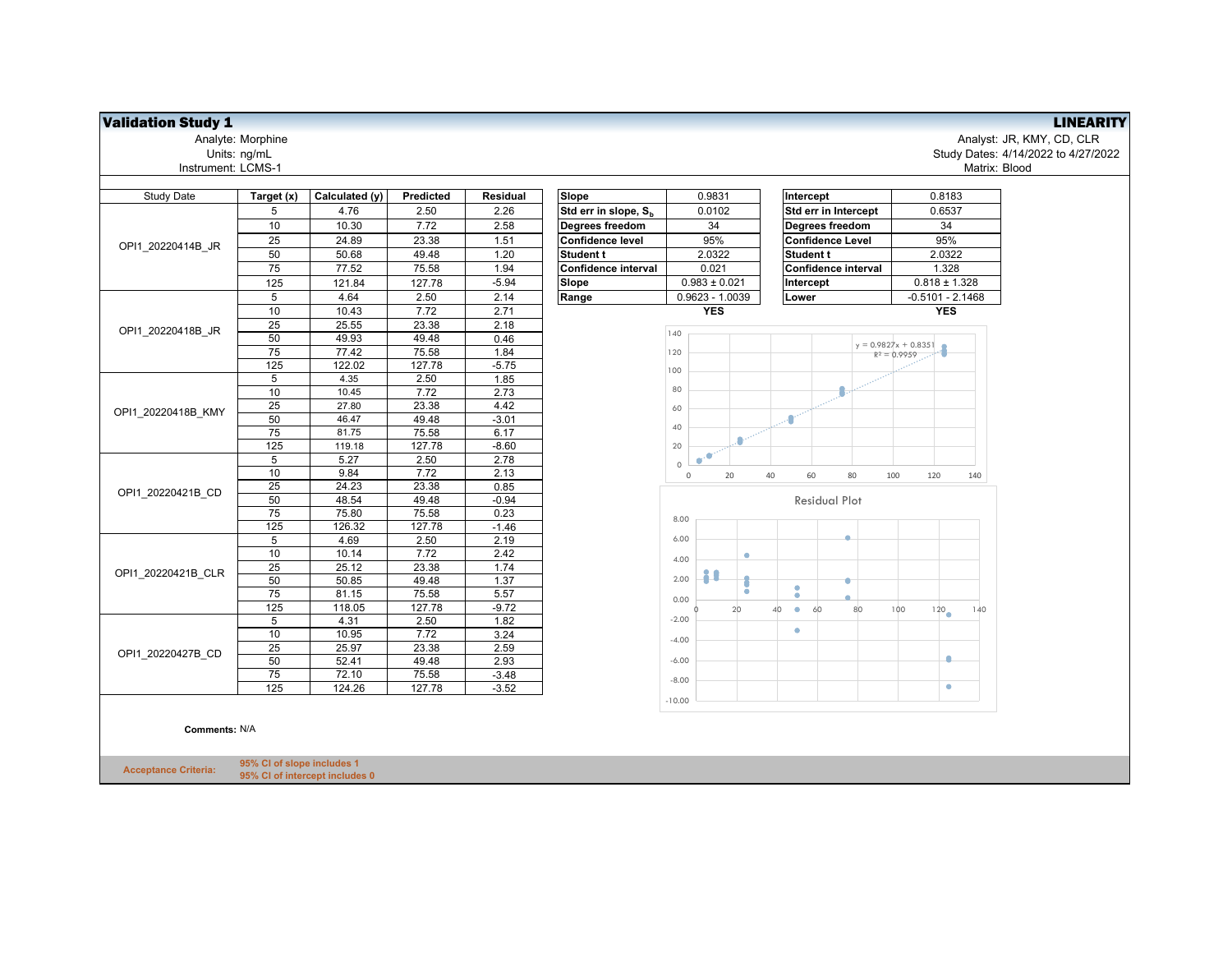**Validation Study 1** — **LINEARITY**

Analyte: Morphine
Units: ng/mL
Instrument: LCMS-1

Analyst: JR, KMY, CD, CLR
Study Dates: 4/14/2022 to 4/27/2022
Matrix: Blood

| Study Date | Target (x) | Calculated (y) | Predicted | Residual |
|---|---|---|---|---|
| OPI1_20220414B_JR | 5 | 4.76 | 2.50 | 2.26 |
| | 10 | 10.30 | 7.72 | 2.58 |
| | 25 | 24.89 | 23.38 | 1.51 |
| | 50 | 50.68 | 49.48 | 1.20 |
| | 75 | 77.52 | 75.58 | 1.94 |
| | 125 | 121.84 | 127.78 | -5.94 |
| OPI1_20220418B_JR | 5 | 4.64 | 2.50 | 2.14 |
| | 10 | 10.43 | 7.72 | 2.71 |
| | 25 | 25.55 | 23.38 | 2.18 |
| | 50 | 49.93 | 49.48 | 0.46 |
| | 75 | 77.42 | 75.58 | 1.84 |
| | 125 | 122.02 | 127.78 | -5.75 |
| OPI1_20220418B_KMY | 5 | 4.35 | 2.50 | 1.85 |
| | 10 | 10.45 | 7.72 | 2.73 |
| | 25 | 27.80 | 23.38 | 4.42 |
| | 50 | 46.47 | 49.48 | -3.01 |
| | 75 | 81.75 | 75.58 | 6.17 |
| | 125 | 119.18 | 127.78 | -8.60 |
| OPI1_20220421B_CD | 5 | 5.27 | 2.50 | 2.78 |
| | 10 | 9.84 | 7.72 | 2.13 |
| | 25 | 24.23 | 23.38 | 0.85 |
| | 50 | 48.54 | 49.48 | -0.94 |
| | 75 | 75.80 | 75.58 | 0.23 |
| | 125 | 126.32 | 127.78 | -1.46 |
| OPI1_20220421B_CLR | 5 | 4.69 | 2.50 | 2.19 |
| | 10 | 10.14 | 7.72 | 2.42 |
| | 25 | 25.12 | 23.38 | 1.74 |
| | 50 | 50.85 | 49.48 | 1.37 |
| | 75 | 81.15 | 75.58 | 5.57 |
| | 125 | 118.05 | 127.78 | -9.72 |
| OPI1_20220427B_CD | 5 | 4.31 | 2.50 | 1.82 |
| | 10 | 10.95 | 7.72 | 3.24 |
| | 25 | 25.97 | 23.38 | 2.59 |
| | 50 | 52.41 | 49.48 | 2.93 |
| | 75 | 72.10 | 75.58 | -3.48 |
| | 125 | 124.26 | 127.78 | -3.52 |

| Slope | 0.9831 |
|---|---|
| Std err in slope, $S_b$ | 0.0102 |
| Degrees freedom | 34 |
| Confidence level | 95% |
| Student t | 2.0322 |
| Confidence interval | 0.021 |
| Slope | 0.983 ± 0.021 |
| Range | 0.9623 - 1.0039 |
| | YES |

| Intercept | 0.8183 |
|---|---|
| Std err in Intercept | 0.6537 |
| Degrees freedom | 34 |
| Confidence Level | 95% |
| Student t | 2.0322 |
| Confidence interval | 1.328 |
| Intercept | 0.818 ± 1.328 |
| Lower | -0.5101 - 2.1468 |
| | YES |

$y = 0.9827x + 0.8351$
$R^2 = 0.9959$

Residual Plot

**Comments:** N/A

**Acceptance Criteria:**
95% CI of slope includes 1
95% CI of intercept includes 0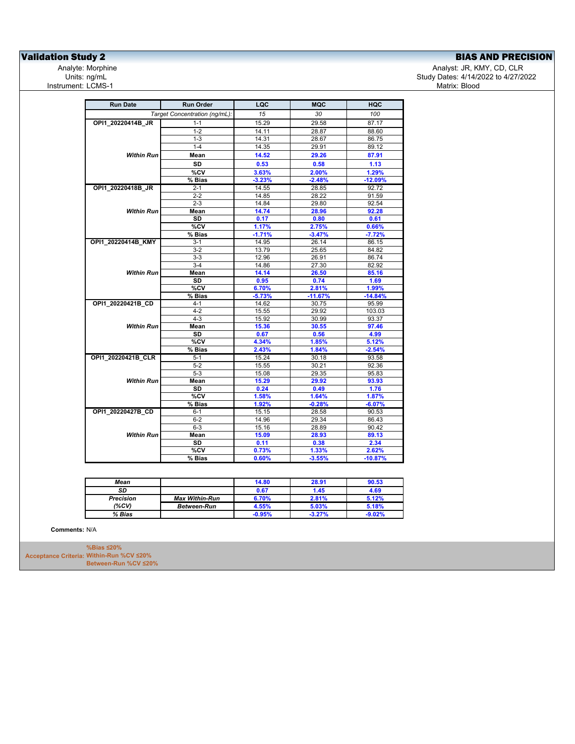## Validation Study 2

## BIAS AND PRECISION

Analyte: Morphine
Units: ng/mL
Instrument: LCMS-1

Analyst: JR, KMY, CD, CLR
Study Dates: 4/14/2022 to 4/27/2022
Matrix: Blood

| Run Date | Run Order | LQC | MQC | HQC |
|---|---|---|---|---|
| | *Target Concentration (ng/mL):* | *15* | *30* | *100* |
| **OPI1_20220414B_JR** | 1-1 | 15.29 | 29.58 | 87.17 |
| | 1-2 | 14.11 | 28.87 | 88.60 |
| | 1-3 | 14.31 | 28.67 | 86.75 |
| | 1-4 | 14.35 | 29.91 | 89.12 |
| ***Within Run*** | **Mean** | **14.52** | **29.26** | **87.91** |
| | **SD** | **0.53** | **0.58** | **1.13** |
| | **%CV** | **3.63%** | **2.00%** | **1.29%** |
| | **% Bias** | **-3.23%** | **-2.48%** | **-12.09%** |
| **OPI1_20220418B_JR** | 2-1 | 14.55 | 28.85 | 92.72 |
| | 2-2 | 14.85 | 28.22 | 91.59 |
| | 2-3 | 14.84 | 29.80 | 92.54 |
| ***Within Run*** | **Mean** | **14.74** | **28.96** | **92.28** |
| | **SD** | **0.17** | **0.80** | **0.61** |
| | **%CV** | **1.17%** | **2.75%** | **0.66%** |
| | **% Bias** | **-1.71%** | **-3.47%** | **-7.72%** |
| **OPI1_20220414B_KMY** | 3-1 | 14.95 | 26.14 | 86.15 |
| | 3-2 | 13.79 | 25.65 | 84.82 |
| | 3-3 | 12.96 | 26.91 | 86.74 |
| | 3-4 | 14.86 | 27.30 | 82.92 |
| ***Within Run*** | **Mean** | **14.14** | **26.50** | **85.16** |
| | **SD** | **0.95** | **0.74** | **1.69** |
| | **%CV** | **6.70%** | **2.81%** | **1.99%** |
| | **% Bias** | **-5.73%** | **-11.67%** | **-14.84%** |
| **OPI1_20220421B_CD** | 4-1 | 14.62 | 30.75 | 95.99 |
| | 4-2 | 15.55 | 29.92 | 103.03 |
| | 4-3 | 15.92 | 30.99 | 93.37 |
| ***Within Run*** | **Mean** | **15.36** | **30.55** | **97.46** |
| | **SD** | **0.67** | **0.56** | **4.99** |
| | **%CV** | **4.34%** | **1.85%** | **5.12%** |
| | **% Bias** | **2.43%** | **1.84%** | **-2.54%** |
| **OPI1_20220421B_CLR** | 5-1 | 15.24 | 30.18 | 93.58 |
| | 5-2 | 15.55 | 30.21 | 92.36 |
| | 5-3 | 15.08 | 29.35 | 95.83 |
| ***Within Run*** | **Mean** | **15.29** | **29.92** | **93.93** |
| | **SD** | **0.24** | **0.49** | **1.76** |
| | **%CV** | **1.58%** | **1.64%** | **1.87%** |
| | **% Bias** | **1.92%** | **-0.28%** | **-6.07%** |
| **OPI1_20220427B_CD** | 6-1 | 15.15 | 28.58 | 90.53 |
| | 6-2 | 14.96 | 29.34 | 86.43 |
| | 6-3 | 15.16 | 28.89 | 90.42 |
| ***Within Run*** | **Mean** | **15.09** | **28.93** | **89.13** |
| | **SD** | **0.11** | **0.38** | **2.34** |
| | **%CV** | **0.73%** | **1.33%** | **2.62%** |
| | **% Bias** | **0.60%** | **-3.55%** | **-10.87%** |

| | | LQC | MQC | HQC |
|---|---|---|---|---|
| ***Mean*** | | **14.80** | **28.91** | **90.53** |
| ***SD*** | | **0.67** | **1.45** | **4.69** |
| ***Precision*** | ***Max Within-Run*** | **6.70%** | **2.81%** | **5.12%** |
| ***(%CV)*** | ***Between-Run*** | **4.55%** | **5.03%** | **5.18%** |
| ***% Bias*** | | **-0.95%** | **-3.27%** | **-9.02%** |

**Comments:** N/A

**Acceptance Criteria:**
**%Bias ≤20%**
**Within-Run %CV ≤20%**
**Between-Run %CV ≤20%**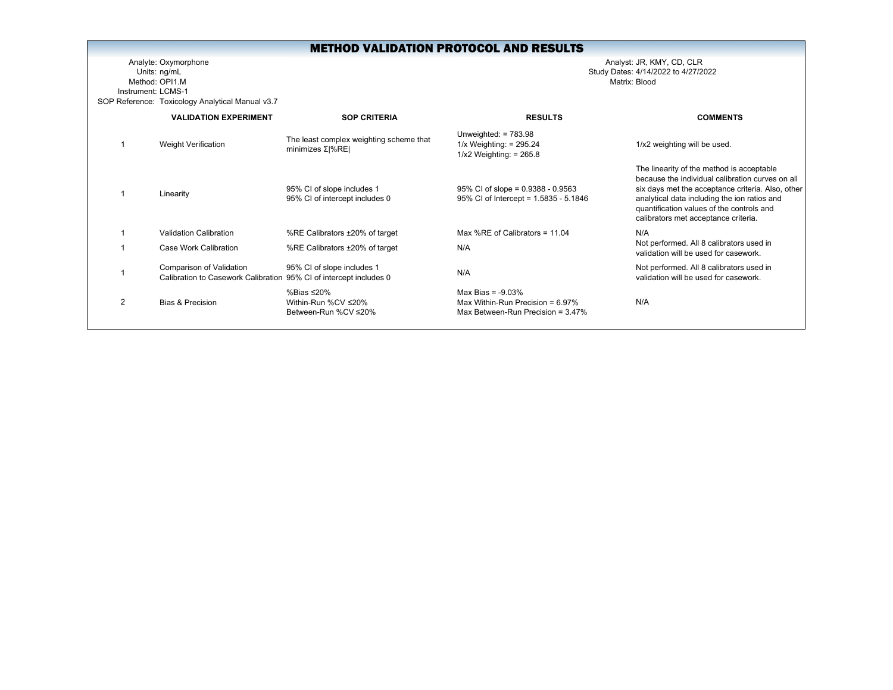# METHOD VALIDATION PROTOCOL AND RESULTS

Analyte: Oxymorphone
Units: ng/mL
Method: OPI1.M
Instrument: LCMS-1
SOP Reference: Toxicology Analytical Manual v3.7

Analyst: JR, KMY, CD, CLR
Study Dates: 4/14/2022 to 4/27/2022
Matrix: Blood

| | VALIDATION EXPERIMENT | SOP CRITERIA | RESULTS | COMMENTS |
|---|---|---|---|---|
| 1 | Weight Verification | The least complex weighting scheme that minimizes Σ\|%RE\| | Unweighted: = 783.98<br>1/x Weighting: = 295.24<br>1/x2 Weighting: = 265.8 | 1/x2 weighting will be used. |
| 1 | Linearity | 95% CI of slope includes 1<br>95% CI of intercept includes 0 | 95% CI of slope = 0.9388 - 0.9563<br>95% CI of Intercept = 1.5835 - 5.1846 | The linearity of the method is acceptable because the individual calibration curves on all six days met the acceptance criteria. Also, other analytical data including the ion ratios and quantification values of the controls and calibrators met acceptance criteria. |
| 1 | Validation Calibration | %RE Calibrators ±20% of target | Max %RE of Calibrators = 11.04 | N/A |
| 1 | Case Work Calibration | %RE Calibrators ±20% of target | N/A | Not performed. All 8 calibrators used in validation will be used for casework. |
| 1 | Comparison of Validation Calibration to Casework Calibration | 95% CI of slope includes 1<br>95% CI of intercept includes 0 | N/A | Not performed. All 8 calibrators used in validation will be used for casework. |
| 2 | Bias & Precision | %Bias ≤20%<br>Within-Run %CV ≤20%<br>Between-Run %CV ≤20% | Max Bias = -9.03%<br>Max Within-Run Precision = 6.97%<br>Max Between-Run Precision = 3.47% | N/A |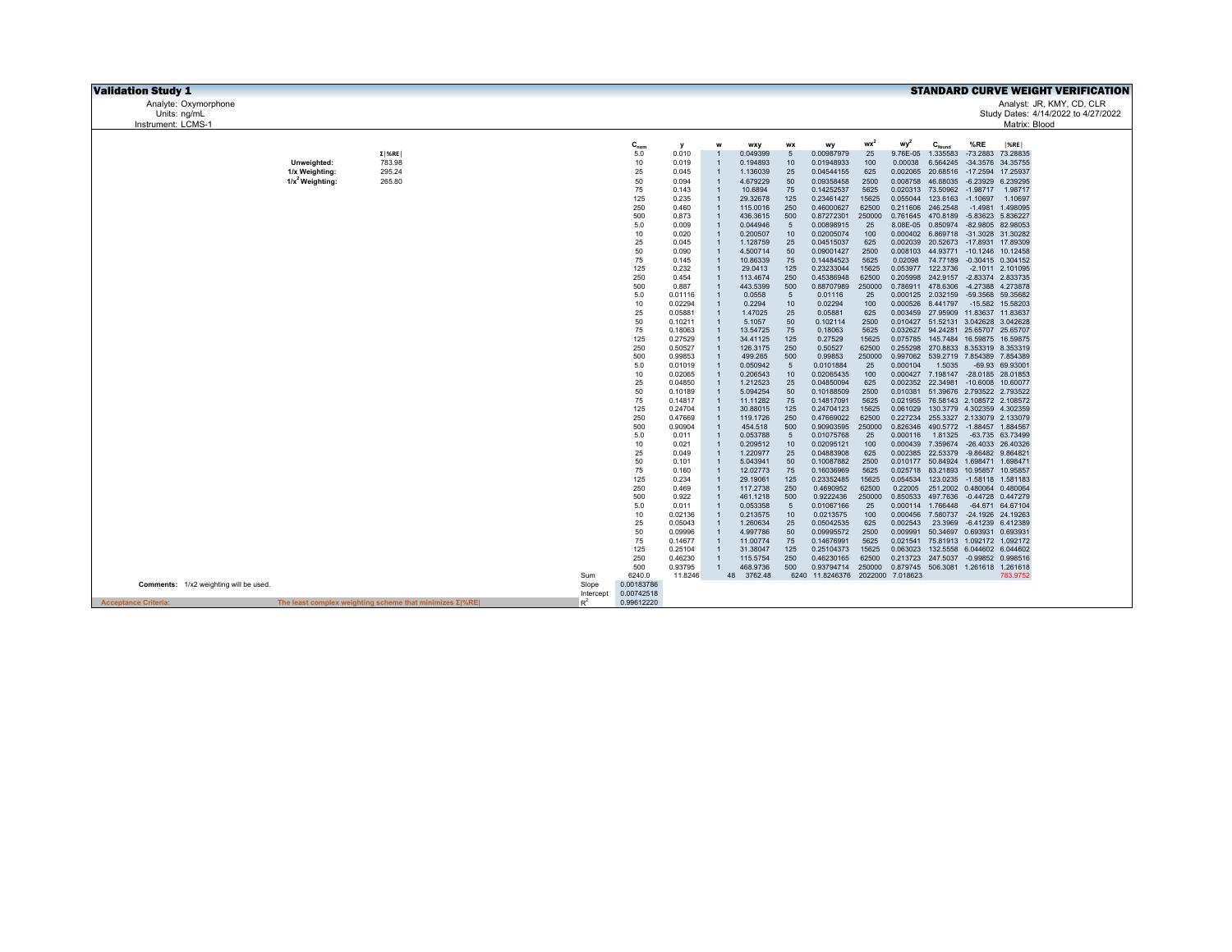# Validation Study 1

## STANDARD CURVE WEIGHT VERIFICATION

Analyte: Oxymorphone
Units: ng/mL
Instrument: LCMS-1

Analyst: JR, KMY, CD, CLR
Study Dates: 4/14/2022 to 4/27/2022
Matrix: Blood

| | Σ\|%RE\| |
|---|---|
| Unweighted: | 783.98 |
| 1/x Weighting: | 295.24 |
| $1/x^2$ Weighting: | 265.80 |

| | $C_{nom}$ | y | w | wxy | wx | wy | $wx^2$ | $wy^2$ | $C_{found}$ | %RE | \|%RE\| |
|---|---|---|---|---|---|---|---|---|---|---|---|
| | 5.0 | 0.010 | 1 | 0.049399 | 5 | 0.00987979 | 25 | 9.76E-05 | 1.335583 | -73.2883 | 73.28835 |
| | 10 | 0.019 | 1 | 0.194893 | 10 | 0.01948933 | 100 | 0.00038 | 6.564245 | -34.3576 | 34.35755 |
| | 25 | 0.045 | 1 | 1.136039 | 25 | 0.04544155 | 625 | 0.002065 | 20.68516 | -17.2594 | 17.25937 |
| | 50 | 0.094 | 1 | 4.679229 | 50 | 0.09358458 | 2500 | 0.008758 | 46.88035 | -6.23929 | 6.239295 |
| | 75 | 0.143 | 1 | 10.6894 | 75 | 0.14252537 | 5625 | 0.020313 | 73.50962 | -1.98717 | 1.98717 |
| | 125 | 0.235 | 1 | 29.32678 | 125 | 0.23461427 | 15625 | 0.055044 | 123.6163 | -1.10697 | 1.10697 |
| | 250 | 0.460 | 1 | 115.0016 | 250 | 0.46000627 | 62500 | 0.211606 | 246.2548 | -1.4981 | 1.498095 |
| | 500 | 0.873 | 1 | 436.3615 | 500 | 0.87272301 | 250000 | 0.761645 | 470.8189 | -5.83623 | 5.836227 |
| | 5.0 | 0.009 | 1 | 0.044946 | 5 | 0.00898915 | 25 | 8.08E-05 | 0.850974 | -82.9805 | 82.98053 |
| | 10 | 0.020 | 1 | 0.200507 | 10 | 0.02005074 | 100 | 0.000402 | 6.869718 | -31.3028 | 31.30282 |
| | 25 | 0.045 | 1 | 1.128759 | 25 | 0.04515037 | 625 | 0.002039 | 20.52673 | -17.8931 | 17.89309 |
| | 50 | 0.090 | 1 | 4.500714 | 50 | 0.09001427 | 2500 | 0.008103 | 44.93771 | -10.1246 | 10.12458 |
| | 75 | 0.145 | 1 | 10.86339 | 75 | 0.14484523 | 5625 | 0.02098 | 74.77189 | -0.30415 | 0.304152 |
| | 125 | 0.232 | 1 | 29.0413 | 125 | 0.23233044 | 15625 | 0.053977 | 122.3736 | -2.1011 | 2.101095 |
| | 250 | 0.454 | 1 | 113.4674 | 250 | 0.45386948 | 62500 | 0.205998 | 242.9157 | -2.83374 | 2.833735 |
| | 500 | 0.887 | 1 | 443.5399 | 500 | 0.88707989 | 250000 | 0.786911 | 478.6306 | -4.27388 | 4.273878 |
| | 5.0 | 0.01116 | 1 | 0.0558 | 5 | 0.01116 | 25 | 0.000125 | 2.032159 | -59.3568 | 59.35682 |
| | 10 | 0.02294 | 1 | 0.2294 | 10 | 0.02294 | 100 | 0.000526 | 8.441797 | -15.582 | 15.58203 |
| | 25 | 0.05881 | 1 | 1.47025 | 25 | 0.05881 | 625 | 0.003459 | 27.95909 | 11.83637 | 11.83637 |
| | 50 | 0.10211 | 1 | 5.1057 | 50 | 0.102114 | 2500 | 0.010427 | 51.52131 | 3.042628 | 3.042628 |
| | 75 | 0.18063 | 1 | 13.54725 | 75 | 0.18063 | 5625 | 0.032627 | 94.24281 | 25.65707 | 25.65707 |
| | 125 | 0.27529 | 1 | 34.41125 | 125 | 0.27529 | 15625 | 0.075785 | 145.7484 | 16.59875 | 16.59875 |
| | 250 | 0.50527 | 1 | 126.3175 | 250 | 0.50527 | 62500 | 0.255298 | 270.8833 | 8.353319 | 8.353319 |
| | 500 | 0.99853 | 1 | 499.265 | 500 | 0.99853 | 250000 | 0.997062 | 539.2719 | 7.854389 | 7.854389 |
| | 5.0 | 0.01019 | 1 | 0.050942 | 5 | 0.0101884 | 25 | 0.000104 | 1.5035 | -69.93 | 69.93001 |
| | 10 | 0.02065 | 1 | 0.206543 | 10 | 0.02065435 | 100 | 0.000427 | 7.198147 | -28.0185 | 28.01853 |
| | 25 | 0.04850 | 1 | 1.212523 | 25 | 0.04850094 | 625 | 0.002352 | 22.34981 | -10.6008 | 10.60077 |
| | 50 | 0.10189 | 1 | 5.094254 | 50 | 0.10188509 | 2500 | 0.010381 | 51.39676 | 2.793522 | 2.793522 |
| | 75 | 0.14817 | 1 | 11.11282 | 75 | 0.14817091 | 5625 | 0.021955 | 76.58143 | 2.108572 | 2.108572 |
| | 125 | 0.24704 | 1 | 30.88015 | 125 | 0.24704123 | 15625 | 0.061029 | 130.3779 | 4.302359 | 4.302359 |
| | 250 | 0.47669 | 1 | 119.1726 | 250 | 0.47669022 | 62500 | 0.227234 | 255.3327 | 2.133079 | 2.133079 |
| | 500 | 0.90904 | 1 | 454.518 | 500 | 0.90903595 | 250000 | 0.826346 | 490.5772 | -1.88457 | 1.884567 |
| | 5.0 | 0.011 | 1 | 0.053788 | 5 | 0.01075768 | 25 | 0.000116 | 1.81325 | -63.735 | 63.73499 |
| | 10 | 0.021 | 1 | 0.209512 | 10 | 0.02095121 | 100 | 0.000439 | 7.359674 | -26.4033 | 26.40326 |
| | 25 | 0.049 | 1 | 1.220977 | 25 | 0.04883908 | 625 | 0.002385 | 22.53379 | -9.86482 | 9.864821 |
| | 50 | 0.101 | 1 | 5.043941 | 50 | 0.10087882 | 2500 | 0.010177 | 50.84924 | 1.698471 | 1.698471 |
| | 75 | 0.160 | 1 | 12.02773 | 75 | 0.16036969 | 5625 | 0.025718 | 83.21893 | 10.95857 | 10.95857 |
| | 125 | 0.234 | 1 | 29.19061 | 125 | 0.23352485 | 15625 | 0.054534 | 123.0235 | -1.58118 | 1.581183 |
| | 250 | 0.469 | 1 | 117.2738 | 250 | 0.4690952 | 62500 | 0.22005 | 251.2002 | 0.480064 | 0.480064 |
| | 500 | 0.922 | 1 | 461.1218 | 500 | 0.9222436 | 250000 | 0.850533 | 497.7636 | -0.44728 | 0.447279 |
| | 5.0 | 0.011 | 1 | 0.053358 | 5 | 0.01067166 | 25 | 0.000114 | 1.766448 | -64.671 | 64.67104 |
| | 10 | 0.02136 | 1 | 0.213575 | 10 | 0.0213575 | 100 | 0.000456 | 7.580737 | -24.1926 | 24.19263 |
| | 25 | 0.05043 | 1 | 1.260634 | 25 | 0.05042535 | 625 | 0.002543 | 23.3969 | -6.41239 | 6.412389 |
| | 50 | 0.09996 | 1 | 4.997786 | 50 | 0.09995572 | 2500 | 0.009991 | 50.34697 | 0.693931 | 0.693931 |
| | 75 | 0.14677 | 1 | 11.00774 | 75 | 0.14676991 | 5625 | 0.021541 | 75.81913 | 1.092172 | 1.092172 |
| | 125 | 0.25104 | 1 | 31.38047 | 125 | 0.25104373 | 15625 | 0.063023 | 132.5558 | 6.044602 | 6.044602 |
| | 250 | 0.46230 | 1 | 115.5754 | 250 | 0.46230165 | 62500 | 0.213725 | 247.5037 | -0.99852 | 0.998516 |
| | 500 | 0.93795 | 1 | 468.9736 | 500 | 0.93794714 | 250000 | 0.879745 | 506.3081 | 1.261618 | 1.261618 |
| Sum | 6240.0 | 11.8246 | 48 | 3762.48 | 6240 | 11.8246376 | 2022000 | 7.018623 | | | 783.9752 |
| Slope | 0.00183786 | | | | | | | | | | |
| Intercept | 0.00742518 | | | | | | | | | | |
| $R^2$ | 0.99612220 | | | | | | | | | | |

**Comments:** 1/x2 weighting will be used.

**Acceptance Criteria:** The least complex weighting scheme that minimizes Σ|%RE|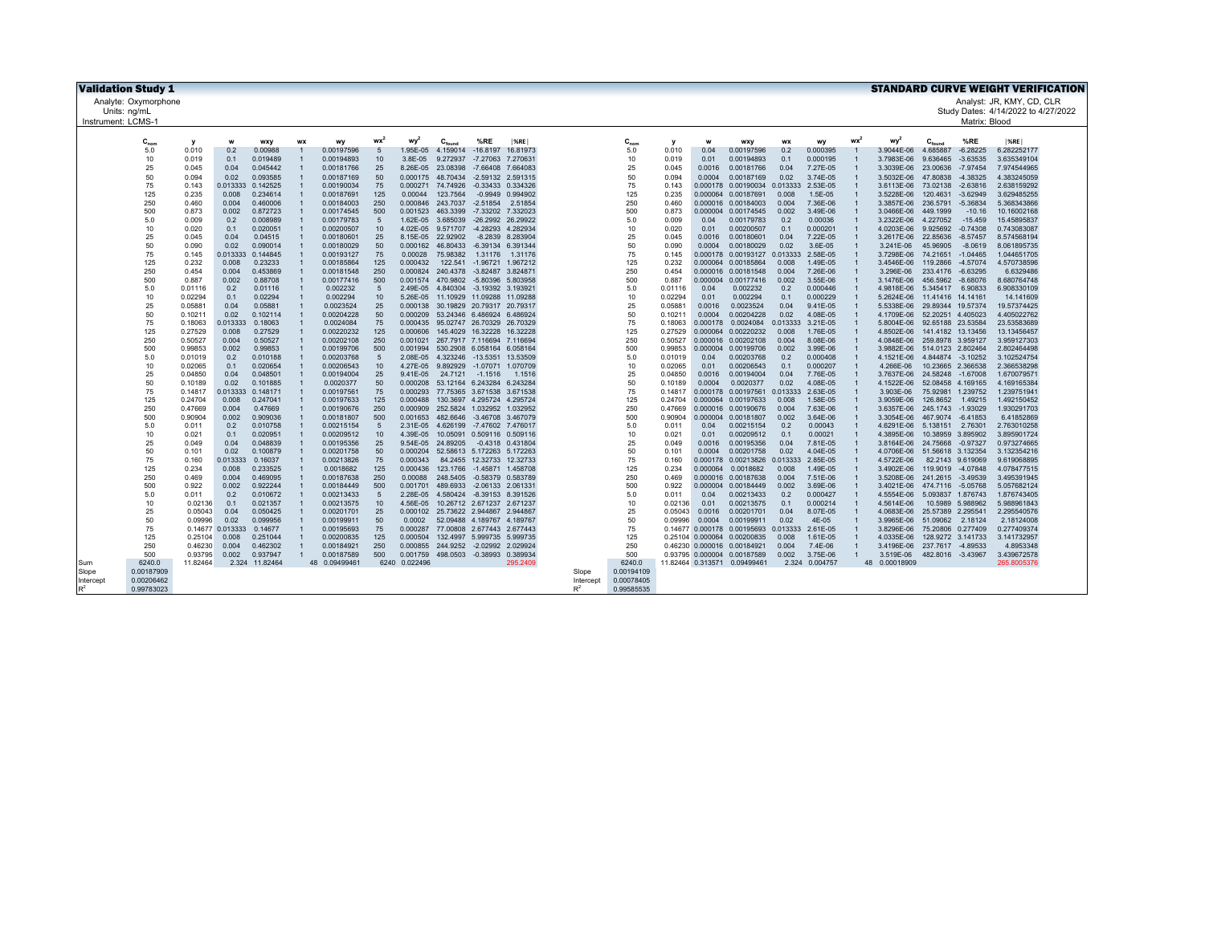**Validation Study 1**

**STANDARD CURVE WEIGHT VERIFICATION**

Analyte: Oxymorphone
Units: ng/mL
Instrument: LCMS-1

Analyst: JR, KMY, CD, CLR
Study Dates: 4/14/2022 to 4/27/2022
Matrix: Blood

| | $C_{nom}$ | y | w | wxy | wx | wy | $wx^2$ | $wy^2$ | $C_{found}$ | %RE | \|%RE\| |
|---|---|---|---|---|---|---|---|---|---|---|---|
| | 5.0 | 0.010 | 0.2 | 0.00988 | 1 | 0.00197596 | 5 | 1.95E-05 | 4.159014 | -16.8197 | 16.81973 |
| | 10 | 0.019 | 0.1 | 0.019489 | 1 | 0.00194893 | 10 | 3.8E-05 | 9.272937 | -7.27063 | 7.270631 |
| | 25 | 0.045 | 0.04 | 0.045442 | 1 | 0.00181766 | 25 | 8.26E-05 | 23.08398 | -7.66408 | 7.664083 |
| | 50 | 0.094 | 0.02 | 0.093585 | 1 | 0.00187169 | 50 | 0.000175 | 48.70434 | -2.59132 | 2.591315 |
| | 75 | 0.143 | 0.013333 | 0.142525 | 1 | 0.00190034 | 75 | 0.000271 | 74.74926 | -0.33433 | 0.334326 |
| | 125 | 0.235 | 0.008 | 0.234614 | 1 | 0.00187691 | 125 | 0.00044 | 123.7564 | -0.9949 | 0.994902 |
| | 250 | 0.460 | 0.004 | 0.460006 | 1 | 0.00184003 | 250 | 0.000846 | 243.7037 | -2.51854 | 2.51854 |
| | 500 | 0.873 | 0.002 | 0.872723 | 1 | 0.00174545 | 500 | 0.001523 | 463.3399 | -7.33202 | 7.332023 |
| | 5.0 | 0.009 | 0.2 | 0.008989 | 1 | 0.00179783 | 5 | 1.62E-05 | 3.685039 | -26.2992 | 26.29922 |
| | 10 | 0.020 | 0.1 | 0.020051 | 1 | 0.00200507 | 10 | 4.02E-05 | 9.571707 | -4.28293 | 4.282934 |
| | 25 | 0.045 | 0.04 | 0.04515 | 1 | 0.00180601 | 25 | 8.15E-05 | 22.92902 | -8.2839 | 8.283904 |
| | 50 | 0.090 | 0.02 | 0.090014 | 1 | 0.00180029 | 50 | 0.000162 | 46.80433 | -6.39134 | 6.391344 |
| | 75 | 0.145 | 0.013333 | 0.144845 | 1 | 0.00193127 | 75 | 0.00028 | 75.98382 | 1.31176 | 1.31176 |
| | 125 | 0.232 | 0.008 | 0.23233 | 1 | 0.00185864 | 125 | 0.000432 | 122.541 | -1.96721 | 1.967212 |
| | 250 | 0.454 | 0.004 | 0.453869 | 1 | 0.00181548 | 250 | 0.000824 | 240.4378 | -3.82487 | 3.824871 |
| | 500 | 0.887 | 0.002 | 0.88708 | 1 | 0.00177416 | 500 | 0.001574 | 470.9802 | -5.80396 | 5.803958 |
| | 5.0 | 0.01116 | 0.2 | 0.01116 | 1 | 0.002232 | 5 | 2.49E-05 | 4.840304 | -3.19392 | 3.193921 |
| | 10 | 0.02294 | 0.1 | 0.02294 | 1 | 0.002294 | 10 | 5.26E-05 | 11.10929 | 11.09288 | 11.09288 |
| | 25 | 0.05881 | 0.04 | 0.05881 | 1 | 0.0023524 | 25 | 0.000138 | 30.19829 | 20.79317 | 20.79317 |
| | 50 | 0.10211 | 0.02 | 0.102114 | 1 | 0.00204228 | 50 | 0.000209 | 53.24346 | 6.486924 | 6.486924 |
| | 75 | 0.18063 | 0.013333 | 0.18063 | 1 | 0.0024084 | 75 | 0.000435 | 95.02747 | 26.70329 | 26.70329 |
| | 125 | 0.27529 | 0.008 | 0.27529 | 1 | 0.00220232 | 125 | 0.000606 | 145.4029 | 16.32228 | 16.32228 |
| | 250 | 0.50527 | 0.004 | 0.50527 | 1 | 0.00202108 | 250 | 0.001021 | 267.7917 | 7.116694 | 7.116694 |
| | 500 | 0.99853 | 0.002 | 0.99853 | 1 | 0.00199706 | 500 | 0.001994 | 530.2908 | 6.058164 | 6.058164 |
| | 5.0 | 0.01019 | 0.2 | 0.010188 | 1 | 0.00203768 | 5 | 2.08E-05 | 4.323246 | -13.5351 | 13.53509 |
| | 10 | 0.02065 | 0.1 | 0.020654 | 1 | 0.00206543 | 10 | 4.27E-05 | 9.892929 | -1.07071 | 1.070709 |
| | 25 | 0.04850 | 0.04 | 0.048501 | 1 | 0.00194004 | 25 | 9.41E-05 | 24.7121 | -1.1516 | 1.1516 |
| | 50 | 0.10189 | 0.02 | 0.101885 | 1 | 0.0020377 | 50 | 0.000208 | 53.12164 | 6.243284 | 6.243284 |
| | 75 | 0.14817 | 0.013333 | 0.148171 | 1 | 0.00197561 | 75 | 0.000293 | 77.75365 | 3.671538 | 3.671538 |
| | 125 | 0.24704 | 0.008 | 0.247041 | 1 | 0.00197633 | 125 | 0.000488 | 130.3697 | 4.295724 | 4.295724 |
| | 250 | 0.47669 | 0.004 | 0.47669 | 1 | 0.00190676 | 250 | 0.000909 | 252.5824 | 1.032952 | 1.032952 |
| | 500 | 0.90904 | 0.002 | 0.909036 | 1 | 0.00181807 | 500 | 0.001653 | 482.6646 | -3.46708 | 3.467079 |
| | 5.0 | 0.011 | 0.2 | 0.010758 | 1 | 0.00215154 | 5 | 2.31E-05 | 4.626199 | -7.47602 | 7.476017 |
| | 10 | 0.021 | 0.1 | 0.020951 | 1 | 0.00209512 | 10 | 4.39E-05 | 10.05091 | 0.509116 | 0.509116 |
| | 25 | 0.049 | 0.04 | 0.048839 | 1 | 0.00195356 | 25 | 9.54E-05 | 24.89205 | -0.4318 | 0.431804 |
| | 50 | 0.101 | 0.02 | 0.100879 | 1 | 0.00201758 | 50 | 0.000204 | 52.58613 | 5.172263 | 5.172263 |
| | 75 | 0.160 | 0.013333 | 0.16037 | 1 | 0.00213826 | 75 | 0.000343 | 84.2455 | 12.32733 | 12.32733 |
| | 125 | 0.234 | 0.008 | 0.233525 | 1 | 0.0018682 | 125 | 0.000436 | 123.1766 | -1.45871 | 1.458708 |
| | 250 | 0.469 | 0.004 | 0.469095 | 1 | 0.00187638 | 250 | 0.00088 | 248.5405 | -0.58379 | 0.583789 |
| | 500 | 0.922 | 0.002 | 0.922244 | 1 | 0.00184449 | 500 | 0.001701 | 489.6933 | -2.06133 | 2.061331 |
| | 5.0 | 0.011 | 0.2 | 0.010672 | 1 | 0.00213433 | 5 | 2.28E-05 | 4.580424 | -8.39153 | 8.391526 |
| | 10 | 0.02136 | 0.1 | 0.021357 | 1 | 0.00213575 | 10 | 4.56E-05 | 10.26712 | 2.671237 | 2.671237 |
| | 25 | 0.05043 | 0.04 | 0.050425 | 1 | 0.00201701 | 25 | 0.000102 | 25.73622 | 2.944867 | 2.944867 |
| | 50 | 0.09996 | 0.02 | 0.099956 | 1 | 0.00199911 | 50 | 0.0002 | 52.09488 | 4.189767 | 4.189767 |
| | 75 | 0.14677 | 0.013333 | 0.14677 | 1 | 0.00195693 | 75 | 0.000287 | 77.00808 | 2.677443 | 2.677443 |
| | 125 | 0.25104 | 0.008 | 0.251044 | 1 | 0.00200835 | 125 | 0.000504 | 132.4997 | 5.999735 | 5.999735 |
| | 250 | 0.46230 | 0.004 | 0.462302 | 1 | 0.00184921 | 250 | 0.000855 | 244.9252 | -2.02992 | 2.029924 |
| | 500 | 0.93795 | 0.002 | 0.937947 | 1 | 0.00187589 | 500 | 0.001759 | 498.0503 | -0.38993 | 0.389934 |
| Sum | 6240.0 | 11.82464 | 2.324 | 11.82464 | 48 | 0.09499461 | 6240 | 0.022496 | | | 295.2409 |
| Slope | 0.00187909 | | | | | | | | | | |
| Intercept | 0.00206462 | | | | | | | | | | |
| $R^2$ | 0.99783023 | | | | | | | | | | |

| | $C_{nom}$ | y | w | wxy | wx | wy | $wx^2$ | $wy^2$ | $C_{found}$ | %RE | \|%RE\| |
|---|---|---|---|---|---|---|---|---|---|---|---|
| | 5.0 | 0.010 | 0.04 | 0.00197596 | 0.2 | 0.000395 | 1 | 3.9044E-06 | 4.685887 | -6.28225 | 6.282252177 |
| | 10 | 0.019 | 0.01 | 0.00194893 | 0.1 | 0.000195 | 1 | 3.7983E-06 | 9.636465 | -3.63535 | 3.635349104 |
| | 25 | 0.045 | 0.0016 | 0.00181766 | 0.04 | 7.27E-05 | 1 | 3.3039E-06 | 23.00636 | -7.97454 | 7.974544965 |
| | 50 | 0.094 | 0.0004 | 0.00187169 | 0.02 | 3.74E-05 | 1 | 3.5032E-06 | 47.80838 | -4.38325 | 4.383245059 |
| | 75 | 0.143 | 0.000178 | 0.00190034 | 0.013333 | 2.53E-05 | 1 | 3.6113E-06 | 73.02138 | -2.63816 | 2.638159292 |
| | 125 | 0.235 | 0.000064 | 0.00187691 | 0.008 | 1.5E-05 | 1 | 3.5228E-06 | 120.4631 | -3.62949 | 3.629485255 |
| | 250 | 0.460 | 0.000016 | 0.00184003 | 0.004 | 7.36E-06 | 1 | 3.3857E-06 | 236.5791 | -5.36834 | 5.368343866 |
| | 500 | 0.873 | 0.000004 | 0.00174545 | 0.002 | 3.49E-06 | 1 | 3.0466E-06 | 449.1999 | -10.16 | 10.16002168 |
| | 5.0 | 0.009 | 0.04 | 0.00179783 | 0.2 | 0.00036 | 1 | 3.2322E-06 | 4.227052 | -15.459 | 15.45895837 |
| | 10 | 0.020 | 0.01 | 0.00200507 | 0.1 | 0.000201 | 1 | 4.0203E-06 | 9.925692 | -0.74308 | 0.743083087 |
| | 25 | 0.045 | 0.0016 | 0.00180601 | 0.04 | 7.22E-05 | 1 | 3.2617E-06 | 22.85636 | -8.57457 | 8.574568194 |
| | 50 | 0.090 | 0.0004 | 0.00180029 | 0.02 | 3.6E-05 | 1 | 3.241E-06 | 45.96905 | -8.0619 | 8.061895735 |
| | 75 | 0.145 | 0.000178 | 0.00193127 | 0.013333 | 2.58E-05 | 1 | 3.7298E-06 | 74.21651 | -1.04465 | 1.044651705 |
| | 125 | 0.232 | 0.000064 | 0.00185864 | 0.008 | 1.49E-05 | 1 | 3.4546E-06 | 119.2866 | -4.57074 | 4.570738596 |
| | 250 | 0.454 | 0.000016 | 0.00181548 | 0.004 | 7.26E-06 | 1 | 3.296E-06 | 233.4176 | -6.63295 | 6.6329486 |
| | 500 | 0.887 | 0.000004 | 0.00177416 | 0.002 | 3.55E-06 | 1 | 3.1476E-06 | 456.5962 | -8.68076 | 8.680764748 |
| | 5.0 | 0.01116 | 0.04 | 0.002232 | 0.2 | 0.000446 | 1 | 4.9818E-06 | 5.345417 | 6.90833 | 6.908330109 |
| | 10 | 0.02294 | 0.01 | 0.002294 | 0.1 | 0.000229 | 1 | 5.2624E-06 | 11.41416 | 14.14161 | 14.141609 |
| | 25 | 0.05881 | 0.0016 | 0.0023524 | 0.04 | 9.41E-05 | 1 | 5.5338E-06 | 29.89344 | 19.57374 | 19.57374425 |
| | 50 | 0.10211 | 0.0004 | 0.00204228 | 0.02 | 4.08E-05 | 1 | 4.1709E-06 | 52.20251 | 4.405023 | 4.405022762 |
| | 75 | 0.18063 | 0.000178 | 0.0024084 | 0.013333 | 3.21E-05 | 1 | 5.8004E-06 | 92.65188 | 23.53538 | 23.53583689 |
| | 125 | 0.27529 | 0.000064 | 0.00220232 | 0.008 | 1.76E-05 | 1 | 4.8502E-06 | 141.4182 | 13.13456 | 13.13456457 |
| | 250 | 0.50527 | 0.000016 | 0.00202108 | 0.004 | 8.08E-06 | 1 | 4.0848E-06 | 259.8978 | 3.959127 | 3.959127303 |
| | 500 | 0.99853 | 0.000004 | 0.00199706 | 0.002 | 3.99E-06 | 1 | 3.9882E-06 | 514.0123 | 2.802464 | 2.802464498 |
| | 5.0 | 0.01019 | 0.04 | 0.00203768 | 0.2 | 0.000408 | 1 | 4.1521E-06 | 4.844874 | -3.10252 | 3.102524754 |
| | 10 | 0.02065 | 0.01 | 0.00206543 | 0.1 | 0.000207 | 1 | 4.266E-06 | 10.23665 | 2.366538 | 2.366538298 |
| | 25 | 0.04850 | 0.0016 | 0.00194004 | 0.04 | 7.76E-05 | 1 | 3.7637E-06 | 24.58248 | -1.67008 | 1.670079571 |
| | 50 | 0.10189 | 0.0004 | 0.0020377 | 0.02 | 4.08E-05 | 1 | 4.1522E-06 | 52.08458 | 4.169165 | 4.169165384 |
| | 75 | 0.14817 | 0.000178 | 0.00197561 | 0.013333 | 2.63E-05 | 1 | 3.903E-06 | 75.92981 | 1.239752 | 1.239751941 |
| | 125 | 0.24704 | 0.000064 | 0.00197633 | 0.008 | 1.58E-05 | 1 | 3.9059E-06 | 126.8652 | 1.49215 | 1.492150452 |
| | 250 | 0.47669 | 0.000016 | 0.00190676 | 0.004 | 7.63E-06 | 1 | 3.6357E-06 | 245.1743 | -1.93029 | 1.930291703 |
| | 500 | 0.90904 | 0.000004 | 0.00181807 | 0.002 | 3.64E-06 | 1 | 3.3054E-06 | 467.9074 | -6.41853 | 6.41852869 |
| | 5.0 | 0.011 | 0.04 | 0.00215154 | 0.2 | 0.00043 | 1 | 4.6291E-06 | 5.138151 | 2.76301 | 2.763010258 |
| | 10 | 0.021 | 0.01 | 0.00209512 | 0.1 | 0.00021 | 1 | 4.3895E-06 | 10.38959 | 3.895902 | 3.895901724 |
| | 25 | 0.049 | 0.0016 | 0.00195356 | 0.04 | 7.81E-05 | 1 | 3.8164E-06 | 24.75668 | -0.97327 | 0.973274665 |
| | 50 | 0.101 | 0.0004 | 0.00201758 | 0.02 | 4.04E-05 | 1 | 4.0706E-06 | 51.56618 | 3.132354 | 3.132354216 |
| | 75 | 0.160 | 0.000178 | 0.00213826 | 0.013333 | 2.85E-05 | 1 | 4.5722E-06 | 82.2143 | 9.619069 | 9.619068895 |
| | 125 | 0.234 | 0.000064 | 0.0018682 | 0.008 | 1.49E-05 | 1 | 3.4902E-06 | 119.9019 | -4.07848 | 4.078477515 |
| | 250 | 0.469 | 0.000016 | 0.00187638 | 0.004 | 7.51E-06 | 1 | 3.5208E-06 | 241.2615 | -3.49539 | 3.495391945 |
| | 500 | 0.922 | 0.000004 | 0.00184449 | 0.002 | 3.69E-06 | 1 | 3.4021E-06 | 474.7116 | -5.05768 | 5.057682124 |
| | 5.0 | 0.011 | 0.04 | 0.00213433 | 0.2 | 0.000427 | 1 | 4.5554E-06 | 5.093837 | 1.876743 | 1.876743405 |
| | 10 | 0.02136 | 0.01 | 0.00213575 | 0.1 | 0.000214 | 1 | 4.5614E-06 | 10.5989 | 5.988962 | 5.988961843 |
| | 25 | 0.05043 | 0.0016 | 0.00201701 | 0.04 | 8.07E-05 | 1 | 4.0683E-06 | 25.57389 | 2.295541 | 2.295540576 |
| | 50 | 0.09996 | 0.0004 | 0.00199911 | 0.02 | 4E-05 | 1 | 3.9965E-06 | 51.09062 | 2.18124 | 2.18124008 |
| | 75 | 0.14677 | 0.000178 | 0.00195693 | 0.013333 | 2.61E-05 | 1 | 3.8296E-06 | 75.20806 | 0.277409 | 0.277409374 |
| | 125 | 0.25104 | 0.000064 | 0.00200835 | 0.008 | 1.61E-05 | 1 | 4.0335E-06 | 128.9272 | 3.141733 | 3.141732957 |
| | 250 | 0.46230 | 0.000016 | 0.00184921 | 0.004 | 7.4E-06 | 1 | 3.4196E-06 | 237.7617 | -4.89533 | 4.8953348 |
| | 500 | 0.93795 | 0.000004 | 0.00187589 | 0.002 | 3.75E-06 | 1 | 3.519E-06 | 482.8016 | -3.43967 | 3.439672578 |
| | 6240.0 | 11.82464 | 0.313571 | 0.09499461 | 2.324 | 0.004757 | 48 | 0.00018909 | | | 265.8005376 |
| Slope | 0.00194109 | | | | | | | | | | |
| Intercept | 0.00078405 | | | | | | | | | | |
| $R^2$ | 0.99585535 | | | | | | | | | | |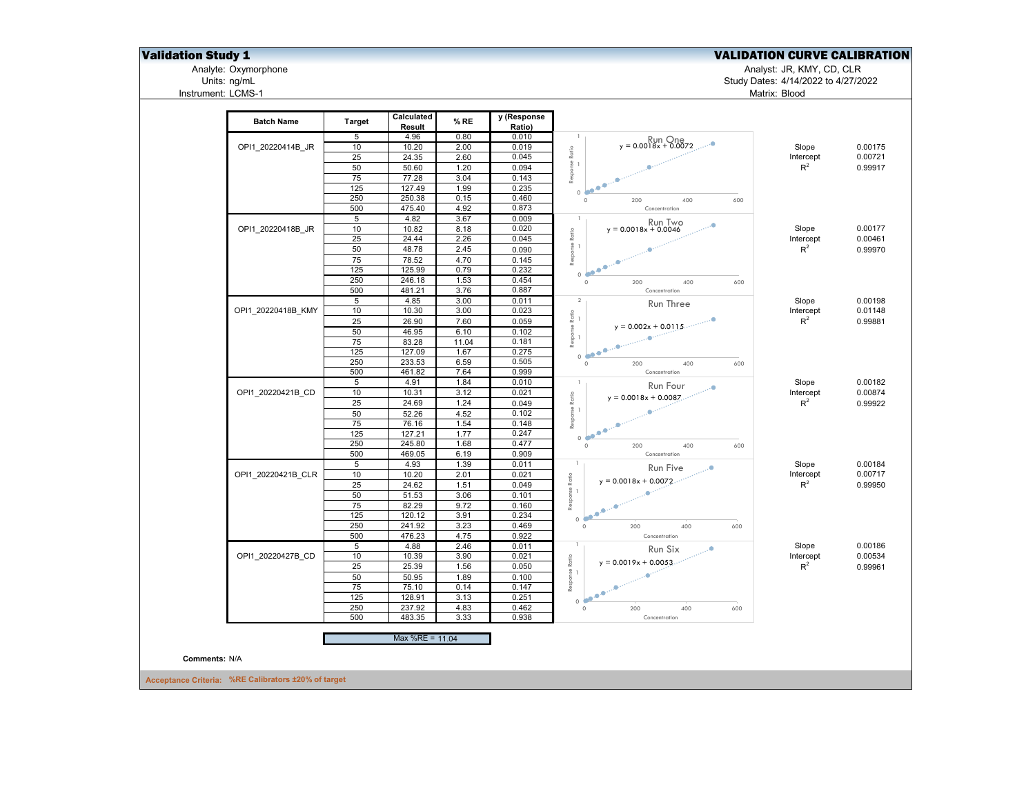# Validation Study 1

## VALIDATION CURVE CALIBRATION

Analyte: Oxymorphone
Units: ng/mL
Instrument: LCMS-1

Analyst: JR, KMY, CD, CLR
Study Dates: 4/14/2022 to 4/27/2022
Matrix: Blood

| Batch Name | Target | Calculated Result | % RE | y (Response Ratio) |
|---|---|---|---|---|
| OPI1_20220414B_JR | 5 | 4.96 | 0.80 | 0.010 |
| | 10 | 10.20 | 2.00 | 0.019 |
| | 25 | 24.35 | 2.60 | 0.045 |
| | 50 | 50.60 | 1.20 | 0.094 |
| | 75 | 77.28 | 3.04 | 0.143 |
| | 125 | 127.49 | 1.99 | 0.235 |
| | 250 | 250.38 | 0.15 | 0.460 |
| | 500 | 475.40 | 4.92 | 0.873 |
| OPI1_20220418B_JR | 5 | 4.82 | 3.67 | 0.009 |
| | 10 | 10.82 | 8.18 | 0.020 |
| | 25 | 24.44 | 2.26 | 0.045 |
| | 50 | 48.78 | 2.45 | 0.090 |
| | 75 | 78.52 | 4.70 | 0.145 |
| | 125 | 125.99 | 0.79 | 0.232 |
| | 250 | 246.18 | 1.53 | 0.454 |
| | 500 | 481.21 | 3.76 | 0.887 |
| OPI1_20220418B_KMY | 5 | 4.85 | 3.00 | 0.011 |
| | 10 | 10.30 | 3.00 | 0.023 |
| | 25 | 26.90 | 7.60 | 0.059 |
| | 50 | 46.95 | 6.10 | 0.102 |
| | 75 | 83.28 | 11.04 | 0.181 |
| | 125 | 127.09 | 1.67 | 0.275 |
| | 250 | 233.53 | 6.59 | 0.505 |
| | 500 | 461.82 | 7.64 | 0.999 |
| OPI1_20220421B_CD | 5 | 4.91 | 1.84 | 0.010 |
| | 10 | 10.31 | 3.12 | 0.021 |
| | 25 | 24.69 | 1.24 | 0.049 |
| | 50 | 52.26 | 4.52 | 0.102 |
| | 75 | 76.16 | 1.54 | 0.148 |
| | 125 | 127.21 | 1.77 | 0.247 |
| | 250 | 245.80 | 1.68 | 0.477 |
| | 500 | 469.05 | 6.19 | 0.909 |
| OPI1_20220421B_CLR | 5 | 4.93 | 1.39 | 0.011 |
| | 10 | 10.20 | 2.01 | 0.021 |
| | 25 | 24.62 | 1.51 | 0.049 |
| | 50 | 51.53 | 3.06 | 0.101 |
| | 75 | 82.29 | 9.72 | 0.160 |
| | 125 | 120.12 | 3.91 | 0.234 |
| | 250 | 241.92 | 3.23 | 0.469 |
| | 500 | 476.23 | 4.75 | 0.922 |
| OPI1_20220427B_CD | 5 | 4.88 | 2.46 | 0.011 |
| | 10 | 10.39 | 3.90 | 0.021 |
| | 25 | 25.39 | 1.56 | 0.050 |
| | 50 | 50.95 | 1.89 | 0.100 |
| | 75 | 75.10 | 0.14 | 0.147 |
| | 125 | 128.91 | 3.13 | 0.251 |
| | 250 | 237.92 | 4.83 | 0.462 |
| | 500 | 483.35 | 3.33 | 0.938 |

Max %RE = 11.04

| Run | Equation | Slope | Intercept | $R^2$ |
|---|---|---|---|---|
| Run One | $y = 0.0018x + 0.0072$ | 0.00175 | 0.00721 | 0.99917 |
| Run Two | $y = 0.0018x + 0.0046$ | 0.00177 | 0.00461 | 0.99970 |
| Run Three | $y = 0.002x + 0.0115$ | 0.00198 | 0.01148 | 0.99881 |
| Run Four | $y = 0.0018x + 0.0087$ | 0.00182 | 0.00874 | 0.99922 |
| Run Five | $y = 0.0018x + 0.0072$ | 0.00184 | 0.00717 | 0.99950 |
| Run Six | $y = 0.0019x + 0.0053$ | 0.00186 | 0.00534 | 0.99961 |

**Comments:** N/A

**Acceptance Criteria:** %RE Calibrators ±20% of target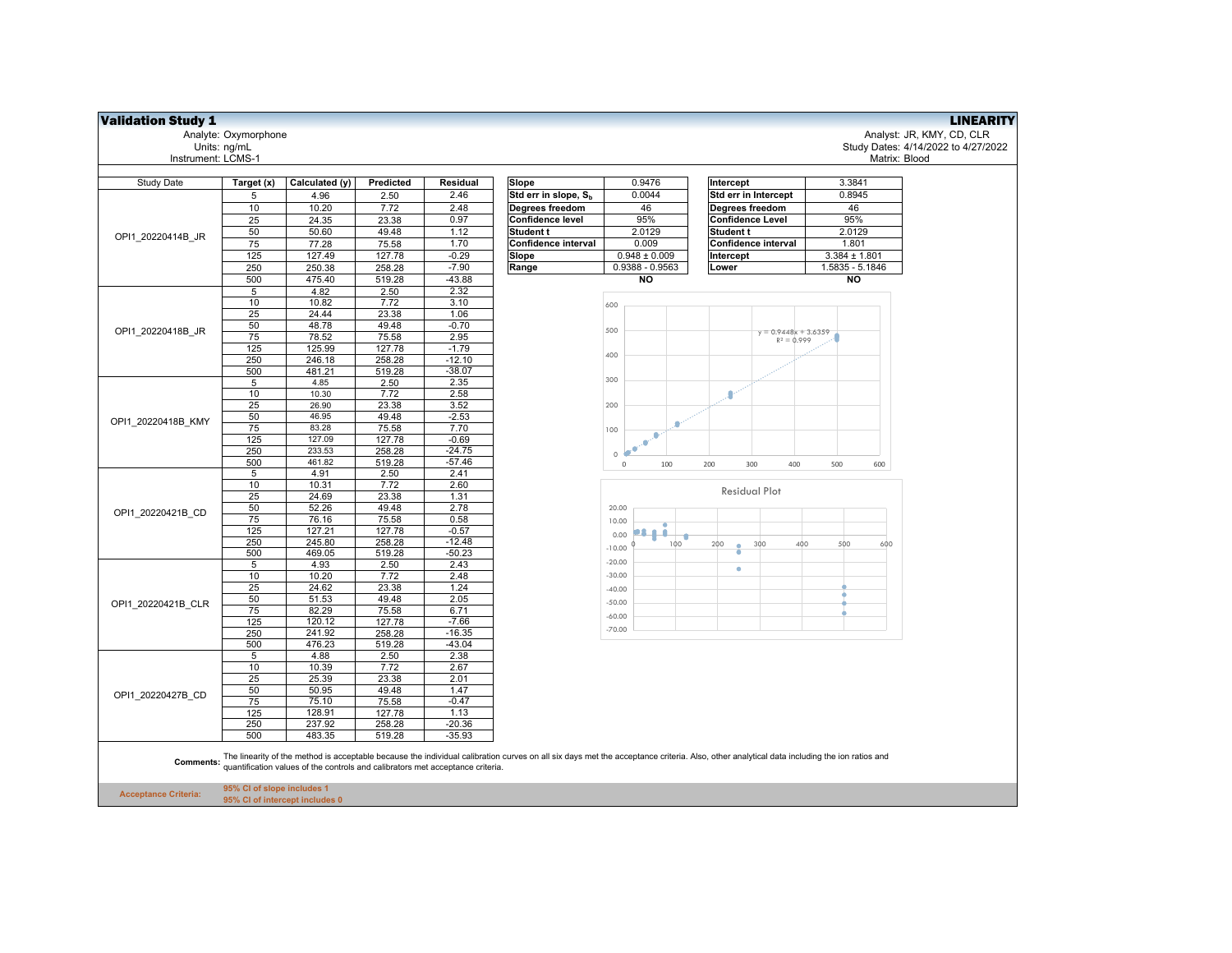## Validation Study 1 — LINEARITY

Analyte: Oxymorphone
Units: ng/mL
Instrument: LCMS-1

Analyst: JR, KMY, CD, CLR
Study Dates: 4/14/2022 to 4/27/2022
Matrix: Blood

| Study Date | Target (x) | Calculated (y) | Predicted | Residual |
|---|---|---|---|---|
| OPI1_20220414B_JR | 5 | 4.96 | 2.50 | 2.46 |
| | 10 | 10.20 | 7.72 | 2.48 |
| | 25 | 24.35 | 23.38 | 0.97 |
| | 50 | 50.60 | 49.48 | 1.12 |
| | 75 | 77.28 | 75.58 | 1.70 |
| | 125 | 127.49 | 127.78 | -0.29 |
| | 250 | 250.38 | 258.28 | -7.90 |
| | 500 | 475.40 | 519.28 | -43.88 |
| OPI1_20220418B_JR | 5 | 4.82 | 2.50 | 2.32 |
| | 10 | 10.82 | 7.72 | 3.10 |
| | 25 | 24.44 | 23.38 | 1.06 |
| | 50 | 48.78 | 49.48 | -0.70 |
| | 75 | 78.52 | 75.58 | 2.95 |
| | 125 | 125.99 | 127.78 | -1.79 |
| | 250 | 246.18 | 258.28 | -12.10 |
| | 500 | 481.21 | 519.28 | -38.07 |
| OPI1_20220418B_KMY | 5 | 4.85 | 2.50 | 2.35 |
| | 10 | 10.30 | 7.72 | 2.58 |
| | 25 | 26.90 | 23.38 | 3.52 |
| | 50 | 46.95 | 49.48 | -2.53 |
| | 75 | 83.28 | 75.58 | 7.70 |
| | 125 | 127.09 | 127.78 | -0.69 |
| | 250 | 233.53 | 258.28 | -24.75 |
| | 500 | 461.82 | 519.28 | -57.46 |
| OPI1_20220421B_CD | 5 | 4.91 | 2.50 | 2.41 |
| | 10 | 10.31 | 7.72 | 2.60 |
| | 25 | 24.69 | 23.38 | 1.31 |
| | 50 | 52.26 | 49.48 | 2.78 |
| | 75 | 76.16 | 75.58 | 0.58 |
| | 125 | 127.21 | 127.78 | -0.57 |
| | 250 | 245.80 | 258.28 | -12.48 |
| | 500 | 469.05 | 519.28 | -50.23 |
| OPI1_20220421B_CLR | 5 | 4.93 | 2.50 | 2.43 |
| | 10 | 10.20 | 7.72 | 2.48 |
| | 25 | 24.62 | 23.38 | 1.24 |
| | 50 | 51.53 | 49.48 | 2.05 |
| | 75 | 82.29 | 75.58 | 6.71 |
| | 125 | 120.12 | 127.78 | -7.66 |
| | 250 | 241.92 | 258.28 | -16.35 |
| | 500 | 476.23 | 519.28 | -43.04 |
| OPI1_20220427B_CD | 5 | 4.88 | 2.50 | 2.38 |
| | 10 | 10.39 | 7.72 | 2.67 |
| | 25 | 25.39 | 23.38 | 2.01 |
| | 50 | 50.95 | 49.48 | 1.47 |
| | 75 | 75.10 | 75.58 | -0.47 |
| | 125 | 128.91 | 127.78 | 1.13 |
| | 250 | 237.92 | 258.28 | -20.36 |
| | 500 | 483.35 | 519.28 | -35.93 |

| Slope | 0.9476 |
|---|---|
| Std err in slope, $S_b$ | 0.0044 |
| Degrees freedom | 46 |
| Confidence level | 95% |
| Student t | 2.0129 |
| Confidence interval | 0.009 |
| Slope | 0.948 ± 0.009 |
| Range | 0.9388 - 0.9563 |
| | **NO** |

| Intercept | 3.3841 |
|---|---|
| Std err in Intercept | 0.8945 |
| Degrees freedom | 46 |
| Confidence Level | 95% |
| Student t | 2.0129 |
| Confidence interval | 1.801 |
| Intercept | 3.384 ± 1.801 |
| Lower | 1.5835 - 5.1846 |
| | **NO** |

$y = 0.9448x + 3.6359$
$R^2 = 0.999$

Residual Plot

**Comments:** The linearity of the method is acceptable because the individual calibration curves on all six days met the acceptance criteria. Also, other analytical data including the ion ratios and quantification values of the controls and calibrators met acceptance criteria.

**Acceptance Criteria:**
**95% CI of slope includes 1**
**95% CI of intercept includes 0**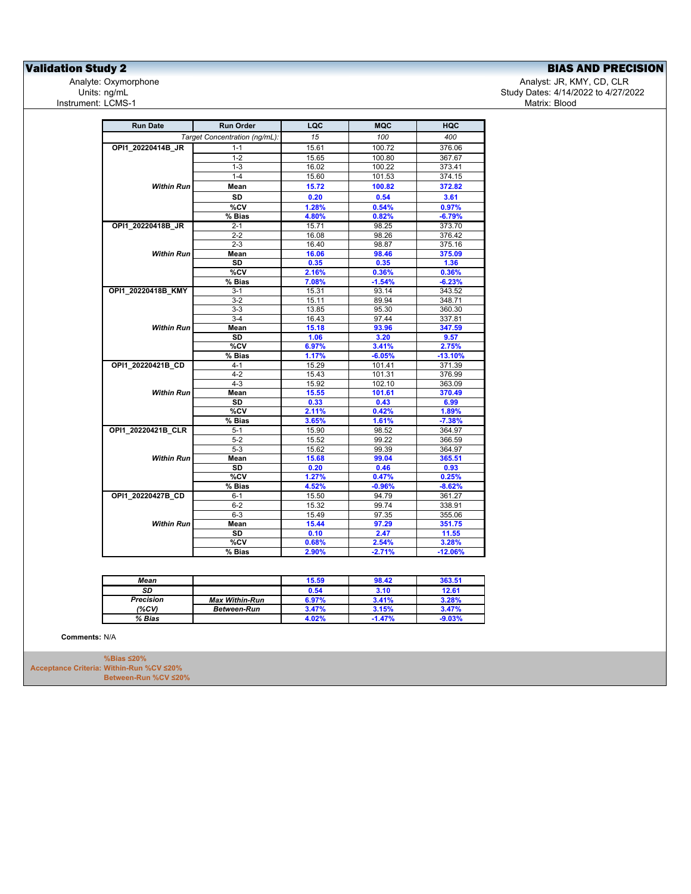# Validation Study 2

## BIAS AND PRECISION

Analyte: Oxymorphone
Units: ng/mL
Instrument: LCMS-1

Analyst: JR, KMY, CD, CLR
Study Dates: 4/14/2022 to 4/27/2022
Matrix: Blood

| Run Date | Run Order | LQC | MQC | HQC |
|---|---|---|---|---|
| | *Target Concentration (ng/mL):* | *15* | *100* | *400* |
| **OPI1_20220414B_JR** | 1-1 | 15.61 | 100.72 | 376.06 |
| | 1-2 | 15.65 | 100.80 | 367.67 |
| | 1-3 | 16.02 | 100.22 | 373.41 |
| | 1-4 | 15.60 | 101.53 | 374.15 |
| ***Within Run*** | **Mean** | **15.72** | **100.82** | **372.82** |
| | **SD** | **0.20** | **0.54** | **3.61** |
| | **%CV** | **1.28%** | **0.54%** | **0.97%** |
| | **% Bias** | **4.80%** | **0.82%** | **-6.79%** |
| **OPI1_20220418B_JR** | 2-1 | 15.71 | 98.25 | 373.70 |
| | 2-2 | 16.08 | 98.26 | 376.42 |
| | 2-3 | 16.40 | 98.87 | 375.16 |
| ***Within Run*** | **Mean** | **16.06** | **98.46** | **375.09** |
| | **SD** | **0.35** | **0.35** | **1.36** |
| | **%CV** | **2.16%** | **0.36%** | **0.36%** |
| | **% Bias** | **7.08%** | **-1.54%** | **-6.23%** |
| **OPI1_20220418B_KMY** | 3-1 | 15.31 | 93.14 | 343.52 |
| | 3-2 | 15.11 | 89.94 | 348.71 |
| | 3-3 | 13.85 | 95.30 | 360.30 |
| | 3-4 | 16.43 | 97.44 | 337.81 |
| ***Within Run*** | **Mean** | **15.18** | **93.96** | **347.59** |
| | **SD** | **1.06** | **3.20** | **9.57** |
| | **%CV** | **6.97%** | **3.41%** | **2.75%** |
| | **% Bias** | **1.17%** | **-6.05%** | **-13.10%** |
| **OPI1_20220421B_CD** | 4-1 | 15.29 | 101.41 | 371.39 |
| | 4-2 | 15.43 | 101.31 | 376.99 |
| | 4-3 | 15.92 | 102.10 | 363.09 |
| ***Within Run*** | **Mean** | **15.55** | **101.61** | **370.49** |
| | **SD** | **0.33** | **0.43** | **6.99** |
| | **%CV** | **2.11%** | **0.42%** | **1.89%** |
| | **% Bias** | **3.65%** | **1.61%** | **-7.38%** |
| **OPI1_20220421B_CLR** | 5-1 | 15.90 | 98.52 | 364.97 |
| | 5-2 | 15.52 | 99.22 | 366.59 |
| | 5-3 | 15.62 | 99.39 | 364.97 |
| ***Within Run*** | **Mean** | **15.68** | **99.04** | **365.51** |
| | **SD** | **0.20** | **0.46** | **0.93** |
| | **%CV** | **1.27%** | **0.47%** | **0.25%** |
| | **% Bias** | **4.52%** | **-0.96%** | **-8.62%** |
| **OPI1_20220427B_CD** | 6-1 | 15.50 | 94.79 | 361.27 |
| | 6-2 | 15.32 | 99.74 | 338.91 |
| | 6-3 | 15.49 | 97.35 | 355.06 |
| ***Within Run*** | **Mean** | **15.44** | **97.29** | **351.75** |
| | **SD** | **0.10** | **2.47** | **11.55** |
| | **%CV** | **0.68%** | **2.54%** | **3.28%** |
| | **% Bias** | **2.90%** | **-2.71%** | **-12.06%** |

| | | LQC | MQC | HQC |
|---|---|---|---|---|
| ***Mean*** | | **15.59** | **98.42** | **363.51** |
| ***SD*** | | **0.54** | **3.10** | **12.61** |
| ***Precision*** | ***Max Within-Run*** | **6.97%** | **3.41%** | **3.28%** |
| ***(%CV)*** | ***Between-Run*** | **3.47%** | **3.15%** | **3.47%** |
| ***% Bias*** | | **4.02%** | **-1.47%** | **-9.03%** |

**Comments:** N/A

**Acceptance Criteria:** **%Bias ≤20%**
**Within-Run %CV ≤20%**
**Between-Run %CV ≤20%**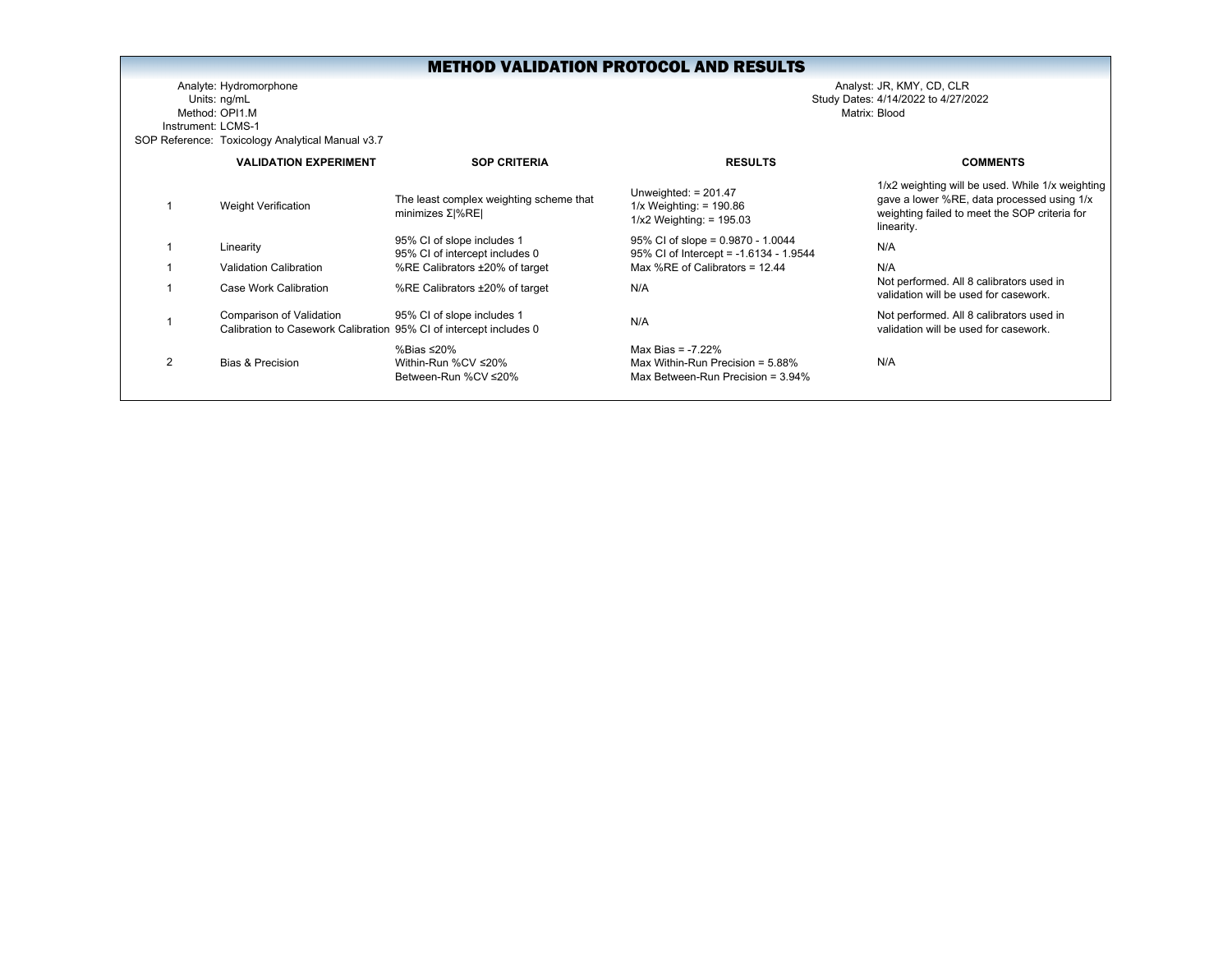# METHOD VALIDATION PROTOCOL AND RESULTS

Analyte: Hydromorphone
Units: ng/mL
Method: OPI1.M
Instrument: LCMS-1
SOP Reference: Toxicology Analytical Manual v3.7

Analyst: JR, KMY, CD, CLR
Study Dates: 4/14/2022 to 4/27/2022
Matrix: Blood

| | VALIDATION EXPERIMENT | SOP CRITERIA | RESULTS | COMMENTS |
|---|---|---|---|---|
| 1 | Weight Verification | The least complex weighting scheme that minimizes Σ\|%RE\| | Unweighted: = 201.47<br>1/x Weighting: = 190.86<br>1/x2 Weighting: = 195.03 | 1/x2 weighting will be used. While 1/x weighting gave a lower %RE, data processed using 1/x weighting failed to meet the SOP criteria for linearity. |
| 1 | Linearity | 95% CI of slope includes 1<br>95% CI of intercept includes 0 | 95% CI of slope = 0.9870 - 1.0044<br>95% CI of Intercept = -1.6134 - 1.9544 | N/A |
| 1 | Validation Calibration | %RE Calibrators ±20% of target | Max %RE of Calibrators = 12.44 | N/A |
| 1 | Case Work Calibration | %RE Calibrators ±20% of target | N/A | Not performed. All 8 calibrators used in validation will be used for casework. |
| 1 | Comparison of Validation Calibration to Casework Calibration | 95% CI of slope includes 1<br>95% CI of intercept includes 0 | N/A | Not performed. All 8 calibrators used in validation will be used for casework. |
| 2 | Bias & Precision | %Bias ≤20%<br>Within-Run %CV ≤20%<br>Between-Run %CV ≤20% | Max Bias = -7.22%<br>Max Within-Run Precision = 5.88%<br>Max Between-Run Precision = 3.94% | N/A |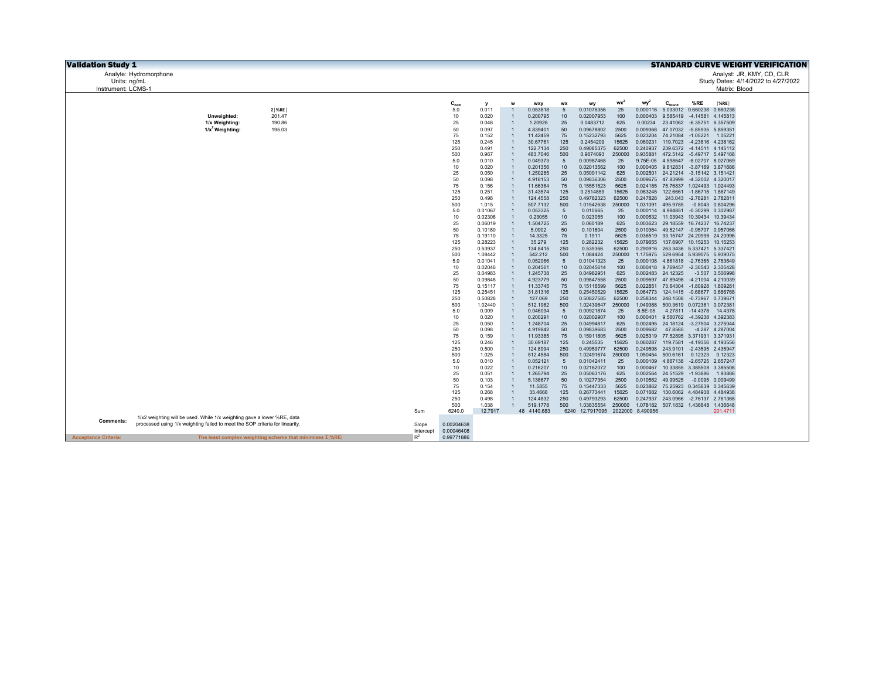# Validation Study 1

## STANDARD CURVE WEIGHT VERIFICATION

Analyte: Hydromorphone
Units: ng/mL
Instrument: LCMS-1

Analyst: JR, KMY, CD, CLR
Study Dates: 4/14/2022 to 4/27/2022
Matrix: Blood

| | Σ\|%RE\| |
|---|---|
| **Unweighted:** | 201.47 |
| **1/x Weighting:** | 190.86 |
| **$1/x^2$ Weighting:** | 195.03 |

| | $C_{nom}$ | y | w | wxy | wx | wy | $wx^2$ | $wy^2$ | $C_{found}$ | %RE | \|%RE\| |
|---|---|---|---|---|---|---|---|---|---|---|---|
| | 5.0 | 0.011 | 1 | 0.053818 | 5 | 0.01076356 | 25 | 0.000116 | 5.033012 | 0.660238 | 0.660238 |
| | 10 | 0.020 | 1 | 0.200795 | 10 | 0.02007953 | 100 | 0.000403 | 9.585419 | -4.14581 | 4.145813 |
| | 25 | 0.048 | 1 | 1.20928 | 25 | 0.0483712 | 625 | 0.00234 | 23.41062 | -6.35751 | 6.357509 |
| | 50 | 0.097 | 1 | 4.839401 | 50 | 0.09678802 | 2500 | 0.009368 | 47.07032 | -5.85935 | 5.859351 |
| | 75 | 0.152 | 1 | 11.42459 | 75 | 0.15232793 | 5625 | 0.023204 | 74.21084 | -1.05221 | 1.05221 |
| | 125 | 0.245 | 1 | 30.67761 | 125 | 0.2454209 | 15625 | 0.060231 | 119.7023 | -4.23816 | 4.238162 |
| | 250 | 0.491 | 1 | 122.7134 | 250 | 0.49085375 | 62500 | 0.240937 | 239.6372 | -4.14511 | 4.145112 |
| | 500 | 0.967 | 1 | 483.7046 | 500 | 0.9674093 | 250000 | 0.935881 | 472.5142 | -5.49717 | 5.497168 |
| | 5.0 | 0.010 | 1 | 0.049373 | 5 | 0.00987468 | 25 | 9.75E-05 | 4.598647 | -8.02707 | 8.027069 |
| | 10 | 0.020 | 1 | 0.201356 | 10 | 0.02013562 | 100 | 0.000405 | 9.612831 | -3.87169 | 3.871686 |
| | 25 | 0.050 | 1 | 1.250285 | 25 | 0.05001142 | 625 | 0.002501 | 24.21214 | -3.15142 | 3.151421 |
| | 50 | 0.098 | 1 | 4.918153 | 50 | 0.09836306 | 2500 | 0.009675 | 47.83999 | -4.32002 | 4.320017 |
| | 75 | 0.156 | 1 | 11.66364 | 75 | 0.15551523 | 5625 | 0.024185 | 75.76837 | 1.024493 | 1.024493 |
| | 125 | 0.251 | 1 | 31.43574 | 125 | 0.2514859 | 15625 | 0.063245 | 122.6661 | -1.86715 | 1.867149 |
| | 250 | 0.498 | 1 | 124.4558 | 250 | 0.49782323 | 62500 | 0.247828 | 243.043 | -2.78281 | 2.782811 |
| | 500 | 1.015 | 1 | 507.7132 | 500 | 1.01542638 | 250000 | 1.031091 | 495.9785 | -0.8043 | 0.804296 |
| | 5.0 | 0.01067 | 1 | 0.053325 | 5 | 0.010665 | 25 | 0.000114 | 4.984851 | -0.30299 | 0.302987 |
| | 10 | 0.02306 | 1 | 0.23055 | 10 | 0.023055 | 100 | 0.000532 | 11.03943 | 10.39434 | 10.39434 |
| | 25 | 0.06019 | 1 | 1.504725 | 25 | 0.060189 | 625 | 0.003623 | 29.18559 | 16.74237 | 16.74237 |
| | 50 | 0.10180 | 1 | 5.0902 | 50 | 0.101804 | 2500 | 0.010364 | 49.52147 | -0.95707 | 0.957066 |
| | 75 | 0.19110 | 1 | 14.3325 | 75 | 0.1911 | 5625 | 0.036519 | 93.15747 | 24.20996 | 24.20996 |
| | 125 | 0.28223 | 1 | 35.279 | 125 | 0.282232 | 15625 | 0.079655 | 137.6907 | 10.15253 | 10.15253 |
| | 250 | 0.53937 | 1 | 134.8415 | 250 | 0.539366 | 62500 | 0.290916 | 263.3436 | 5.337421 | 5.337421 |
| | 500 | 1.08442 | 1 | 542.212 | 500 | 1.084424 | 250000 | 1.175975 | 529.6954 | 5.939075 | 5.939075 |
| | 5.0 | 0.01041 | 1 | 0.052066 | 5 | 0.01041323 | 25 | 0.000108 | 4.861818 | -2.76365 | 2.763649 |
| | 10 | 0.02046 | 1 | 0.204561 | 10 | 0.02045614 | 100 | 0.000418 | 9.769457 | -2.30543 | 2.305428 |
| | 25 | 0.04983 | 1 | 1.245738 | 25 | 0.04982951 | 625 | 0.002483 | 24.12325 | -3.507 | 3.506998 |
| | 50 | 0.09848 | 1 | 4.923779 | 50 | 0.09847558 | 2500 | 0.009697 | 47.89498 | -4.21004 | 4.210039 |
| | 75 | 0.15117 | 1 | 11.33745 | 75 | 0.15116599 | 5625 | 0.022851 | 73.64304 | -1.80928 | 1.809281 |
| | 125 | 0.25451 | 1 | 31.81316 | 125 | 0.25450529 | 15625 | 0.064773 | 124.1415 | -0.68677 | 0.686768 |
| | 250 | 0.50828 | 1 | 127.069 | 250 | 0.50827585 | 62500 | 0.258344 | 248.1508 | -0.73967 | 0.739671 |
| | 500 | 1.02440 | 1 | 512.1982 | 500 | 1.02439647 | 250000 | 1.049388 | 500.3619 | 0.072381 | 0.072381 |
| | 5.0 | 0.009 | 1 | 0.046094 | 5 | 0.00921874 | 25 | 8.5E-05 | 4.27811 | -14.4378 | 14.4378 |
| | 10 | 0.020 | 1 | 0.200291 | 10 | 0.02002907 | 100 | 0.000401 | 9.560762 | -4.39238 | 4.392383 |
| | 25 | 0.050 | 1 | 1.248704 | 25 | 0.04994817 | 625 | 0.002495 | 24.18124 | -3.27504 | 3.275044 |
| | 50 | 0.098 | 1 | 4.919842 | 50 | 0.09839683 | 2500 | 0.009682 | 47.8565 | -4.287 | 4.287004 |
| | 75 | 0.159 | 1 | 11.93385 | 75 | 0.15911805 | 5625 | 0.025319 | 77.52895 | 3.371931 | 3.371931 |
| | 125 | 0.246 | 1 | 30.69187 | 125 | 0.245535 | 15625 | 0.060287 | 119.7581 | -4.19356 | 4.193556 |
| | 250 | 0.500 | 1 | 124.8994 | 250 | 0.49959777 | 62500 | 0.249598 | 243.9101 | -2.43595 | 2.435947 |
| | 500 | 1.025 | 1 | 512.4584 | 500 | 1.02491674 | 250000 | 1.050454 | 500.6161 | 0.12323 | 0.12323 |
| | 5.0 | 0.010 | 1 | 0.052121 | 5 | 0.01042411 | 25 | 0.000109 | 4.867138 | -2.65725 | 2.657247 |
| | 10 | 0.022 | 1 | 0.216207 | 10 | 0.02162072 | 100 | 0.000467 | 10.33855 | 3.385508 | 3.385508 |
| | 25 | 0.051 | 1 | 1.265794 | 25 | 0.05063176 | 625 | 0.002564 | 24.51529 | -1.93886 | 1.93886 |
| | 50 | 0.103 | 1 | 5.138677 | 50 | 0.10277354 | 2500 | 0.010562 | 49.99525 | -0.0095 | 0.009499 |
| | 75 | 0.154 | 1 | 11.5855 | 75 | 0.15447333 | 5625 | 0.023862 | 75.25923 | 0.345639 | 0.345639 |
| | 125 | 0.268 | 1 | 33.4668 | 125 | 0.26773441 | 15625 | 0.071682 | 130.6062 | 4.484938 | 4.484938 |
| | 250 | 0.498 | 1 | 124.4832 | 250 | 0.49793293 | 62500 | 0.247937 | 243.0966 | -2.76137 | 2.761368 |
| | 500 | 1.038 | 1 | 519.1778 | 500 | 1.03835554 | 250000 | 1.078182 | 507.1832 | 1.436648 | 1.436648 |
| Sum | 6240.0 | 12.7917 | 48 | 4140.683 | 6240 | 12.7917095 | 2022000 | 8.490956 | | | 201.4711 |
| Slope | 0.00204638 | | | | | | | | | | |
| Intercept | 0.00046408 | | | | | | | | | | |
| $R^2$ | 0.99771886 | | | | | | | | | | |

**Comments:** 1/x2 weighting will be used. While 1/x weighting gave a lower %RE, data processed using 1/x weighting failed to meet the SOP criteria for linearity.

**Acceptance Criteria:** The least complex weighting scheme that minimizes Σ|%RE|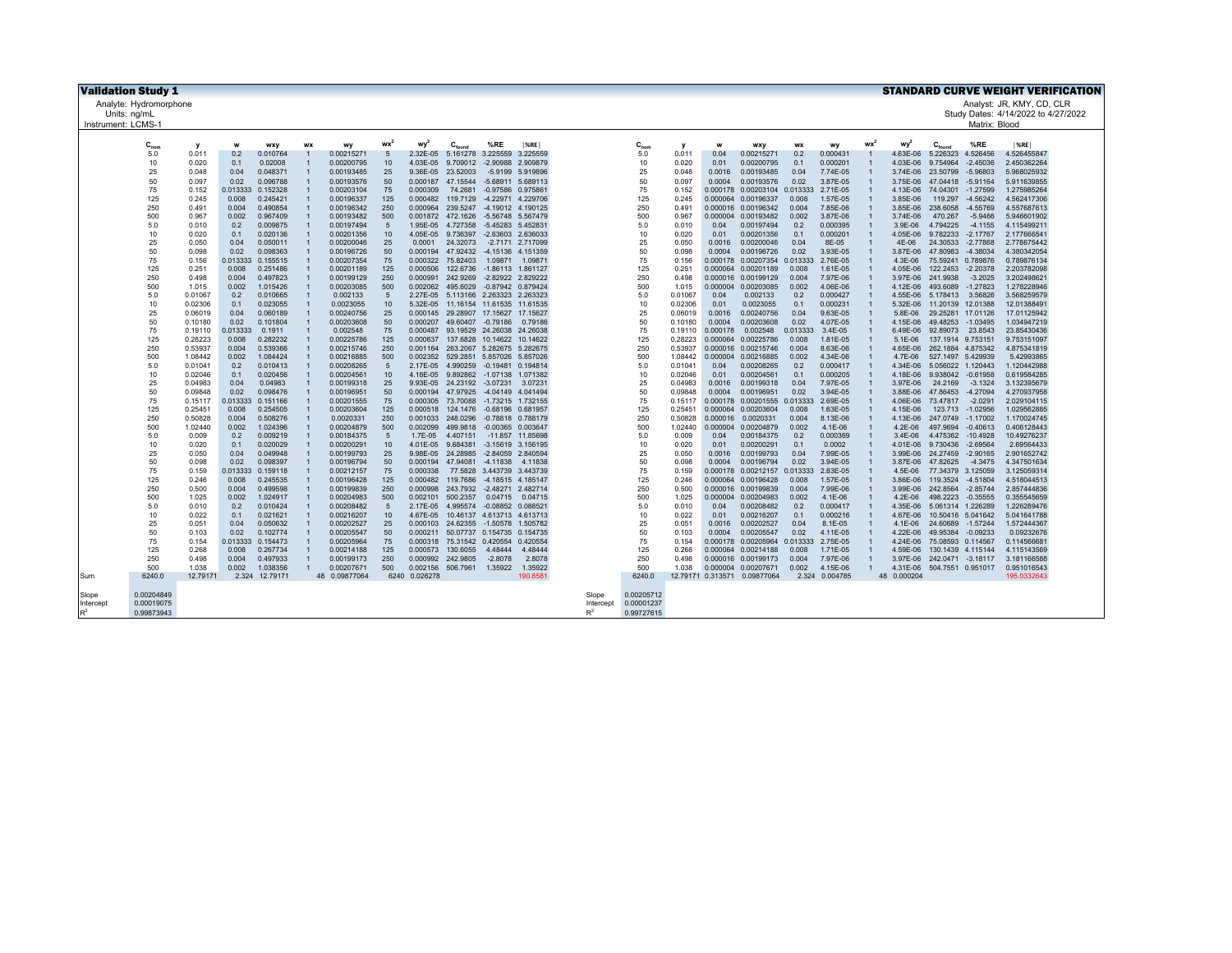# Validation Study 1

**STANDARD CURVE WEIGHT VERIFICATION**

Analyte: Hydromorphone
Units: ng/mL
Instrument: LCMS-1

Analyst: JR, KMY, CD, CLR
Study Dates: 4/14/2022 to 4/27/2022
Matrix: Blood

| | $C_{nom}$ | y | w | wxy | wx | wy | $wx^2$ | $wy^2$ | $C_{found}$ | %RE | \|%RE\| |
|---|---|---|---|---|---|---|---|---|---|---|---|
| | 5.0 | 0.011 | 0.2 | 0.010764 | 1 | 0.00215271 | 5 | 2.32E-05 | 5.161278 | 3.225559 | 3.225559 |
| | 10 | 0.020 | 0.1 | 0.02008 | 1 | 0.00200795 | 10 | 4.03E-05 | 9.709012 | -2.90988 | 2.909879 |
| | 25 | 0.048 | 0.04 | 0.048371 | 1 | 0.00193485 | 25 | 9.36E-05 | 23.52003 | -5.9199 | 5.919896 |
| | 50 | 0.097 | 0.02 | 0.096788 | 1 | 0.00193576 | 50 | 0.000187 | 47.15544 | -5.68911 | 5.689113 |
| | 75 | 0.152 | 0.013333 | 0.152328 | 1 | 0.00203104 | 75 | 0.000309 | 74.2681 | -0.97586 | 0.975861 |
| | 125 | 0.245 | 0.008 | 0.245421 | 1 | 0.00196337 | 125 | 0.000482 | 119.7129 | -4.22971 | 4.229706 |
| | 250 | 0.491 | 0.004 | 0.490854 | 1 | 0.00196342 | 250 | 0.000964 | 239.5247 | -4.19012 | 4.190125 |
| | 500 | 0.967 | 0.002 | 0.967409 | 1 | 0.00193482 | 500 | 0.001872 | 472.1626 | -5.56748 | 5.567479 |
| | 5.0 | 0.010 | 0.2 | 0.009875 | 1 | 0.00197494 | 5 | 1.95E-05 | 4.727358 | -5.45283 | 5.452831 |
| | 10 | 0.020 | 0.1 | 0.020136 | 1 | 0.00201356 | 10 | 4.05E-05 | 9.736397 | -2.63603 | 2.636033 |
| | 25 | 0.050 | 0.04 | 0.050011 | 1 | 0.00200046 | 25 | 0.0001 | 24.32073 | -2.7171 | 2.717099 |
| | 50 | 0.098 | 0.02 | 0.098363 | 1 | 0.00196726 | 50 | 0.000194 | 47.92432 | -4.15136 | 4.151359 |
| | 75 | 0.156 | 0.013333 | 0.155515 | 1 | 0.00207354 | 75 | 0.000322 | 75.82403 | 1.09871 | 1.09871 |
| | 125 | 0.251 | 0.008 | 0.251486 | 1 | 0.00201189 | 125 | 0.000506 | 122.6736 | -1.86113 | 1.861127 |
| | 250 | 0.498 | 0.004 | 0.497823 | 1 | 0.00199129 | 250 | 0.000991 | 242.9269 | -2.82922 | 2.829222 |
| | 500 | 1.015 | 0.002 | 1.015426 | 1 | 0.00203085 | 500 | 0.002062 | 495.6029 | -0.87942 | 0.879424 |
| | 5.0 | 0.01067 | 0.2 | 0.010665 | 1 | 0.002133 | 5 | 2.27E-05 | 5.113166 | 2.263323 | 2.263323 |
| | 10 | 0.02306 | 0.1 | 0.023055 | 1 | 0.0023055 | 10 | 5.32E-05 | 11.16154 | 11.61535 | 11.61535 |
| | 25 | 0.06019 | 0.04 | 0.060189 | 1 | 0.00240756 | 25 | 0.000145 | 29.28907 | 17.15627 | 17.15627 |
| | 50 | 0.10180 | 0.02 | 0.101804 | 1 | 0.00203608 | 50 | 0.000207 | 49.60407 | -0.79186 | 0.79186 |
| | 75 | 0.19110 | 0.013333 | 0.1911 | 1 | 0.002548 | 75 | 0.000487 | 93.19529 | 24.26038 | 24.26038 |
| | 125 | 0.28223 | 0.008 | 0.282232 | 1 | 0.00225786 | 125 | 0.000637 | 137.6828 | 10.14622 | 10.14622 |
| | 250 | 0.53937 | 0.004 | 0.539366 | 1 | 0.00215746 | 250 | 0.001164 | 263.2067 | 5.282675 | 5.282675 |
| | 500 | 1.08442 | 0.002 | 1.084424 | 1 | 0.00216885 | 500 | 0.002352 | 529.2851 | 5.857026 | 5.857026 |
| | 5.0 | 0.01041 | 0.2 | 0.010413 | 1 | 0.00208265 | 5 | 2.17E-05 | 4.990259 | -0.19481 | 0.194814 |
| | 10 | 0.02046 | 0.1 | 0.020456 | 1 | 0.00204561 | 10 | 4.18E-05 | 9.892862 | -1.07138 | 1.071382 |
| | 25 | 0.04983 | 0.04 | 0.04983 | 1 | 0.00199318 | 25 | 9.93E-05 | 24.23192 | -3.07231 | 3.07231 |
| | 50 | 0.09848 | 0.02 | 0.098476 | 1 | 0.00196951 | 50 | 0.000194 | 47.97925 | -4.04149 | 4.041494 |
| | 75 | 0.15117 | 0.013333 | 0.151166 | 1 | 0.00201555 | 75 | 0.000305 | 73.70088 | -1.73215 | 1.732155 |
| | 125 | 0.25451 | 0.008 | 0.254505 | 1 | 0.00203604 | 125 | 0.000518 | 124.1476 | -0.68196 | 0.681957 |
| | 250 | 0.50828 | 0.004 | 0.508276 | 1 | 0.0020331 | 250 | 0.001033 | 248.0296 | -0.78818 | 0.788179 |
| | 500 | 1.02440 | 0.002 | 1.024396 | 1 | 0.00204879 | 500 | 0.002099 | 499.9818 | -0.00365 | 0.003647 |
| | 5.0 | 0.009 | 0.2 | 0.009219 | 1 | 0.00184375 | 5 | 1.7E-05 | 4.407151 | -11.857 | 11.85698 |
| | 10 | 0.020 | 0.1 | 0.020029 | 1 | 0.00200291 | 10 | 4.01E-05 | 9.684381 | -3.15619 | 3.156195 |
| | 25 | 0.050 | 0.04 | 0.049948 | 1 | 0.00199793 | 25 | 9.98E-05 | 24.28985 | -2.84059 | 2.840594 |
| | 50 | 0.098 | 0.02 | 0.098397 | 1 | 0.00196794 | 50 | 0.000194 | 47.94081 | -4.11838 | 4.11838 |
| | 75 | 0.159 | 0.013333 | 0.159118 | 1 | 0.00212157 | 75 | 0.000338 | 77.5828 | 3.443739 | 3.443739 |
| | 125 | 0.246 | 0.008 | 0.245535 | 1 | 0.00196428 | 125 | 0.000482 | 119.7686 | -4.18515 | 4.185147 |
| | 250 | 0.500 | 0.004 | 0.499598 | 1 | 0.00199839 | 250 | 0.000998 | 243.7932 | -2.48271 | 2.482714 |
| | 500 | 1.025 | 0.002 | 1.024917 | 1 | 0.00204983 | 500 | 0.002101 | 500.2357 | 0.04715 | 0.04715 |
| | 5.0 | 0.010 | 0.2 | 0.010424 | 1 | 0.00208482 | 5 | 2.17E-05 | 4.995574 | -0.08852 | 0.088521 |
| | 10 | 0.022 | 0.1 | 0.021621 | 1 | 0.00216207 | 10 | 4.67E-05 | 10.46137 | 4.613713 | 4.613713 |
| | 25 | 0.051 | 0.04 | 0.050632 | 1 | 0.00202527 | 25 | 0.000103 | 24.62355 | -1.50578 | 1.505782 |
| | 50 | 0.103 | 0.02 | 0.102774 | 1 | 0.00205547 | 50 | 0.000211 | 50.07737 | 0.154735 | 0.154735 |
| | 75 | 0.154 | 0.013333 | 0.154473 | 1 | 0.00205964 | 75 | 0.000318 | 75.31542 | 0.420554 | 0.420554 |
| | 125 | 0.268 | 0.008 | 0.267734 | 1 | 0.00214188 | 125 | 0.000573 | 130.6055 | 4.48444 | 4.48444 |
| | 250 | 0.498 | 0.004 | 0.497933 | 1 | 0.00199173 | 250 | 0.000992 | 242.9805 | -2.8078 | 2.8078 |
| | 500 | 1.038 | 0.002 | 1.038356 | 1 | 0.00207671 | 500 | 0.002156 | 506.7961 | 1.35922 | 1.35922 |
| Sum | 6240.0 | 12.79171 | 2.324 | 12.79171 | 48 | 0.09877064 | 6240 | 0.026278 | | | 190.8581 |

| | |
|---|---|
| Slope | 0.00204849 |
| Intercept | 0.00019075 |
| $R^2$ | 0.99873943 |

| | $C_{nom}$ | y | w | wxy | wx | wy | $wx^2$ | $wy^2$ | $C_{found}$ | %RE | \|%RE\| |
|---|---|---|---|---|---|---|---|---|---|---|---|
| | 5.0 | 0.011 | 0.04 | 0.00215271 | 0.2 | 0.000431 | 1 | 4.63E-06 | 5.226323 | 4.526456 | 4.526455847 |
| | 10 | 0.020 | 0.01 | 0.00200795 | 0.1 | 0.000201 | 1 | 4.03E-06 | 9.754964 | -2.45036 | 2.450362264 |
| | 25 | 0.048 | 0.0016 | 0.00193485 | 0.04 | 7.74E-05 | 1 | 3.74E-06 | 23.50799 | -5.96803 | 5.968025932 |
| | 50 | 0.097 | 0.0004 | 0.00193576 | 0.02 | 3.87E-05 | 1 | 3.75E-06 | 47.04418 | -5.91164 | 5.911639855 |
| | 75 | 0.152 | 0.000178 | 0.00203104 | 0.013333 | 2.71E-05 | 1 | 4.13E-06 | 74.04301 | -1.27599 | 1.275985264 |
| | 125 | 0.245 | 0.000064 | 0.00196337 | 0.008 | 1.57E-05 | 1 | 3.85E-06 | 119.297 | -4.56242 | 4.562417306 |
| | 250 | 0.491 | 0.000016 | 0.00196342 | 0.004 | 7.85E-06 | 1 | 3.85E-06 | 238.6058 | -4.55769 | 4.557687613 |
| | 500 | 0.967 | 0.000004 | 0.00193482 | 0.002 | 3.87E-06 | 1 | 3.74E-06 | 470.267 | -5.9466 | 5.946601902 |
| | 5.0 | 0.010 | 0.04 | 0.00197494 | 0.2 | 0.000395 | 1 | 3.9E-06 | 4.794225 | -4.1155 | 4.115499211 |
| | 10 | 0.020 | 0.01 | 0.00201356 | 0.1 | 0.000201 | 1 | 4.05E-06 | 9.782233 | -2.17767 | 2.177666541 |
| | 25 | 0.050 | 0.0016 | 0.00200046 | 0.04 | 8E-05 | 1 | 4E-06 | 24.30533 | -2.77868 | 2.778675442 |
| | 50 | 0.098 | 0.0004 | 0.00196726 | 0.02 | 3.93E-05 | 1 | 3.87E-06 | 47.80983 | -4.38034 | 4.380342054 |
| | 75 | 0.156 | 0.000178 | 0.00207354 | 0.013333 | 2.76E-05 | 1 | 4.3E-06 | 75.59241 | 0.789876 | 0.789876134 |
| | 125 | 0.251 | 0.000064 | 0.00201189 | 0.008 | 1.61E-05 | 1 | 4.05E-06 | 122.2453 | -2.20378 | 2.203782098 |
| | 250 | 0.498 | 0.000016 | 0.00199129 | 0.004 | 7.97E-06 | 1 | 3.97E-06 | 241.9938 | -3.2025 | 3.202498621 |
| | 500 | 1.015 | 0.000004 | 0.00203085 | 0.002 | 4.06E-06 | 1 | 4.12E-06 | 493.6089 | -1.27823 | 1.278228946 |
| | 5.0 | 0.01067 | 0.04 | 0.002133 | 0.2 | 0.000427 | 1 | 4.55E-06 | 5.178413 | 3.56826 | 3.568259579 |
| | 10 | 0.02306 | 0.01 | 0.0023055 | 0.1 | 0.000231 | 1 | 5.32E-06 | 11.20139 | 12.01388 | 12.01388491 |
| | 25 | 0.06019 | 0.0016 | 0.00240756 | 0.04 | 9.63E-05 | 1 | 5.8E-06 | 29.25281 | 17.01126 | 17.01125942 |
| | 50 | 0.10180 | 0.0004 | 0.00203608 | 0.02 | 4.07E-05 | 1 | 4.15E-06 | 49.48253 | -1.03495 | 1.034947219 |
| | 75 | 0.19110 | 0.000178 | 0.002548 | 0.013333 | 3.4E-05 | 1 | 6.49E-06 | 92.89073 | 23.8543 | 23.85430436 |
| | 125 | 0.28223 | 0.000064 | 0.00225786 | 0.008 | 1.81E-05 | 1 | 5.1E-06 | 137.1914 | 9.753151 | 9.753151097 |
| | 250 | 0.53937 | 0.000016 | 0.00215746 | 0.004 | 8.63E-06 | 1 | 4.65E-06 | 262.1884 | 4.875342 | 4.875341819 |
| | 500 | 1.08442 | 0.000004 | 0.00216885 | 0.002 | 4.34E-06 | 1 | 4.7E-06 | 527.1497 | 5.429936 | 5.42993865 |
| | 5.0 | 0.01041 | 0.04 | 0.00208265 | 0.2 | 0.000417 | 1 | 4.34E-06 | 5.056022 | 1.120443 | 1.120442988 |
| | 10 | 0.02046 | 0.01 | 0.00204561 | 0.1 | 0.000205 | 1 | 4.18E-06 | 9.938042 | -0.61958 | 0.619584285 |
| | 25 | 0.04983 | 0.0016 | 0.00199318 | 0.04 | 7.97E-05 | 1 | 3.97E-06 | 24.2169 | -3.1324 | 3.132395679 |
| | 50 | 0.09848 | 0.0004 | 0.00196951 | 0.02 | 3.94E-05 | 1 | 3.88E-06 | 47.86453 | -4.27094 | 4.270937958 |
| | 75 | 0.15117 | 0.000178 | 0.00201555 | 0.013333 | 2.69E-05 | 1 | 4.06E-06 | 73.47817 | -2.0291 | 2.029104115 |
| | 125 | 0.25451 | 0.000064 | 0.00203604 | 0.008 | 1.63E-05 | 1 | 4.15E-06 | 123.713 | -1.02956 | 1.029562885 |
| | 250 | 0.50828 | 0.000016 | 0.0020331 | 0.004 | 8.13E-06 | 1 | 4.13E-06 | 247.0749 | -1.17002 | 1.170024745 |
| | 500 | 1.02440 | 0.000004 | 0.00204879 | 0.002 | 4.1E-06 | 1 | 4.2E-06 | 497.9694 | -0.40613 | 0.406128443 |
| | 5.0 | 0.009 | 0.04 | 0.00184375 | 0.2 | 0.000369 | 1 | 3.4E-06 | 4.475362 | -10.4928 | 10.49276237 |
| | 10 | 0.020 | 0.01 | 0.00200291 | 0.1 | 0.0002 | 1 | 4.01E-06 | 9.730436 | -2.69564 | 2.69564433 |
| | 25 | 0.050 | 0.0016 | 0.00199793 | 0.04 | 7.99E-05 | 1 | 3.99E-06 | 24.27459 | -2.90165 | 2.901652742 |
| | 50 | 0.098 | 0.0004 | 0.00196794 | 0.02 | 3.94E-05 | 1 | 3.87E-06 | 47.82625 | -4.3475 | 4.347501634 |
| | 75 | 0.159 | 0.000178 | 0.00212157 | 0.013333 | 2.83E-05 | 1 | 4.5E-06 | 77.34379 | 3.125059 | 3.125059314 |
| | 125 | 0.246 | 0.000064 | 0.00196428 | 0.008 | 1.57E-05 | 1 | 3.86E-06 | 119.3524 | -4.51804 | 4.518044513 |
| | 250 | 0.500 | 0.000016 | 0.00199839 | 0.004 | 7.99E-06 | 1 | 3.99E-06 | 242.8564 | -2.85744 | 2.857444836 |
| | 500 | 1.025 | 0.000004 | 0.00204983 | 0.002 | 4.1E-06 | 1 | 4.2E-06 | 498.2223 | -0.35555 | 0.355545659 |
| | 5.0 | 0.010 | 0.04 | 0.00208482 | 0.2 | 0.000417 | 1 | 4.35E-06 | 5.061314 | 1.226289 | 1.226289476 |
| | 10 | 0.022 | 0.01 | 0.00216207 | 0.1 | 0.000216 | 1 | 4.67E-06 | 10.50416 | 5.041642 | 5.041641788 |
| | 25 | 0.051 | 0.0016 | 0.00202527 | 0.04 | 8.1E-05 | 1 | 4.1E-06 | 24.60689 | -1.57244 | 1.572444367 |
| | 50 | 0.103 | 0.0004 | 0.00205547 | 0.02 | 4.11E-05 | 1 | 4.22E-06 | 49.95384 | -0.09233 | 0.09232676 |
| | 75 | 0.154 | 0.000178 | 0.00205964 | 0.013333 | 2.75E-05 | 1 | 4.24E-06 | 75.08593 | 0.114567 | 0.114566681 |
| | 125 | 0.268 | 0.000064 | 0.00214188 | 0.008 | 1.71E-05 | 1 | 4.59E-06 | 130.1439 | 4.115144 | 4.115143569 |
| | 250 | 0.498 | 0.000016 | 0.00199173 | 0.004 | 7.97E-06 | 1 | 3.97E-06 | 242.0471 | -3.18117 | 3.181166588 |
| | 500 | 1.038 | 0.000004 | 0.00207671 | 0.002 | 4.15E-06 | 1 | 4.31E-06 | 504.7551 | 0.951017 | 0.951016543 |
| | 6240.0 | 12.79171 | 0.313571 | 0.09877064 | 2.324 | 0.004785 | 48 | 0.000204 | | | 195.0332643 |

| | |
|---|---|
| Slope | 0.00205712 |
| Intercept | 0.00001237 |
| $R^2$ | 0.99727615 |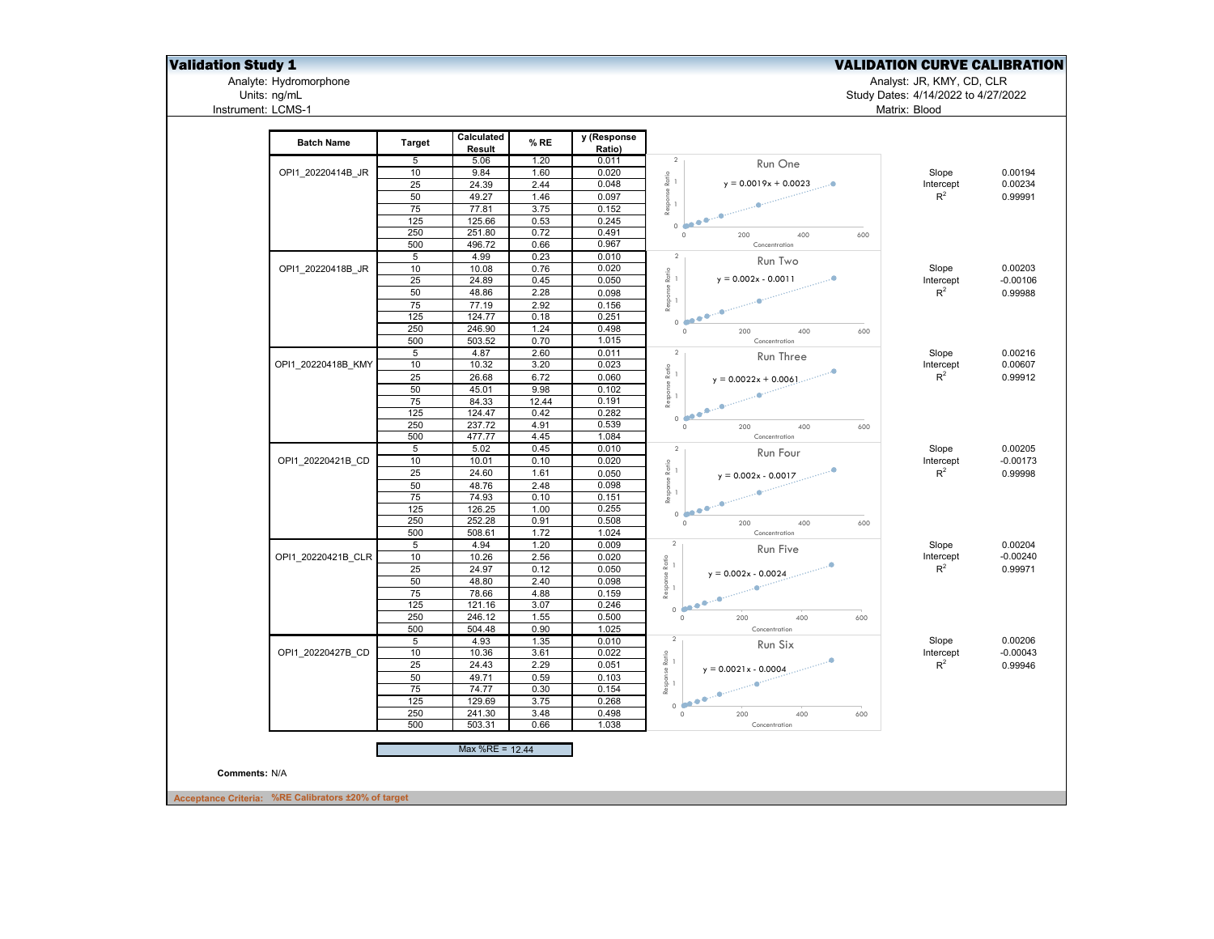# Validation Study 1

## VALIDATION CURVE CALIBRATION

Analyte: Hydromorphone
Units: ng/mL
Instrument: LCMS-1

Analyst: JR, KMY, CD, CLR
Study Dates: 4/14/2022 to 4/27/2022
Matrix: Blood

| Batch Name | Target | Calculated Result | % RE | y (Response Ratio) |
|---|---|---|---|---|
| OPI1_20220414B_JR | 5 | 5.06 | 1.20 | 0.011 |
| | 10 | 9.84 | 1.60 | 0.020 |
| | 25 | 24.39 | 2.44 | 0.048 |
| | 50 | 49.27 | 1.46 | 0.097 |
| | 75 | 77.81 | 3.75 | 0.152 |
| | 125 | 125.66 | 0.53 | 0.245 |
| | 250 | 251.80 | 0.72 | 0.491 |
| | 500 | 496.72 | 0.66 | 0.967 |
| OPI1_20220418B_JR | 5 | 4.99 | 0.23 | 0.010 |
| | 10 | 10.08 | 0.76 | 0.020 |
| | 25 | 24.89 | 0.45 | 0.050 |
| | 50 | 48.86 | 2.28 | 0.098 |
| | 75 | 77.19 | 2.92 | 0.156 |
| | 125 | 124.77 | 0.18 | 0.251 |
| | 250 | 246.90 | 1.24 | 0.498 |
| | 500 | 503.52 | 0.70 | 1.015 |
| OPI1_20220418B_KMY | 5 | 4.87 | 2.60 | 0.011 |
| | 10 | 10.32 | 3.20 | 0.023 |
| | 25 | 26.68 | 6.72 | 0.060 |
| | 50 | 45.01 | 9.98 | 0.102 |
| | 75 | 84.33 | 12.44 | 0.191 |
| | 125 | 124.47 | 0.42 | 0.282 |
| | 250 | 237.72 | 4.91 | 0.539 |
| | 500 | 477.77 | 4.45 | 1.084 |
| OPI1_20220421B_CD | 5 | 5.02 | 0.45 | 0.010 |
| | 10 | 10.01 | 0.10 | 0.020 |
| | 25 | 24.60 | 1.61 | 0.050 |
| | 50 | 48.76 | 2.48 | 0.098 |
| | 75 | 74.93 | 0.10 | 0.151 |
| | 125 | 126.25 | 1.00 | 0.255 |
| | 250 | 252.28 | 0.91 | 0.508 |
| | 500 | 508.61 | 1.72 | 1.024 |
| OPI1_20220421B_CLR | 5 | 4.94 | 1.20 | 0.009 |
| | 10 | 10.26 | 2.56 | 0.020 |
| | 25 | 24.97 | 0.12 | 0.050 |
| | 50 | 48.80 | 2.40 | 0.098 |
| | 75 | 78.66 | 4.88 | 0.159 |
| | 125 | 121.16 | 3.07 | 0.246 |
| | 250 | 246.12 | 1.55 | 0.500 |
| | 500 | 504.48 | 0.90 | 1.025 |
| OPI1_20220427B_CD | 5 | 4.93 | 1.35 | 0.010 |
| | 10 | 10.36 | 3.61 | 0.022 |
| | 25 | 24.43 | 2.29 | 0.051 |
| | 50 | 49.71 | 0.59 | 0.103 |
| | 75 | 74.77 | 0.30 | 0.154 |
| | 125 | 129.69 | 3.75 | 0.268 |
| | 250 | 241.30 | 3.48 | 0.498 |
| | 500 | 503.31 | 0.66 | 1.038 |

Max %RE = 12.44

| Run | Equation | Slope | Intercept | $R^2$ |
|---|---|---|---|---|
| Run One | $y = 0.0019x + 0.0023$ | 0.00194 | 0.00234 | 0.99991 |
| Run Two | $y = 0.002x - 0.0011$ | 0.00203 | -0.00106 | 0.99988 |
| Run Three | $y = 0.0022x + 0.0061$ | 0.00216 | 0.00607 | 0.99912 |
| Run Four | $y = 0.002x - 0.0017$ | 0.00205 | -0.00173 | 0.99998 |
| Run Five | $y = 0.002x - 0.0024$ | 0.00204 | -0.00240 | 0.99971 |
| Run Six | $y = 0.0021x - 0.0004$ | 0.00206 | -0.00043 | 0.99946 |

**Comments:** N/A

**Acceptance Criteria:** %RE Calibrators ±20% of target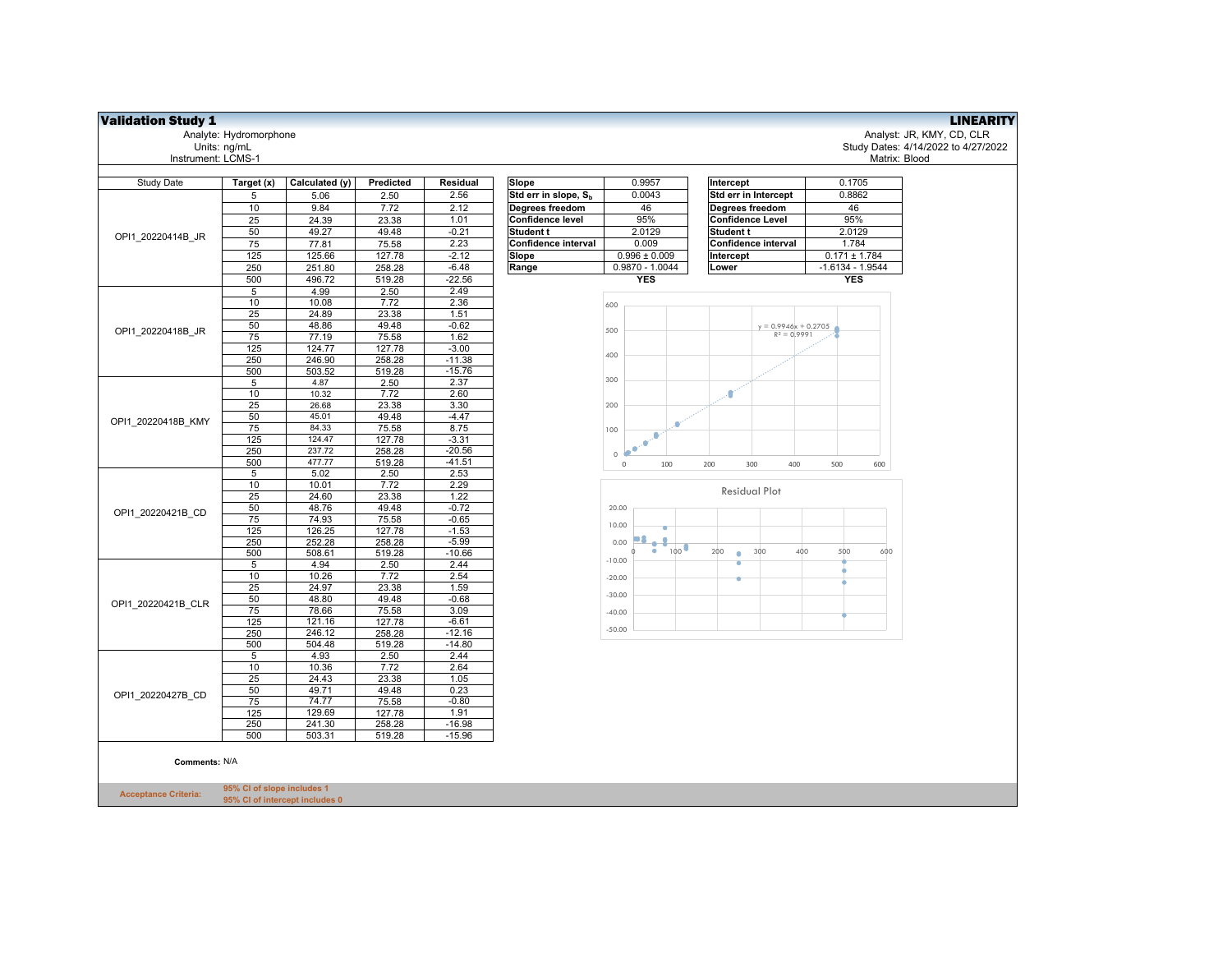## Validation Study 1 — LINEARITY

Analyte: Hydromorphone
Units: ng/mL
Instrument: LCMS-1

Analyst: JR, KMY, CD, CLR
Study Dates: 4/14/2022 to 4/27/2022
Matrix: Blood

| Study Date | Target (x) | Calculated (y) | Predicted | Residual |
|---|---|---|---|---|
| OPI1_20220414B_JR | 5 | 5.06 | 2.50 | 2.56 |
| | 10 | 9.84 | 7.72 | 2.12 |
| | 25 | 24.39 | 23.38 | 1.01 |
| | 50 | 49.27 | 49.48 | -0.21 |
| | 75 | 77.81 | 75.58 | 2.23 |
| | 125 | 125.66 | 127.78 | -2.12 |
| | 250 | 251.80 | 258.28 | -6.48 |
| | 500 | 496.72 | 519.28 | -22.56 |
| OPI1_20220418B_JR | 5 | 4.99 | 2.50 | 2.49 |
| | 10 | 10.08 | 7.72 | 2.36 |
| | 25 | 24.89 | 23.38 | 1.51 |
| | 50 | 48.86 | 49.48 | -0.62 |
| | 75 | 77.19 | 75.58 | 1.62 |
| | 125 | 124.77 | 127.78 | -3.00 |
| | 250 | 246.90 | 258.28 | -11.38 |
| | 500 | 503.52 | 519.28 | -15.76 |
| OPI1_20220418B_KMY | 5 | 4.87 | 2.50 | 2.37 |
| | 10 | 10.32 | 7.72 | 2.60 |
| | 25 | 26.68 | 23.38 | 3.30 |
| | 50 | 45.01 | 49.48 | -4.47 |
| | 75 | 84.33 | 75.58 | 8.75 |
| | 125 | 124.47 | 127.78 | -3.31 |
| | 250 | 237.72 | 258.28 | -20.56 |
| | 500 | 477.77 | 519.28 | -41.51 |
| OPI1_20220421B_CD | 5 | 5.02 | 2.50 | 2.53 |
| | 10 | 10.01 | 7.72 | 2.29 |
| | 25 | 24.60 | 23.38 | 1.22 |
| | 50 | 48.76 | 49.48 | -0.72 |
| | 75 | 74.93 | 75.58 | -0.65 |
| | 125 | 126.25 | 127.78 | -1.53 |
| | 250 | 252.28 | 258.28 | -5.99 |
| | 500 | 508.61 | 519.28 | -10.66 |
| OPI1_20220421B_CLR | 5 | 4.94 | 2.50 | 2.44 |
| | 10 | 10.26 | 7.72 | 2.54 |
| | 25 | 24.97 | 23.38 | 1.59 |
| | 50 | 48.80 | 49.48 | -0.68 |
| | 75 | 78.66 | 75.58 | 3.09 |
| | 125 | 121.16 | 127.78 | -6.61 |
| | 250 | 246.12 | 258.28 | -12.16 |
| | 500 | 504.48 | 519.28 | -14.80 |
| OPI1_20220427B_CD | 5 | 4.93 | 2.50 | 2.44 |
| | 10 | 10.36 | 7.72 | 2.64 |
| | 25 | 24.43 | 23.38 | 1.05 |
| | 50 | 49.71 | 49.48 | 0.23 |
| | 75 | 74.77 | 75.58 | -0.80 |
| | 125 | 129.69 | 127.78 | 1.91 |
| | 250 | 241.30 | 258.28 | -16.98 |
| | 500 | 503.31 | 519.28 | -15.96 |

| Slope | 0.9957 |
|---|---|
| Std err in slope, $S_b$ | 0.0043 |
| Degrees freedom | 46 |
| Confidence level | 95% |
| Student t | 2.0129 |
| Confidence interval | 0.009 |
| Slope | 0.996 ± 0.009 |
| Range | 0.9870 - 1.0044 |
| | YES |

| Intercept | 0.1705 |
|---|---|
| Std err in Intercept | 0.8862 |
| Degrees freedom | 46 |
| Confidence Level | 95% |
| Student t | 2.0129 |
| Confidence interval | 1.784 |
| Intercept | 0.171 ± 1.784 |
| Lower | -1.6134 - 1.9544 |
| | YES |

$y = 0.9946x + 0.2705$
$R^2 = 0.9991$

Residual Plot

**Comments:** N/A

**Acceptance Criteria:** 95% CI of slope includes 1
95% CI of intercept includes 0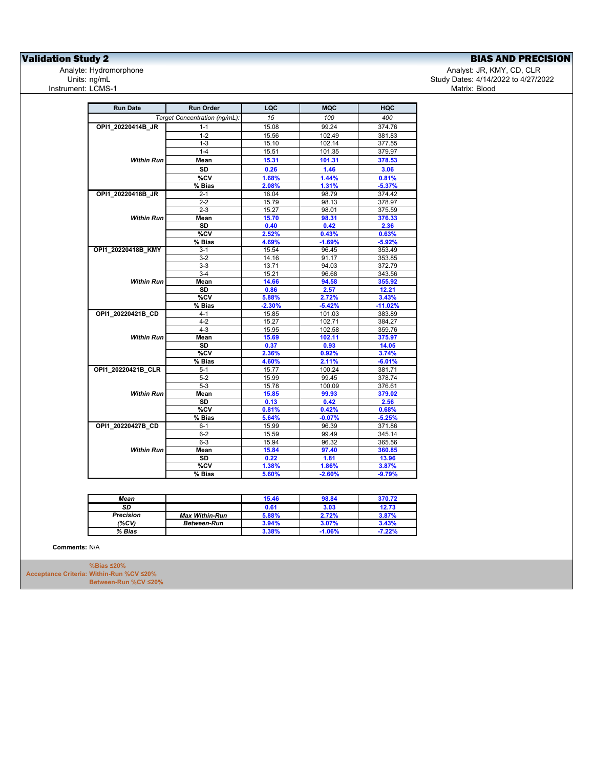## Validation Study 2

## BIAS AND PRECISION

Analyte: Hydromorphone
Units: ng/mL
Instrument: LCMS-1

Analyst: JR, KMY, CD, CLR
Study Dates: 4/14/2022 to 4/27/2022
Matrix: Blood

| Run Date | Run Order | LQC | MQC | HQC |
|---|---|---|---|---|
| | *Target Concentration (ng/mL):* | *15* | *100* | *400* |
| **OPI1_20220414B_JR** | 1-1 | 15.08 | 99.24 | 374.76 |
| | 1-2 | 15.56 | 102.49 | 381.83 |
| | 1-3 | 15.10 | 102.14 | 377.55 |
| | 1-4 | 15.51 | 101.35 | 379.97 |
| ***Within Run*** | **Mean** | **15.31** | **101.31** | **378.53** |
| | **SD** | **0.26** | **1.46** | **3.06** |
| | **%CV** | **1.68%** | **1.44%** | **0.81%** |
| | **% Bias** | **2.08%** | **1.31%** | **-5.37%** |
| **OPI1_20220418B_JR** | 2-1 | 16.04 | 98.79 | 374.42 |
| | 2-2 | 15.79 | 98.13 | 378.97 |
| | 2-3 | 15.27 | 98.01 | 375.59 |
| ***Within Run*** | **Mean** | **15.70** | **98.31** | **376.33** |
| | **SD** | **0.40** | **0.42** | **2.36** |
| | **%CV** | **2.52%** | **0.43%** | **0.63%** |
| | **% Bias** | **4.69%** | **-1.69%** | **-5.92%** |
| **OPI1_20220418B_KMY** | 3-1 | 15.54 | 96.45 | 353.49 |
| | 3-2 | 14.16 | 91.17 | 353.85 |
| | 3-3 | 13.71 | 94.03 | 372.79 |
| | 3-4 | 15.21 | 96.68 | 343.56 |
| ***Within Run*** | **Mean** | **14.66** | **94.58** | **355.92** |
| | **SD** | **0.86** | **2.57** | **12.21** |
| | **%CV** | **5.88%** | **2.72%** | **3.43%** |
| | **% Bias** | **-2.30%** | **-5.42%** | **-11.02%** |
| **OPI1_20220421B_CD** | 4-1 | 15.85 | 101.03 | 383.89 |
| | 4-2 | 15.27 | 102.71 | 384.27 |
| | 4-3 | 15.95 | 102.58 | 359.76 |
| ***Within Run*** | **Mean** | **15.69** | **102.11** | **375.97** |
| | **SD** | **0.37** | **0.93** | **14.05** |
| | **%CV** | **2.36%** | **0.92%** | **3.74%** |
| | **% Bias** | **4.60%** | **2.11%** | **-6.01%** |
| **OPI1_20220421B_CLR** | 5-1 | 15.77 | 100.24 | 381.71 |
| | 5-2 | 15.99 | 99.45 | 378.74 |
| | 5-3 | 15.78 | 100.09 | 376.61 |
| ***Within Run*** | **Mean** | **15.85** | **99.93** | **379.02** |
| | **SD** | **0.13** | **0.42** | **2.56** |
| | **%CV** | **0.81%** | **0.42%** | **0.68%** |
| | **% Bias** | **5.64%** | **-0.07%** | **-5.25%** |
| **OPI1_20220427B_CD** | 6-1 | 15.99 | 96.39 | 371.86 |
| | 6-2 | 15.59 | 99.49 | 345.14 |
| | 6-3 | 15.94 | 96.32 | 365.56 |
| ***Within Run*** | **Mean** | **15.84** | **97.40** | **360.85** |
| | **SD** | **0.22** | **1.81** | **13.96** |
| | **%CV** | **1.38%** | **1.86%** | **3.87%** |
| | **% Bias** | **5.60%** | **-2.60%** | **-9.79%** |

| | | LQC | MQC | HQC |
|---|---|---|---|---|
| ***Mean*** | | **15.46** | **98.84** | **370.72** |
| ***SD*** | | **0.61** | **3.03** | **12.73** |
| ***Precision*** | ***Max Within-Run*** | **5.88%** | **2.72%** | **3.87%** |
| ***(%CV)*** | ***Between-Run*** | **3.94%** | **3.07%** | **3.43%** |
| ***% Bias*** | | **3.38%** | **-1.06%** | **-7.22%** |

**Comments:** N/A

**Acceptance Criteria:** **%Bias ≤20%**
**Within-Run %CV ≤20%**
**Between-Run %CV ≤20%**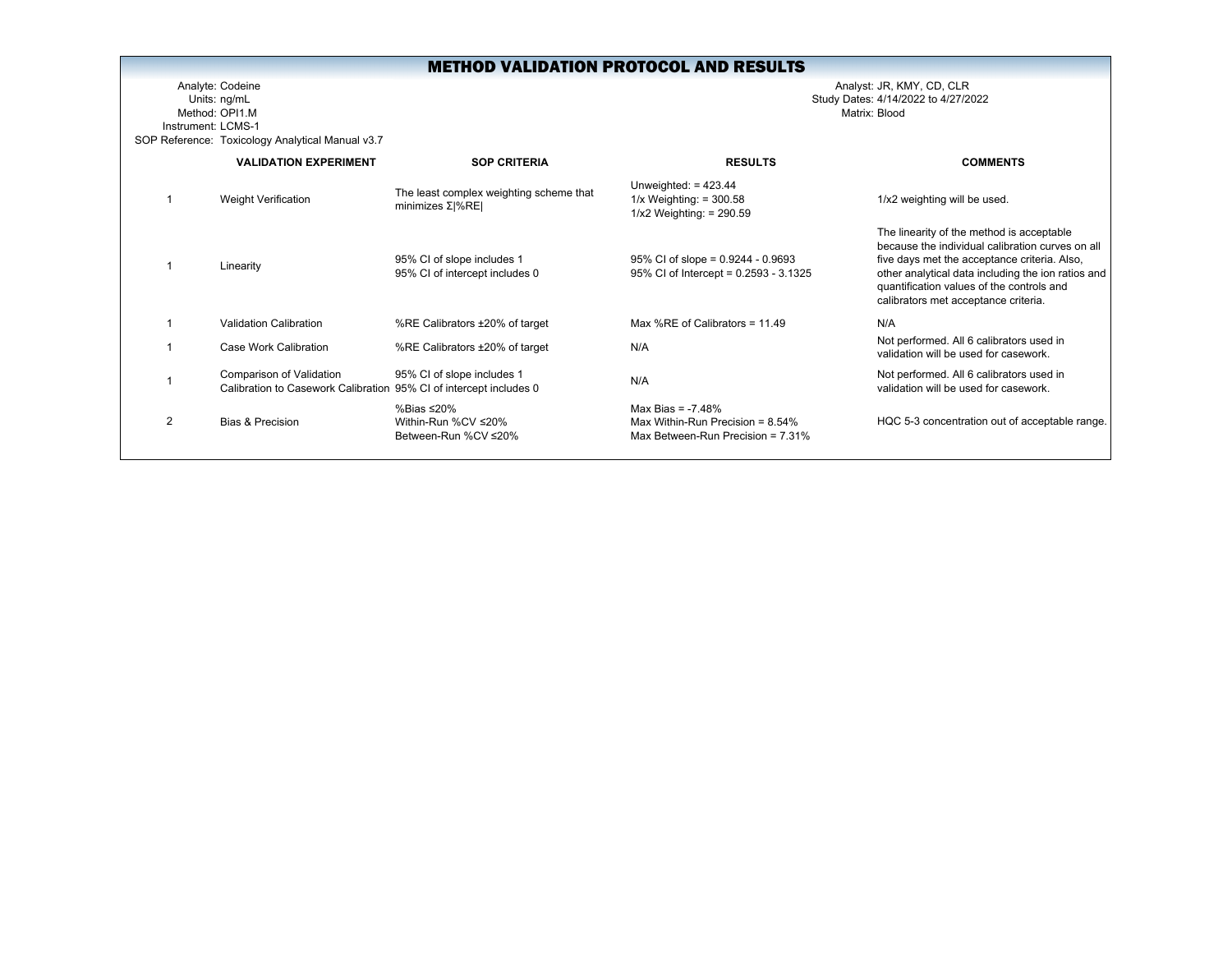# METHOD VALIDATION PROTOCOL AND RESULTS

Analyte: Codeine
Units: ng/mL
Method: OPI1.M
Instrument: LCMS-1
SOP Reference: Toxicology Analytical Manual v3.7

Analyst: JR, KMY, CD, CLR
Study Dates: 4/14/2022 to 4/27/2022
Matrix: Blood

| | VALIDATION EXPERIMENT | SOP CRITERIA | RESULTS | COMMENTS |
|---|---|---|---|---|
| 1 | Weight Verification | The least complex weighting scheme that minimizes Σ\|%RE\| | Unweighted: = 423.44<br>1/x Weighting: = 300.58<br>1/x2 Weighting: = 290.59 | 1/x2 weighting will be used. |
| 1 | Linearity | 95% CI of slope includes 1<br>95% CI of intercept includes 0 | 95% CI of slope = 0.9244 - 0.9693<br>95% CI of Intercept = 0.2593 - 3.1325 | The linearity of the method is acceptable because the individual calibration curves on all five days met the acceptance criteria. Also, other analytical data including the ion ratios and quantification values of the controls and calibrators met acceptance criteria. |
| 1 | Validation Calibration | %RE Calibrators ±20% of target | Max %RE of Calibrators = 11.49 | N/A |
| 1 | Case Work Calibration | %RE Calibrators ±20% of target | N/A | Not performed. All 6 calibrators used in validation will be used for casework. |
| 1 | Comparison of Validation Calibration to Casework Calibration | 95% CI of slope includes 1<br>95% CI of intercept includes 0 | N/A | Not performed. All 6 calibrators used in validation will be used for casework. |
| 2 | Bias & Precision | %Bias ≤20%<br>Within-Run %CV ≤20%<br>Between-Run %CV ≤20% | Max Bias = -7.48%<br>Max Within-Run Precision = 8.54%<br>Max Between-Run Precision = 7.31% | HQC 5-3 concentration out of acceptable range. |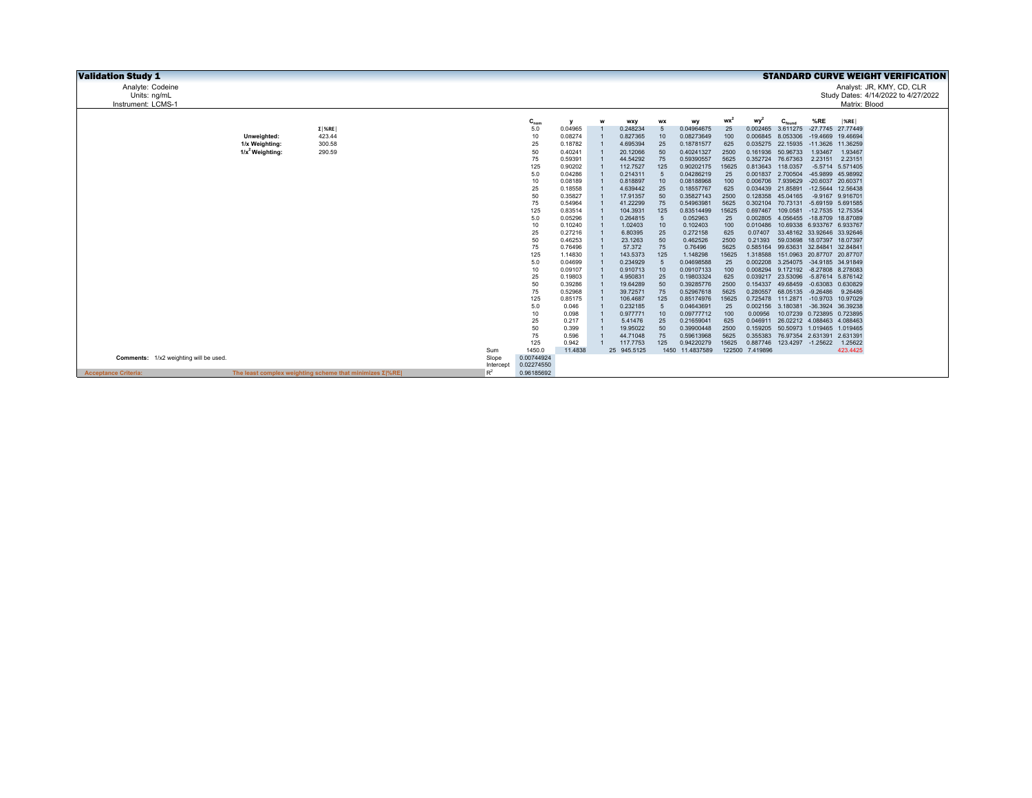# Validation Study 1

## STANDARD CURVE WEIGHT VERIFICATION

Analyte: Codeine
Units: ng/mL
Instrument: LCMS-1

Analyst: JR, KMY, CD, CLR
Study Dates: 4/14/2022 to 4/27/2022
Matrix: Blood

| | Σ\|%RE\| |
|---|---|
| Unweighted: | 423.44 |
| 1/x Weighting: | 300.58 |
| $1/x^2$ Weighting: | 290.59 |

| | $C_{nom}$ | y | w | wxy | wx | wy | $wx^2$ | $wy^2$ | $C_{found}$ | %RE | \|%RE\| |
|---|---|---|---|---|---|---|---|---|---|---|---|
| | 5.0 | 0.04965 | 1 | 0.248234 | 5 | 0.04964675 | 25 | 0.002465 | 3.611275 | -27.7745 | 27.77449 |
| | 10 | 0.08274 | 1 | 0.827365 | 10 | 0.08273649 | 100 | 0.006845 | 8.053306 | -19.4669 | 19.46694 |
| | 25 | 0.18782 | 1 | 4.695394 | 25 | 0.18781577 | 625 | 0.035275 | 22.15935 | -11.3626 | 11.36259 |
| | 50 | 0.40241 | 1 | 20.12066 | 50 | 0.40241327 | 2500 | 0.161936 | 50.96733 | 1.93467 | 1.93467 |
| | 75 | 0.59391 | 1 | 44.54292 | 75 | 0.59390557 | 5625 | 0.352724 | 76.67363 | 2.23151 | 2.23151 |
| | 125 | 0.90202 | 1 | 112.7527 | 125 | 0.90202175 | 15625 | 0.813643 | 118.0357 | -5.5714 | 5.571405 |
| | 5.0 | 0.04286 | 1 | 0.214311 | 5 | 0.04286219 | 25 | 0.001837 | 2.700504 | -45.9899 | 45.98992 |
| | 10 | 0.08189 | 1 | 0.818897 | 10 | 0.08188968 | 100 | 0.006706 | 7.939629 | -20.6037 | 20.60371 |
| | 25 | 0.18558 | 1 | 4.639442 | 25 | 0.18557767 | 625 | 0.034439 | 21.85891 | -12.5644 | 12.56438 |
| | 50 | 0.35827 | 1 | 17.91357 | 50 | 0.35827143 | 2500 | 0.128358 | 45.04165 | -9.9167 | 9.916701 |
| | 75 | 0.54964 | 1 | 41.22299 | 75 | 0.54963981 | 5625 | 0.302104 | 70.73131 | -5.69159 | 5.691585 |
| | 125 | 0.83514 | 1 | 104.3931 | 125 | 0.83514499 | 15625 | 0.697467 | 109.0581 | -12.7535 | 12.75354 |
| | 5.0 | 0.05296 | 1 | 0.264815 | 5 | 0.052963 | 25 | 0.002805 | 4.056455 | -18.8709 | 18.87089 |
| | 10 | 0.10240 | 1 | 1.02403 | 10 | 0.102403 | 100 | 0.010486 | 10.69338 | 6.933767 | 6.933767 |
| | 25 | 0.27216 | 1 | 6.80395 | 25 | 0.272158 | 625 | 0.07407 | 33.48162 | 33.92646 | 33.92646 |
| | 50 | 0.46253 | 1 | 23.1263 | 50 | 0.462526 | 2500 | 0.21393 | 59.03698 | 18.07397 | 18.07397 |
| | 75 | 0.76496 | 1 | 57.372 | 75 | 0.76496 | 5625 | 0.585164 | 99.63631 | 32.84841 | 32.84841 |
| | 125 | 1.14830 | 1 | 143.5373 | 125 | 1.148298 | 15625 | 1.318588 | 151.0963 | 20.87707 | 20.87707 |
| | 5.0 | 0.04699 | 1 | 0.234929 | 5 | 0.04698588 | 25 | 0.002208 | 3.254075 | -34.9185 | 34.91849 |
| | 10 | 0.09107 | 1 | 0.910713 | 10 | 0.09107133 | 100 | 0.008294 | 9.172192 | -8.27808 | 8.278083 |
| | 25 | 0.19803 | 1 | 4.950831 | 25 | 0.19803324 | 625 | 0.039217 | 23.53096 | -5.87614 | 5.876142 |
| | 50 | 0.39286 | 1 | 19.64289 | 50 | 0.39285776 | 2500 | 0.154337 | 49.68459 | -0.63083 | 0.630829 |
| | 75 | 0.52968 | 1 | 39.72571 | 75 | 0.52967618 | 5625 | 0.280557 | 68.05135 | -9.26486 | 9.26486 |
| | 125 | 0.85175 | 1 | 106.4687 | 125 | 0.85174976 | 15625 | 0.725478 | 111.2871 | -10.9703 | 10.97029 |
| | 5.0 | 0.046 | 1 | 0.232185 | 5 | 0.04643691 | 25 | 0.002156 | 3.180381 | -36.3924 | 36.39238 |
| | 10 | 0.098 | 1 | 0.977771 | 10 | 0.09777712 | 100 | 0.00956 | 10.07239 | 0.723895 | 0.723895 |
| | 25 | 0.217 | 1 | 5.41476 | 25 | 0.21659041 | 625 | 0.046911 | 26.02212 | 4.088463 | 4.088463 |
| | 50 | 0.399 | 1 | 19.95022 | 50 | 0.39900448 | 2500 | 0.159205 | 50.50973 | 1.019465 | 1.019465 |
| | 75 | 0.596 | 1 | 44.71048 | 75 | 0.59613968 | 5625 | 0.355383 | 76.97354 | 2.631391 | 2.631391 |
| | 125 | 0.942 | 1 | 117.7753 | 125 | 0.94220279 | 15625 | 0.887746 | 123.4297 | -1.25622 | 1.25622 |
| Sum | 1450.0 | 11.4838 | 25 | 945.5125 | 1450 | 11.4837589 | 122500 | 7.419896 | | | 423.4425 |
| Slope | 0.00744924 | | | | | | | | | | |
| Intercept | 0.02274550 | | | | | | | | | | |
| $R^2$ | 0.96185692 | | | | | | | | | | |

**Comments:** 1/x2 weighting will be used.

**Acceptance Criteria:** The least complex weighting scheme that minimizes Σ|%RE|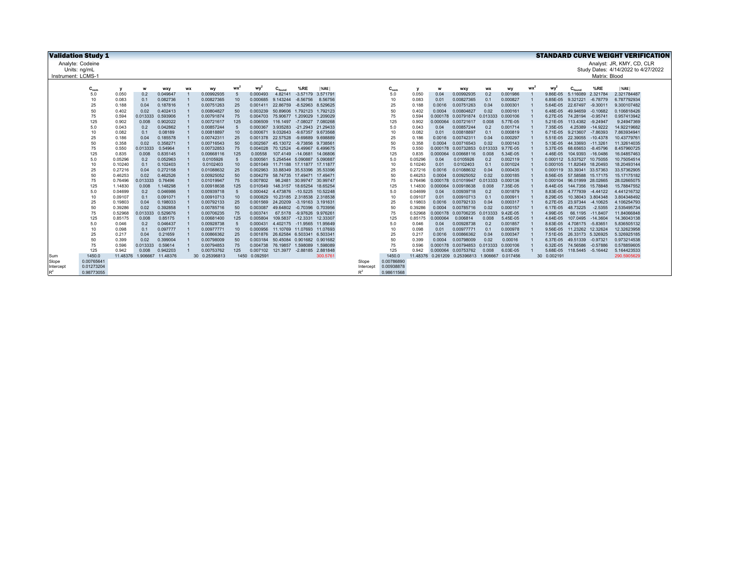# Validation Study 1

## STANDARD CURVE WEIGHT VERIFICATION

Analyte: Codeine
Units: ng/mL
Instrument: LCMS-1

Analyst: JR, KMY, CD, CLR
Study Dates: 4/14/2022 to 4/27/2022
Matrix: Blood

|  | $C_{nom}$ | y | w | wxy | wx | wy | $wx^2$ | $wy^2$ | $C_{found}$ | %RE | \|%RE\| |
|---|---|---|---|---|---|---|---|---|---|---|---|
|  | 5.0 | 0.050 | 0.2 | 0.049647 | 1 | 0.00992935 | 5 | 0.000493 | 4.82141 | -3.57179 | 3.571791 |
|  | 10 | 0.083 | 0.1 | 0.082736 | 1 | 0.00827365 | 10 | 0.000685 | 9.143244 | -8.56756 | 8.56756 |
|  | 25 | 0.188 | 0.04 | 0.187816 | 1 | 0.00751263 | 25 | 0.001411 | 22.86759 | -8.52963 | 8.529625 |
|  | 50 | 0.402 | 0.02 | 0.402413 | 1 | 0.00804827 | 50 | 0.003239 | 50.89606 | 1.792123 | 1.792123 |
|  | 75 | 0.594 | 0.013333 | 0.593906 | 1 | 0.00791874 | 75 | 0.004703 | 75.90677 | 1.209029 | 1.209029 |
|  | 125 | 0.902 | 0.008 | 0.902022 | 1 | 0.00721617 | 125 | 0.006509 | 116.1497 | -7.08027 | 7.080268 |
|  | 5.0 | 0.043 | 0.2 | 0.042862 | 1 | 0.00857244 | 5 | 0.000367 | 3.935283 | -21.2943 | 21.29433 |
|  | 10 | 0.082 | 0.1 | 0.08189 | 1 | 0.00818897 | 10 | 0.000671 | 9.032643 | -9.67357 | 9.673568 |
|  | 25 | 0.186 | 0.04 | 0.185578 | 1 | 0.00742311 | 25 | 0.001378 | 22.57528 | -9.69889 | 9.698889 |
|  | 50 | 0.358 | 0.02 | 0.358271 | 1 | 0.00716543 | 50 | 0.002567 | 45.13072 | -9.73856 | 9.738561 |
|  | 75 | 0.550 | 0.013333 | 0.54964 | 1 | 0.00732853 | 75 | 0.004028 | 70.12524 | -6.49967 | 6.499675 |
|  | 125 | 0.835 | 0.008 | 0.835145 | 1 | 0.00668116 | 125 | 0.00558 | 107.4149 | -14.0681 | 14.06806 |
|  | 5.0 | 0.05296 | 0.2 | 0.052963 | 1 | 0.0105926 | 5 | 0.000561 | 5.254544 | 5.090887 | 5.090887 |
|  | 10 | 0.10240 | 0.1 | 0.102403 | 1 | 0.0102403 | 10 | 0.001049 | 11.71188 | 17.11877 | 17.11877 |
|  | 25 | 0.27216 | 0.04 | 0.272158 | 1 | 0.01088632 | 25 | 0.002963 | 33.88349 | 35.53396 | 35.53396 |
|  | 50 | 0.46253 | 0.02 | 0.462526 | 1 | 0.00925052 | 50 | 0.004279 | 58.74735 | 17.49471 | 17.49471 |
|  | 75 | 0.76496 | 0.013333 | 0.76496 | 1 | 0.01019947 | 75 | 0.007802 | 98.2481 | 30.99747 | 30.99747 |
|  | 125 | 1.14830 | 0.008 | 1.148298 | 1 | 0.00918638 | 125 | 0.010549 | 148.3157 | 18.65254 | 18.65254 |
|  | 5.0 | 0.04699 | 0.2 | 0.046986 | 1 | 0.00939718 | 5 | 0.000442 | 4.473876 | -10.5225 | 10.52248 |
|  | 10 | 0.09107 | 0.1 | 0.091071 | 1 | 0.00910713 | 10 | 0.000829 | 10.23185 | 2.318538 | 2.318538 |
|  | 25 | 0.19803 | 0.04 | 0.198033 | 1 | 0.00792133 | 25 | 0.001569 | 24.20209 | -3.19163 | 3.191631 |
|  | 50 | 0.39286 | 0.02 | 0.392858 | 1 | 0.00785716 | 50 | 0.003087 | 49.64802 | -0.70396 | 0.703956 |
|  | 75 | 0.52968 | 0.013333 | 0.529676 | 1 | 0.00706235 | 75 | 0.003741 | 67.5178 | -9.97626 | 9.976261 |
|  | 125 | 0.85175 | 0.008 | 0.85175 | 1 | 0.00681400 | 125 | 0.005804 | 109.5837 | -12.3331 | 12.33307 |
|  | 5.0 | 0.046 | 0.2 | 0.046437 | 1 | 0.00928738 | 5 | 0.000431 | 4.402175 | -11.9565 | 11.95649 |
|  | 10 | 0.098 | 0.1 | 0.097771 | 1 | 0.00977771 | 10 | 0.000956 | 11.10769 | 11.07693 | 11.07693 |
|  | 25 | 0.217 | 0.04 | 0.21659 | 1 | 0.00866362 | 25 | 0.001876 | 26.62584 | 6.503341 | 6.503341 |
|  | 50 | 0.399 | 0.02 | 0.399004 | 1 | 0.00798009 | 50 | 0.003184 | 50.45084 | 0.901682 | 0.901682 |
|  | 75 | 0.596 | 0.013333 | 0.59614 | 1 | 0.00794853 | 75 | 0.004738 | 76.19857 | 1.598089 | 1.598089 |
|  | 125 | 0.942 | 0.008 | 0.942203 | 1 | 0.00753762 | 125 | 0.007102 | 121.3977 | -2.88185 | 2.881848 |
| Sum | 1450.0 |  | 11.48376 | 1.906667 | 11.48376 | 30 | 0.25396813 | 1450 | 0.092591 |  | 300.5761 |
| Slope | 0.00765641 |  |  |  |  |  |  |  |  |  |  |
| Intercept | 0.01273204 |  |  |  |  |  |  |  |  |  |  |
| $R^2$ | 0.98773055 |  |  |  |  |  |  |  |  |  |  |

|  | $C_{nom}$ | y | w | wxy | wx | wy | $wx^2$ | $wy^2$ | $C_{found}$ | %RE | \|%RE\| |
|---|---|---|---|---|---|---|---|---|---|---|---|
|  | 5.0 | 0.050 | 0.04 | 0.00992935 | 0.2 | 0.001986 | 1 | 9.86E-05 | 5.116089 | 2.321784 | 2.321784487 |
|  | 10 | 0.083 | 0.01 | 0.00827365 | 0.1 | 0.000827 | 1 | 6.85E-05 | 9.321221 | -6.78779 | 6.787792934 |
|  | 25 | 0.188 | 0.0016 | 0.00751263 | 0.04 | 0.000301 | 1 | 5.64E-05 | 22.67497 | -9.30011 | 9.300107482 |
|  | 50 | 0.402 | 0.0004 | 0.00804827 | 0.02 | 0.000161 | 1 | 6.48E-05 | 49.94659 | -0.10682 | 0.106818426 |
|  | 75 | 0.594 | 0.000178 | 0.00791874 | 0.013333 | 0.000106 | 1 | 6.27E-05 | 74.28194 | -0.95741 | 0.957413942 |
|  | 125 | 0.902 | 0.000064 | 0.00721617 | 0.008 | 5.77E-05 | 1 | 5.21E-05 | 113.4382 | -9.24947 | 9.24947369 |
|  | 5.0 | 0.043 | 0.04 | 0.00857244 | 0.2 | 0.001714 | 1 | 7.35E-05 | 4.25389 | -14.9222 | 14.92219682 |
|  | 10 | 0.082 | 0.01 | 0.00818897 | 0.1 | 0.000819 | 1 | 6.71E-05 | 9.213607 | -7.86393 | 7.863934941 |
|  | 25 | 0.186 | 0.0016 | 0.00742311 | 0.04 | 0.000297 | 1 | 5.51E-05 | 22.39055 | -10.4378 | 10.43779761 |
|  | 50 | 0.358 | 0.0004 | 0.00716543 | 0.02 | 0.000143 | 1 | 5.13E-05 | 44.33693 | -11.3261 | 11.32614035 |
|  | 75 | 0.550 | 0.000178 | 0.00732853 | 0.013333 | 9.77E-05 | 1 | 5.37E-05 | 68.65653 | -8.45796 | 8.457960725 |
|  | 125 | 0.835 | 0.000064 | 0.00668116 | 0.008 | 5.34E-05 | 1 | 4.46E-05 | 104.9393 | -16.0486 | 16.04857463 |
|  | 5.0 | 0.05296 | 0.04 | 0.0105926 | 0.2 | 0.002119 | 1 | 0.000112 | 5.537527 | 10.75055 | 10.75054514 |
|  | 10 | 0.10240 | 0.01 | 0.0102403 | 0.1 | 0.001024 | 1 | 0.000105 | 11.82049 | 18.20493 | 18.20493144 |
|  | 25 | 0.27216 | 0.0016 | 0.01088632 | 0.04 | 0.000435 | 1 | 0.000119 | 33.39341 | 33.57363 | 33.57362905 |
|  | 50 | 0.46253 | 0.0004 | 0.00925052 | 0.02 | 0.000185 | 1 | 8.56E-05 | 57.58588 | 15.17175 | 15.17175182 |
|  | 75 | 0.76496 | 0.000178 | 0.01019947 | 0.013333 | 0.000136 | 1 | 0.000104 | 96.01999 | 28.02665 | 28.02665075 |
|  | 125 | 1.14830 | 0.000064 | 0.00918638 | 0.008 | 7.35E-05 | 1 | 8.44E-05 | 144.7356 | 15.78848 | 15.78847552 |
|  | 5.0 | 0.04699 | 0.04 | 0.00939718 | 0.2 | 0.001879 | 1 | 8.83E-05 | 4.777939 | -4.44122 | 4.441216732 |
|  | 10 | 0.09107 | 0.01 | 0.00910713 | 0.1 | 0.000911 | 1 | 8.29E-05 | 10.38043 | 3.804348 | 3.804348492 |
|  | 25 | 0.19803 | 0.0016 | 0.00792133 | 0.04 | 0.000317 | 1 | 6.27E-05 | 23.97344 | -4.10625 | 4.106254793 |
|  | 50 | 0.39286 | 0.0004 | 0.00785716 | 0.02 | 0.000157 | 1 | 6.17E-05 | 48.73225 | -2.5355 | 2.535495734 |
|  | 75 | 0.52968 | 0.000178 | 0.00706235 | 0.013333 | 9.42E-05 | 1 | 4.99E-05 | 66.1195 | -11.8407 | 11.84066848 |
|  | 125 | 0.85175 | 0.000064 | 0.006814 | 0.008 | 5.45E-05 | 1 | 4.64E-05 | 107.0495 | -14.3604 | 14.36043138 |
|  | 5.0 | 0.046 | 0.04 | 0.00928738 | 0.2 | 0.001857 | 1 | 8.63E-05 | 4.708175 | -5.83651 | 5.836505132 |
|  | 10 | 0.098 | 0.01 | 0.00977771 | 0.1 | 0.000978 | 1 | 9.56E-05 | 11.23262 | 12.32624 | 12.32623958 |
|  | 25 | 0.217 | 0.0016 | 0.00866362 | 0.04 | 0.000347 | 1 | 7.51E-05 | 26.33173 | 5.326925 | 5.326925185 |
|  | 50 | 0.399 | 0.0004 | 0.00798009 | 0.02 | 0.00016 | 1 | 6.37E-05 | 49.51339 | -0.97321 | 0.973214538 |
|  | 75 | 0.596 | 0.000178 | 0.00794853 | 0.013333 | 0.000106 | 1 | 6.32E-05 | 74.56586 | -0.57886 | 0.578859605 |
|  | 125 | 0.942 | 0.000064 | 0.00753762 | 0.008 | 6.03E-05 | 1 | 5.68E-05 | 118.5445 | -5.16442 | 5.164423533 |
|  | 1450.0 | 11.48376 | 0.261209 | 0.25396813 | 1.906667 | 0.017456 | 30 | 0.002191 |  |  | 290.5905629 |
| Slope | 0.00786890 |  |  |  |  |  |  |  |  |  |  |
| Intercept | 0.00938878 |  |  |  |  |  |  |  |  |  |  |
| $R^2$ | 0.98611568 |  |  |  |  |  |  |  |  |  |  |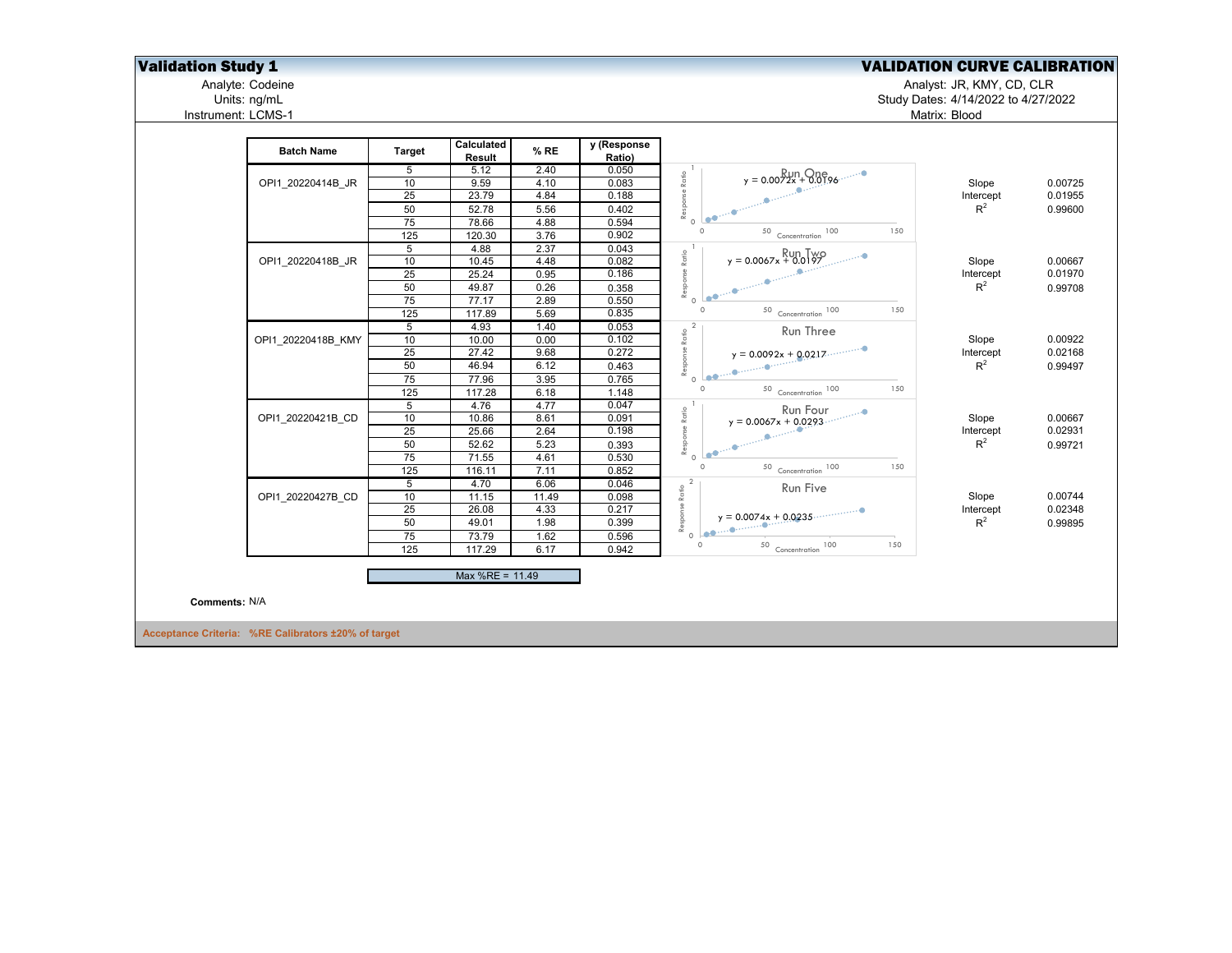## Validation Study 1

## VALIDATION CURVE CALIBRATION

Analyte: Codeine
Units: ng/mL
Instrument: LCMS-1

Analyst: JR, KMY, CD, CLR
Study Dates: 4/14/2022 to 4/27/2022
Matrix: Blood

| Batch Name | Target | Calculated Result | % RE | y (Response Ratio) | Run | | |
|---|---|---|---|---|---|---|---|
| OPI1_20220414B_JR | 5 | 5.12 | 2.40 | 0.050 | Run One: $y = 0.0072x + 0.0196$ | Slope | 0.00725 |
| | 10 | 9.59 | 4.10 | 0.083 | | Intercept | 0.01955 |
| | 25 | 23.79 | 4.84 | 0.188 | | $R^2$ | 0.99600 |
| | 50 | 52.78 | 5.56 | 0.402 | | | |
| | 75 | 78.66 | 4.88 | 0.594 | | | |
| | 125 | 120.30 | 3.76 | 0.902 | | | |
| OPI1_20220418B_JR | 5 | 4.88 | 2.37 | 0.043 | Run Two: $y = 0.0067x + 0.0197$ | Slope | 0.00667 |
| | 10 | 10.45 | 4.48 | 0.082 | | Intercept | 0.01970 |
| | 25 | 25.24 | 0.95 | 0.186 | | $R^2$ | 0.99708 |
| | 50 | 49.87 | 0.26 | 0.358 | | | |
| | 75 | 77.17 | 2.89 | 0.550 | | | |
| | 125 | 117.89 | 5.69 | 0.835 | | | |
| OPI1_20220418B_KMY | 5 | 4.93 | 1.40 | 0.053 | Run Three: $y = 0.0092x + 0.0217$ | Slope | 0.00922 |
| | 10 | 10.00 | 0.00 | 0.102 | | Intercept | 0.02168 |
| | 25 | 27.42 | 9.68 | 0.272 | | $R^2$ | 0.99497 |
| | 50 | 46.94 | 6.12 | 0.463 | | | |
| | 75 | 77.96 | 3.95 | 0.765 | | | |
| | 125 | 117.28 | 6.18 | 1.148 | | | |
| OPI1_20220421B_CD | 5 | 4.76 | 4.77 | 0.047 | Run Four: $y = 0.0067x + 0.0293$ | Slope | 0.00667 |
| | 10 | 10.86 | 8.61 | 0.091 | | Intercept | 0.02931 |
| | 25 | 25.66 | 2.64 | 0.198 | | $R^2$ | 0.99721 |
| | 50 | 52.62 | 5.23 | 0.393 | | | |
| | 75 | 71.55 | 4.61 | 0.530 | | | |
| | 125 | 116.11 | 7.11 | 0.852 | | | |
| OPI1_20220427B_CD | 5 | 4.70 | 6.06 | 0.046 | Run Five: $y = 0.0074x + 0.0235$ | Slope | 0.00744 |
| | 10 | 11.15 | 11.49 | 0.098 | | Intercept | 0.02348 |
| | 25 | 26.08 | 4.33 | 0.217 | | $R^2$ | 0.99895 |
| | 50 | 49.01 | 1.98 | 0.399 | | | |
| | 75 | 73.79 | 1.62 | 0.596 | | | |
| | 125 | 117.29 | 6.17 | 0.942 | | | |

Max %RE = 11.49

**Comments:** N/A

**Acceptance Criteria: %RE Calibrators ±20% of target**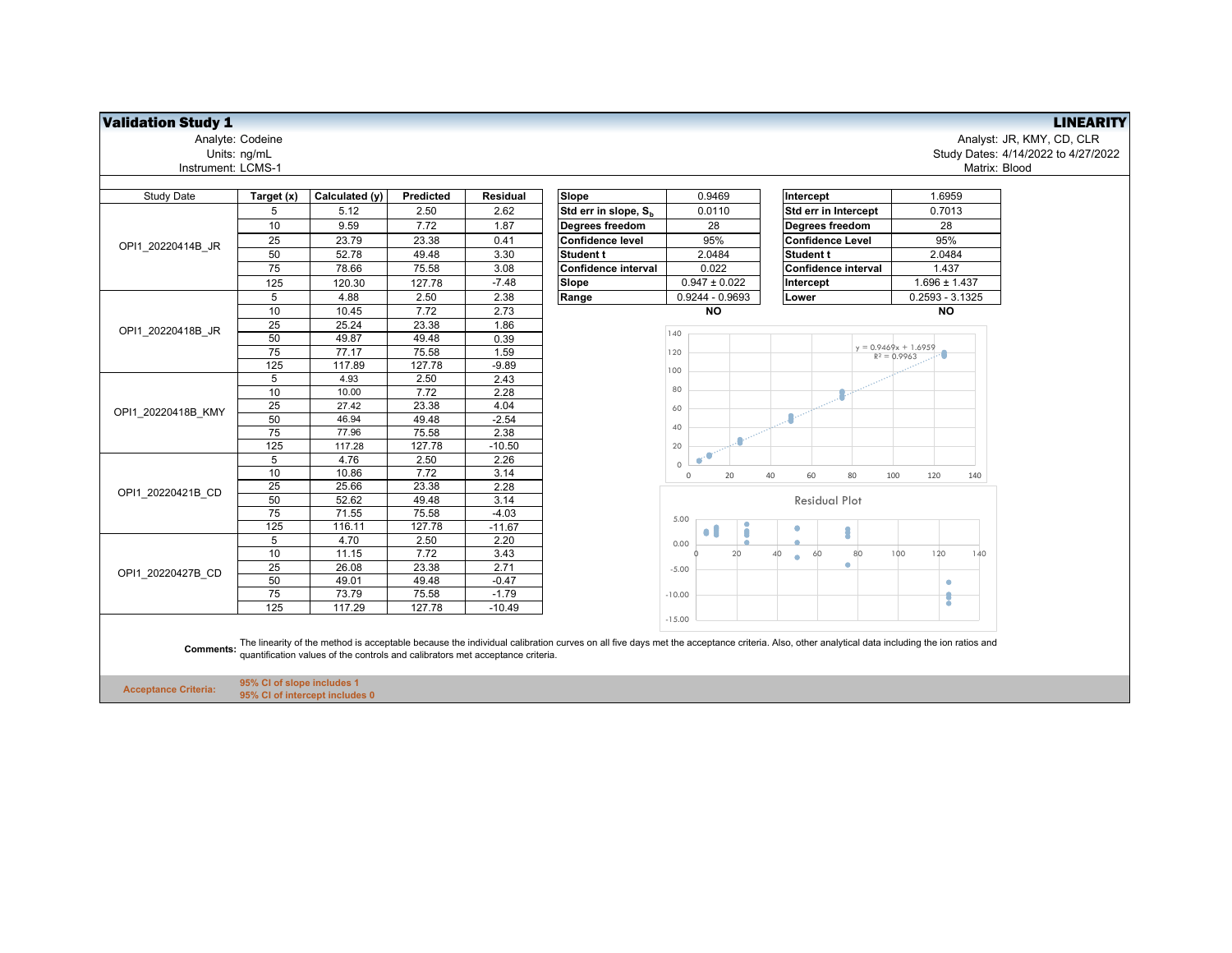**Validation Study 1** | **LINEARITY**

Analyte: Codeine
Units: ng/mL
Instrument: LCMS-1

Analyst: JR, KMY, CD, CLR
Study Dates: 4/14/2022 to 4/27/2022
Matrix: Blood

| Study Date | Target (x) | Calculated (y) | Predicted | Residual |
|---|---|---|---|---|
| OPI1_20220414B_JR | 5 | 5.12 | 2.50 | 2.62 |
| | 10 | 9.59 | 7.72 | 1.87 |
| | 25 | 23.79 | 23.38 | 0.41 |
| | 50 | 52.78 | 49.48 | 3.30 |
| | 75 | 78.66 | 75.58 | 3.08 |
| | 125 | 120.30 | 127.78 | -7.48 |
| OPI1_20220418B_JR | 5 | 4.88 | 2.50 | 2.38 |
| | 10 | 10.45 | 7.72 | 2.73 |
| | 25 | 25.24 | 23.38 | 1.86 |
| | 50 | 49.87 | 49.48 | 0.39 |
| | 75 | 77.17 | 75.58 | 1.59 |
| | 125 | 117.89 | 127.78 | -9.89 |
| OPI1_20220418B_KMY | 5 | 4.93 | 2.50 | 2.43 |
| | 10 | 10.00 | 7.72 | 2.28 |
| | 25 | 27.42 | 23.38 | 4.04 |
| | 50 | 46.94 | 49.48 | -2.54 |
| | 75 | 77.96 | 75.58 | 2.38 |
| | 125 | 117.28 | 127.78 | -10.50 |
| OPI1_20220421B_CD | 5 | 4.76 | 2.50 | 2.26 |
| | 10 | 10.86 | 7.72 | 3.14 |
| | 25 | 25.66 | 23.38 | 2.28 |
| | 50 | 52.62 | 49.48 | 3.14 |
| | 75 | 71.55 | 75.58 | -4.03 |
| | 125 | 116.11 | 127.78 | -11.67 |
| OPI1_20220427B_CD | 5 | 4.70 | 2.50 | 2.20 |
| | 10 | 11.15 | 7.72 | 3.43 |
| | 25 | 26.08 | 23.38 | 2.71 |
| | 50 | 49.01 | 49.48 | -0.47 |
| | 75 | 73.79 | 75.58 | -1.79 |
| | 125 | 117.29 | 127.78 | -10.49 |

| | |
|---|---|
| **Slope** | 0.9469 |
| **Std err in slope, $S_b$** | 0.0110 |
| **Degrees freedom** | 28 |
| **Confidence level** | 95% |
| **Student t** | 2.0484 |
| **Confidence interval** | 0.022 |
| **Slope** | 0.947 ± 0.022 |
| **Range** | 0.9244 - 0.9693 |
| | **NO** |

| | |
|---|---|
| **Intercept** | 1.6959 |
| **Std err in Intercept** | 0.7013 |
| **Degrees freedom** | 28 |
| **Confidence Level** | 95% |
| **Student t** | 2.0484 |
| **Confidence interval** | 1.437 |
| **Intercept** | 1.696 ± 1.437 |
| **Lower** | 0.2593 - 3.1325 |
| | **NO** |

$y = 0.9469x + 1.6959$
$R^2 = 0.9963$

Residual Plot

**Comments:** The linearity of the method is acceptable because the individual calibration curves on all five days met the acceptance criteria. Also, other analytical data including the ion ratios and quantification values of the controls and calibrators met acceptance criteria.

**Acceptance Criteria:** **95% CI of slope includes 1**
**95% CI of intercept includes 0**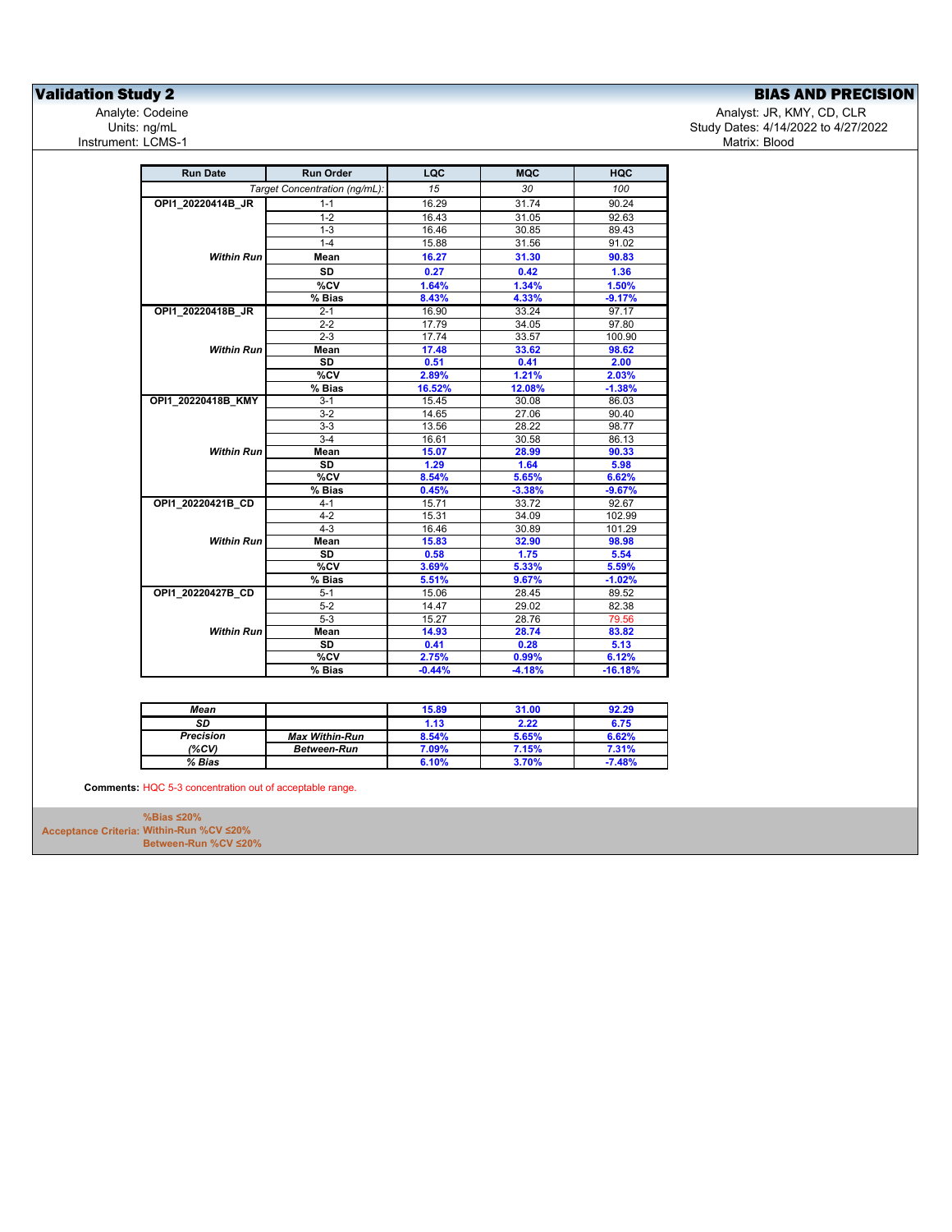## Validation Study 2

## BIAS AND PRECISION

Analyte: Codeine
Units: ng/mL
Instrument: LCMS-1

Analyst: JR, KMY, CD, CLR
Study Dates: 4/14/2022 to 4/27/2022
Matrix: Blood

| Run Date | Run Order | LQC | MQC | HQC |
|---|---|---|---|---|
| | *Target Concentration (ng/mL):* | *15* | *30* | *100* |
| **OPI1_20220414B_JR** | 1-1 | 16.29 | 31.74 | 90.24 |
| | 1-2 | 16.43 | 31.05 | 92.63 |
| | 1-3 | 16.46 | 30.85 | 89.43 |
| | 1-4 | 15.88 | 31.56 | 91.02 |
| ***Within Run*** | **Mean** | **16.27** | **31.30** | **90.83** |
| | **SD** | **0.27** | **0.42** | **1.36** |
| | **%CV** | **1.64%** | **1.34%** | **1.50%** |
| | **% Bias** | **8.43%** | **4.33%** | **-9.17%** |
| **OPI1_20220418B_JR** | 2-1 | 16.90 | 33.24 | 97.17 |
| | 2-2 | 17.79 | 34.05 | 97.80 |
| | 2-3 | 17.74 | 33.57 | 100.90 |
| ***Within Run*** | **Mean** | **17.48** | **33.62** | **98.62** |
| | **SD** | **0.51** | **0.41** | **2.00** |
| | **%CV** | **2.89%** | **1.21%** | **2.03%** |
| | **% Bias** | **16.52%** | **12.08%** | **-1.38%** |
| **OPI1_20220418B_KMY** | 3-1 | 15.45 | 30.08 | 86.03 |
| | 3-2 | 14.65 | 27.06 | 90.40 |
| | 3-3 | 13.56 | 28.22 | 98.77 |
| | 3-4 | 16.61 | 30.58 | 86.13 |
| ***Within Run*** | **Mean** | **15.07** | **28.99** | **90.33** |
| | **SD** | **1.29** | **1.64** | **5.98** |
| | **%CV** | **8.54%** | **5.65%** | **6.62%** |
| | **% Bias** | **0.45%** | **-3.38%** | **-9.67%** |
| **OPI1_20220421B_CD** | 4-1 | 15.71 | 33.72 | 92.67 |
| | 4-2 | 15.31 | 34.09 | 102.99 |
| | 4-3 | 16.46 | 30.89 | 101.29 |
| ***Within Run*** | **Mean** | **15.83** | **32.90** | **98.98** |
| | **SD** | **0.58** | **1.75** | **5.54** |
| | **%CV** | **3.69%** | **5.33%** | **5.59%** |
| | **% Bias** | **5.51%** | **9.67%** | **-1.02%** |
| **OPI1_20220427B_CD** | 5-1 | 15.06 | 28.45 | 89.52 |
| | 5-2 | 14.47 | 29.02 | 82.38 |
| | 5-3 | 15.27 | 28.76 | 79.56 |
| ***Within Run*** | **Mean** | **14.93** | **28.74** | **83.82** |
| | **SD** | **0.41** | **0.28** | **5.13** |
| | **%CV** | **2.75%** | **0.99%** | **6.12%** |
| | **% Bias** | **-0.44%** | **-4.18%** | **-16.18%** |

| | | LQC | MQC | HQC |
|---|---|---|---|---|
| ***Mean*** | | **15.89** | **31.00** | **92.29** |
| ***SD*** | | **1.13** | **2.22** | **6.75** |
| ***Precision*** | ***Max Within-Run*** | **8.54%** | **5.65%** | **6.62%** |
| ***(%CV)*** | ***Between-Run*** | **7.09%** | **7.15%** | **7.31%** |
| ***% Bias*** | | **6.10%** | **3.70%** | **-7.48%** |

**Comments:** HQC 5-3 concentration out of acceptable range.

**Acceptance Criteria:**
**%Bias ≤20%**
**Within-Run %CV ≤20%**
**Between-Run %CV ≤20%**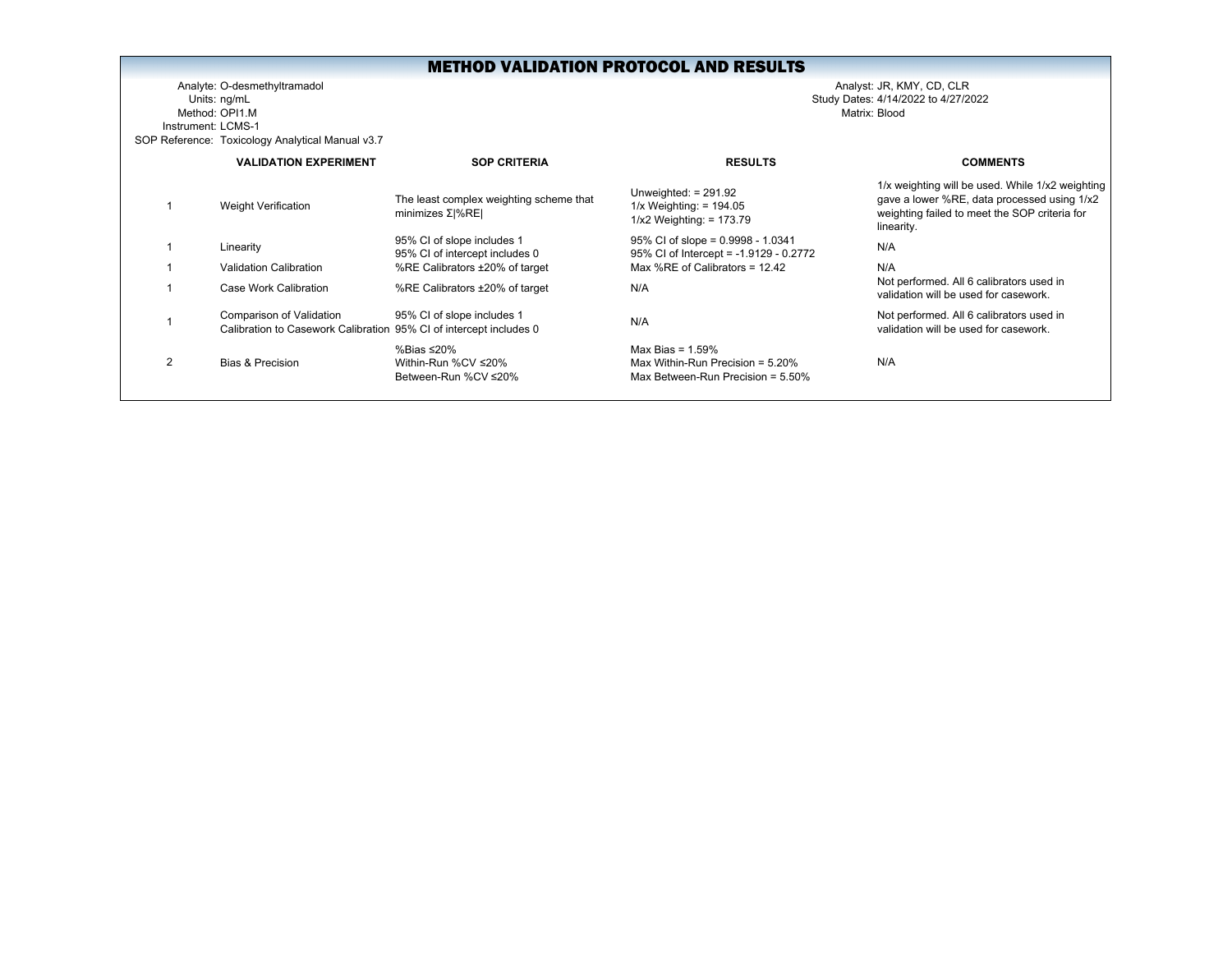# METHOD VALIDATION PROTOCOL AND RESULTS

Analyte: O-desmethyltramadol
Units: ng/mL
Method: OPI1.M
Instrument: LCMS-1
SOP Reference: Toxicology Analytical Manual v3.7

Analyst: JR, KMY, CD, CLR
Study Dates: 4/14/2022 to 4/27/2022
Matrix: Blood

| | VALIDATION EXPERIMENT | SOP CRITERIA | RESULTS | COMMENTS |
|---|---|---|---|---|
| 1 | Weight Verification | The least complex weighting scheme that minimizes Σ\|%RE\| | Unweighted: = 291.92<br>1/x Weighting: = 194.05<br>1/x2 Weighting: = 173.79 | 1/x weighting will be used. While 1/x2 weighting gave a lower %RE, data processed using 1/x2 weighting failed to meet the SOP criteria for linearity. |
| 1 | Linearity | 95% CI of slope includes 1<br>95% CI of intercept includes 0 | 95% CI of slope = 0.9998 - 1.0341<br>95% CI of Intercept = -1.9129 - 0.2772 | N/A |
| 1 | Validation Calibration | %RE Calibrators ±20% of target | Max %RE of Calibrators = 12.42 | N/A |
| 1 | Case Work Calibration | %RE Calibrators ±20% of target | N/A | Not performed. All 6 calibrators used in validation will be used for casework. |
| 1 | Comparison of Validation Calibration to Casework Calibration | 95% CI of slope includes 1<br>95% CI of intercept includes 0 | N/A | Not performed. All 6 calibrators used in validation will be used for casework. |
| 2 | Bias & Precision | %Bias ≤20%<br>Within-Run %CV ≤20%<br>Between-Run %CV ≤20% | Max Bias = 1.59%<br>Max Within-Run Precision = 5.20%<br>Max Between-Run Precision = 5.50% | N/A |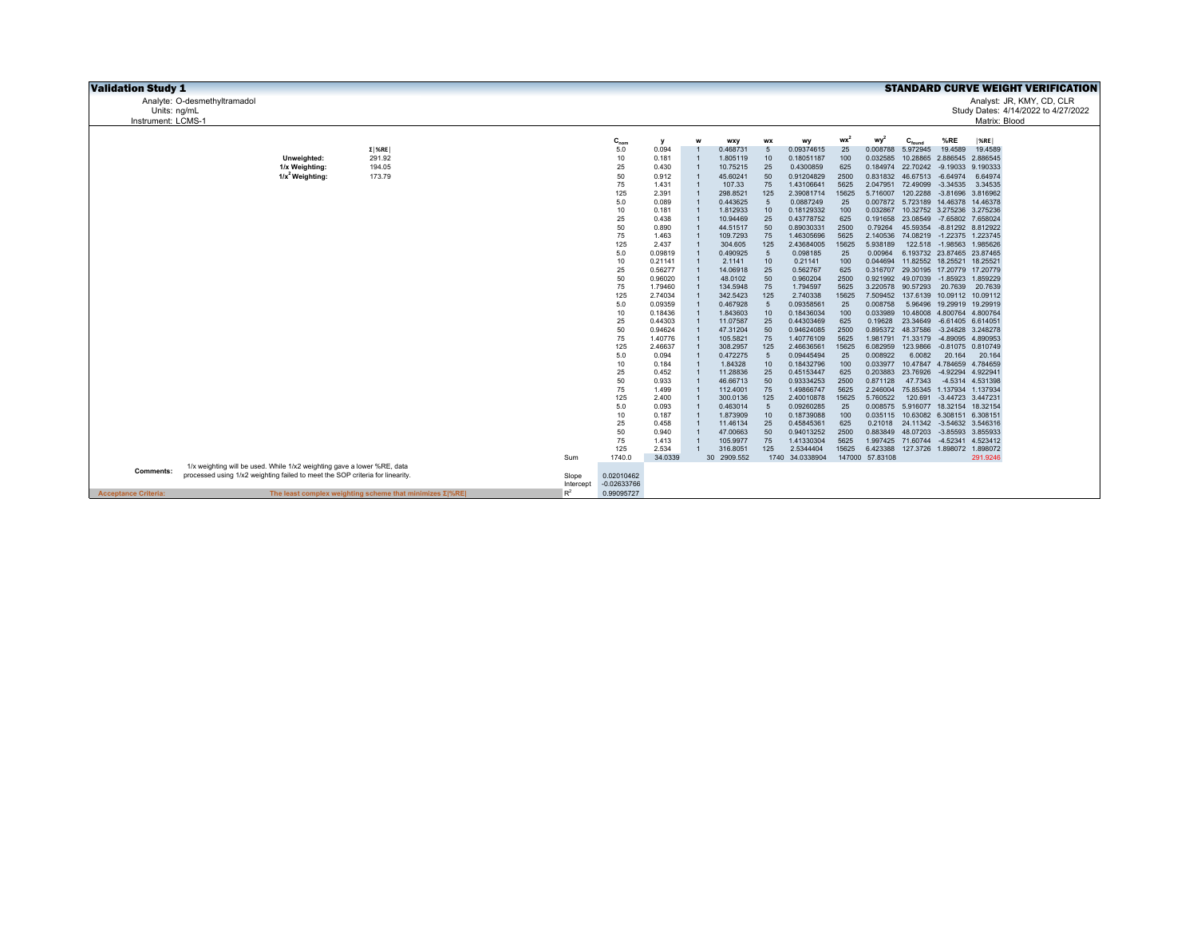# Validation Study 1

## STANDARD CURVE WEIGHT VERIFICATION

Analyte: O-desmethyltramadol
Units: ng/mL
Instrument: LCMS-1

Analyst: JR, KMY, CD, CLR
Study Dates: 4/14/2022 to 4/27/2022
Matrix: Blood

| | Σ\|%RE\| |
|---|---|
| **Unweighted:** | 291.92 |
| **1/x Weighting:** | 194.05 |
| **$1/x^2$ Weighting:** | 173.79 |

| $C_{nom}$ | y | w | wxy | wx | wy | $wx^2$ | $wy^2$ | $C_{found}$ | %RE | \|%RE\| |
|---|---|---|---|---|---|---|---|---|---|---|
| 5.0 | 0.094 | 1 | 0.468731 | 5 | 0.09374615 | 25 | 0.008788 | 5.972945 | 19.4589 | 19.4589 |
| 10 | 0.181 | 1 | 1.805119 | 10 | 0.18051187 | 100 | 0.032585 | 10.28865 | 2.886545 | 2.886545 |
| 25 | 0.430 | 1 | 10.75215 | 25 | 0.4300859 | 625 | 0.184974 | 22.70242 | -9.19033 | 9.190333 |
| 50 | 0.912 | 1 | 45.60241 | 50 | 0.91204829 | 2500 | 0.831832 | 46.67513 | -6.64974 | 6.64974 |
| 75 | 1.431 | 1 | 107.33 | 75 | 1.43106641 | 5625 | 2.047951 | 72.49099 | -3.34535 | 3.34535 |
| 125 | 2.391 | 1 | 298.8521 | 125 | 2.39081714 | 15625 | 5.716007 | 120.2288 | -3.81696 | 3.816962 |
| 5.0 | 0.089 | 1 | 0.443625 | 5 | 0.0887249 | 25 | 0.007872 | 5.723189 | 14.46378 | 14.46378 |
| 10 | 0.181 | 1 | 1.812933 | 10 | 0.18129332 | 100 | 0.032867 | 10.32752 | 3.275236 | 3.275236 |
| 25 | 0.438 | 1 | 10.94469 | 25 | 0.43778752 | 625 | 0.191658 | 23.08549 | -7.65802 | 7.658024 |
| 50 | 0.890 | 1 | 44.51517 | 50 | 0.89030331 | 2500 | 0.79264 | 45.59354 | -8.81292 | 8.812922 |
| 75 | 1.463 | 1 | 109.7293 | 75 | 1.46305696 | 5625 | 2.140536 | 74.08219 | -1.22375 | 1.223745 |
| 125 | 2.437 | 1 | 304.605 | 125 | 2.43684005 | 15625 | 5.938189 | 122.518 | -1.98563 | 1.985626 |
| 5.0 | 0.09819 | 1 | 0.490925 | 5 | 0.098185 | 25 | 0.00964 | 6.193732 | 23.87465 | 23.87465 |
| 10 | 0.21141 | 1 | 2.1141 | 10 | 0.21141 | 100 | 0.044694 | 11.82552 | 18.25521 | 18.25521 |
| 25 | 0.56277 | 1 | 14.06918 | 25 | 0.562767 | 625 | 0.316707 | 29.30195 | 17.20779 | 17.20779 |
| 50 | 0.96020 | 1 | 48.0102 | 50 | 0.960204 | 2500 | 0.921992 | 49.07039 | -1.85923 | 1.859229 |
| 75 | 1.79460 | 1 | 134.5948 | 75 | 1.794597 | 5625 | 3.220578 | 90.57293 | 20.7639 | 20.7639 |
| 125 | 2.74034 | 1 | 342.5423 | 125 | 2.740338 | 15625 | 7.509452 | 137.6139 | 10.09112 | 10.09112 |
| 5.0 | 0.09359 | 1 | 0.467928 | 5 | 0.09358561 | 25 | 0.008758 | 5.96496 | 19.29919 | 19.29919 |
| 10 | 0.18436 | 1 | 1.843603 | 10 | 0.18436034 | 100 | 0.033989 | 10.48008 | 4.800764 | 4.800764 |
| 25 | 0.44303 | 1 | 11.07587 | 25 | 0.44303469 | 625 | 0.19628 | 23.34649 | -6.61405 | 6.614051 |
| 50 | 0.94624 | 1 | 47.31204 | 50 | 0.94624085 | 2500 | 0.895372 | 48.37586 | -3.24828 | 3.248278 |
| 75 | 1.40776 | 1 | 105.5821 | 75 | 1.40776109 | 5625 | 1.981791 | 71.33179 | -4.89095 | 4.890953 |
| 125 | 2.46637 | 1 | 308.2957 | 125 | 2.46636561 | 15625 | 6.082959 | 123.9866 | -0.81075 | 0.810749 |
| 5.0 | 0.094 | 1 | 0.472275 | 5 | 0.09445494 | 25 | 0.008922 | 6.0082 | 20.164 | 20.164 |
| 10 | 0.184 | 1 | 1.84328 | 10 | 0.18432796 | 100 | 0.033977 | 10.47847 | 4.784659 | 4.784659 |
| 25 | 0.452 | 1 | 11.28836 | 25 | 0.45153447 | 625 | 0.203883 | 23.76926 | -4.92294 | 4.922941 |
| 50 | 0.933 | 1 | 46.66713 | 50 | 0.93334253 | 2500 | 0.871128 | 47.7343 | -4.5314 | 4.531398 |
| 75 | 1.499 | 1 | 112.4001 | 75 | 1.49866747 | 5625 | 2.246004 | 75.85345 | 1.137934 | 1.137934 |
| 125 | 2.400 | 1 | 300.0136 | 125 | 2.40010878 | 15625 | 5.760522 | 120.691 | -3.44723 | 3.447231 |
| 5.0 | 0.093 | 1 | 0.463014 | 5 | 0.09260285 | 25 | 0.008575 | 5.916077 | 18.32154 | 18.32154 |
| 10 | 0.187 | 1 | 1.873909 | 10 | 0.18739088 | 100 | 0.035115 | 10.63082 | 6.308151 | 6.308151 |
| 25 | 0.458 | 1 | 11.46134 | 25 | 0.45845361 | 625 | 0.21018 | 24.11342 | -3.54632 | 3.546316 |
| 50 | 0.940 | 1 | 47.00663 | 50 | 0.94013252 | 2500 | 0.883849 | 48.07203 | -3.85593 | 3.855933 |
| 75 | 1.413 | 1 | 105.9977 | 75 | 1.41330304 | 5625 | 1.997425 | 71.60744 | -4.52341 | 4.523412 |
| 125 | 2.534 | 1 | 316.8051 | 125 | 2.5344404 | 15625 | 6.423388 | 127.3726 | 1.898072 | 1.898072 |
| **Sum** 1740.0 | 34.0339 | 30 | 2909.552 | 1740 | 34.0338904 | 147000 | 57.83108 | | | 291.9246 |

| | |
|---|---|
| Slope | 0.02010462 |
| Intercept | -0.02633766 |
| $R^2$ | 0.99095727 |

**Comments:** 1/x weighting will be used. While 1/x2 weighting gave a lower %RE, data processed using 1/x2 weighting failed to meet the SOP criteria for linearity.

**Acceptance Criteria:** The least complex weighting scheme that minimizes Σ|%RE|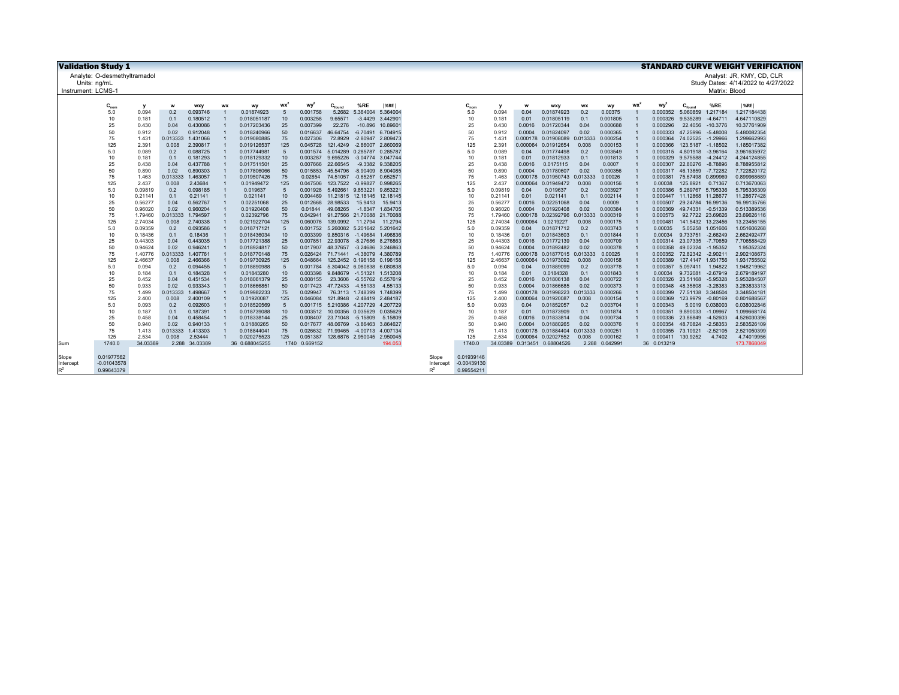**Validation Study 1** — **STANDARD CURVE WEIGHT VERIFICATION**

Analyte: O-desmethyltramadol
Units: ng/mL
Instrument: LCMS-1

Analyst: JR, KMY, CD, CLR
Study Dates: 4/14/2022 to 4/27/2022
Matrix: Blood

| | $C_{nom}$ | y | w | wxy | wx | wy | $wx^2$ | $wy^2$ | $C_{found}$ | %RE | \|%RE\| |
|---|---|---|---|---|---|---|---|---|---|---|---|
| | 5.0 | 0.094 | 0.2 | 0.093746 | 1 | 0.01874923 | 5 | 0.001758 | 5.2682 | 5.364004 | 5.364004 |
| | 10 | 0.181 | 0.1 | 0.180512 | 1 | 0.018051187 | 10 | 0.003258 | 9.65571 | -3.4429 | 3.442901 |
| | 25 | 0.430 | 0.04 | 0.430086 | 1 | 0.017203436 | 25 | 0.007399 | 22.276 | -10.896 | 10.89601 |
| | 50 | 0.912 | 0.02 | 0.912048 | 1 | 0.018240966 | 50 | 0.016637 | 46.64754 | -6.70491 | 6.704915 |
| | 75 | 1.431 | 0.013333 | 1.431066 | 1 | 0.019080885 | 75 | 0.027306 | 72.8929 | -2.80947 | 2.809473 |
| | 125 | 2.391 | 0.008 | 2.390817 | 1 | 0.019126537 | 125 | 0.045728 | 121.4249 | -2.86007 | 2.860069 |
| | 5.0 | 0.089 | 0.2 | 0.088725 | 1 | 0.017744981 | 5 | 0.001574 | 5.014289 | 0.285787 | 0.285787 |
| | 10 | 0.181 | 0.1 | 0.181293 | 1 | 0.018129332 | 10 | 0.003287 | 9.695226 | -3.04774 | 3.047744 |
| | 25 | 0.438 | 0.04 | 0.437788 | 1 | 0.017511501 | 25 | 0.007666 | 22.66545 | -9.3382 | 9.338205 |
| | 50 | 0.890 | 0.02 | 0.890303 | 1 | 0.017806066 | 50 | 0.015853 | 45.54796 | -8.90409 | 8.904085 |
| | 75 | 1.463 | 0.013333 | 1.463057 | 1 | 0.019507426 | 75 | 0.02854 | 74.51057 | -0.65257 | 0.652571 |
| | 125 | 2.437 | 0.008 | 2.43684 | 1 | 0.01949472 | 125 | 0.047506 | 123.7522 | -0.99827 | 0.998265 |
| | 5.0 | 0.09819 | 0.2 | 0.098185 | 1 | 0.019637 | 5 | 0.001928 | 5.492661 | 9.853221 | 9.853221 |
| | 10 | 0.21141 | 0.1 | 0.21141 | 1 | 0.021141 | 10 | 0.004469 | 11.21815 | 12.18145 | 12.18145 |
| | 25 | 0.56277 | 0.04 | 0.562767 | 1 | 0.02251068 | 25 | 0.012668 | 28.98533 | 15.9413 | 15.9413 |
| | 50 | 0.96020 | 0.02 | 0.960204 | 1 | 0.01920408 | 50 | 0.01844 | 49.08265 | -1.8347 | 1.834705 |
| | 75 | 1.79460 | 0.013333 | 1.794597 | 1 | 0.02392796 | 75 | 0.042941 | 91.27566 | 21.70088 | 21.70088 |
| | 125 | 2.74034 | 0.008 | 2.740338 | 1 | 0.021922704 | 125 | 0.060076 | 139.0992 | 11.2794 | 11.2794 |
| | 5.0 | 0.09359 | 0.2 | 0.093586 | 1 | 0.018717121 | 5 | 0.001752 | 5.260082 | 5.201642 | 5.201642 |
| | 10 | 0.18436 | 0.1 | 0.18436 | 1 | 0.018436034 | 10 | 0.003399 | 9.850316 | -1.49684 | 1.496836 |
| | 25 | 0.44303 | 0.04 | 0.443035 | 1 | 0.017721388 | 25 | 0.007851 | 22.93078 | -8.27686 | 8.276863 |
| | 50 | 0.94624 | 0.02 | 0.946241 | 1 | 0.018924817 | 50 | 0.017907 | 48.37657 | -3.24686 | 3.246863 |
| | 75 | 1.40776 | 0.013333 | 1.407761 | 1 | 0.018770148 | 75 | 0.026424 | 71.71441 | -4.38079 | 4.380789 |
| | 125 | 2.46637 | 0.008 | 2.466366 | 1 | 0.019730925 | 125 | 0.048664 | 125.2452 | 0.196158 | 0.196158 |
| | 5.0 | 0.094 | 0.2 | 0.094455 | 1 | 0.018890988 | 5 | 0.001784 | 5.304042 | 6.080838 | 6.080838 |
| | 10 | 0.184 | 0.1 | 0.184328 | 1 | 0.01843280 | 10 | 0.003398 | 9.848679 | -1.51321 | 1.513208 |
| | 25 | 0.452 | 0.04 | 0.451534 | 1 | 0.018061379 | 25 | 0.008155 | 23.3606 | -6.55762 | 6.557619 |
| | 50 | 0.933 | 0.02 | 0.933343 | 1 | 0.018666851 | 50 | 0.017423 | 47.72433 | -4.55133 | 4.55133 |
| | 75 | 1.499 | 0.013333 | 1.498667 | 1 | 0.019982233 | 75 | 0.029947 | 76.3113 | 1.748399 | 1.748399 |
| | 125 | 2.400 | 0.008 | 2.400109 | 1 | 0.01920087 | 125 | 0.046084 | 121.8948 | -2.48419 | 2.484187 |
| | 5.0 | 0.093 | 0.2 | 0.092603 | 1 | 0.018520569 | 5 | 0.001715 | 5.210386 | 4.207729 | 4.207729 |
| | 10 | 0.187 | 0.1 | 0.187391 | 1 | 0.018739088 | 10 | 0.003512 | 10.00356 | 0.035629 | 0.035629 |
| | 25 | 0.458 | 0.04 | 0.458454 | 1 | 0.018338144 | 25 | 0.008407 | 23.71048 | -5.15809 | 5.15809 |
| | 50 | 0.940 | 0.02 | 0.940133 | 1 | 0.01880265 | 50 | 0.017677 | 48.06769 | -3.86463 | 3.864627 |
| | 75 | 1.413 | 0.013333 | 1.413303 | 1 | 0.018844041 | 75 | 0.026632 | 71.99465 | -4.00713 | 4.007134 |
| | 125 | 2.534 | 0.008 | 2.53444 | 1 | 0.020275523 | 125 | 0.051387 | 128.6876 | 2.950045 | 2.950045 |
| Sum | 1740.0 | 34.03389 | 2.288 | 34.03389 | 36 | 0.688045255 | 1740 | 0.669152 | | | 194.053 |
| | | | | | | | | | | | |
| Slope | 0.01977562 | | | | | | | | | | |
| Intercept | -0.01043578 | | | | | | | | | | |
| $R^2$ | 0.99643379 | | | | | | | | | | |

| | $C_{nom}$ | y | w | wxy | wx | wy | $wx^2$ | $wy^2$ | $C_{found}$ | %RE | \|%RE\| |
|---|---|---|---|---|---|---|---|---|---|---|---|
| | 5.0 | 0.094 | 0.04 | 0.01874923 | 0.2 | 0.00375 | 1 | 0.000352 | 5.060859 | 1.217184 | 1.217184438 |
| | 10 | 0.181 | 0.01 | 0.01805119 | 0.1 | 0.001805 | 1 | 0.000326 | 9.535289 | -4.64711 | 4.647110829 |
| | 25 | 0.430 | 0.0016 | 0.01720344 | 0.04 | 0.000688 | 1 | 0.000296 | 22.4056 | -10.3776 | 10.37761909 |
| | 50 | 0.912 | 0.0004 | 0.01824097 | 0.02 | 0.000365 | 1 | 0.000333 | 47.25996 | -5.48008 | 5.480082354 |
| | 75 | 1.431 | 0.000178 | 0.01908089 | 0.013333 | 0.000254 | 1 | 0.000364 | 74.02525 | -1.29966 | 1.299662993 |
| | 125 | 2.391 | 0.000064 | 0.01912654 | 0.008 | 0.000153 | 1 | 0.000366 | 123.5187 | -1.18502 | 1.185017382 |
| | 5.0 | 0.089 | 0.04 | 0.01774498 | 0.2 | 0.003549 | 1 | 0.000315 | 4.801918 | -3.96164 | 3.961635972 |
| | 10 | 0.181 | 0.01 | 0.01812933 | 0.1 | 0.001813 | 1 | 0.000329 | 9.575588 | -4.24412 | 4.244124855 |
| | 25 | 0.438 | 0.0016 | 0.0175115 | 0.04 | 0.0007 | 1 | 0.000307 | 22.80276 | -8.78896 | 8.788955812 |
| | 50 | 0.890 | 0.0004 | 0.01780607 | 0.02 | 0.000356 | 1 | 0.000317 | 46.13859 | -7.72282 | 7.722820172 |
| | 75 | 1.463 | 0.000178 | 0.01950743 | 0.013333 | 0.00026 | 1 | 0.000381 | 75.67498 | 0.899969 | 0.899968689 |
| | 125 | 2.437 | 0.000064 | 0.01949472 | 0.008 | 0.000156 | 1 | 0.00038 | 125.8921 | 0.71367 | 0.713670063 |
| | 5.0 | 0.09819 | 0.04 | 0.019637 | 0.2 | 0.003927 | 1 | 0.000386 | 5.289767 | 5.795336 | 5.795336309 |
| | 10 | 0.21141 | 0.01 | 0.021141 | 0.1 | 0.002114 | 1 | 0.000447 | 11.12868 | 11.28677 | 11.28677428 |
| | 25 | 0.56277 | 0.0016 | 0.02251068 | 0.04 | 0.0009 | 1 | 0.000507 | 29.24784 | 16.99136 | 16.99135766 |
| | 50 | 0.96020 | 0.0004 | 0.01920408 | 0.02 | 0.000384 | 1 | 0.000369 | 49.74331 | -0.51339 | 0.513389536 |
| | 75 | 1.79460 | 0.000178 | 0.02392796 | 0.013333 | 0.000319 | 1 | 0.000573 | 92.7722 | 23.69626 | 23.69626116 |
| | 125 | 2.74034 | 0.000064 | 0.0219227 | 0.008 | 0.000175 | 1 | 0.000481 | 141.5432 | 13.23456 | 13.23456155 |
| | 5.0 | 0.09359 | 0.04 | 0.01871712 | 0.2 | 0.003743 | 1 | 0.00035 | 5.05258 | 1.051606 | 1.051606268 |
| | 10 | 0.18436 | 0.01 | 0.01843603 | 0.1 | 0.001844 | 1 | 0.00034 | 9.733751 | -2.66249 | 2.662492477 |
| | 25 | 0.44303 | 0.0016 | 0.01772139 | 0.04 | 0.000709 | 1 | 0.000314 | 23.07335 | -7.70659 | 7.706588429 |
| | 50 | 0.94624 | 0.0004 | 0.01892482 | 0.02 | 0.000378 | 1 | 0.000358 | 49.02324 | -1.95352 | 1.95352324 |
| | 75 | 1.40776 | 0.000178 | 0.01877015 | 0.013333 | 0.00025 | 1 | 0.000352 | 72.82342 | -2.90211 | 2.902108673 |
| | 125 | 2.46637 | 0.000064 | 0.01973092 | 0.008 | 0.000158 | 1 | 0.000389 | 127.4147 | 1.931756 | 1.931755502 |
| | 5.0 | 0.094 | 0.04 | 0.01889099 | 0.2 | 0.003778 | 1 | 0.000357 | 5.097411 | 1.94822 | 1.948219962 |
| | 10 | 0.184 | 0.01 | 0.0184328 | 0.1 | 0.001843 | 1 | 0.00034 | 9.732081 | -2.67919 | 2.679189197 |
| | 25 | 0.452 | 0.0016 | 0.01806138 | 0.04 | 0.000722 | 1 | 0.000326 | 23.51168 | -5.95328 | 5.953284507 |
| | 50 | 0.933 | 0.0004 | 0.01866685 | 0.02 | 0.000373 | 1 | 0.000348 | 48.35808 | -3.28383 | 3.283833313 |
| | 75 | 1.499 | 0.000178 | 0.01998223 | 0.013333 | 0.000266 | 1 | 0.000399 | 77.51138 | 3.348504 | 3.348504181 |
| | 125 | 2.400 | 0.000064 | 0.01920087 | 0.008 | 0.000154 | 1 | 0.000369 | 123.9979 | -0.80169 | 0.801688567 |
| | 5.0 | 0.093 | 0.04 | 0.01852057 | 0.2 | 0.003704 | 1 | 0.000343 | 5.0019 | 0.038003 | 0.038002846 |
| | 10 | 0.187 | 0.01 | 0.01873909 | 0.1 | 0.001874 | 1 | 0.000351 | 9.890033 | -1.09967 | 1.099668174 |
| | 25 | 0.458 | 0.0016 | 0.01833814 | 0.04 | 0.000734 | 1 | 0.000336 | 23.86849 | -4.52603 | 4.526030396 |
| | 50 | 0.940 | 0.0004 | 0.01880265 | 0.02 | 0.000376 | 1 | 0.000354 | 48.70824 | -2.58353 | 2.583526109 |
| | 75 | 1.413 | 0.000178 | 0.01884404 | 0.013333 | 0.000251 | 1 | 0.000355 | 73.10921 | -2.52105 | 2.521050399 |
| | 125 | 2.534 | 0.000064 | 0.02027552 | 0.008 | 0.000162 | 1 | 0.000411 | 130.9252 | 4.7402 | 4.74019956 |
| | 1740.0 | 34.03389 | 0.313451 | 0.68804526 | 2.288 | 0.042991 | 36 | 0.013219 | | | 173.7868049 |
| | | | | | | | | | | | |
| Slope | 0.01939146 | | | | | | | | | | |
| Intercept | -0.00439130 | | | | | | | | | | |
| $R^2$ | 0.99554211 | | | | | | | | | | |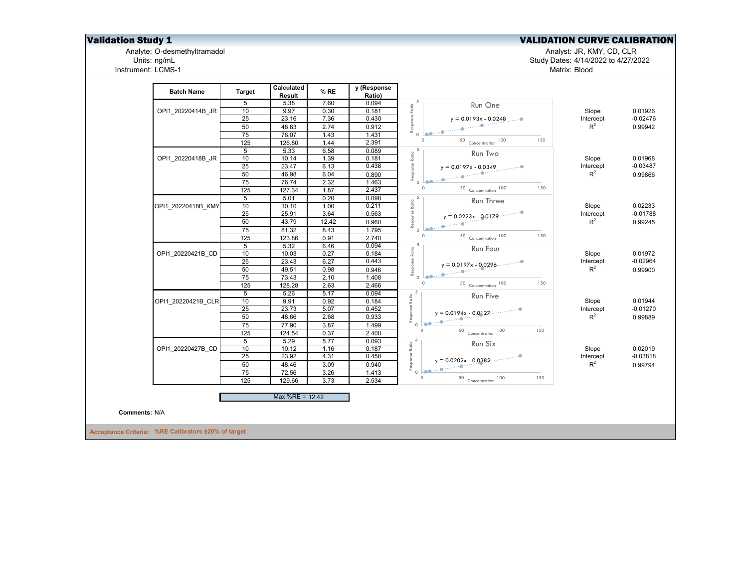# Validation Study 1

## VALIDATION CURVE CALIBRATION

Analyte: O-desmethyltramadol
Units: ng/mL
Instrument: LCMS-1

Analyst: JR, KMY, CD, CLR
Study Dates: 4/14/2022 to 4/27/2022
Matrix: Blood

| Batch Name | Target | Calculated Result | % RE | y (Response Ratio) |
|---|---|---|---|---|
| OPI1_20220414B_JR | 5 | 5.38 | 7.60 | 0.094 |
| | 10 | 9.97 | 0.30 | 0.181 |
| | 25 | 23.16 | 7.36 | 0.430 |
| | 50 | 48.63 | 2.74 | 0.912 |
| | 75 | 76.07 | 1.43 | 1.431 |
| | 125 | 126.80 | 1.44 | 2.391 |
| OPI1_20220418B_JR | 5 | 5.33 | 6.58 | 0.089 |
| | 10 | 10.14 | 1.39 | 0.181 |
| | 25 | 23.47 | 6.13 | 0.438 |
| | 50 | 46.98 | 6.04 | 0.890 |
| | 75 | 76.74 | 2.32 | 1.463 |
| | 125 | 127.34 | 1.87 | 2.437 |
| OPI1_20220418B_KMY | 5 | 5.01 | 0.20 | 0.098 |
| | 10 | 10.10 | 1.00 | 0.211 |
| | 25 | 25.91 | 3.64 | 0.563 |
| | 50 | 43.79 | 12.42 | 0.960 |
| | 75 | 81.32 | 8.43 | 1.795 |
| | 125 | 123.86 | 0.91 | 2.740 |
| OPI1_20220421B_CD | 5 | 5.32 | 6.46 | 0.094 |
| | 10 | 10.03 | 0.27 | 0.184 |
| | 25 | 23.43 | 6.27 | 0.443 |
| | 50 | 49.51 | 0.98 | 0.946 |
| | 75 | 73.43 | 2.10 | 1.408 |
| | 125 | 128.28 | 2.63 | 2.466 |
| OPI1_20220421B_CLR | 5 | 5.26 | 5.17 | 0.094 |
| | 10 | 9.91 | 0.92 | 0.184 |
| | 25 | 23.73 | 5.07 | 0.452 |
| | 50 | 48.66 | 2.68 | 0.933 |
| | 75 | 77.90 | 3.87 | 1.499 |
| | 125 | 124.54 | 0.37 | 2.400 |
| OPI1_20220427B_CD | 5 | 5.29 | 5.77 | 0.093 |
| | 10 | 10.12 | 1.16 | 0.187 |
| | 25 | 23.92 | 4.31 | 0.458 |
| | 50 | 48.46 | 3.09 | 0.940 |
| | 75 | 72.56 | 3.26 | 1.413 |
| | 125 | 129.66 | 3.73 | 2.534 |

| Run | Equation | Slope | Intercept | $R^2$ |
|---|---|---|---|---|
| Run One | $y = 0.0193x - 0.0248$ | 0.01926 | -0.02476 | 0.99942 |
| Run Two | $y = 0.0197x - 0.0349$ | 0.01968 | -0.03487 | 0.99866 |
| Run Three | $y = 0.0223x - 0.0179$ | 0.02233 | -0.01788 | 0.99245 |
| Run Four | $y = 0.0197x - 0.0296$ | 0.01972 | -0.02964 | 0.99900 |
| Run Five | $y = 0.0194x - 0.0127$ | 0.01944 | -0.01270 | 0.99889 |
| Run Six | $y = 0.0202x - 0.0382$ | 0.02019 | -0.03818 | 0.99794 |

Max %RE = 12.42

**Comments:** N/A

**Acceptance Criteria:** %RE Calibrators ±20% of target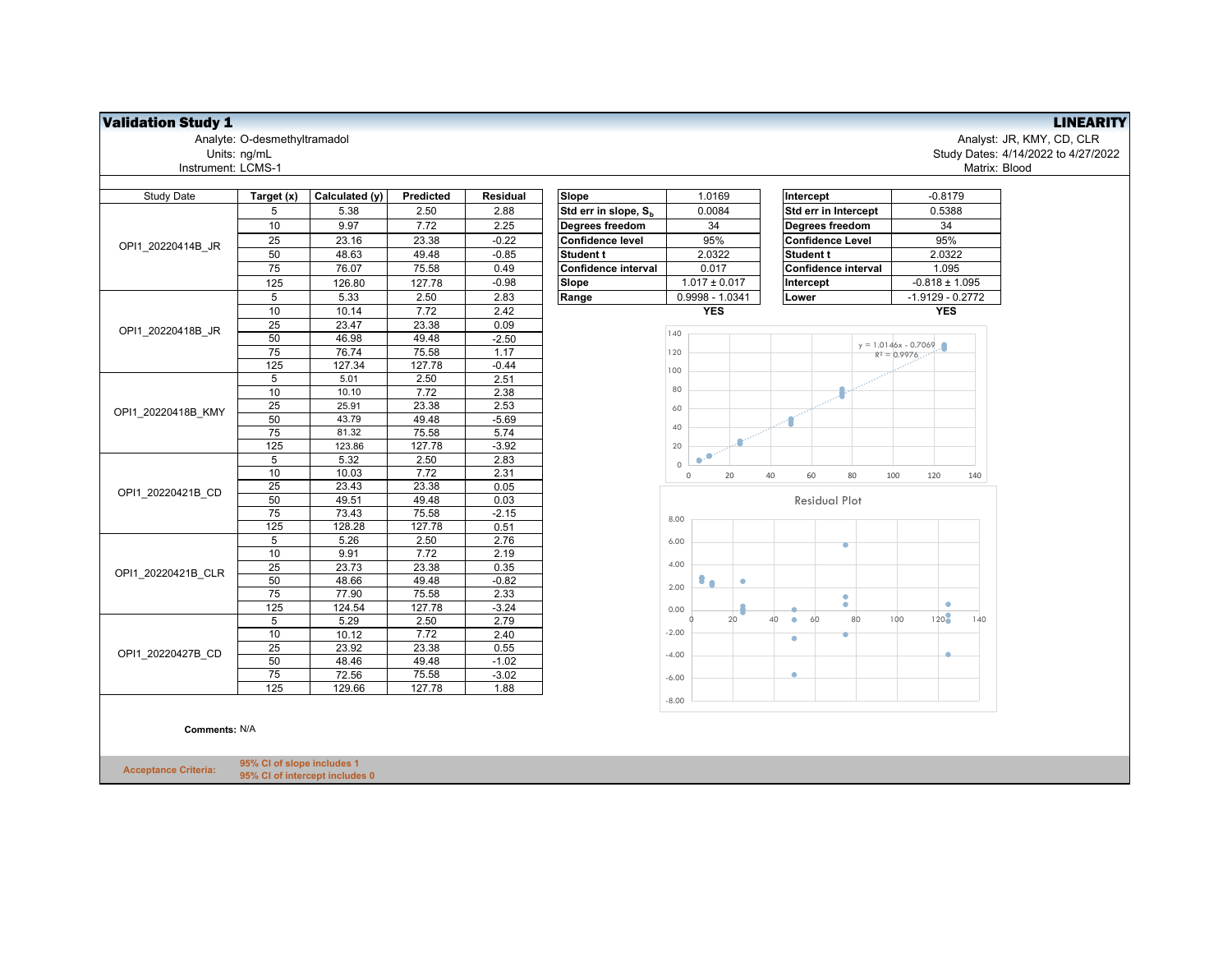## Validation Study 1

**LINEARITY**

Analyte: O-desmethyltramadol
Units: ng/mL
Instrument: LCMS-1

Analyst: JR, KMY, CD, CLR
Study Dates: 4/14/2022 to 4/27/2022
Matrix: Blood

| Study Date | Target (x) | Calculated (y) | Predicted | Residual |
|---|---|---|---|---|
| OPI1_20220414B_JR | 5 | 5.38 | 2.50 | 2.88 |
| | 10 | 9.97 | 7.72 | 2.25 |
| | 25 | 23.16 | 23.38 | -0.22 |
| | 50 | 48.63 | 49.48 | -0.85 |
| | 75 | 76.07 | 75.58 | 0.49 |
| | 125 | 126.80 | 127.78 | -0.98 |
| OPI1_20220418B_JR | 5 | 5.33 | 2.50 | 2.83 |
| | 10 | 10.14 | 7.72 | 2.42 |
| | 25 | 23.47 | 23.38 | 0.09 |
| | 50 | 46.98 | 49.48 | -2.50 |
| | 75 | 76.74 | 75.58 | 1.17 |
| | 125 | 127.34 | 127.78 | -0.44 |
| OPI1_20220418B_KMY | 5 | 5.01 | 2.50 | 2.51 |
| | 10 | 10.10 | 7.72 | 2.38 |
| | 25 | 25.91 | 23.38 | 2.53 |
| | 50 | 43.79 | 49.48 | -5.69 |
| | 75 | 81.32 | 75.58 | 5.74 |
| | 125 | 123.86 | 127.78 | -3.92 |
| OPI1_20220421B_CD | 5 | 5.32 | 2.50 | 2.83 |
| | 10 | 10.03 | 7.72 | 2.31 |
| | 25 | 23.43 | 23.38 | 0.05 |
| | 50 | 49.51 | 49.48 | 0.03 |
| | 75 | 73.43 | 75.58 | -2.15 |
| | 125 | 128.28 | 127.78 | 0.51 |
| OPI1_20220421B_CLR | 5 | 5.26 | 2.50 | 2.76 |
| | 10 | 9.91 | 7.72 | 2.19 |
| | 25 | 23.73 | 23.38 | 0.35 |
| | 50 | 48.66 | 49.48 | -0.82 |
| | 75 | 77.90 | 75.58 | 2.33 |
| | 125 | 124.54 | 127.78 | -3.24 |
| OPI1_20220427B_CD | 5 | 5.29 | 2.50 | 2.79 |
| | 10 | 10.12 | 7.72 | 2.40 |
| | 25 | 23.92 | 23.38 | 0.55 |
| | 50 | 48.46 | 49.48 | -1.02 |
| | 75 | 72.56 | 75.58 | -3.02 |
| | 125 | 129.66 | 127.78 | 1.88 |

| Parameter | Value |
|---|---|
| Slope | 1.0169 |
| Std err in slope, $S_b$ | 0.0084 |
| Degrees freedom | 34 |
| Confidence level | 95% |
| Student t | 2.0322 |
| Confidence interval | 0.017 |
| Slope | 1.017 ± 0.017 |
| Range | 0.9998 - 1.0341 |
| | **YES** |

| Parameter | Value |
|---|---|
| Intercept | -0.8179 |
| Std err in Intercept | 0.5388 |
| Degrees freedom | 34 |
| Confidence Level | 95% |
| Student t | 2.0322 |
| Confidence interval | 1.095 |
| Intercept | -0.818 ± 1.095 |
| Lower | -1.9129 - 0.2772 |
| | **YES** |

$y = 1.0146x - 0.7069$
$R^2 = 0.9976$

Residual Plot

**Comments:** N/A

**Acceptance Criteria:**
**95% CI of slope includes 1**
**95% CI of intercept includes 0**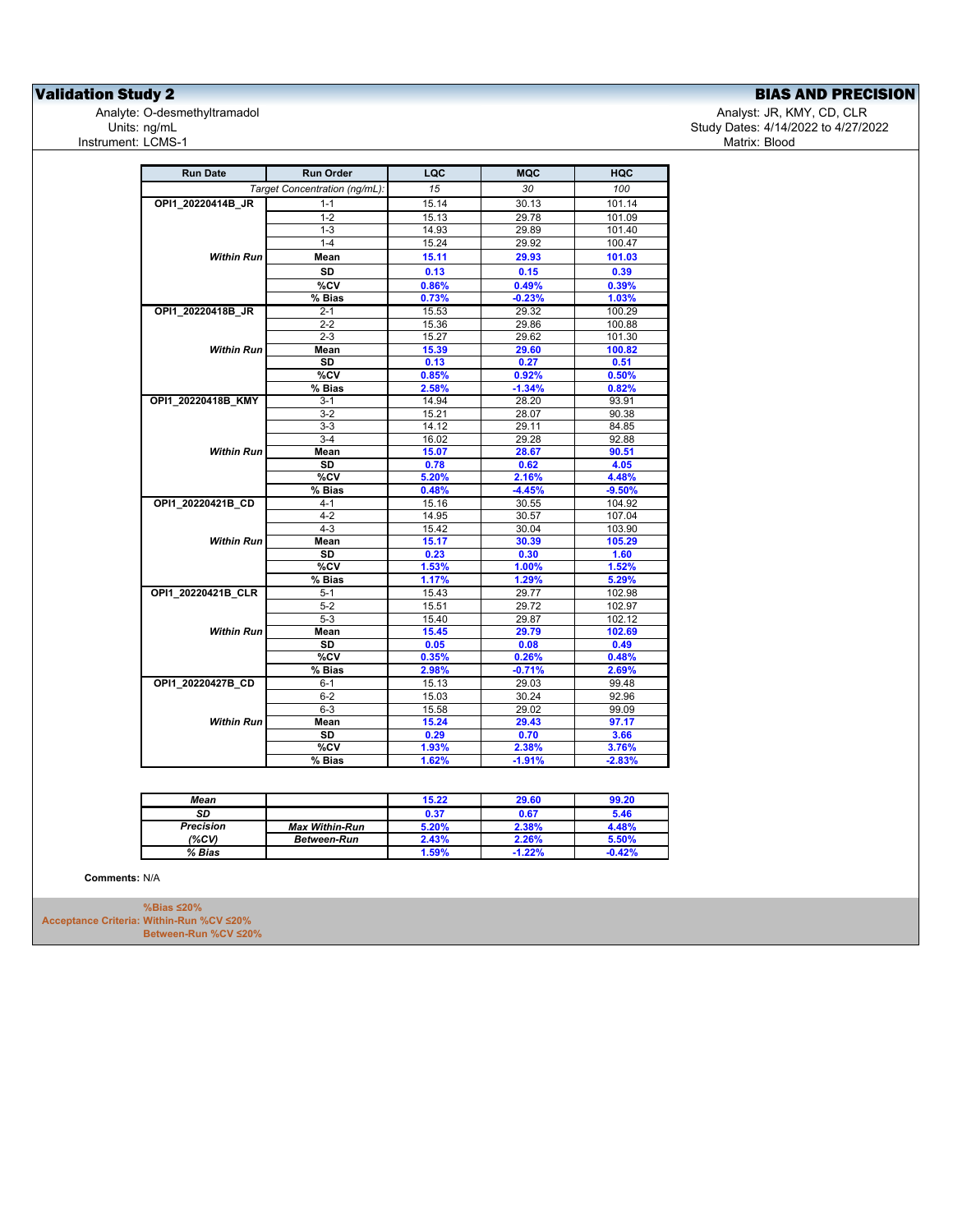# Validation Study 2

## BIAS AND PRECISION

Analyte: O-desmethyltramadol
Units: ng/mL
Instrument: LCMS-1

Analyst: JR, KMY, CD, CLR
Study Dates: 4/14/2022 to 4/27/2022
Matrix: Blood

| Run Date | Run Order | LQC | MQC | HQC |
|---|---|---|---|---|
| | *Target Concentration (ng/mL):* | *15* | *30* | *100* |
| **OPI1_20220414B_JR** | 1-1 | 15.14 | 30.13 | 101.14 |
| | 1-2 | 15.13 | 29.78 | 101.09 |
| | 1-3 | 14.93 | 29.89 | 101.40 |
| | 1-4 | 15.24 | 29.92 | 100.47 |
| ***Within Run*** | **Mean** | **15.11** | **29.93** | **101.03** |
| | **SD** | **0.13** | **0.15** | **0.39** |
| | **%CV** | **0.86%** | **0.49%** | **0.39%** |
| | **% Bias** | **0.73%** | **-0.23%** | **1.03%** |
| **OPI1_20220418B_JR** | 2-1 | 15.53 | 29.32 | 100.29 |
| | 2-2 | 15.36 | 29.86 | 100.88 |
| | 2-3 | 15.27 | 29.62 | 101.30 |
| ***Within Run*** | **Mean** | **15.39** | **29.60** | **100.82** |
| | **SD** | **0.13** | **0.27** | **0.51** |
| | **%CV** | **0.85%** | **0.92%** | **0.50%** |
| | **% Bias** | **2.58%** | **-1.34%** | **0.82%** |
| **OPI1_20220418B_KMY** | 3-1 | 14.94 | 28.20 | 93.91 |
| | 3-2 | 15.21 | 28.07 | 90.38 |
| | 3-3 | 14.12 | 29.11 | 84.85 |
| | 3-4 | 16.02 | 29.28 | 92.88 |
| ***Within Run*** | **Mean** | **15.07** | **28.67** | **90.51** |
| | **SD** | **0.78** | **0.62** | **4.05** |
| | **%CV** | **5.20%** | **2.16%** | **4.48%** |
| | **% Bias** | **0.48%** | **-4.45%** | **-9.50%** |
| **OPI1_20220421B_CD** | 4-1 | 15.16 | 30.55 | 104.92 |
| | 4-2 | 14.95 | 30.57 | 107.04 |
| | 4-3 | 15.42 | 30.04 | 103.90 |
| ***Within Run*** | **Mean** | **15.17** | **30.39** | **105.29** |
| | **SD** | **0.23** | **0.30** | **1.60** |
| | **%CV** | **1.53%** | **1.00%** | **1.52%** |
| | **% Bias** | **1.17%** | **1.29%** | **5.29%** |
| **OPI1_20220421B_CLR** | 5-1 | 15.43 | 29.77 | 102.98 |
| | 5-2 | 15.51 | 29.72 | 102.97 |
| | 5-3 | 15.40 | 29.87 | 102.12 |
| ***Within Run*** | **Mean** | **15.45** | **29.79** | **102.69** |
| | **SD** | **0.05** | **0.08** | **0.49** |
| | **%CV** | **0.35%** | **0.26%** | **0.48%** |
| | **% Bias** | **2.98%** | **-0.71%** | **2.69%** |
| **OPI1_20220427B_CD** | 6-1 | 15.13 | 29.03 | 99.48 |
| | 6-2 | 15.03 | 30.24 | 92.96 |
| | 6-3 | 15.58 | 29.02 | 99.09 |
| ***Within Run*** | **Mean** | **15.24** | **29.43** | **97.17** |
| | **SD** | **0.29** | **0.70** | **3.66** |
| | **%CV** | **1.93%** | **2.38%** | **3.76%** |
| | **% Bias** | **1.62%** | **-1.91%** | **-2.83%** |

| | | LQC | MQC | HQC |
|---|---|---|---|---|
| ***Mean*** | | **15.22** | **29.60** | **99.20** |
| ***SD*** | | **0.37** | **0.67** | **5.46** |
| ***Precision*** | ***Max Within-Run*** | **5.20%** | **2.38%** | **4.48%** |
| ***(%CV)*** | ***Between-Run*** | **2.43%** | **2.26%** | **5.50%** |
| ***% Bias*** | | **1.59%** | **-1.22%** | **-0.42%** |

**Comments:** N/A

**Acceptance Criteria:** **%Bias ≤20%**
**Within-Run %CV ≤20%**
**Between-Run %CV ≤20%**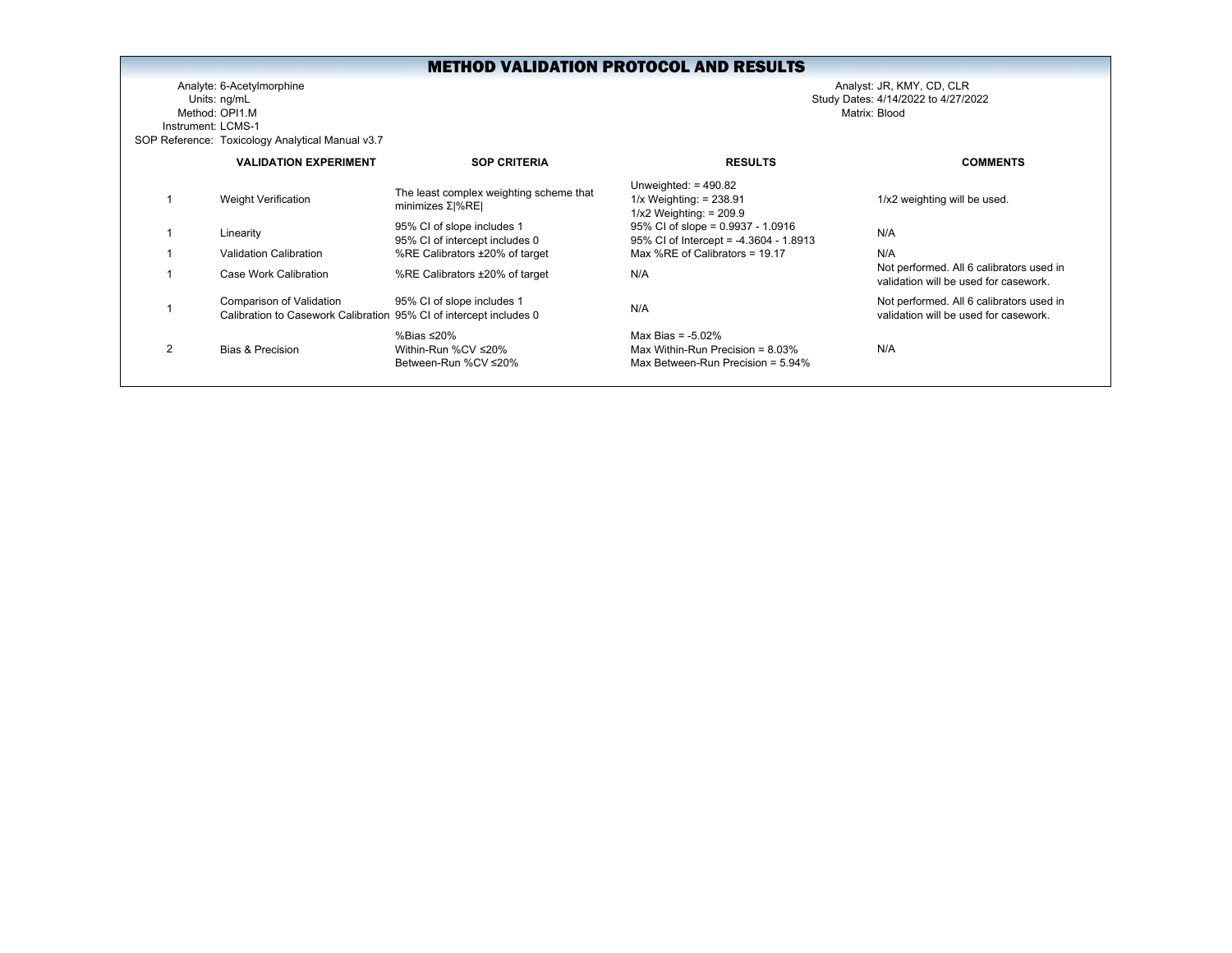# METHOD VALIDATION PROTOCOL AND RESULTS

Analyte: 6-Acetylmorphine
Units: ng/mL
Method: OPI1.M
Instrument: LCMS-1
SOP Reference: Toxicology Analytical Manual v3.7

Analyst: JR, KMY, CD, CLR
Study Dates: 4/14/2022 to 4/27/2022
Matrix: Blood

| | VALIDATION EXPERIMENT | SOP CRITERIA | RESULTS | COMMENTS |
|---|---|---|---|---|
| 1 | Weight Verification | The least complex weighting scheme that minimizes Σ\|%RE\| | Unweighted: = 490.82<br>1/x Weighting: = 238.91<br>1/x2 Weighting: = 209.9 | 1/x2 weighting will be used. |
| 1 | Linearity | 95% CI of slope includes 1<br>95% CI of intercept includes 0 | 95% CI of slope = 0.9937 - 1.0916<br>95% CI of Intercept = -4.3604 - 1.8913 | N/A |
| 1 | Validation Calibration | %RE Calibrators ±20% of target | Max %RE of Calibrators = 19.17 | N/A |
| 1 | Case Work Calibration | %RE Calibrators ±20% of target | N/A | Not performed. All 6 calibrators used in validation will be used for casework. |
| 1 | Comparison of Validation Calibration to Casework Calibration | 95% CI of slope includes 1<br>95% CI of intercept includes 0 | N/A | Not performed. All 6 calibrators used in validation will be used for casework. |
| 2 | Bias & Precision | %Bias ≤20%<br>Within-Run %CV ≤20%<br>Between-Run %CV ≤20% | Max Bias = -5.02%<br>Max Within-Run Precision = 8.03%<br>Max Between-Run Precision = 5.94% | N/A |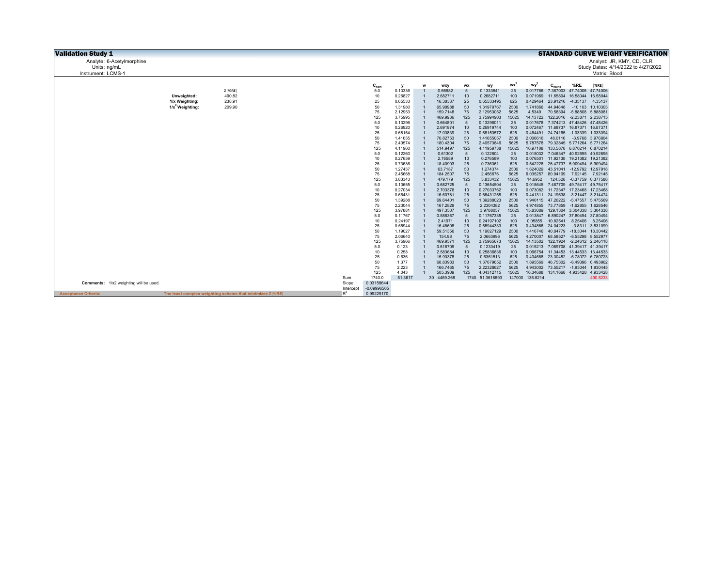# Validation Study 1

## STANDARD CURVE WEIGHT VERIFICATION

Analyte: 6-Acetylmorphine
Units: ng/mL
Instrument: LCMS-1

Analyst: JR, KMY, CD, CLR
Study Dates: 4/14/2022 to 4/27/2022
Matrix: Blood

| | Σ\|%RE\| |
|---|---|
| **Unweighted:** | 490.82 |
| **1/x Weighting:** | 238.91 |
| **$1/x^2$ Weighting:** | 209.90 |

| | $C_{nom}$ | y | w | wxy | wx | wy | $wx^2$ | $wy^2$ | $C_{found}$ | %RE | \|%RE\| |
|---|---|---|---|---|---|---|---|---|---|---|---|
| | 5.0 | 0.13336 | 1 | 0.66682 | 5 | 0.1333641 | 25 | 0.017786 | 7.387003 | 47.74006 | 47.74006 |
| | 10 | 0.26827 | 1 | 2.682711 | 10 | 0.2682711 | 100 | 0.071969 | 11.65804 | 16.58044 | 16.58044 |
| | 25 | 0.65533 | 1 | 16.38337 | 25 | 0.65533495 | 625 | 0.429464 | 23.91216 | -4.35137 | 4.35137 |
| | 50 | 1.31980 | 1 | 65.98988 | 50 | 1.31979767 | 2500 | 1.741866 | 44.94848 | -10.103 | 10.10303 |
| | 75 | 2.12953 | 1 | 159.7148 | 75 | 2.12953052 | 5625 | 4.5349 | 70.58394 | -5.88808 | 5.888081 |
| | 125 | 3.75995 | 1 | 469.9936 | 125 | 3.75994903 | 15625 | 14.13722 | 122.2016 | -2.23871 | 2.238715 |
| | 5.0 | 0.13296 | 1 | 0.664801 | 5 | 0.13296011 | 25 | 0.017678 | 7.374213 | 47.48426 | 47.48426 |
| | 10 | 0.26920 | 1 | 2.691974 | 10 | 0.26919744 | 100 | 0.072467 | 11.68737 | 16.87371 | 16.87371 |
| | 25 | 0.68154 | 1 | 17.03839 | 25 | 0.68153572 | 625 | 0.464491 | 24.74165 | -1.03339 | 1.033394 |
| | 50 | 1.41655 | 1 | 70.82753 | 50 | 1.41655057 | 2500 | 2.006616 | 48.0116 | -3.9768 | 3.976804 |
| | 75 | 2.40574 | 1 | 180.4304 | 75 | 2.40573846 | 5625 | 5.787578 | 79.32845 | 5.771264 | 5.771264 |
| | 125 | 4.11960 | 1 | 514.9497 | 125 | 4.11959738 | 15625 | 16.97108 | 133.5878 | 6.870214 | 6.870214 |
| | 5.0 | 0.12260 | 1 | 0.61302 | 5 | 0.122604 | 25 | 0.015032 | 7.046347 | 40.92695 | 40.92695 |
| | 10 | 0.27659 | 1 | 2.76589 | 10 | 0.276589 | 100 | 0.076501 | 11.92138 | 19.21382 | 19.21382 |
| | 25 | 0.73636 | 1 | 18.40903 | 25 | 0.736361 | 625 | 0.542228 | 26.47737 | 5.909494 | 5.909494 |
| | 50 | 1.27437 | 1 | 63.7187 | 50 | 1.274374 | 2500 | 1.624029 | 43.51041 | -12.9792 | 12.97918 |
| | 75 | 2.45668 | 1 | 184.2507 | 75 | 2.456676 | 5625 | 6.035257 | 80.94109 | 7.92145 | 7.92145 |
| | 125 | 3.83343 | 1 | 479.179 | 125 | 3.833432 | 15625 | 14.6952 | 124.528 | -0.37759 | 0.377588 |
| | 5.0 | 0.13655 | 1 | 0.682725 | 5 | 0.13654504 | 25 | 0.018645 | 7.487709 | 49.75417 | 49.75417 |
| | 10 | 0.27034 | 1 | 2.703376 | 10 | 0.27033762 | 100 | 0.073082 | 11.72347 | 17.23468 | 17.23468 |
| | 25 | 0.66431 | 1 | 16.60781 | 25 | 0.66431258 | 625 | 0.441311 | 24.19638 | -3.21447 | 3.214474 |
| | 50 | 1.39288 | 1 | 69.64401 | 50 | 1.39288023 | 2500 | 1.940115 | 47.26222 | -5.47557 | 5.475569 |
| | 75 | 2.23044 | 1 | 167.2829 | 75 | 2.2304382 | 5625 | 4.974855 | 73.77859 | -1.62855 | 1.628546 |
| | 125 | 3.97881 | 1 | 497.3507 | 125 | 3.9788057 | 15625 | 15.83089 | 129.1304 | 3.304338 | 3.304338 |
| | 5.0 | 0.11767 | 1 | 0.588367 | 5 | 0.11767335 | 25 | 0.013847 | 6.890247 | 37.80494 | 37.80494 |
| | 10 | 0.24197 | 1 | 2.41971 | 10 | 0.24197102 | 100 | 0.05855 | 10.82541 | 8.25406 | 8.25406 |
| | 25 | 0.65944 | 1 | 16.48608 | 25 | 0.65944333 | 625 | 0.434866 | 24.04223 | -3.8311 | 3.831099 |
| | 50 | 1.19027 | 1 | 59.51356 | 50 | 1.19027129 | 2500 | 1.416746 | 40.84779 | -18.3044 | 18.30442 |
| | 75 | 2.06640 | 1 | 154.98 | 75 | 2.0663996 | 5625 | 4.270007 | 68.58527 | -8.55298 | 8.552977 |
| | 125 | 3.75966 | 1 | 469.9571 | 125 | 3.75965673 | 15625 | 14.13502 | 122.1924 | -2.24612 | 2.246118 |
| | 5.0 | 0.123 | 1 | 0.616709 | 5 | 0.1233419 | 25 | 0.015213 | 7.069708 | 41.39417 | 41.39417 |
| | 10 | 0.258 | 1 | 2.583684 | 10 | 0.25836839 | 100 | 0.066754 | 11.34453 | 13.44533 | 13.44533 |
| | 25 | 0.636 | 1 | 15.90378 | 25 | 0.6361513 | 625 | 0.404688 | 23.30482 | -6.78072 | 6.780723 |
| | 50 | 1.377 | 1 | 68.83983 | 50 | 1.37679652 | 2500 | 1.895569 | 46.75302 | -6.49396 | 6.493962 |
| | 75 | 2.223 | 1 | 166.7465 | 75 | 2.22328627 | 5625 | 4.943002 | 73.55217 | -1.93044 | 1.930445 |
| | 125 | 4.043 | 1 | 505.3909 | 125 | 4.04312715 | 15625 | 16.34688 | 131.1668 | 4.933428 | 4.933428 |
| Sum | 1740.0 | 51.3617 | 30 | 4469.268 | 1740 | 51.3616693 | 147000 | 136.5214 | | | 490.8233 |
| Slope | 0.03158644 | | | | | | | | | | |
| Intercept | -0.09996505 | | | | | | | | | | |
| $R^2$ | 0.99229170 | | | | | | | | | | |

**Comments:** 1/x2 weighting will be used.

**Acceptance Criteria:** The least complex weighting scheme that minimizes Σ|%RE|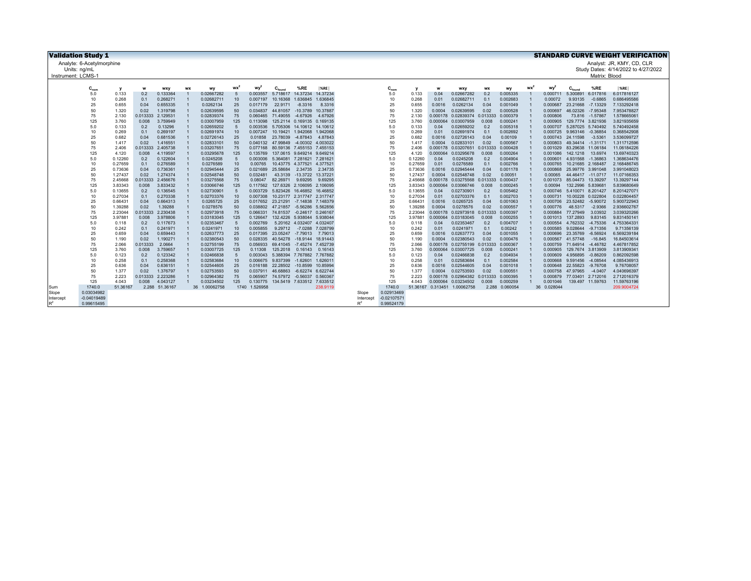**Validation Study 1** — **STANDARD CURVE WEIGHT VERIFICATION**

Analyte: 6-Acetylmorphine
Units: ng/mL
Instrument: LCMS-1

Analyst: JR, KMY, CD, CLR
Study Dates: 4/14/2022 to 4/27/2022
Matrix: Blood

| | $C_{nom}$ | y | w | wxy | wx | wy | $wx^2$ | $wy^2$ | $C_{found}$ | %RE | \|%RE\| |
|---|---|---|---|---|---|---|---|---|---|---|---|
| | 5.0 | 0.133 | 0.2 | 0.133364 | 1 | 0.02667282 | 5 | 0.003557 | 5.718617 | 14.37234 | 14.37234 |
| | 10 | 0.268 | 0.1 | 0.268271 | 1 | 0.02682711 | 10 | 0.007197 | 10.16368 | 1.636845 | 1.636845 |
| | 25 | 0.655 | 0.04 | 0.655335 | 1 | 0.0262134 | 25 | 0.017179 | 22.9171 | -8.3316 | 8.3316 |
| | 50 | 1.320 | 0.02 | 1.319798 | 1 | 0.02639595 | 50 | 0.034837 | 44.81057 | -10.3789 | 10.37887 |
| | 75 | 2.130 | 0.013333 | 2.129531 | 1 | 0.02839374 | 75 | 0.060465 | 71.49055 | -4.67926 | 4.67926 |
| | 125 | 3.760 | 0.008 | 3.759949 | 1 | 0.03007959 | 125 | 0.113098 | 125.2114 | 0.169135 | 0.169135 |
| | 5.0 | 0.133 | 0.2 | 0.13296 | 1 | 0.02659202 | 5 | 0.003536 | 5.705306 | 14.10612 | 14.10612 |
| | 10 | 0.269 | 0.1 | 0.269197 | 1 | 0.02691974 | 10 | 0.007247 | 10.19421 | 1.942068 | 1.942068 |
| | 25 | 0.682 | 0.04 | 0.681536 | 1 | 0.02726143 | 25 | 0.01858 | 23.78039 | -4.87843 | 4.87843 |
| | 50 | 1.417 | 0.02 | 1.416551 | 1 | 0.02833101 | 50 | 0.040132 | 47.99849 | -4.00302 | 4.003022 |
| | 75 | 2.406 | 0.013333 | 2.405738 | 1 | 0.03207651 | 75 | 0.077168 | 80.59136 | 7.455153 | 7.455153 |
| | 125 | 4.120 | 0.008 | 4.119597 | 1 | 0.03295678 | 125 | 0.135769 | 137.0615 | 9.649214 | 9.649214 |
| | 5.0 | 0.12260 | 0.2 | 0.122604 | 1 | 0.0245208 | 5 | 0.003006 | 5.364081 | 7.281621 | 7.281621 |
| | 10 | 0.27659 | 0.1 | 0.276589 | 1 | 0.0276589 | 10 | 0.00765 | 10.43775 | 4.377521 | 4.377521 |
| | 25 | 0.73636 | 0.04 | 0.736361 | 1 | 0.02945444 | 25 | 0.021689 | 25.58684 | 2.34735 | 2.34735 |
| | 50 | 1.27437 | 0.02 | 1.274374 | 1 | 0.02548748 | 50 | 0.032481 | 43.3139 | -13.3722 | 13.37221 |
| | 75 | 2.45668 | 0.013333 | 2.456676 | 1 | 0.03275568 | 75 | 0.08047 | 82.26971 | 9.69295 | 9.69295 |
| | 125 | 3.83343 | 0.008 | 3.833432 | 1 | 0.03066746 | 125 | 0.117562 | 127.6326 | 2.106095 | 2.106095 |
| | 5.0 | 0.13655 | 0.2 | 0.136545 | 1 | 0.02730901 | 5 | 0.003729 | 5.823426 | 16.46852 | 16.46852 |
| | 10 | 0.27034 | 0.1 | 0.270338 | 1 | 0.02703376 | 10 | 0.007308 | 10.23177 | 2.317747 | 2.317747 |
| | 25 | 0.66431 | 0.04 | 0.664313 | 1 | 0.0265725 | 25 | 0.017652 | 23.21291 | -7.14838 | 7.148379 |
| | 50 | 1.39288 | 0.02 | 1.39288 | 1 | 0.0278576 | 50 | 0.038802 | 47.21857 | -5.56286 | 5.562856 |
| | 75 | 2.23044 | 0.013333 | 2.230438 | 1 | 0.02973918 | 75 | 0.066331 | 74.81537 | -0.24617 | 0.246167 |
| | 125 | 3.97881 | 0.008 | 3.978806 | 1 | 0.03183045 | 125 | 0.126647 | 132.4226 | 5.938044 | 5.938044 |
| | 5.0 | 0.118 | 0.2 | 0.117673 | 1 | 0.02353467 | 5 | 0.002769 | 5.20162 | 4.032407 | 4.032407 |
| | 10 | 0.242 | 0.1 | 0.241971 | 1 | 0.0241971 | 10 | 0.005855 | 9.29712 | -7.0288 | 7.028799 |
| | 25 | 0.659 | 0.04 | 0.659443 | 1 | 0.02637773 | 25 | 0.017395 | 23.05247 | -7.79013 | 7.79013 |
| | 50 | 1.190 | 0.02 | 1.190271 | 1 | 0.02380543 | 50 | 0.028335 | 40.54278 | -18.9144 | 18.91443 |
| | 75 | 2.066 | 0.013333 | 2.0664 | 1 | 0.02755199 | 75 | 0.056933 | 69.41045 | -7.45274 | 7.452739 |
| | 125 | 3.760 | 0.008 | 3.759657 | 1 | 0.03007725 | 125 | 0.11308 | 125.2018 | 0.16143 | 0.16143 |
| | 5.0 | 0.123 | 0.2 | 0.123342 | 1 | 0.02466838 | 5 | 0.003043 | 5.388394 | 7.767882 | 7.767882 |
| | 10 | 0.258 | 0.1 | 0.258368 | 1 | 0.02583684 | 10 | 0.006675 | 9.837399 | -1.62601 | 1.626011 |
| | 25 | 0.636 | 0.04 | 0.636151 | 1 | 0.02544605 | 25 | 0.016188 | 22.28502 | -10.8599 | 10.85994 |
| | 50 | 1.377 | 0.02 | 1.376797 | 1 | 0.02753593 | 50 | 0.037911 | 46.68863 | -6.62274 | 6.622744 |
| | 75 | 2.223 | 0.013333 | 2.223286 | 1 | 0.02964382 | 75 | 0.065907 | 74.57972 | -0.56037 | 0.560367 |
| | 125 | 4.043 | 0.008 | 4.043127 | 1 | 0.03234502 | 125 | 0.130775 | 134.5419 | 7.633512 | 7.633512 |
| Sum | 1740.0 | 51.36167 | 2.288 | 51.36167 | 36 | 1.00062758 | 1740 | 1.526958 | | | 238.9119 |
| Slope | 0.03034982 | | | | | | | | | | |
| Intercept | -0.04019489 | | | | | | | | | | |
| $R^2$ | 0.99615495 | | | | | | | | | | |

| | $C_{nom}$ | y | w | wxy | wx | wy | $wx^2$ | $wy^2$ | $C_{found}$ | %RE | \|%RE\| |
|---|---|---|---|---|---|---|---|---|---|---|---|
| | 5.0 | 0.133 | 0.04 | 0.02667282 | 0.2 | 0.005335 | 1 | 0.000711 | 5.300891 | 6.017816 | 6.017816127 |
| | 10 | 0.268 | 0.01 | 0.02682711 | 0.1 | 0.002683 | 1 | 0.00072 | 9.93135 | -0.6865 | 0.686495586 |
| | 25 | 0.655 | 0.0016 | 0.0262134 | 0.04 | 0.001049 | 1 | 0.000687 | 23.21668 | -7.13329 | 7.133292418 |
| | 50 | 1.320 | 0.0004 | 0.02639595 | 0.02 | 0.000528 | 1 | 0.000697 | 46.02326 | -7.95348 | 7.953478827 |
| | 75 | 2.130 | 0.000178 | 0.02839374 | 0.013333 | 0.000379 | 1 | 0.000806 | 73.816 | -1.57867 | 1.578665061 |
| | 125 | 3.760 | 0.000064 | 0.03007959 | 0.008 | 0.000241 | 1 | 0.000905 | 129.7774 | 3.821936 | 3.821935659 |
| | 5.0 | 0.133 | 0.04 | 0.02659202 | 0.2 | 0.005318 | 1 | 0.000707 | 5.287025 | 5.740492 | 5.740492458 |
| | 10 | 0.269 | 0.01 | 0.02691974 | 0.1 | 0.002692 | 1 | 0.000725 | 9.963146 | -0.36854 | 0.368542908 |
| | 25 | 0.682 | 0.0016 | 0.02726143 | 0.04 | 0.00109 | 1 | 0.000743 | 24.11598 | -3.5361 | 3.536099727 |
| | 50 | 1.417 | 0.0004 | 0.02833101 | 0.02 | 0.000567 | 1 | 0.000803 | 49.34414 | -1.31171 | 1.311712596 |
| | 75 | 2.406 | 0.000178 | 0.03207651 | 0.013333 | 0.000428 | 1 | 0.001029 | 83.29638 | 11.06184 | 11.06184226 |
| | 125 | 4.120 | 0.000064 | 0.03295678 | 0.008 | 0.000264 | 1 | 0.001086 | 142.1218 | 13.6974 | 13.69740323 |
| | 5.0 | 0.12260 | 0.04 | 0.0245208 | 0.2 | 0.004904 | 1 | 0.000601 | 4.931568 | -1.36863 | 1.368634476 |
| | 10 | 0.27659 | 0.01 | 0.0276589 | 0.1 | 0.002766 | 1 | 0.000765 | 10.21685 | 2.168487 | 2.168486745 |
| | 25 | 0.73636 | 0.0016 | 0.02945444 | 0.04 | 0.001178 | 1 | 0.000868 | 25.99776 | 3.991048 | 3.991048023 |
| | 50 | 1.27437 | 0.0004 | 0.02548748 | 0.02 | 0.00051 | 1 | 0.00065 | 44.46417 | -11.0717 | 11.07166353 |
| | 75 | 2.45668 | 0.000178 | 0.03275568 | 0.013333 | 0.000437 | 1 | 0.001073 | 85.04473 | 13.39297 | 13.39297144 |
| | 125 | 3.83343 | 0.000064 | 0.03066746 | 0.008 | 0.000245 | 1 | 0.00094 | 132.2996 | 5.839681 | 5.839680649 |
| | 5.0 | 0.13655 | 0.04 | 0.02730901 | 0.2 | 0.005462 | 1 | 0.000746 | 5.410071 | 8.201427 | 8.201427071 |
| | 10 | 0.27034 | 0.01 | 0.02703376 | 0.1 | 0.002703 | 1 | 0.000731 | 10.00228 | 0.022804 | 0.022804457 |
| | 25 | 0.66431 | 0.0016 | 0.0265725 | 0.04 | 0.001063 | 1 | 0.000706 | 23.52482 | -5.90072 | 5.900722943 |
| | 50 | 1.39288 | 0.0004 | 0.0278576 | 0.02 | 0.000557 | 1 | 0.000776 | 48.5317 | -2.9366 | 2.936602767 |
| | 75 | 2.23044 | 0.000178 | 0.02973918 | 0.013333 | 0.000397 | 1 | 0.000884 | 77.27949 | 3.03932 | 3.039320266 |
| | 125 | 3.97881 | 0.000064 | 0.03183045 | 0.008 | 0.000255 | 1 | 0.001013 | 137.2893 | 9.83145 | 9.831450141 |
| | 5.0 | 0.118 | 0.04 | 0.02353467 | 0.2 | 0.004707 | 1 | 0.000554 | 4.762332 | -4.75336 | 4.753364331 |
| | 10 | 0.242 | 0.01 | 0.0241971 | 0.1 | 0.00242 | 1 | 0.000585 | 9.028644 | -9.71356 | 9.71356139 |
| | 25 | 0.659 | 0.0016 | 0.02637773 | 0.04 | 0.001055 | 1 | 0.000696 | 23.35769 | -6.56924 | 6.569239184 |
| | 50 | 1.190 | 0.0004 | 0.02380543 | 0.02 | 0.000476 | 1 | 0.000567 | 41.57748 | -16.845 | 16.84503614 |
| | 75 | 2.066 | 0.000178 | 0.02755199 | 0.013333 | 0.000367 | 1 | 0.000759 | 71.64914 | -4.46782 | 4.467817852 |
| | 125 | 3.760 | 0.000064 | 0.03007725 | 0.008 | 0.000241 | 1 | 0.000905 | 129.7674 | 3.813909 | 3.813909341 |
| | 5.0 | 0.123 | 0.04 | 0.02466838 | 0.2 | 0.004934 | 1 | 0.000609 | 4.956895 | -0.86209 | 0.862092598 |
| | 10 | 0.258 | 0.01 | 0.02583684 | 0.1 | 0.002584 | 1 | 0.000668 | 9.591456 | -4.08544 | 4.085436913 |
| | 25 | 0.636 | 0.0016 | 0.02544605 | 0.04 | 0.001018 | 1 | 0.000648 | 22.55823 | -9.76708 | 9.76708057 |
| | 50 | 1.377 | 0.0004 | 0.02753593 | 0.02 | 0.000551 | 1 | 0.000758 | 47.97965 | -4.0407 | 4.040696397 |
| | 75 | 2.223 | 0.000178 | 0.02964382 | 0.013333 | 0.000395 | 1 | 0.000879 | 77.03401 | 2.712016 | 2.712016379 |
| | 125 | 4.043 | 0.000064 | 0.03234502 | 0.008 | 0.000259 | 1 | 0.001046 | 139.497 | 11.59763 | 11.59763196 |
| | 1740.0 | 51.36167 | 0.313451 | 1.00062758 | 2.288 | 0.060054 | 36 | 0.028044 | | | 209.9004724 |
| Slope | 0.02913469 | | | | | | | | | | |
| Intercept | -0.02107571 | | | | | | | | | | |
| $R^2$ | 0.99524179 | | | | | | | | | | |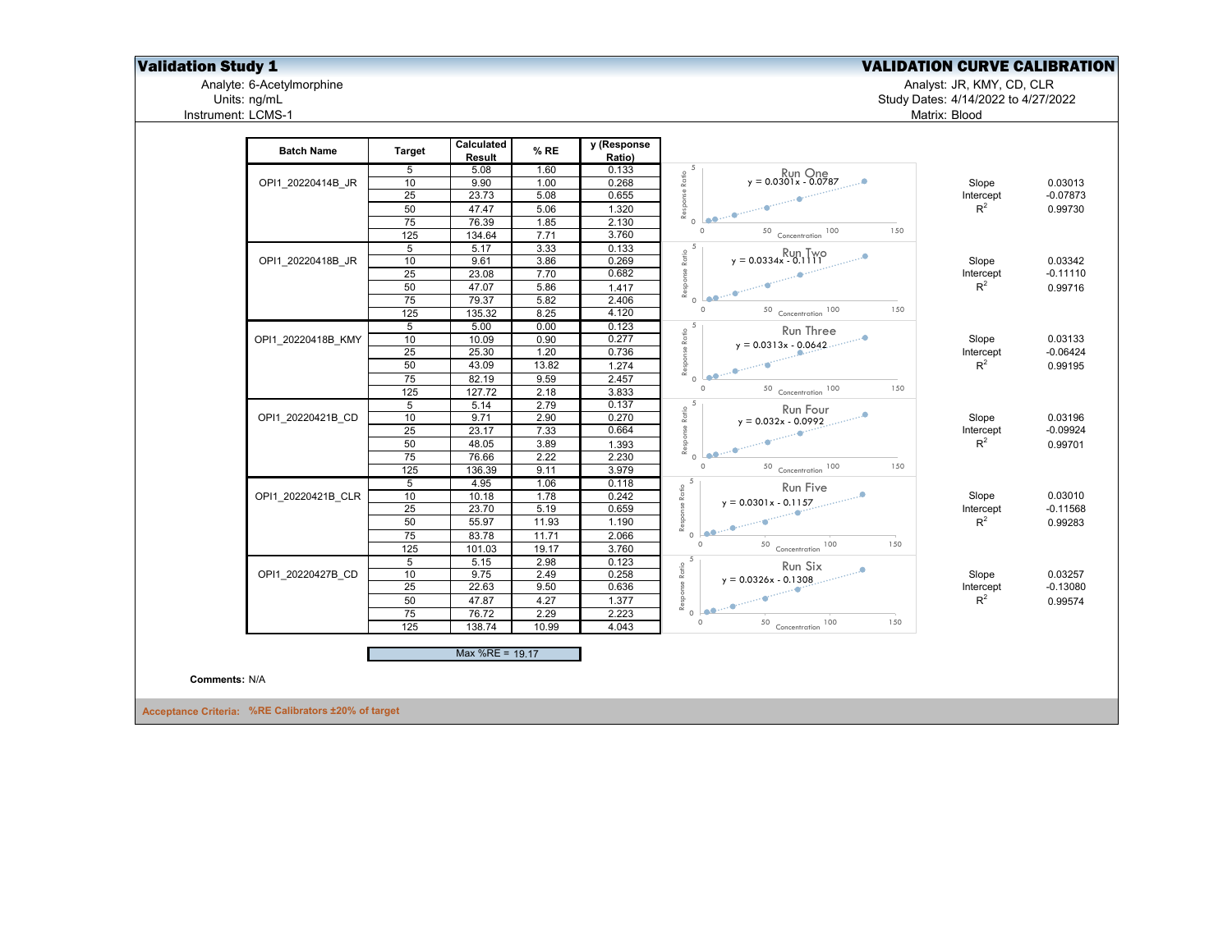# Validation Study 1

## VALIDATION CURVE CALIBRATION

Analyte: 6-Acetylmorphine
Units: ng/mL
Instrument: LCMS-1

Analyst: JR, KMY, CD, CLR
Study Dates: 4/14/2022 to 4/27/2022
Matrix: Blood

| Batch Name | Target | Calculated Result | % RE | y (Response Ratio) | Chart | | |
|---|---|---|---|---|---|---|---|
| OPI1_20220414B_JR | 5 | 5.08 | 1.60 | 0.133 | Run One: y = 0.0301x - 0.0787 | Slope | 0.03013 |
| | 10 | 9.90 | 1.00 | 0.268 | | Intercept | -0.07873 |
| | 25 | 23.73 | 5.08 | 0.655 | | $R^2$ | 0.99730 |
| | 50 | 47.47 | 5.06 | 1.320 | | | |
| | 75 | 76.39 | 1.85 | 2.130 | | | |
| | 125 | 134.64 | 7.71 | 3.760 | | | |
| OPI1_20220418B_JR | 5 | 5.17 | 3.33 | 0.133 | Run Two: y = 0.0334x - 0.1111 | Slope | 0.03342 |
| | 10 | 9.61 | 3.86 | 0.269 | | Intercept | -0.11110 |
| | 25 | 23.08 | 7.70 | 0.682 | | $R^2$ | 0.99716 |
| | 50 | 47.07 | 5.86 | 1.417 | | | |
| | 75 | 79.37 | 5.82 | 2.406 | | | |
| | 125 | 135.32 | 8.25 | 4.120 | | | |
| OPI1_20220418B_KMY | 5 | 5.00 | 0.00 | 0.123 | Run Three: y = 0.0313x - 0.0642 | Slope | 0.03133 |
| | 10 | 10.09 | 0.90 | 0.277 | | Intercept | -0.06424 |
| | 25 | 25.30 | 1.20 | 0.736 | | $R^2$ | 0.99195 |
| | 50 | 43.09 | 13.82 | 1.274 | | | |
| | 75 | 82.19 | 9.59 | 2.457 | | | |
| | 125 | 127.72 | 2.18 | 3.833 | | | |
| OPI1_20220421B_CD | 5 | 5.14 | 2.79 | 0.137 | Run Four: y = 0.032x - 0.0992 | Slope | 0.03196 |
| | 10 | 9.71 | 2.90 | 0.270 | | Intercept | -0.09924 |
| | 25 | 23.17 | 7.33 | 0.664 | | $R^2$ | 0.99701 |
| | 50 | 48.05 | 3.89 | 1.393 | | | |
| | 75 | 76.66 | 2.22 | 2.230 | | | |
| | 125 | 136.39 | 9.11 | 3.979 | | | |
| OPI1_20220421B_CLR | 5 | 4.95 | 1.06 | 0.118 | Run Five: y = 0.0301x - 0.1157 | Slope | 0.03010 |
| | 10 | 10.18 | 1.78 | 0.242 | | Intercept | -0.11568 |
| | 25 | 23.70 | 5.19 | 0.659 | | $R^2$ | 0.99283 |
| | 50 | 55.97 | 11.93 | 1.190 | | | |
| | 75 | 83.78 | 11.71 | 2.066 | | | |
| | 125 | 101.03 | 19.17 | 3.760 | | | |
| OPI1_20220427B_CD | 5 | 5.15 | 2.98 | 0.123 | Run Six: y = 0.0326x - 0.1308 | Slope | 0.03257 |
| | 10 | 9.75 | 2.49 | 0.258 | | Intercept | -0.13080 |
| | 25 | 22.63 | 9.50 | 0.636 | | $R^2$ | 0.99574 |
| | 50 | 47.87 | 4.27 | 1.377 | | | |
| | 75 | 76.72 | 2.29 | 2.223 | | | |
| | 125 | 138.74 | 10.99 | 4.043 | | | |

Max %RE = 19.17

**Comments:** N/A

**Acceptance Criteria: %RE Calibrators ±20% of target**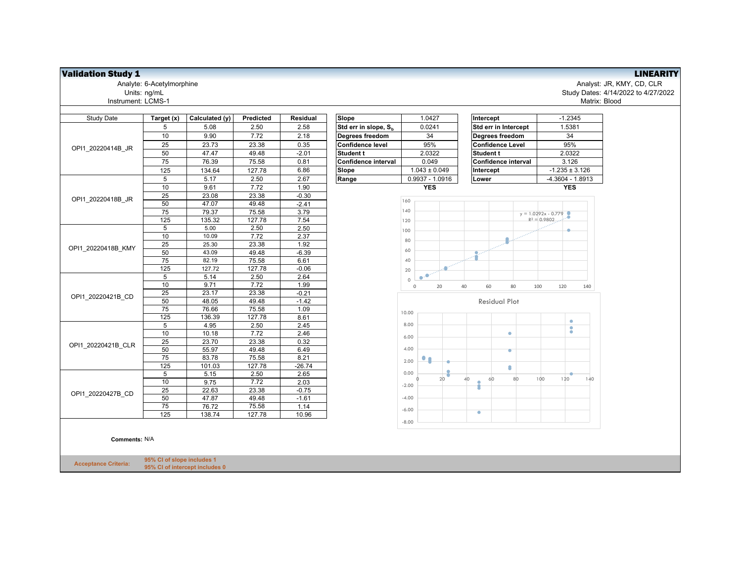## Validation Study 1 — LINEARITY

Analyte: 6-Acetylmorphine
Units: ng/mL
Instrument: LCMS-1

Analyst: JR, KMY, CD, CLR
Study Dates: 4/14/2022 to 4/27/2022
Matrix: Blood

| Study Date | Target (x) | Calculated (y) | Predicted | Residual |
|---|---|---|---|---|
| OPI1_20220414B_JR | 5 | 5.08 | 2.50 | 2.58 |
| | 10 | 9.90 | 7.72 | 2.18 |
| | 25 | 23.73 | 23.38 | 0.35 |
| | 50 | 47.47 | 49.48 | -2.01 |
| | 75 | 76.39 | 75.58 | 0.81 |
| | 125 | 134.64 | 127.78 | 6.86 |
| OPI1_20220418B_JR | 5 | 5.17 | 2.50 | 2.67 |
| | 10 | 9.61 | 7.72 | 1.90 |
| | 25 | 23.08 | 23.38 | -0.30 |
| | 50 | 47.07 | 49.48 | -2.41 |
| | 75 | 79.37 | 75.58 | 3.79 |
| | 125 | 135.32 | 127.78 | 7.54 |
| OPI1_20220418B_KMY | 5 | 5.00 | 2.50 | 2.50 |
| | 10 | 10.09 | 7.72 | 2.37 |
| | 25 | 25.30 | 23.38 | 1.92 |
| | 50 | 43.09 | 49.48 | -6.39 |
| | 75 | 82.19 | 75.58 | 6.61 |
| | 125 | 127.72 | 127.78 | -0.06 |
| OPI1_20220421B_CD | 5 | 5.14 | 2.50 | 2.64 |
| | 10 | 9.71 | 7.72 | 1.99 |
| | 25 | 23.17 | 23.38 | -0.21 |
| | 50 | 48.05 | 49.48 | -1.42 |
| | 75 | 76.66 | 75.58 | 1.09 |
| | 125 | 136.39 | 127.78 | 8.61 |
| OPI1_20220421B_CLR | 5 | 4.95 | 2.50 | 2.45 |
| | 10 | 10.18 | 7.72 | 2.46 |
| | 25 | 23.70 | 23.38 | 0.32 |
| | 50 | 55.97 | 49.48 | 6.49 |
| | 75 | 83.78 | 75.58 | 8.21 |
| | 125 | 101.03 | 127.78 | -26.74 |
| OPI1_20220427B_CD | 5 | 5.15 | 2.50 | 2.65 |
| | 10 | 9.75 | 7.72 | 2.03 |
| | 25 | 22.63 | 23.38 | -0.75 |
| | 50 | 47.87 | 49.48 | -1.61 |
| | 75 | 76.72 | 75.58 | 1.14 |
| | 125 | 138.74 | 127.78 | 10.96 |

| | |
|---|---|
| Slope | 1.0427 |
| Std err in slope, $S_b$ | 0.0241 |
| Degrees freedom | 34 |
| Confidence level | 95% |
| Student t | 2.0322 |
| Confidence interval | 0.049 |
| Slope | 1.043 ± 0.049 |
| Range | 0.9937 - 1.0916 |
| | **YES** |

| | |
|---|---|
| Intercept | -1.2345 |
| Std err in Intercept | 1.5381 |
| Degrees freedom | 34 |
| Confidence Level | 95% |
| Student t | 2.0322 |
| Confidence interval | 3.126 |
| Intercept | -1.235 ± 3.126 |
| Lower | -4.3604 - 1.8913 |
| | **YES** |

$y = 1.0292x - 0.779$
$R^2 = 0.9802$

Residual Plot

**Comments:** N/A

**Acceptance Criteria:** **95% CI of slope includes 1**
**95% CI of intercept includes 0**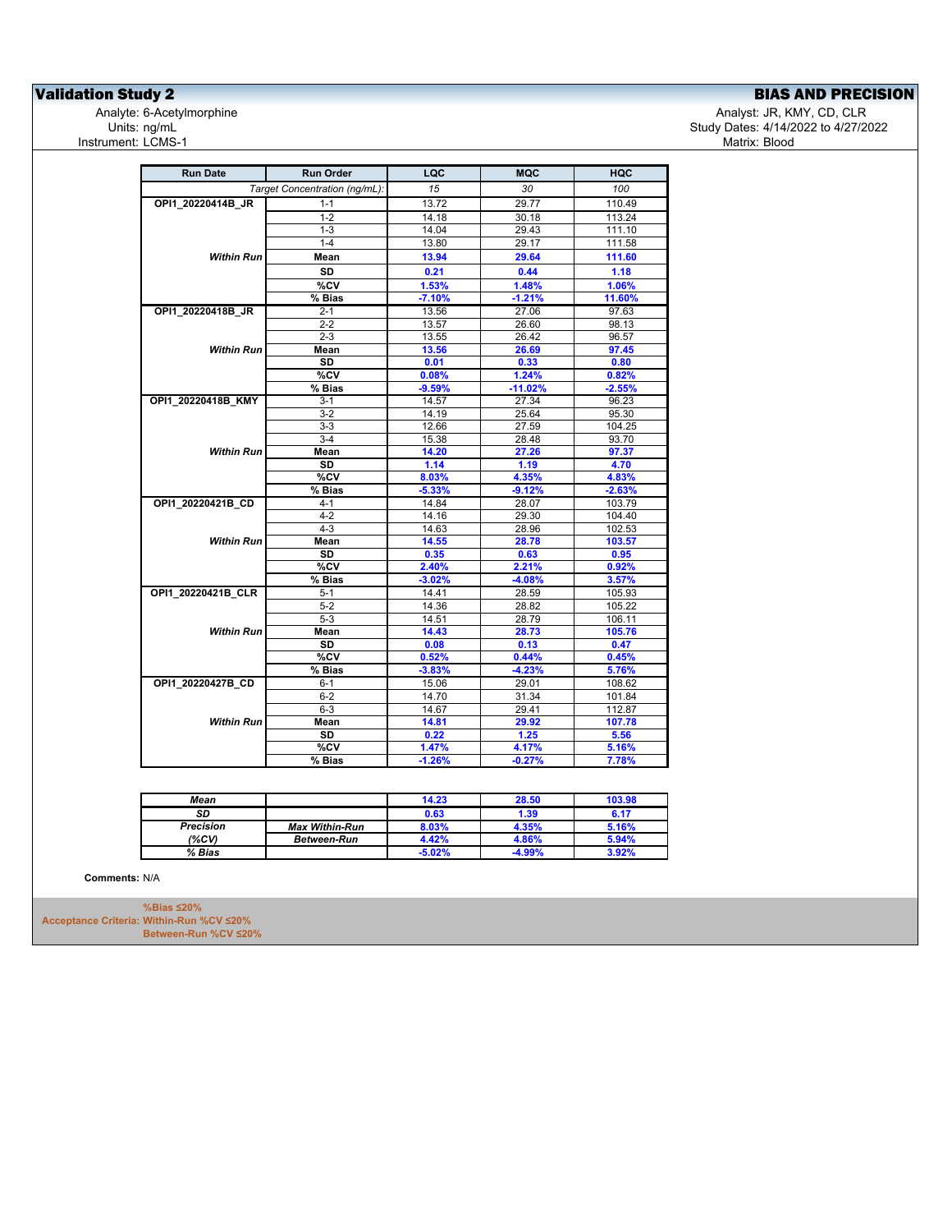## Validation Study 2

**BIAS AND PRECISION**

Analyte: 6-Acetylmorphine
Units: ng/mL
Instrument: LCMS-1

Analyst: JR, KMY, CD, CLR
Study Dates: 4/14/2022 to 4/27/2022
Matrix: Blood

| Run Date | Run Order | LQC | MQC | HQC |
|---|---|---|---|---|
| | *Target Concentration (ng/mL):* | *15* | *30* | *100* |
| **OPI1_20220414B_JR** | 1-1 | 13.72 | 29.77 | 110.49 |
| | 1-2 | 14.18 | 30.18 | 113.24 |
| | 1-3 | 14.04 | 29.43 | 111.10 |
| | 1-4 | 13.80 | 29.17 | 111.58 |
| ***Within Run*** | **Mean** | **13.94** | **29.64** | **111.60** |
| | **SD** | **0.21** | **0.44** | **1.18** |
| | **%CV** | **1.53%** | **1.48%** | **1.06%** |
| | **% Bias** | **-7.10%** | **-1.21%** | **11.60%** |
| **OPI1_20220418B_JR** | 2-1 | 13.56 | 27.06 | 97.63 |
| | 2-2 | 13.57 | 26.60 | 98.13 |
| | 2-3 | 13.55 | 26.42 | 96.57 |
| ***Within Run*** | **Mean** | **13.56** | **26.69** | **97.45** |
| | **SD** | **0.01** | **0.33** | **0.80** |
| | **%CV** | **0.08%** | **1.24%** | **0.82%** |
| | **% Bias** | **-9.59%** | **-11.02%** | **-2.55%** |
| **OPI1_20220418B_KMY** | 3-1 | 14.57 | 27.34 | 96.23 |
| | 3-2 | 14.19 | 25.64 | 95.30 |
| | 3-3 | 12.66 | 27.59 | 104.25 |
| | 3-4 | 15.38 | 28.48 | 93.70 |
| ***Within Run*** | **Mean** | **14.20** | **27.26** | **97.37** |
| | **SD** | **1.14** | **1.19** | **4.70** |
| | **%CV** | **8.03%** | **4.35%** | **4.83%** |
| | **% Bias** | **-5.33%** | **-9.12%** | **-2.63%** |
| **OPI1_20220421B_CD** | 4-1 | 14.84 | 28.07 | 103.79 |
| | 4-2 | 14.16 | 29.30 | 104.40 |
| | 4-3 | 14.63 | 28.96 | 102.53 |
| ***Within Run*** | **Mean** | **14.55** | **28.78** | **103.57** |
| | **SD** | **0.35** | **0.63** | **0.95** |
| | **%CV** | **2.40%** | **2.21%** | **0.92%** |
| | **% Bias** | **-3.02%** | **-4.08%** | **3.57%** |
| **OPI1_20220421B_CLR** | 5-1 | 14.41 | 28.59 | 105.93 |
| | 5-2 | 14.36 | 28.82 | 105.22 |
| | 5-3 | 14.51 | 28.79 | 106.11 |
| ***Within Run*** | **Mean** | **14.43** | **28.73** | **105.76** |
| | **SD** | **0.08** | **0.13** | **0.47** |
| | **%CV** | **0.52%** | **0.44%** | **0.45%** |
| | **% Bias** | **-3.83%** | **-4.23%** | **5.76%** |
| **OPI1_20220427B_CD** | 6-1 | 15.06 | 29.01 | 108.62 |
| | 6-2 | 14.70 | 31.34 | 101.84 |
| | 6-3 | 14.67 | 29.41 | 112.87 |
| ***Within Run*** | **Mean** | **14.81** | **29.92** | **107.78** |
| | **SD** | **0.22** | **1.25** | **5.56** |
| | **%CV** | **1.47%** | **4.17%** | **5.16%** |
| | **% Bias** | **-1.26%** | **-0.27%** | **7.78%** |

| | | LQC | MQC | HQC |
|---|---|---|---|---|
| ***Mean*** | | **14.23** | **28.50** | **103.98** |
| ***SD*** | | **0.63** | **1.39** | **6.17** |
| ***Precision*** | ***Max Within-Run*** | **8.03%** | **4.35%** | **5.16%** |
| ***(%CV)*** | ***Between-Run*** | **4.42%** | **4.86%** | **5.94%** |
| ***% Bias*** | | **-5.02%** | **-4.99%** | **3.92%** |

**Comments:** N/A

**Acceptance Criteria:**
**%Bias ≤20%**
**Within-Run %CV ≤20%**
**Between-Run %CV ≤20%**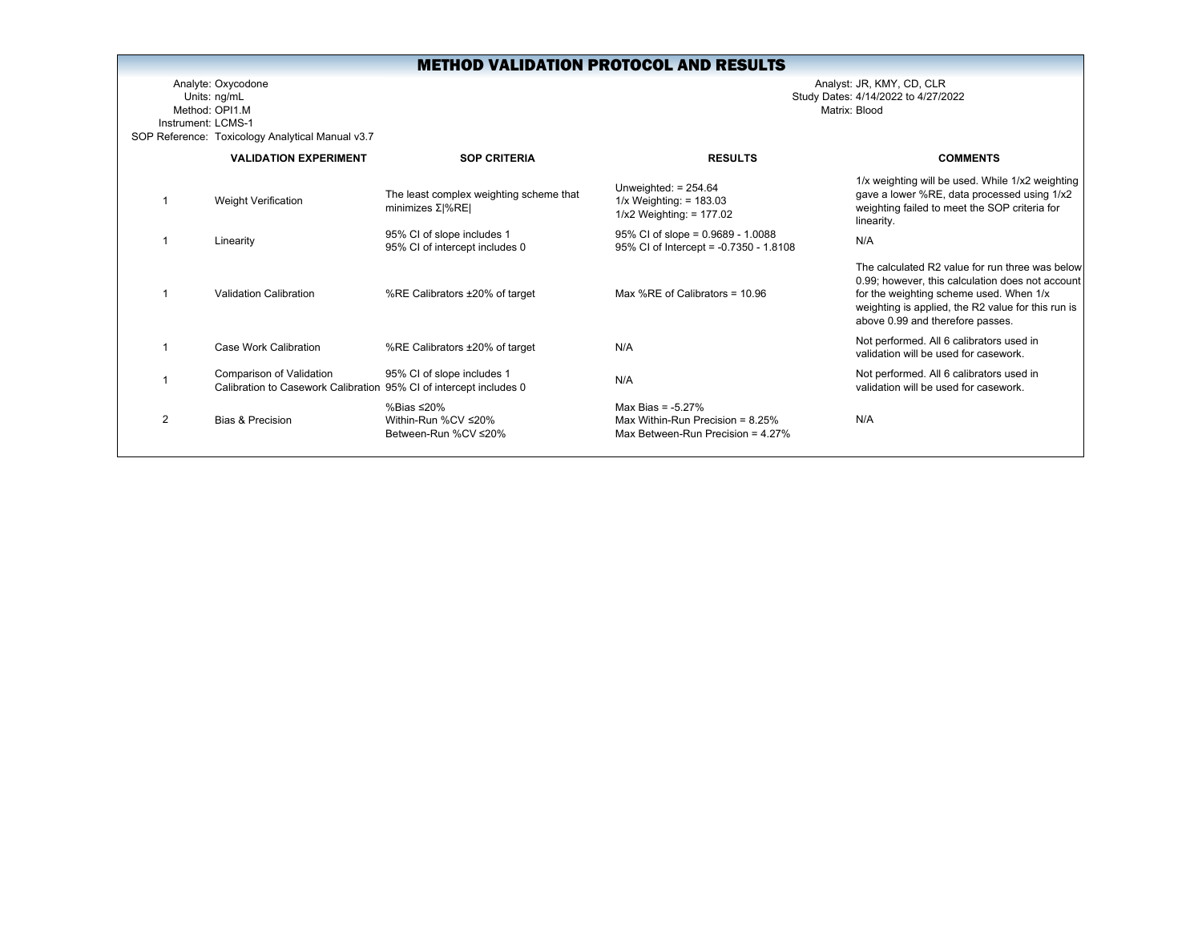# METHOD VALIDATION PROTOCOL AND RESULTS

Analyte: Oxycodone
Units: ng/mL
Method: OPI1.M
Instrument: LCMS-1
SOP Reference: Toxicology Analytical Manual v3.7

Analyst: JR, KMY, CD, CLR
Study Dates: 4/14/2022 to 4/27/2022
Matrix: Blood

| | VALIDATION EXPERIMENT | SOP CRITERIA | RESULTS | COMMENTS |
|---|---|---|---|---|
| 1 | Weight Verification | The least complex weighting scheme that minimizes Σ\|%RE\| | Unweighted: = 254.64<br>1/x Weighting: = 183.03<br>1/x2 Weighting: = 177.02 | 1/x weighting will be used. While 1/x2 weighting gave a lower %RE, data processed using 1/x2 weighting failed to meet the SOP criteria for linearity. |
| 1 | Linearity | 95% CI of slope includes 1<br>95% CI of intercept includes 0 | 95% CI of slope = 0.9689 - 1.0088<br>95% CI of Intercept = -0.7350 - 1.8108 | N/A |
| 1 | Validation Calibration | %RE Calibrators ±20% of target | Max %RE of Calibrators = 10.96 | The calculated R2 value for run three was below 0.99; however, this calculation does not account for the weighting scheme used. When 1/x weighting is applied, the R2 value for this run is above 0.99 and therefore passes. |
| 1 | Case Work Calibration | %RE Calibrators ±20% of target | N/A | Not performed. All 6 calibrators used in validation will be used for casework. |
| 1 | Comparison of Validation Calibration to Casework Calibration | 95% CI of slope includes 1<br>95% CI of intercept includes 0 | N/A | Not performed. All 6 calibrators used in validation will be used for casework. |
| 2 | Bias & Precision | %Bias ≤20%<br>Within-Run %CV ≤20%<br>Between-Run %CV ≤20% | Max Bias = -5.27%<br>Max Within-Run Precision = 8.25%<br>Max Between-Run Precision = 4.27% | N/A |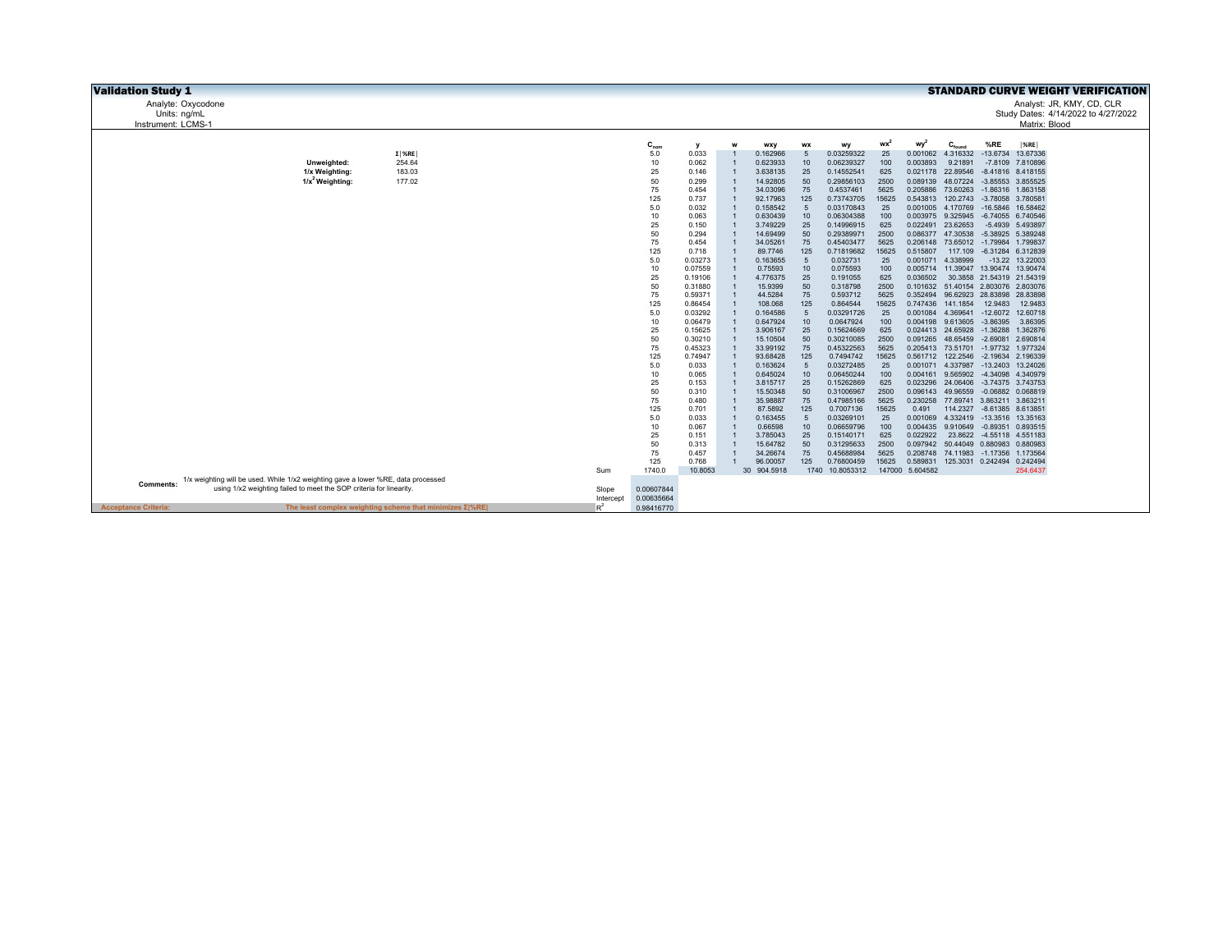**Validation Study 1** — **STANDARD CURVE WEIGHT VERIFICATION**

Analyte: Oxycodone
Units: ng/mL
Instrument: LCMS-1

Analyst: JR, KMY, CD, CLR
Study Dates: 4/14/2022 to 4/27/2022
Matrix: Blood

| | Σ\|%RE\| |
|---|---|
| Unweighted: | 254.64 |
| 1/x Weighting: | 183.03 |
| $1/x^2$ Weighting: | 177.02 |

| | $C_{nom}$ | y | w | wxy | wx | wy | $wx^2$ | $wy^2$ | $C_{found}$ | %RE | \|%RE\| |
|---|---|---|---|---|---|---|---|---|---|---|---|
| | 5.0 | 0.033 | 1 | 0.162966 | 5 | 0.03259322 | 25 | 0.001062 | 4.316332 | -13.6734 | 13.67336 |
| | 10 | 0.062 | 1 | 0.623933 | 10 | 0.06239327 | 100 | 0.003893 | 9.21891 | -7.8109 | 7.810896 |
| | 25 | 0.146 | 1 | 3.638135 | 25 | 0.14552541 | 625 | 0.021178 | 22.89546 | -8.41816 | 8.418155 |
| | 50 | 0.299 | 1 | 14.92805 | 50 | 0.29856103 | 2500 | 0.089139 | 48.07224 | -3.85553 | 3.855525 |
| | 75 | 0.454 | 1 | 34.03096 | 75 | 0.4537461 | 5625 | 0.205886 | 73.60263 | -1.86316 | 1.863158 |
| | 125 | 0.737 | 1 | 92.17963 | 125 | 0.73743705 | 15625 | 0.543813 | 120.2743 | -3.78058 | 3.780581 |
| | 5.0 | 0.032 | 1 | 0.158542 | 5 | 0.03170843 | 25 | 0.001005 | 4.170769 | -16.5846 | 16.58462 |
| | 10 | 0.063 | 1 | 0.630439 | 10 | 0.06304388 | 100 | 0.003975 | 9.325945 | -6.74055 | 6.740546 |
| | 25 | 0.150 | 1 | 3.749229 | 25 | 0.14996915 | 625 | 0.022491 | 23.62653 | -5.4939 | 5.493897 |
| | 50 | 0.294 | 1 | 14.69499 | 50 | 0.29389971 | 2500 | 0.086377 | 47.30538 | -5.38925 | 5.389248 |
| | 75 | 0.454 | 1 | 34.05261 | 75 | 0.45403477 | 5625 | 0.206148 | 73.65012 | -1.79984 | 1.799837 |
| | 125 | 0.718 | 1 | 89.7746 | 125 | 0.71819682 | 15625 | 0.515807 | 117.109 | -6.31284 | 6.312839 |
| | 5.0 | 0.03273 | 1 | 0.163655 | 5 | 0.032731 | 25 | 0.001071 | 4.338999 | -13.22 | 13.22003 |
| | 10 | 0.07559 | 1 | 0.75593 | 10 | 0.075593 | 100 | 0.005714 | 11.39047 | 13.90474 | 13.90474 |
| | 25 | 0.19106 | 1 | 4.776375 | 25 | 0.191055 | 625 | 0.036502 | 30.3858 | 21.54319 | 21.54319 |
| | 50 | 0.31880 | 1 | 15.9399 | 50 | 0.318798 | 2500 | 0.101632 | 51.40154 | 2.803076 | 2.803076 |
| | 75 | 0.59371 | 1 | 44.5284 | 75 | 0.593712 | 5625 | 0.352494 | 96.62923 | 28.83898 | 28.83898 |
| | 125 | 0.86454 | 1 | 108.068 | 125 | 0.864544 | 15625 | 0.747436 | 141.1854 | 12.9483 | 12.9483 |
| | 5.0 | 0.03292 | 1 | 0.164586 | 5 | 0.03291726 | 25 | 0.001084 | 4.369641 | -12.6072 | 12.60718 |
| | 10 | 0.06479 | 1 | 0.647924 | 10 | 0.0647924 | 100 | 0.004198 | 9.613605 | -3.86395 | 3.86395 |
| | 25 | 0.15625 | 1 | 3.906167 | 25 | 0.15624669 | 625 | 0.024413 | 24.65928 | -1.36288 | 1.362876 |
| | 50 | 0.30210 | 1 | 15.10504 | 50 | 0.30210085 | 2500 | 0.091265 | 48.65459 | -2.69081 | 2.690814 |
| | 75 | 0.45323 | 1 | 33.99192 | 75 | 0.45322563 | 5625 | 0.205413 | 73.51701 | -1.97732 | 1.977324 |
| | 125 | 0.74947 | 1 | 93.68428 | 125 | 0.7494742 | 15625 | 0.561712 | 122.2546 | -2.19634 | 2.196339 |
| | 5.0 | 0.033 | 1 | 0.163624 | 5 | 0.03272485 | 25 | 0.001071 | 4.337987 | -13.2403 | 13.24026 |
| | 10 | 0.065 | 1 | 0.645024 | 10 | 0.06450244 | 100 | 0.004161 | 9.565902 | -4.34098 | 4.340979 |
| | 25 | 0.153 | 1 | 3.815717 | 25 | 0.15262869 | 625 | 0.023296 | 24.06406 | -3.74375 | 3.743753 |
| | 50 | 0.310 | 1 | 15.50348 | 50 | 0.31006967 | 2500 | 0.096143 | 49.96559 | -0.06882 | 0.068819 |
| | 75 | 0.480 | 1 | 35.98887 | 75 | 0.47985166 | 5625 | 0.230258 | 77.89741 | 3.863211 | 3.863211 |
| | 125 | 0.701 | 1 | 87.5892 | 125 | 0.7007136 | 15625 | 0.491 | 114.2327 | -8.61385 | 8.613851 |
| | 5.0 | 0.033 | 1 | 0.163455 | 5 | 0.03269101 | 25 | 0.001069 | 4.332419 | -13.3516 | 13.35163 |
| | 10 | 0.067 | 1 | 0.66598 | 10 | 0.06659796 | 100 | 0.004435 | 9.910649 | -0.89351 | 0.893515 |
| | 25 | 0.151 | 1 | 3.785043 | 25 | 0.15140171 | 625 | 0.022922 | 23.8622 | -4.55118 | 4.551183 |
| | 50 | 0.313 | 1 | 15.64782 | 50 | 0.31295633 | 2500 | 0.097942 | 50.44049 | 0.880983 | 0.880983 |
| | 75 | 0.457 | 1 | 34.26674 | 75 | 0.45688984 | 5625 | 0.208748 | 74.11983 | -1.17356 | 1.173564 |
| | 125 | 0.768 | 1 | 96.00057 | 125 | 0.76800459 | 15625 | 0.589831 | 125.3031 | 0.242494 | 0.242494 |
| Sum | 1740.0 | 10.8053 | 30 | 904.5918 | 1740 | 10.8053312 | 147000 | 5.604582 | | | 254.6437 |
| Slope | 0.00607844 | | | | | | | | | | |
| Intercept | 0.00635664 | | | | | | | | | | |
| $R^2$ | 0.98416770 | | | | | | | | | | |

**Comments:** 1/x weighting will be used. While 1/x2 weighting gave a lower %RE, data processed using 1/x2 weighting failed to meet the SOP criteria for linearity.

**Acceptance Criteria:** The least complex weighting scheme that minimizes Σ|%RE|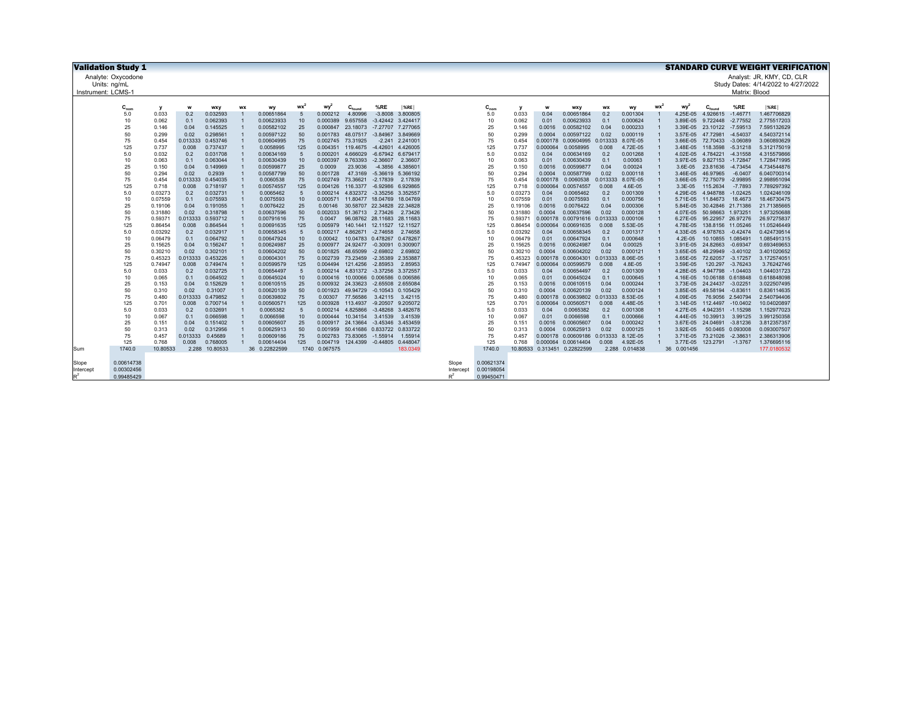# Validation Study 1

**STANDARD CURVE WEIGHT VERIFICATION**

Analyte: Oxycodone
Units: ng/mL
Instrument: LCMS-1

Analyst: JR, KMY, CD, CLR
Study Dates: 4/14/2022 to 4/27/2022
Matrix: Blood

| | $C_{nom}$ | y | w | wxy | wx | wy | $wx^2$ | $wy^2$ | $C_{found}$ | %RE | \|%RE\| |
|---|---|---|---|---|---|---|---|---|---|---|---|
| | 5.0 | 0.033 | 0.2 | 0.032593 | 1 | 0.00651864 | 5 | 0.000212 | 4.80996 | -3.8008 | 3.800805 |
| | 10 | 0.062 | 0.1 | 0.062393 | 1 | 0.00623933 | 10 | 0.000389 | 9.657558 | -3.42442 | 3.424417 |
| | 25 | 0.146 | 0.04 | 0.145525 | 1 | 0.00582102 | 25 | 0.000847 | 23.18073 | -7.27707 | 7.277065 |
| | 50 | 0.299 | 0.02 | 0.298561 | 1 | 0.00597122 | 50 | 0.001783 | 48.07517 | -3.84967 | 3.849669 |
| | 75 | 0.454 | 0.013333 | 0.453746 | 1 | 0.00604995 | 75 | 0.002745 | 73.31925 | -2.241 | 2.241001 |
| | 125 | 0.737 | 0.008 | 0.737437 | 1 | 0.0058995 | 125 | 0.004351 | 119.4675 | -4.42601 | 4.426005 |
| | 5.0 | 0.032 | 0.2 | 0.031708 | 1 | 0.00634169 | 5 | 0.000201 | 4.666029 | -6.67942 | 6.679417 |
| | 10 | 0.063 | 0.1 | 0.063044 | 1 | 0.00630439 | 10 | 0.000397 | 9.763393 | -2.36607 | 2.36607 |
| | 25 | 0.150 | 0.04 | 0.149969 | 1 | 0.00599877 | 25 | 0.0009 | 23.9036 | -4.3856 | 4.385601 |
| | 50 | 0.294 | 0.02 | 0.2939 | 1 | 0.00587799 | 50 | 0.001728 | 47.3169 | -5.36619 | 5.366192 |
| | 75 | 0.454 | 0.013333 | 0.454035 | 1 | 0.0060538 | 75 | 0.002749 | 73.36621 | -2.17839 | 2.17839 |
| | 125 | 0.718 | 0.008 | 0.718197 | 1 | 0.00574557 | 125 | 0.004126 | 116.3377 | -6.92986 | 6.929865 |
| | 5.0 | 0.03273 | 0.2 | 0.032731 | 1 | 0.0065462 | 5 | 0.000214 | 4.832372 | -3.35256 | 3.352557 |
| | 10 | 0.07559 | 0.1 | 0.075593 | 1 | 0.0075593 | 10 | 0.000571 | 11.80477 | 18.04769 | 18.04769 |
| | 25 | 0.19106 | 0.04 | 0.191055 | 1 | 0.0076422 | 25 | 0.00146 | 30.58707 | 22.34828 | 22.34828 |
| | 50 | 0.31880 | 0.02 | 0.318798 | 1 | 0.00637596 | 50 | 0.002033 | 51.36713 | 2.73426 | 2.73426 |
| | 75 | 0.59371 | 0.013333 | 0.593712 | 1 | 0.00791616 | 75 | 0.0047 | 96.08762 | 28.11683 | 28.11683 |
| | 125 | 0.86454 | 0.008 | 0.864544 | 1 | 0.00691635 | 125 | 0.005979 | 140.1441 | 12.11527 | 12.11527 |
| | 5.0 | 0.03292 | 0.2 | 0.032917 | 1 | 0.00658345 | 5 | 0.000217 | 4.862671 | -2.74658 | 2.74658 |
| | 10 | 0.06479 | 0.1 | 0.064792 | 1 | 0.00647924 | 10 | 0.00042 | 10.04783 | 0.478267 | 0.478267 |
| | 25 | 0.15625 | 0.04 | 0.156247 | 1 | 0.00624987 | 25 | 0.000977 | 24.92477 | -0.30091 | 0.300907 |
| | 50 | 0.30210 | 0.02 | 0.302101 | 1 | 0.00604202 | 50 | 0.001825 | 48.65099 | -2.69802 | 2.69802 |
| | 75 | 0.45323 | 0.013333 | 0.453226 | 1 | 0.00604301 | 75 | 0.002739 | 73.23459 | -2.35389 | 2.353887 |
| | 125 | 0.74947 | 0.008 | 0.749474 | 1 | 0.00599579 | 125 | 0.004494 | 121.4256 | -2.85953 | 2.85953 |
| | 5.0 | 0.033 | 0.2 | 0.032725 | 1 | 0.00654497 | 5 | 0.000214 | 4.831372 | -3.37256 | 3.372557 |
| | 10 | 0.065 | 0.1 | 0.064502 | 1 | 0.00645024 | 10 | 0.000416 | 10.00066 | 0.006586 | 0.006586 |
| | 25 | 0.153 | 0.04 | 0.152629 | 1 | 0.00610515 | 25 | 0.000932 | 24.33623 | -2.65508 | 2.655084 |
| | 50 | 0.310 | 0.02 | 0.31007 | 1 | 0.00620139 | 50 | 0.001923 | 49.94729 | -0.10543 | 0.105429 |
| | 75 | 0.480 | 0.013333 | 0.479852 | 1 | 0.00639802 | 75 | 0.00307 | 77.56586 | 3.42115 | 3.42115 |
| | 125 | 0.701 | 0.008 | 0.700714 | 1 | 0.00560571 | 125 | 0.003928 | 113.4937 | -9.20507 | 9.205072 |
| | 5.0 | 0.033 | 0.2 | 0.032691 | 1 | 0.0065382 | 5 | 0.000214 | 4.825866 | -3.48268 | 3.482678 |
| | 10 | 0.067 | 0.1 | 0.066598 | 1 | 0.0066598 | 10 | 0.000444 | 10.34154 | 3.41539 | 3.41539 |
| | 25 | 0.151 | 0.04 | 0.151402 | 1 | 0.00605607 | 25 | 0.000917 | 24.13664 | -3.45346 | 3.453459 |
| | 50 | 0.313 | 0.02 | 0.312956 | 1 | 0.00625913 | 50 | 0.001959 | 50.41686 | 0.833722 | 0.833722 |
| | 75 | 0.457 | 0.013333 | 0.45689 | 1 | 0.00609186 | 75 | 0.002783 | 73.83065 | -1.55914 | 1.55914 |
| | 125 | 0.768 | 0.008 | 0.768005 | 1 | 0.00614404 | 125 | 0.004719 | 124.4399 | -0.44805 | 0.448047 |
| Sum | 1740.0 | 10.80533 | 2.288 | 10.80533 | 36 | 0.22822599 | 1740 | 0.067575 | | | 183.0349 |

| | |
|---|---|
| Slope | 0.00614738 |
| Intercept | 0.00302456 |
| $R^2$ | 0.99485429 |

| | $C_{nom}$ | y | w | wxy | wx | wy | $wx^2$ | $wy^2$ | $C_{found}$ | %RE | \|%RE\| |
|---|---|---|---|---|---|---|---|---|---|---|---|
| | 5.0 | 0.033 | 0.04 | 0.00651864 | 0.2 | 0.001304 | 1 | 4.25E-05 | 4.926615 | -1.46771 | 1.467706829 |
| | 10 | 0.062 | 0.01 | 0.00623933 | 0.1 | 0.000624 | 1 | 3.89E-05 | 9.722448 | -2.77552 | 2.775517203 |
| | 25 | 0.146 | 0.0016 | 0.00582102 | 0.04 | 0.000233 | 1 | 3.39E-05 | 23.10122 | -7.59513 | 7.595132629 |
| | 50 | 0.299 | 0.0004 | 0.00597122 | 0.02 | 0.000119 | 1 | 3.57E-05 | 47.72981 | -4.54037 | 4.540372114 |
| | 75 | 0.454 | 0.000178 | 0.00604995 | 0.013333 | 8.07E-05 | 1 | 3.66E-05 | 72.70433 | -3.06089 | 3.060893629 |
| | 125 | 0.737 | 0.000064 | 0.0058995 | 0.008 | 4.72E-05 | 1 | 3.48E-05 | 118.3598 | -5.31218 | 5.312175019 |
| | 5.0 | 0.032 | 0.04 | 0.00634169 | 0.2 | 0.001268 | 1 | 4.02E-05 | 4.784221 | -4.31558 | 4.315579866 |
| | 10 | 0.063 | 0.01 | 0.00630439 | 0.1 | 0.00063 | 1 | 3.97E-05 | 9.827153 | -1.72847 | 1.728471995 |
| | 25 | 0.150 | 0.0016 | 0.00599877 | 0.04 | 0.00024 | 1 | 3.6E-05 | 23.81636 | -4.73454 | 4.734544876 |
| | 50 | 0.294 | 0.0004 | 0.00587799 | 0.02 | 0.000118 | 1 | 3.46E-05 | 46.97965 | -6.0407 | 6.040700314 |
| | 75 | 0.454 | 0.000178 | 0.0060538 | 0.013333 | 8.07E-05 | 1 | 3.66E-05 | 72.75079 | -2.99895 | 2.998951094 |
| | 125 | 0.718 | 0.000064 | 0.00574557 | 0.008 | 4.6E-05 | 1 | 3.3E-05 | 115.2634 | -7.7893 | 7.789297392 |
| | 5.0 | 0.03273 | 0.04 | 0.0065462 | 0.2 | 0.001309 | 1 | 4.29E-05 | 4.948788 | -1.02425 | 1.024246109 |
| | 10 | 0.07559 | 0.01 | 0.0075593 | 0.1 | 0.000756 | 1 | 5.71E-05 | 11.84673 | 18.4673 | 18.46730475 |
| | 25 | 0.19106 | 0.0016 | 0.0076422 | 0.04 | 0.000306 | 1 | 5.84E-05 | 30.42846 | 21.71386 | 21.71385665 |
| | 50 | 0.31880 | 0.0004 | 0.00637596 | 0.02 | 0.000128 | 1 | 4.07E-05 | 50.98663 | 1.973251 | 1.973250688 |
| | 75 | 0.59371 | 0.000178 | 0.00791616 | 0.013333 | 0.000106 | 1 | 6.27E-05 | 95.22957 | 26.97276 | 26.97275837 |
| | 125 | 0.86454 | 0.000064 | 0.00691635 | 0.008 | 5.53E-05 | 1 | 4.78E-05 | 138.8156 | 11.05246 | 11.05246449 |
| | 5.0 | 0.03292 | 0.04 | 0.00658345 | 0.2 | 0.001317 | 1 | 4.33E-05 | 4.978763 | -0.42474 | 0.424739514 |
| | 10 | 0.06479 | 0.01 | 0.00647924 | 0.1 | 0.000648 | 1 | 4.2E-05 | 10.10855 | 1.085491 | 1.085491315 |
| | 25 | 0.15625 | 0.0016 | 0.00624987 | 0.04 | 0.00025 | 1 | 3.91E-05 | 24.82663 | -0.69347 | 0.693469653 |
| | 50 | 0.30210 | 0.0004 | 0.00604202 | 0.02 | 0.000121 | 1 | 3.65E-05 | 48.29949 | -3.40102 | 3.401020652 |
| | 75 | 0.45323 | 0.000178 | 0.00604301 | 0.013333 | 8.06E-05 | 1 | 3.65E-05 | 72.62057 | -3.17257 | 3.172574051 |
| | 125 | 0.74947 | 0.000064 | 0.00599579 | 0.008 | 4.8E-05 | 1 | 3.59E-05 | 120.297 | -3.76243 | 3.76242746 |
| | 5.0 | 0.033 | 0.04 | 0.00654497 | 0.2 | 0.001309 | 1 | 4.28E-05 | 4.947798 | -1.04403 | 1.044031723 |
| | 10 | 0.065 | 0.01 | 0.00645024 | 0.1 | 0.000645 | 1 | 4.16E-05 | 10.06188 | 0.618848 | 0.618848098 |
| | 25 | 0.153 | 0.0016 | 0.00610515 | 0.04 | 0.000244 | 1 | 3.73E-05 | 24.24437 | -3.02251 | 3.022507495 |
| | 50 | 0.310 | 0.0004 | 0.00620139 | 0.02 | 0.000124 | 1 | 3.85E-05 | 49.58194 | -0.83611 | 0.836114635 |
| | 75 | 0.480 | 0.000178 | 0.00639802 | 0.013333 | 8.53E-05 | 1 | 4.09E-05 | 76.9056 | 2.540794 | 2.540794406 |
| | 125 | 0.701 | 0.000064 | 0.00560571 | 0.008 | 4.48E-05 | 1 | 3.14E-05 | 112.4497 | -10.0402 | 10.04020897 |
| | 5.0 | 0.033 | 0.04 | 0.0065382 | 0.2 | 0.001308 | 1 | 4.27E-05 | 4.942351 | -1.15298 | 1.152977023 |
| | 10 | 0.067 | 0.01 | 0.0066598 | 0.1 | 0.000666 | 1 | 4.44E-05 | 10.39913 | 3.99125 | 3.991250358 |
| | 25 | 0.151 | 0.0016 | 0.00605607 | 0.04 | 0.000242 | 1 | 3.67E-05 | 24.04691 | -3.81236 | 3.812357357 |
| | 50 | 0.313 | 0.0004 | 0.00625913 | 0.02 | 0.000125 | 1 | 3.92E-05 | 50.0465 | 0.093008 | 0.093007507 |
| | 75 | 0.457 | 0.000178 | 0.00609186 | 0.013333 | 8.12E-05 | 1 | 3.71E-05 | 73.21026 | -2.38631 | 2.386313906 |
| | 125 | 0.768 | 0.000064 | 0.00614404 | 0.008 | 4.92E-05 | 1 | 3.77E-05 | 123.2791 | -1.3767 | 1.376695116 |
| | 1740.0 | 10.80533 | 0.313451 | 0.22822599 | 2.288 | 0.014838 | 36 | 0.001456 | | | 177.0180532 |

| | |
|---|---|
| Slope | 0.00621374 |
| Intercept | 0.00198054 |
| $R^2$ | 0.99450471 |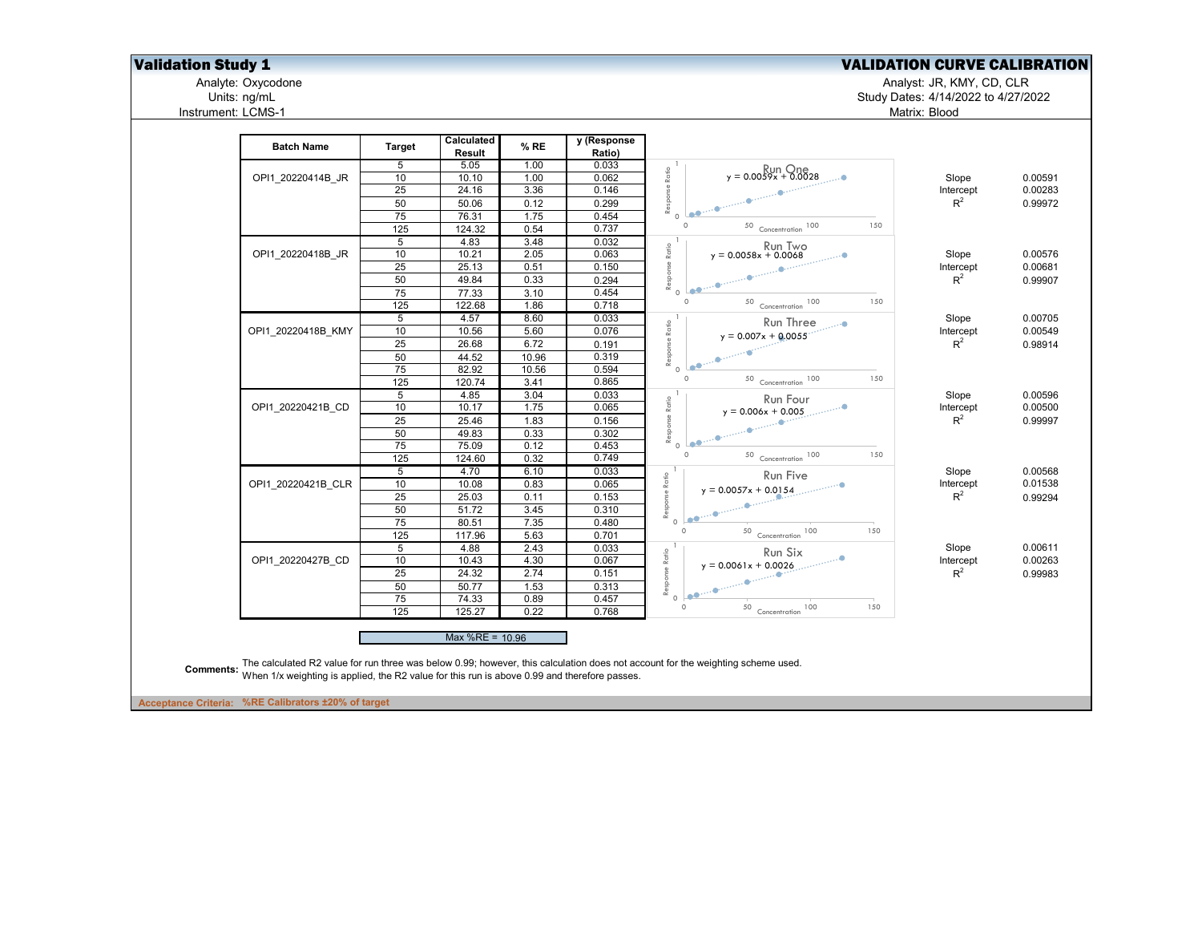## Validation Study 1

## VALIDATION CURVE CALIBRATION

Analyte: Oxycodone
Units: ng/mL
Instrument: LCMS-1

Analyst: JR, KMY, CD, CLR
Study Dates: 4/14/2022 to 4/27/2022
Matrix: Blood

| Batch Name | Target | Calculated Result | % RE | y (Response Ratio) |
|---|---|---|---|---|
| OPI1_20220414B_JR | 5 | 5.05 | 1.00 | 0.033 |
| | 10 | 10.10 | 1.00 | 0.062 |
| | 25 | 24.16 | 3.36 | 0.146 |
| | 50 | 50.06 | 0.12 | 0.299 |
| | 75 | 76.31 | 1.75 | 0.454 |
| | 125 | 124.32 | 0.54 | 0.737 |
| OPI1_20220418B_JR | 5 | 4.83 | 3.48 | 0.032 |
| | 10 | 10.21 | 2.05 | 0.063 |
| | 25 | 25.13 | 0.51 | 0.150 |
| | 50 | 49.84 | 0.33 | 0.294 |
| | 75 | 77.33 | 3.10 | 0.454 |
| | 125 | 122.68 | 1.86 | 0.718 |
| OPI1_20220418B_KMY | 5 | 4.57 | 8.60 | 0.033 |
| | 10 | 10.56 | 5.60 | 0.076 |
| | 25 | 26.68 | 6.72 | 0.191 |
| | 50 | 44.52 | 10.96 | 0.319 |
| | 75 | 82.92 | 10.56 | 0.594 |
| | 125 | 120.74 | 3.41 | 0.865 |
| OPI1_20220421B_CD | 5 | 4.85 | 3.04 | 0.033 |
| | 10 | 10.17 | 1.75 | 0.065 |
| | 25 | 25.46 | 1.83 | 0.156 |
| | 50 | 49.83 | 0.33 | 0.302 |
| | 75 | 75.09 | 0.12 | 0.453 |
| | 125 | 124.60 | 0.32 | 0.749 |
| OPI1_20220421B_CLR | 5 | 4.70 | 6.10 | 0.033 |
| | 10 | 10.08 | 0.83 | 0.065 |
| | 25 | 25.03 | 0.11 | 0.153 |
| | 50 | 51.72 | 3.45 | 0.310 |
| | 75 | 80.51 | 7.35 | 0.480 |
| | 125 | 117.96 | 5.63 | 0.701 |
| OPI1_20220427B_CD | 5 | 4.88 | 2.43 | 0.033 |
| | 10 | 10.43 | 4.30 | 0.067 |
| | 25 | 24.32 | 2.74 | 0.151 |
| | 50 | 50.77 | 1.53 | 0.313 |
| | 75 | 74.33 | 0.89 | 0.457 |
| | 125 | 125.27 | 0.22 | 0.768 |

| Run | Chart Equation | Slope | Intercept | $R^2$ |
|---|---|---|---|---|
| Run One | $y = 0.0059x + 0.0028$ | 0.00591 | 0.00283 | 0.99972 |
| Run Two | $y = 0.0058x + 0.0068$ | 0.00576 | 0.00681 | 0.99907 |
| Run Three | $y = 0.007x + 0.0055$ | 0.00705 | 0.00549 | 0.98914 |
| Run Four | $y = 0.006x + 0.005$ | 0.00596 | 0.00500 | 0.99997 |
| Run Five | $y = 0.0057x + 0.0154$ | 0.00568 | 0.01538 | 0.99294 |
| Run Six | $y = 0.0061x + 0.0026$ | 0.00611 | 0.00263 | 0.99983 |

Max %RE = 10.96

**Comments:** The calculated R2 value for run three was below 0.99; however, this calculation does not account for the weighting scheme used. When 1/x weighting is applied, the R2 value for this run is above 0.99 and therefore passes.

**Acceptance Criteria:** **%RE Calibrators ±20% of target**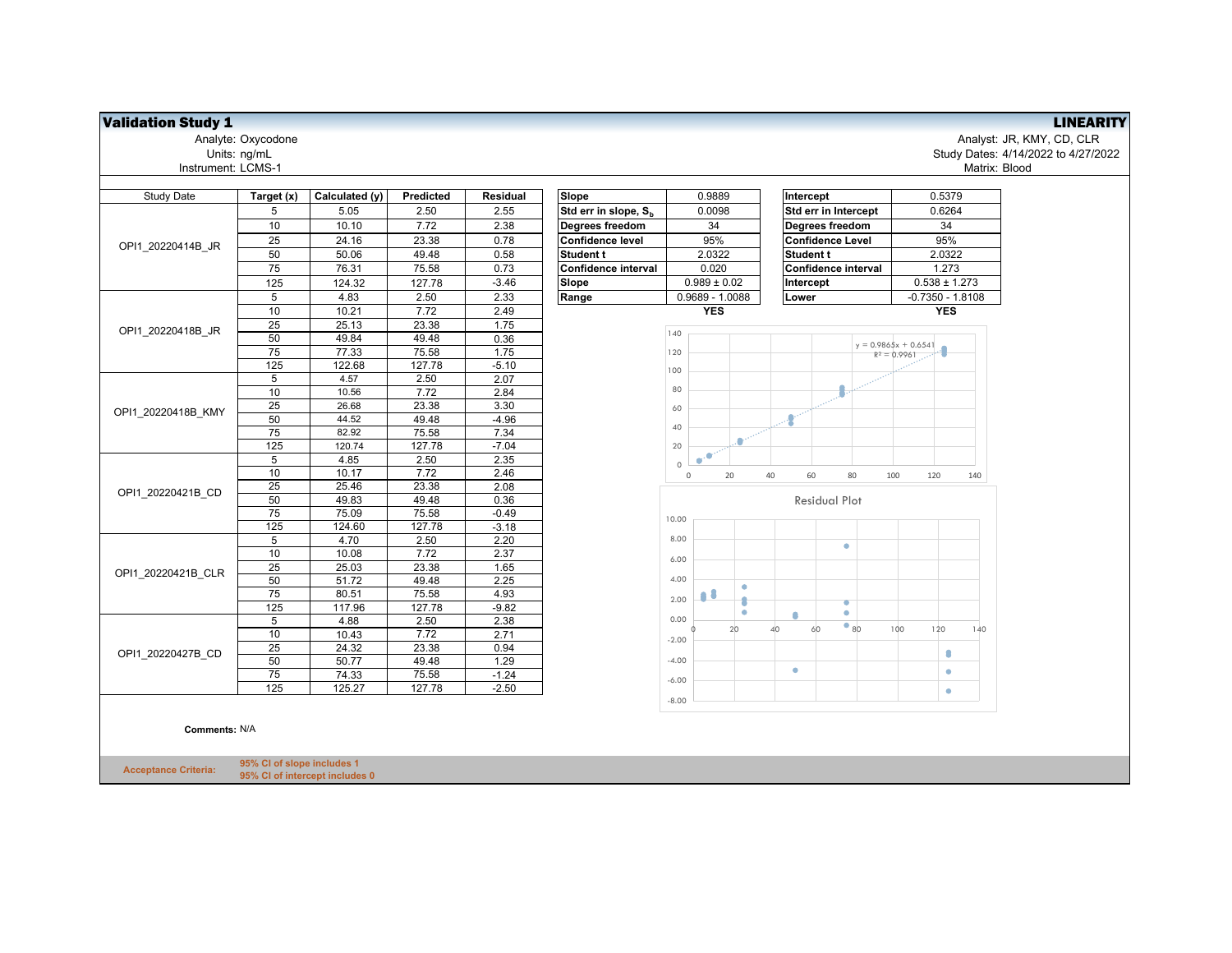**Validation Study 1** — **LINEARITY**

Analyte: Oxycodone
Units: ng/mL
Instrument: LCMS-1

Analyst: JR, KMY, CD, CLR
Study Dates: 4/14/2022 to 4/27/2022
Matrix: Blood

| Study Date | Target (x) | Calculated (y) | Predicted | Residual |
|---|---|---|---|---|
| OPI1_20220414B_JR | 5 | 5.05 | 2.50 | 2.55 |
| | 10 | 10.10 | 7.72 | 2.38 |
| | 25 | 24.16 | 23.38 | 0.78 |
| | 50 | 50.06 | 49.48 | 0.58 |
| | 75 | 76.31 | 75.58 | 0.73 |
| | 125 | 124.32 | 127.78 | -3.46 |
| OPI1_20220418B_JR | 5 | 4.83 | 2.50 | 2.33 |
| | 10 | 10.21 | 7.72 | 2.49 |
| | 25 | 25.13 | 23.38 | 1.75 |
| | 50 | 49.84 | 49.48 | 0.36 |
| | 75 | 77.33 | 75.58 | 1.75 |
| | 125 | 122.68 | 127.78 | -5.10 |
| OPI1_20220418B_KMY | 5 | 4.57 | 2.50 | 2.07 |
| | 10 | 10.56 | 7.72 | 2.84 |
| | 25 | 26.68 | 23.38 | 3.30 |
| | 50 | 44.52 | 49.48 | -4.96 |
| | 75 | 82.92 | 75.58 | 7.34 |
| | 125 | 120.74 | 127.78 | -7.04 |
| OPI1_20220421B_CD | 5 | 4.85 | 2.50 | 2.35 |
| | 10 | 10.17 | 7.72 | 2.46 |
| | 25 | 25.46 | 23.38 | 2.08 |
| | 50 | 49.83 | 49.48 | 0.36 |
| | 75 | 75.09 | 75.58 | -0.49 |
| | 125 | 124.60 | 127.78 | -3.18 |
| OPI1_20220421B_CLR | 5 | 4.70 | 2.50 | 2.20 |
| | 10 | 10.08 | 7.72 | 2.37 |
| | 25 | 25.03 | 23.38 | 1.65 |
| | 50 | 51.72 | 49.48 | 2.25 |
| | 75 | 80.51 | 75.58 | 4.93 |
| | 125 | 117.96 | 127.78 | -9.82 |
| OPI1_20220427B_CD | 5 | 4.88 | 2.50 | 2.38 |
| | 10 | 10.43 | 7.72 | 2.71 |
| | 25 | 24.32 | 23.38 | 0.94 |
| | 50 | 50.77 | 49.48 | 1.29 |
| | 75 | 74.33 | 75.58 | -1.24 |
| | 125 | 125.27 | 127.78 | -2.50 |

| Slope | 0.9889 |
|---|---|
| Std err in slope, $S_b$ | 0.0098 |
| Degrees freedom | 34 |
| Confidence level | 95% |
| Student t | 2.0322 |
| Confidence interval | 0.020 |
| Slope | 0.989 ± 0.02 |
| Range | 0.9689 - 1.0088 |
| | **YES** |

| Intercept | 0.5379 |
|---|---|
| Std err in Intercept | 0.6264 |
| Degrees freedom | 34 |
| Confidence Level | 95% |
| Student t | 2.0322 |
| Confidence interval | 1.273 |
| Intercept | 0.538 ± 1.273 |
| Lower | -0.7350 - 1.8108 |
| | **YES** |

y = 0.9865x + 0.6541
$R^2$ = 0.9961

Residual Plot

**Comments:** N/A

**Acceptance Criteria:** **95% CI of slope includes 1**
**95% CI of intercept includes 0**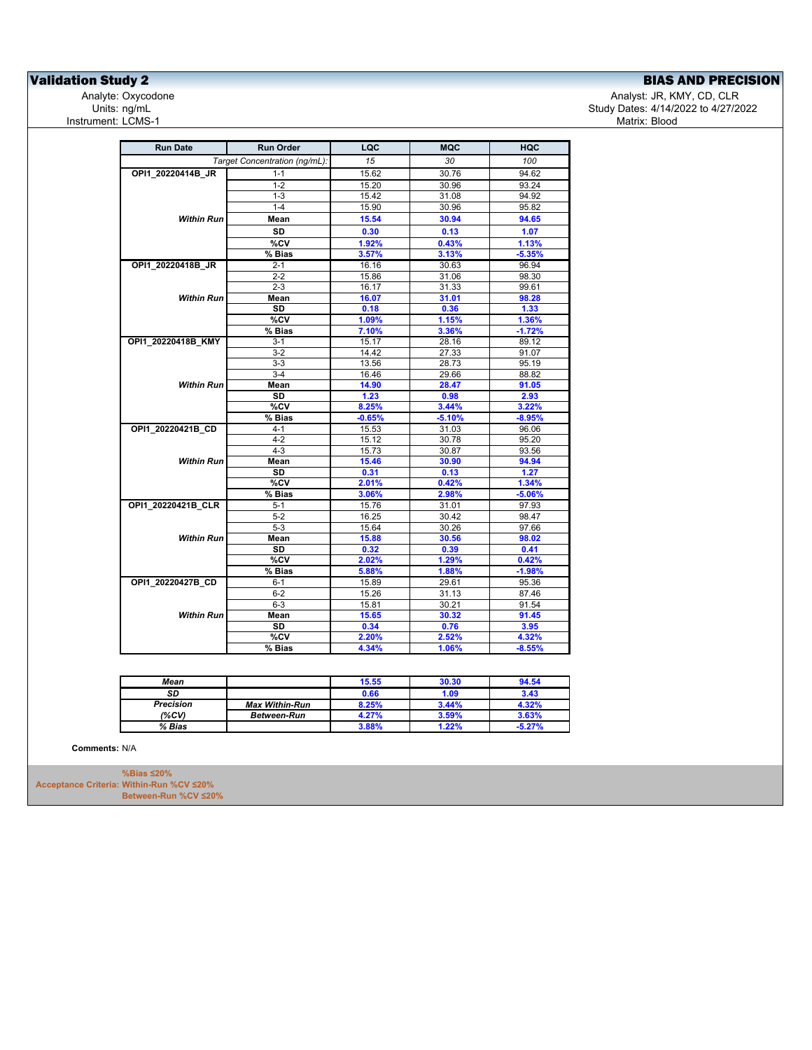# Validation Study 2

## BIAS AND PRECISION

Analyte: Oxycodone
Units: ng/mL
Instrument: LCMS-1

Analyst: JR, KMY, CD, CLR
Study Dates: 4/14/2022 to 4/27/2022
Matrix: Blood

| Run Date | Run Order | LQC | MQC | HQC |
|---|---|---|---|---|
| | *Target Concentration (ng/mL):* | *15* | *30* | *100* |
| **OPI1_20220414B_JR** | 1-1 | 15.62 | 30.76 | 94.62 |
| | 1-2 | 15.20 | 30.96 | 93.24 |
| | 1-3 | 15.42 | 31.08 | 94.92 |
| | 1-4 | 15.90 | 30.96 | 95.82 |
| ***Within Run*** | **Mean** | **15.54** | **30.94** | **94.65** |
| | **SD** | **0.30** | **0.13** | **1.07** |
| | **%CV** | **1.92%** | **0.43%** | **1.13%** |
| | **% Bias** | **3.57%** | **3.13%** | **-5.35%** |
| **OPI1_20220418B_JR** | 2-1 | 16.16 | 30.63 | 96.94 |
| | 2-2 | 15.86 | 31.06 | 98.30 |
| | 2-3 | 16.17 | 31.33 | 99.61 |
| ***Within Run*** | **Mean** | **16.07** | **31.01** | **98.28** |
| | **SD** | **0.18** | **0.36** | **1.33** |
| | **%CV** | **1.09%** | **1.15%** | **1.36%** |
| | **% Bias** | **7.10%** | **3.36%** | **-1.72%** |
| **OPI1_20220418B_KMY** | 3-1 | 15.17 | 28.16 | 89.12 |
| | 3-2 | 14.42 | 27.33 | 91.07 |
| | 3-3 | 13.56 | 28.73 | 95.19 |
| | 3-4 | 16.46 | 29.66 | 88.82 |
| ***Within Run*** | **Mean** | **14.90** | **28.47** | **91.05** |
| | **SD** | **1.23** | **0.98** | **2.93** |
| | **%CV** | **8.25%** | **3.44%** | **3.22%** |
| | **% Bias** | **-0.65%** | **-5.10%** | **-8.95%** |
| **OPI1_20220421B_CD** | 4-1 | 15.53 | 31.03 | 96.06 |
| | 4-2 | 15.12 | 30.78 | 95.20 |
| | 4-3 | 15.73 | 30.87 | 93.56 |
| ***Within Run*** | **Mean** | **15.46** | **30.90** | **94.94** |
| | **SD** | **0.31** | **0.13** | **1.27** |
| | **%CV** | **2.01%** | **0.42%** | **1.34%** |
| | **% Bias** | **3.06%** | **2.98%** | **-5.06%** |
| **OPI1_20220421B_CLR** | 5-1 | 15.76 | 31.01 | 97.93 |
| | 5-2 | 16.25 | 30.42 | 98.47 |
| | 5-3 | 15.64 | 30.26 | 97.66 |
| ***Within Run*** | **Mean** | **15.88** | **30.56** | **98.02** |
| | **SD** | **0.32** | **0.39** | **0.41** |
| | **%CV** | **2.02%** | **1.29%** | **0.42%** |
| | **% Bias** | **5.88%** | **1.88%** | **-1.98%** |
| **OPI1_20220427B_CD** | 6-1 | 15.89 | 29.61 | 95.36 |
| | 6-2 | 15.26 | 31.13 | 87.46 |
| | 6-3 | 15.81 | 30.21 | 91.54 |
| ***Within Run*** | **Mean** | **15.65** | **30.32** | **91.45** |
| | **SD** | **0.34** | **0.76** | **3.95** |
| | **%CV** | **2.20%** | **2.52%** | **4.32%** |
| | **% Bias** | **4.34%** | **1.06%** | **-8.55%** |

| | | LQC | MQC | HQC |
|---|---|---|---|---|
| ***Mean*** | | **15.55** | **30.30** | **94.54** |
| ***SD*** | | **0.66** | **1.09** | **3.43** |
| ***Precision*** | ***Max Within-Run*** | **8.25%** | **3.44%** | **4.32%** |
| ***(%CV)*** | ***Between-Run*** | **4.27%** | **3.59%** | **3.63%** |
| ***% Bias*** | | **3.88%** | **1.22%** | **-5.27%** |

**Comments:** N/A

**Acceptance Criteria:**
**%Bias ≤20%**
**Within-Run %CV ≤20%**
**Between-Run %CV ≤20%**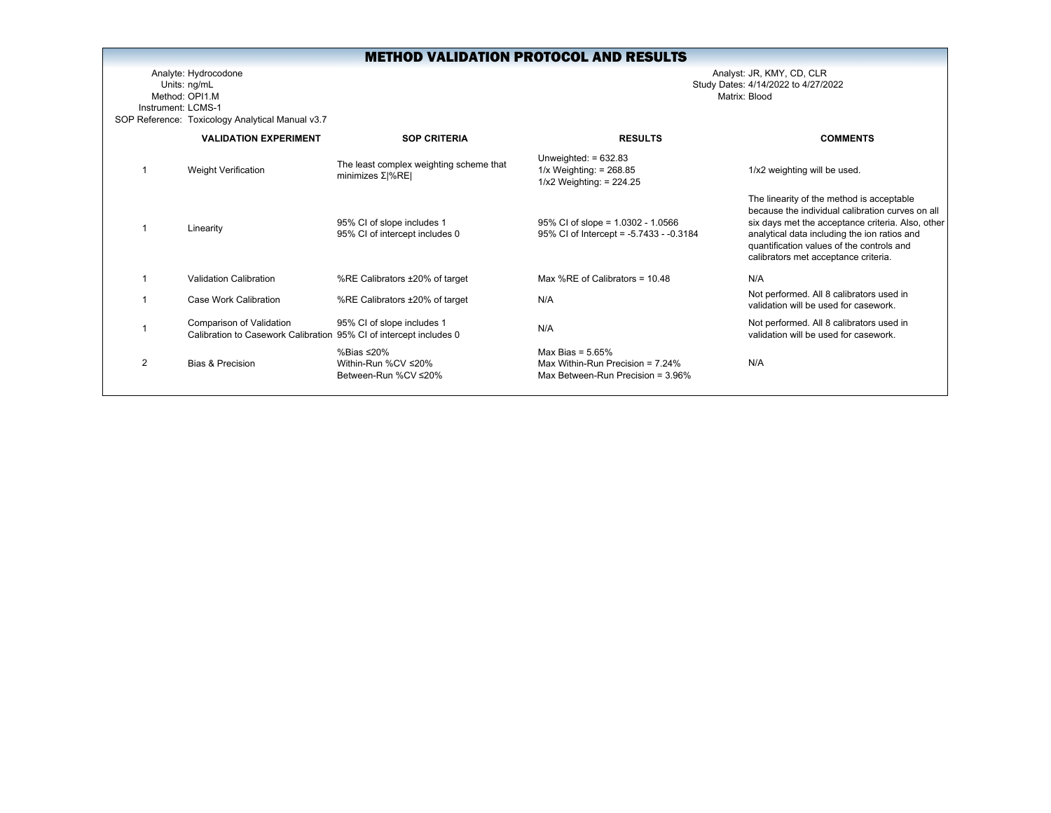# METHOD VALIDATION PROTOCOL AND RESULTS

Analyte: Hydrocodone
Units: ng/mL
Method: OPI1.M
Instrument: LCMS-1
SOP Reference: Toxicology Analytical Manual v3.7

Analyst: JR, KMY, CD, CLR
Study Dates: 4/14/2022 to 4/27/2022
Matrix: Blood

| | VALIDATION EXPERIMENT | SOP CRITERIA | RESULTS | COMMENTS |
|---|---|---|---|---|
| 1 | Weight Verification | The least complex weighting scheme that minimizes Σ\|%RE\| | Unweighted: = 632.83<br>1/x Weighting: = 268.85<br>1/x2 Weighting: = 224.25 | 1/x2 weighting will be used. |
| 1 | Linearity | 95% CI of slope includes 1<br>95% CI of intercept includes 0 | 95% CI of slope = 1.0302 - 1.0566<br>95% CI of Intercept = -5.7433 - -0.3184 | The linearity of the method is acceptable because the individual calibration curves on all six days met the acceptance criteria. Also, other analytical data including the ion ratios and quantification values of the controls and calibrators met acceptance criteria. |
| 1 | Validation Calibration | %RE Calibrators ±20% of target | Max %RE of Calibrators = 10.48 | N/A |
| 1 | Case Work Calibration | %RE Calibrators ±20% of target | N/A | Not performed. All 8 calibrators used in validation will be used for casework. |
| 1 | Comparison of Validation Calibration to Casework Calibration | 95% CI of slope includes 1<br>95% CI of intercept includes 0 | N/A | Not performed. All 8 calibrators used in validation will be used for casework. |
| 2 | Bias & Precision | %Bias ≤20%<br>Within-Run %CV ≤20%<br>Between-Run %CV ≤20% | Max Bias = 5.65%<br>Max Within-Run Precision = 7.24%<br>Max Between-Run Precision = 3.96% | N/A |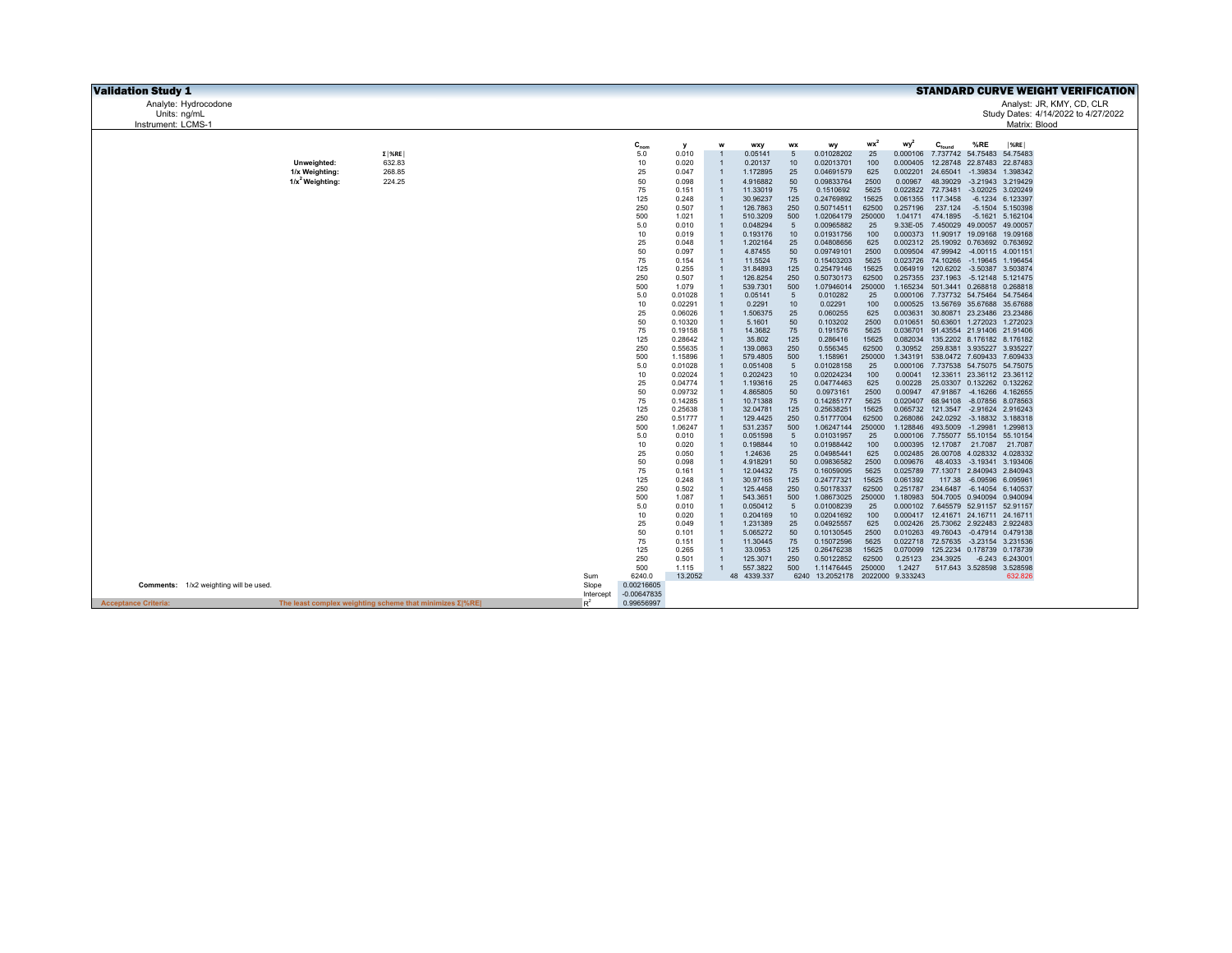**Validation Study 1** — **STANDARD CURVE WEIGHT VERIFICATION**

Analyte: Hydrocodone
Units: ng/mL
Instrument: LCMS-1

Analyst: JR, KMY, CD, CLR
Study Dates: 4/14/2022 to 4/27/2022
Matrix: Blood

| | Σ\|%RE\| |
|---|---|
| Unweighted: | 632.83 |
| 1/x Weighting: | 268.85 |
| $1/x^2$ Weighting: | 224.25 |

| | $C_{nom}$ | y | w | wxy | wx | wy | $wx^2$ | $wy^2$ | $C_{found}$ | %RE | \|%RE\| |
|---|---|---|---|---|---|---|---|---|---|---|---|
| | 5.0 | 0.010 | 1 | 0.05141 | 5 | 0.01028202 | 25 | 0.000106 | 7.737742 | 54.75483 | 54.75483 |
| | 10 | 0.020 | 1 | 0.20137 | 10 | 0.02013701 | 100 | 0.000405 | 12.28748 | 22.87483 | 22.87483 |
| | 25 | 0.047 | 1 | 1.172895 | 25 | 0.04691579 | 625 | 0.002201 | 24.65041 | -1.39834 | 1.398342 |
| | 50 | 0.098 | 1 | 4.916882 | 50 | 0.09833764 | 2500 | 0.00967 | 48.39029 | -3.21943 | 3.219429 |
| | 75 | 0.151 | 1 | 11.33019 | 75 | 0.1510692 | 5625 | 0.022822 | 72.73481 | -3.02025 | 3.020249 |
| | 125 | 0.248 | 1 | 30.96237 | 125 | 0.24769892 | 15625 | 0.061355 | 117.3458 | -6.1234 | 6.123397 |
| | 250 | 0.507 | 1 | 126.7863 | 250 | 0.50714511 | 62500 | 0.257196 | 237.124 | -5.1504 | 5.150398 |
| | 500 | 1.021 | 1 | 510.3209 | 500 | 1.02064179 | 250000 | 1.04171 | 474.1895 | -5.1621 | 5.162104 |
| | 5.0 | 0.010 | 1 | 0.048294 | 5 | 0.00965882 | 25 | 9.33E-05 | 7.450029 | 49.00057 | 49.00057 |
| | 10 | 0.019 | 1 | 0.193176 | 10 | 0.01931756 | 100 | 0.000373 | 11.90917 | 19.09168 | 19.09168 |
| | 25 | 0.048 | 1 | 1.202164 | 25 | 0.04808656 | 625 | 0.002312 | 25.19092 | 0.763692 | 0.763692 |
| | 50 | 0.097 | 1 | 4.87455 | 50 | 0.09749101 | 2500 | 0.009504 | 47.99942 | -4.00115 | 4.001151 |
| | 75 | 0.154 | 1 | 11.5524 | 75 | 0.15403203 | 5625 | 0.023726 | 74.10266 | -1.19645 | 1.196454 |
| | 125 | 0.255 | 1 | 31.84893 | 125 | 0.25479146 | 15625 | 0.064919 | 120.6202 | -3.50387 | 3.503874 |
| | 250 | 0.507 | 1 | 126.8254 | 250 | 0.50730173 | 62500 | 0.257355 | 237.1963 | -5.12148 | 5.121475 |
| | 500 | 1.079 | 1 | 539.7301 | 500 | 1.07946014 | 250000 | 1.165234 | 501.3441 | 0.268818 | 0.268818 |
| | 5.0 | 0.01028 | 1 | 0.05141 | 5 | 0.010282 | 25 | 0.000106 | 7.737732 | 54.75464 | 54.75464 |
| | 10 | 0.02291 | 1 | 0.2291 | 10 | 0.02291 | 100 | 0.000525 | 13.56769 | 35.67688 | 35.67688 |
| | 25 | 0.06026 | 1 | 1.506375 | 25 | 0.060255 | 625 | 0.003631 | 30.80871 | 23.23486 | 23.23486 |
| | 50 | 0.10320 | 1 | 5.1601 | 50 | 0.103202 | 2500 | 0.010651 | 50.63601 | 1.272023 | 1.272023 |
| | 75 | 0.19158 | 1 | 14.3682 | 75 | 0.191576 | 5625 | 0.036701 | 91.43554 | 21.91406 | 21.91406 |
| | 125 | 0.28642 | 1 | 35.802 | 125 | 0.286416 | 15625 | 0.082034 | 135.2202 | 8.176182 | 8.176182 |
| | 250 | 0.55635 | 1 | 139.0863 | 250 | 0.556345 | 62500 | 0.30952 | 259.8381 | 3.935227 | 3.935227 |
| | 500 | 1.15896 | 1 | 579.4805 | 500 | 1.158961 | 250000 | 1.343191 | 538.0472 | 7.609433 | 7.609433 |
| | 5.0 | 0.01028 | 1 | 0.051408 | 5 | 0.01028158 | 25 | 0.000106 | 7.737538 | 54.75075 | 54.75075 |
| | 10 | 0.02024 | 1 | 0.202423 | 10 | 0.02024234 | 100 | 0.00041 | 12.33611 | 23.36112 | 23.36112 |
| | 25 | 0.04774 | 1 | 1.193616 | 25 | 0.04774463 | 625 | 0.00228 | 25.03307 | 0.132262 | 0.132262 |
| | 50 | 0.09732 | 1 | 4.865805 | 50 | 0.0973161 | 2500 | 0.00947 | 47.91867 | -4.16266 | 4.162655 |
| | 75 | 0.14285 | 1 | 10.71388 | 75 | 0.14285177 | 5625 | 0.020407 | 68.94108 | -8.07856 | 8.078563 |
| | 125 | 0.25638 | 1 | 32.04781 | 125 | 0.25638251 | 15625 | 0.065732 | 121.3547 | -2.91624 | 2.916243 |
| | 250 | 0.51777 | 1 | 129.4425 | 250 | 0.51777004 | 62500 | 0.268086 | 242.0292 | -3.18832 | 3.188318 |
| | 500 | 1.06247 | 1 | 531.2357 | 500 | 1.06247144 | 250000 | 1.128846 | 493.5009 | -1.29981 | 1.299813 |
| | 5.0 | 0.010 | 1 | 0.051598 | 5 | 0.01031957 | 25 | 0.000106 | 7.755077 | 55.10154 | 55.10154 |
| | 10 | 0.020 | 1 | 0.198844 | 10 | 0.01988442 | 100 | 0.000395 | 12.17087 | 21.7087 | 21.7087 |
| | 25 | 0.050 | 1 | 1.24636 | 25 | 0.04985441 | 625 | 0.002485 | 26.00708 | 4.028332 | 4.028332 |
| | 50 | 0.098 | 1 | 4.918291 | 50 | 0.09836582 | 2500 | 0.009676 | 48.4033 | -3.19341 | 3.193406 |
| | 75 | 0.161 | 1 | 12.04432 | 75 | 0.16059095 | 5625 | 0.025789 | 77.13071 | 2.840943 | 2.840943 |
| | 125 | 0.248 | 1 | 30.97165 | 125 | 0.24777321 | 15625 | 0.061392 | 117.38 | -6.09596 | 6.095961 |
| | 250 | 0.502 | 1 | 125.4458 | 250 | 0.50178337 | 62500 | 0.251787 | 234.6487 | -6.14054 | 6.140537 |
| | 500 | 1.087 | 1 | 543.3651 | 500 | 1.08673025 | 250000 | 1.180983 | 504.7005 | 0.940094 | 0.940094 |
| | 5.0 | 0.010 | 1 | 0.050412 | 5 | 0.01008239 | 25 | 0.000102 | 7.645579 | 52.91157 | 52.91157 |
| | 10 | 0.020 | 1 | 0.204169 | 10 | 0.02041692 | 100 | 0.000417 | 12.41671 | 24.16711 | 24.16711 |
| | 25 | 0.049 | 1 | 1.231389 | 25 | 0.04925557 | 625 | 0.002426 | 25.73062 | 2.922483 | 2.922483 |
| | 50 | 0.101 | 1 | 5.065272 | 50 | 0.10130545 | 2500 | 0.010263 | 49.76043 | -0.47914 | 0.479138 |
| | 75 | 0.151 | 1 | 11.30445 | 75 | 0.15072596 | 5625 | 0.022718 | 72.57635 | -3.23154 | 3.231536 |
| | 125 | 0.265 | 1 | 33.0953 | 125 | 0.26476238 | 15625 | 0.070099 | 125.2234 | 0.178739 | 0.178739 |
| | 250 | 0.501 | 1 | 125.3071 | 250 | 0.50122852 | 62500 | 0.25123 | 234.3925 | -6.243 | 6.243001 |
| | 500 | 1.115 | 1 | 557.3822 | 500 | 1.11476445 | 250000 | 1.2427 | 517.643 | 3.528598 | 3.528598 |
| Sum | 6240.0 | 13.2052 | 48 | 4339.337 | 6240 | 13.2052178 | 2022000 | 9.333243 | | | 632.826 |
| Slope | 0.00216605 | | | | | | | | | | |
| Intercept | -0.00647835 | | | | | | | | | | |
| $R^2$ | 0.99656997 | | | | | | | | | | |

**Comments:** 1/x2 weighting will be used.

**Acceptance Criteria:** The least complex weighting scheme that minimizes Σ|%RE|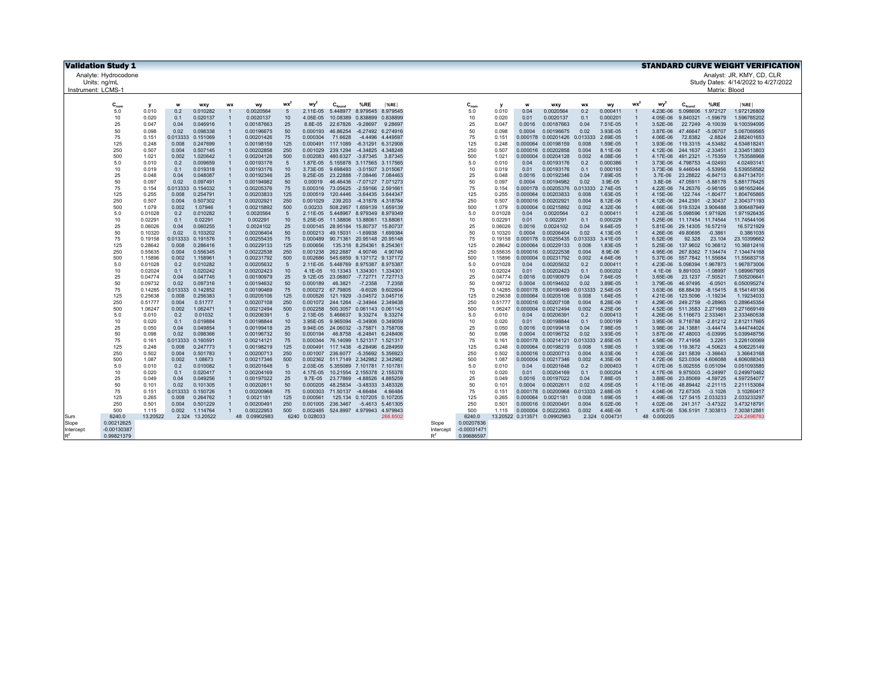# Validation Study 1

## STANDARD CURVE WEIGHT VERIFICATION

Analyte: Hydrocodone
Units: ng/mL
Instrument: LCMS-1

Analyst: JR, KMY, CD, CLR
Study Dates: 4/14/2022 to 4/27/2022
Matrix: Blood

| | $C_{nom}$ | y | w | wxy | wx | wy | $wx^2$ | $wy^2$ | $C_{found}$ | %RE | \|%RE\| |
|---|---|---|---|---|---|---|---|---|---|---|---|
| | 5.0 | 0.010 | 0.2 | 0.010282 | 1 | 0.0020564 | 5 | 2.11E-05 | 5.448977 | 8.979545 | 8.979545 |
| | 10 | 0.020 | 0.1 | 0.020137 | 1 | 0.0020137 | 10 | 4.05E-05 | 10.08389 | 0.838899 | 0.838899 |
| | 25 | 0.047 | 0.04 | 0.046916 | 1 | 0.00187663 | 25 | 8.8E-05 | 22.67826 | -9.28697 | 9.28697 |
| | 50 | 0.098 | 0.02 | 0.098338 | 1 | 0.00196675 | 50 | 0.000193 | 46.86254 | -6.27492 | 6.274916 |
| | 75 | 0.151 | 0.013333 | 0.151069 | 1 | 0.00201426 | 75 | 0.000304 | 71.6628 | -4.4496 | 4.449597 |
| | 125 | 0.248 | 0.008 | 0.247699 | 1 | 0.00198159 | 125 | 0.000491 | 117.1089 | -6.31291 | 6.312908 |
| | 250 | 0.507 | 0.004 | 0.507145 | 1 | 0.00202858 | 250 | 0.001029 | 239.1294 | -4.34825 | 4.348248 |
| | 500 | 1.021 | 0.002 | 1.020642 | 1 | 0.00204128 | 500 | 0.002083 | 480.6327 | -3.87345 | 3.87345 |
| | 5.0 | 0.010 | 0.2 | 0.009659 | 1 | 0.00193176 | 5 | 1.87E-05 | 5.155878 | 3.117565 | 3.117565 |
| | 10 | 0.019 | 0.1 | 0.019318 | 1 | 0.00193176 | 10 | 3.73E-05 | 9.698493 | -3.01507 | 3.015067 |
| | 25 | 0.048 | 0.04 | 0.048087 | 1 | 0.00192346 | 25 | 9.25E-05 | 23.22888 | -7.08446 | 7.084463 |
| | 50 | 0.097 | 0.02 | 0.097491 | 1 | 0.00194982 | 50 | 0.00019 | 46.46436 | -7.07127 | 7.071273 |
| | 75 | 0.154 | 0.013333 | 0.154032 | 1 | 0.00205376 | 75 | 0.000316 | 73.05625 | -2.59166 | 2.591661 |
| | 125 | 0.255 | 0.008 | 0.254791 | 1 | 0.00203833 | 125 | 0.000519 | 120.4446 | -3.64435 | 3.644347 |
| | 250 | 0.507 | 0.004 | 0.507302 | 1 | 0.00202921 | 250 | 0.001029 | 239.203 | -4.31878 | 4.318784 |
| | 500 | 1.079 | 0.002 | 1.07946 | 1 | 0.00215892 | 500 | 0.00233 | 508.2957 | 1.659139 | 1.659139 |
| | 5.0 | 0.01028 | 0.2 | 0.010282 | 1 | 0.0020564 | 5 | 2.11E-05 | 5.448977 | 8.979349 | 8.979349 |
| | 10 | 0.02291 | 0.1 | 0.02291 | 1 | 0.002291 | 10 | 5.25E-05 | 11.38806 | 13.88061 | 13.88061 |
| | 25 | 0.06026 | 0.04 | 0.060255 | 1 | 0.0024102 | 25 | 0.000145 | 28.95184 | 15.80737 | 15.80737 |
| | 50 | 0.10320 | 0.02 | 0.103202 | 1 | 0.00206404 | 50 | 0.000213 | 49.15031 | -1.69938 | 1.699384 |
| | 75 | 0.19158 | 0.013333 | 0.191576 | 1 | 0.00255435 | 75 | 0.000489 | 90.71361 | 20.95148 | 20.95148 |
| | 125 | 0.28642 | 0.008 | 0.286416 | 1 | 0.00229133 | 125 | 0.000656 | 135.318 | 8.254361 | 8.254361 |
| | 250 | 0.55635 | 0.004 | 0.556345 | 1 | 0.00222538 | 250 | 0.001238 | 262.2687 | 4.90746 | 4.90746 |
| | 500 | 1.15896 | 0.002 | 1.158961 | 1 | 0.00231792 | 500 | 0.002686 | 545.6859 | 9.137172 | 9.137172 |
| | 5.0 | 0.01028 | 0.2 | 0.010282 | 1 | 0.00205632 | 5 | 2.11E-05 | 5.448769 | 8.975387 | 8.975387 |
| | 10 | 0.02024 | 0.1 | 0.020242 | 1 | 0.00202423 | 10 | 4.1E-05 | 10.13343 | 1.334301 | 1.334301 |
| | 25 | 0.04774 | 0.04 | 0.047745 | 1 | 0.00190979 | 25 | 9.12E-05 | 23.06807 | -7.72771 | 7.727713 |
| | 50 | 0.09732 | 0.02 | 0.097316 | 1 | 0.00194632 | 50 | 0.000189 | 46.3821 | -7.2358 | 7.2358 |
| | 75 | 0.14285 | 0.013333 | 0.142852 | 1 | 0.00190469 | 75 | 0.000272 | 67.79805 | -9.6026 | 9.602604 |
| | 125 | 0.25638 | 0.008 | 0.256383 | 1 | 0.00205106 | 125 | 0.000526 | 121.1929 | -3.04572 | 3.045716 |
| | 250 | 0.51777 | 0.004 | 0.51777 | 1 | 0.00207108 | 250 | 0.001072 | 244.1264 | -2.34944 | 2.349438 |
| | 500 | 1.06247 | 0.002 | 1.062471 | 1 | 0.00212494 | 500 | 0.002258 | 500.3057 | 0.061143 | 0.061143 |
| | 5.0 | 0.010 | 0.2 | 0.01032 | 1 | 0.00206391 | 5 | 2.13E-05 | 5.466637 | 9.33274 | 9.33274 |
| | 10 | 0.020 | 0.1 | 0.019884 | 1 | 0.00198844 | 10 | 3.95E-05 | 9.965094 | -0.34906 | 0.349059 |
| | 25 | 0.050 | 0.04 | 0.049854 | 1 | 0.00199418 | 25 | 9.94E-05 | 24.06032 | -3.75871 | 3.758708 |
| | 50 | 0.098 | 0.02 | 0.098366 | 1 | 0.00196732 | 50 | 0.000194 | 46.8758 | -6.24841 | 6.248406 |
| | 75 | 0.161 | 0.013333 | 0.160591 | 1 | 0.00214121 | 75 | 0.000344 | 76.14099 | 1.521317 | 1.521317 |
| | 125 | 0.248 | 0.008 | 0.247773 | 1 | 0.00198219 | 125 | 0.000491 | 117.1438 | -6.28496 | 6.284959 |
| | 250 | 0.502 | 0.004 | 0.501783 | 1 | 0.00200713 | 250 | 0.001007 | 236.6077 | -5.35692 | 5.356923 |
| | 500 | 1.087 | 0.002 | 1.08673 | 1 | 0.00217346 | 500 | 0.002362 | 511.7149 | 2.342982 | 2.342982 |
| | 5.0 | 0.010 | 0.2 | 0.010082 | 1 | 0.00201648 | 5 | 2.03E-05 | 5.355089 | 7.101781 | 7.101781 |
| | 10 | 0.020 | 0.1 | 0.020417 | 1 | 0.00204169 | 10 | 4.17E-05 | 10.21554 | 2.155378 | 2.155378 |
| | 25 | 0.049 | 0.04 | 0.049256 | 1 | 0.00197022 | 25 | 9.7E-05 | 23.77869 | -4.88526 | 4.885259 |
| | 50 | 0.101 | 0.02 | 0.101305 | 1 | 0.00202611 | 50 | 0.000205 | 48.25834 | -3.48333 | 3.483326 |
| | 75 | 0.151 | 0.013333 | 0.150726 | 1 | 0.00200968 | 75 | 0.000303 | 71.50137 | -4.66484 | 4.66484 |
| | 125 | 0.265 | 0.008 | 0.264762 | 1 | 0.0021181 | 125 | 0.000561 | 125.134 | 0.107205 | 0.107205 |
| | 250 | 0.501 | 0.004 | 0.501229 | 1 | 0.00200491 | 250 | 0.001005 | 236.3467 | -5.4613 | 5.461305 |
| | 500 | 1.115 | 0.002 | 1.114764 | 1 | 0.00222953 | 500 | 0.002485 | 524.8997 | 4.979943 | 4.979943 |
| Sum | 6240.0 | 13.20522 | 2.324 | 13.20522 | 48 | 0.09902983 | 6240 | 0.028033 | | | 268.8502 |
| Slope | 0.00212625 | | | | | | | | | | |
| Intercept | -0.00130387 | | | | | | | | | | |
| $R^2$ | 0.99821379 | | | | | | | | | | |

| | $C_{nom}$ | y | w | wxy | wx | wy | $wx^2$ | $wy^2$ | $C_{found}$ | %RE | \|%RE\| |
|---|---|---|---|---|---|---|---|---|---|---|---|
| | 5.0 | 0.010 | 0.04 | 0.0020564 | 0.2 | 0.000411 | 1 | 4.23E-06 | 5.098606 | 1.972127 | 1.972126809 |
| | 10 | 0.020 | 0.01 | 0.0020137 | 0.1 | 0.000201 | 1 | 4.05E-06 | 9.840321 | -1.59679 | 1.596785202 |
| | 25 | 0.047 | 0.0016 | 0.00187663 | 0.04 | 7.51E-05 | 1 | 3.52E-06 | 22.7249 | -9.10039 | 9.100394095 |
| | 50 | 0.098 | 0.0004 | 0.00196675 | 0.02 | 3.93E-05 | 1 | 3.87E-06 | 47.46647 | -5.06707 | 5.067069565 |
| | 75 | 0.151 | 0.000178 | 0.00201426 | 0.013333 | 2.69E-05 | 1 | 4.06E-06 | 72.8382 | -2.8824 | 2.882401653 |
| | 125 | 0.248 | 0.000064 | 0.00198159 | 0.008 | 1.59E-05 | 1 | 3.93E-06 | 119.3315 | -4.53482 | 4.534818241 |
| | 250 | 0.507 | 0.000016 | 0.00202858 | 0.004 | 8.11E-06 | 1 | 4.12E-06 | 244.1637 | -2.33451 | 2.334513803 |
| | 500 | 1.021 | 0.000004 | 0.00204128 | 0.002 | 4.08E-06 | 1 | 4.17E-06 | 491.2321 | -1.75359 | 1.753588968 |
| | 5.0 | 0.010 | 0.04 | 0.00193176 | 0.2 | 0.000386 | 1 | 3.73E-06 | 4.798753 | -4.02493 | 4.02493141 |
| | 10 | 0.019 | 0.01 | 0.00193176 | 0.1 | 0.000193 | 1 | 3.73E-06 | 9.446044 | -5.53956 | 5.539558582 |
| | 25 | 0.048 | 0.0016 | 0.00192346 | 0.04 | 7.69E-05 | 1 | 3.7E-06 | 23.28822 | -6.84713 | 6.847134701 |
| | 50 | 0.097 | 0.0004 | 0.00194982 | 0.02 | 3.9E-05 | 1 | 3.8E-06 | 47.05911 | -5.88178 | 5.881776425 |
| | 75 | 0.154 | 0.000178 | 0.00205376 | 0.013333 | 2.74E-05 | 1 | 4.22E-06 | 74.26376 | -0.98165 | 0.981652464 |
| | 125 | 0.255 | 0.000064 | 0.00203833 | 0.008 | 1.63E-05 | 1 | 4.15E-06 | 122.744 | -1.80477 | 1.804765865 |
| | 250 | 0.507 | 0.000016 | 0.00202921 | 0.004 | 8.12E-06 | 1 | 4.12E-06 | 244.2391 | -2.30437 | 2.304371193 |
| | 500 | 1.079 | 0.000004 | 0.00215892 | 0.002 | 4.32E-06 | 1 | 4.66E-06 | 519.5324 | 3.906488 | 3.906487949 |
| | 5.0 | 0.01028 | 0.04 | 0.0020564 | 0.2 | 0.000411 | 1 | 4.23E-06 | 5.098596 | 1.971926 | 1.971926435 |
| | 10 | 0.02291 | 0.01 | 0.002291 | 0.1 | 0.000229 | 1 | 5.25E-06 | 11.17454 | 11.74544 | 11.74544106 |
| | 25 | 0.06026 | 0.0016 | 0.0024102 | 0.04 | 9.64E-05 | 1 | 5.81E-06 | 29.14305 | 16.57219 | 16.5721929 |
| | 50 | 0.10320 | 0.0004 | 0.00206404 | 0.02 | 4.13E-05 | 1 | 4.26E-06 | 49.80695 | -0.3861 | 0.3861035 |
| | 75 | 0.19158 | 0.000178 | 0.00255435 | 0.013333 | 3.41E-05 | 1 | 6.52E-06 | 92.328 | 23.104 | 23.10399662 |
| | 125 | 0.28642 | 0.000064 | 0.00229133 | 0.008 | 1.83E-05 | 1 | 5.25E-06 | 137.9602 | 10.36812 | 10.36812416 |
| | 250 | 0.55635 | 0.000016 | 0.00222538 | 0.004 | 8.9E-06 | 1 | 4.95E-06 | 267.8362 | 7.134474 | 7.134474168 |
| | 500 | 1.15896 | 0.000004 | 0.00231792 | 0.002 | 4.64E-06 | 1 | 5.37E-06 | 557.7842 | 11.55684 | 11.55683718 |
| | 5.0 | 0.01028 | 0.04 | 0.00205632 | 0.2 | 0.000411 | 1 | 4.23E-06 | 5.098394 | 1.967873 | 1.967873006 |
| | 10 | 0.02024 | 0.01 | 0.00202423 | 0.1 | 0.000202 | 1 | 4.1E-06 | 9.891003 | -1.08997 | 1.089967905 |
| | 25 | 0.04774 | 0.0016 | 0.00190979 | 0.04 | 7.64E-05 | 1 | 3.65E-06 | 23.1237 | -7.50521 | 7.505206641 |
| | 50 | 0.09732 | 0.0004 | 0.00194632 | 0.02 | 3.89E-05 | 1 | 3.79E-06 | 46.97495 | -6.0501 | 6.050095274 |
| | 75 | 0.14285 | 0.000178 | 0.00190469 | 0.013333 | 2.54E-05 | 1 | 3.63E-06 | 68.88439 | -8.15415 | 8.154149136 |
| | 125 | 0.25638 | 0.000064 | 0.00205106 | 0.008 | 1.64E-05 | 1 | 4.21E-06 | 123.5096 | -1.19234 | 1.19234033 |
| | 250 | 0.51777 | 0.000016 | 0.00207108 | 0.004 | 8.28E-06 | 1 | 4.29E-06 | 249.2759 | -0.28965 | 0.289645354 |
| | 500 | 1.06247 | 0.000004 | 0.00212494 | 0.002 | 4.25E-06 | 1 | 4.52E-06 | 511.3583 | 2.271669 | 2.271669149 |
| | 5.0 | 0.010 | 0.04 | 0.00206391 | 0.2 | 0.000413 | 1 | 4.26E-06 | 5.116673 | 2.333461 | 2.333460538 |
| | 10 | 0.020 | 0.01 | 0.00198844 | 0.1 | 0.000199 | 1 | 3.95E-06 | 9.718788 | -2.81212 | 2.812117665 |
| | 25 | 0.050 | 0.0016 | 0.00199418 | 0.04 | 7.98E-05 | 1 | 3.98E-06 | 24.13881 | -3.44474 | 3.444744024 |
| | 50 | 0.098 | 0.0004 | 0.00196732 | 0.02 | 3.93E-05 | 1 | 3.87E-06 | 47.48003 | -5.03995 | 5.039948756 |
| | 75 | 0.161 | 0.000178 | 0.00214121 | 0.013333 | 2.85E-05 | 1 | 4.58E-06 | 77.41958 | 3.2261 | 3.226100069 |
| | 125 | 0.248 | 0.000064 | 0.00198219 | 0.008 | 1.59E-05 | 1 | 3.93E-06 | 119.3672 | -4.50623 | 4.506225149 |
| | 250 | 0.502 | 0.000016 | 0.00200713 | 0.004 | 8.03E-06 | 1 | 4.03E-06 | 241.5839 | -3.36643 | 3.36643168 |
| | 500 | 1.087 | 0.000004 | 0.00217346 | 0.002 | 4.35E-06 | 1 | 4.72E-06 | 523.0304 | 4.606088 | 4.606088343 |
| | 5.0 | 0.010 | 0.04 | 0.00201648 | 0.2 | 0.000403 | 1 | 4.07E-06 | 5.002555 | 0.051094 | 0.051093585 |
| | 10 | 0.020 | 0.01 | 0.00204169 | 0.1 | 0.000204 | 1 | 4.17E-06 | 9.975003 | -0.24997 | 0.249970462 |
| | 25 | 0.049 | 0.0016 | 0.00197022 | 0.04 | 7.88E-05 | 1 | 3.88E-06 | 23.85069 | -4.59725 | 4.597254077 |
| | 50 | 0.101 | 0.0004 | 0.00202611 | 0.02 | 4.05E-05 | 1 | 4.11E-06 | 48.89442 | -2.21115 | 2.211153084 |
| | 75 | 0.151 | 0.000178 | 0.00200968 | 0.013333 | 2.68E-05 | 1 | 4.04E-06 | 72.67305 | -3.1026 | 3.10260417 |
| | 125 | 0.265 | 0.000064 | 0.0021181 | 0.008 | 1.69E-05 | 1 | 4.49E-06 | 127.5415 | 2.033233 | 2.033233297 |
| | 250 | 0.501 | 0.000016 | 0.00200491 | 0.004 | 8.02E-06 | 1 | 4.02E-06 | 241.317 | -3.47322 | 3.473218791 |
| | 500 | 1.115 | 0.000004 | 0.00222953 | 0.002 | 4.46E-06 | 1 | 4.97E-06 | 536.5191 | 7.303813 | 7.303812881 |
| | 6240.0 | 13.20522 | 0.313571 | 0.09902983 | 2.324 | 0.004731 | 48 | 0.000205 | | | 224.2498763 |
| Slope | 0.00207836 | | | | | | | | | | |
| Intercept | -0.00031471 | | | | | | | | | | |
| $R^2$ | 0.99686597 | | | | | | | | | | |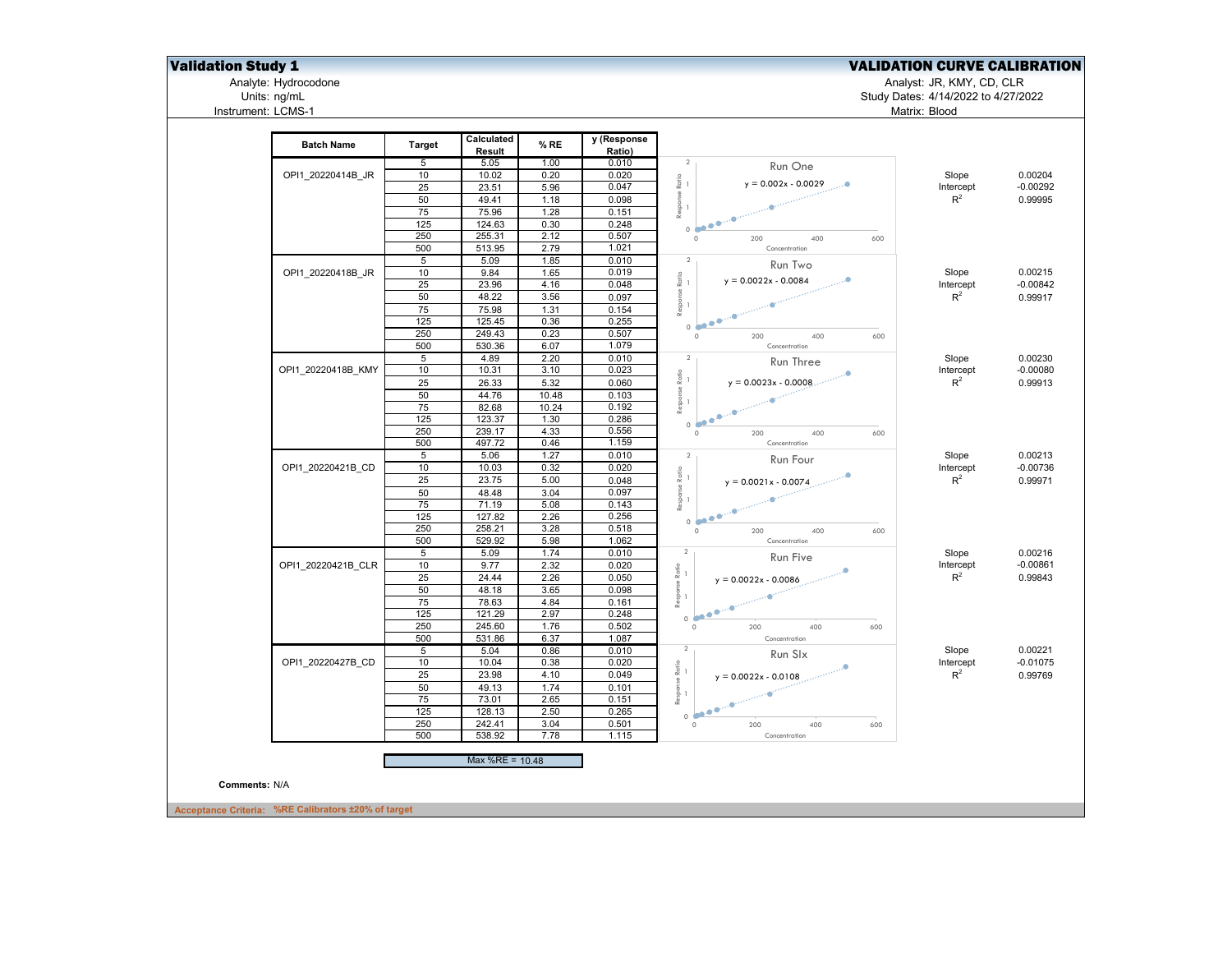# Validation Study 1

## VALIDATION CURVE CALIBRATION

Analyte: Hydrocodone
Units: ng/mL
Instrument: LCMS-1

Analyst: JR, KMY, CD, CLR
Study Dates: 4/14/2022 to 4/27/2022
Matrix: Blood

| Batch Name | Target | Calculated Result | % RE | y (Response Ratio) |
|---|---|---|---|---|
| OPI1_20220414B_JR | 5 | 5.05 | 1.00 | 0.010 |
| | 10 | 10.02 | 0.20 | 0.020 |
| | 25 | 23.51 | 5.96 | 0.047 |
| | 50 | 49.41 | 1.18 | 0.098 |
| | 75 | 75.96 | 1.28 | 0.151 |
| | 125 | 124.63 | 0.30 | 0.248 |
| | 250 | 255.31 | 2.12 | 0.507 |
| | 500 | 513.95 | 2.79 | 1.021 |
| OPI1_20220418B_JR | 5 | 5.09 | 1.85 | 0.010 |
| | 10 | 9.84 | 1.65 | 0.019 |
| | 25 | 23.96 | 4.16 | 0.048 |
| | 50 | 48.22 | 3.56 | 0.097 |
| | 75 | 75.98 | 1.31 | 0.154 |
| | 125 | 125.45 | 0.36 | 0.255 |
| | 250 | 249.43 | 0.23 | 0.507 |
| | 500 | 530.36 | 6.07 | 1.079 |
| OPI1_20220418B_KMY | 5 | 4.89 | 2.20 | 0.010 |
| | 10 | 10.31 | 3.10 | 0.023 |
| | 25 | 26.33 | 5.32 | 0.060 |
| | 50 | 44.76 | 10.48 | 0.103 |
| | 75 | 82.68 | 10.24 | 0.192 |
| | 125 | 123.37 | 1.30 | 0.286 |
| | 250 | 239.17 | 4.33 | 0.556 |
| | 500 | 497.72 | 0.46 | 1.159 |
| OPI1_20220421B_CD | 5 | 5.06 | 1.27 | 0.010 |
| | 10 | 10.03 | 0.32 | 0.020 |
| | 25 | 23.75 | 5.00 | 0.048 |
| | 50 | 48.48 | 3.04 | 0.097 |
| | 75 | 71.19 | 5.08 | 0.143 |
| | 125 | 127.82 | 2.26 | 0.256 |
| | 250 | 258.21 | 3.28 | 0.518 |
| | 500 | 529.92 | 5.98 | 1.062 |
| OPI1_20220421B_CLR | 5 | 5.09 | 1.74 | 0.010 |
| | 10 | 9.77 | 2.32 | 0.020 |
| | 25 | 24.44 | 2.26 | 0.050 |
| | 50 | 48.18 | 3.65 | 0.098 |
| | 75 | 78.63 | 4.84 | 0.161 |
| | 125 | 121.29 | 2.97 | 0.248 |
| | 250 | 245.60 | 1.76 | 0.502 |
| | 500 | 531.86 | 6.37 | 1.087 |
| OPI1_20220427B_CD | 5 | 5.04 | 0.86 | 0.010 |
| | 10 | 10.04 | 0.38 | 0.020 |
| | 25 | 23.98 | 4.10 | 0.049 |
| | 50 | 49.13 | 1.74 | 0.101 |
| | 75 | 73.01 | 2.65 | 0.151 |
| | 125 | 128.13 | 2.50 | 0.265 |
| | 250 | 242.41 | 3.04 | 0.501 |
| | 500 | 538.92 | 7.78 | 1.115 |

Max %RE = 10.48

| Run | Chart Equation | Slope | Intercept | $R^2$ |
|---|---|---|---|---|
| Run One | $y = 0.002x - 0.0029$ | 0.00204 | -0.00292 | 0.99995 |
| Run Two | $y = 0.0022x - 0.0084$ | 0.00215 | -0.00842 | 0.99917 |
| Run Three | $y = 0.0023x - 0.0008$ | 0.00230 | -0.00080 | 0.99913 |
| Run Four | $y = 0.0021x - 0.0074$ | 0.00213 | -0.00736 | 0.99971 |
| Run Five | $y = 0.0022x - 0.0086$ | 0.00216 | -0.00861 | 0.99843 |
| Run SIx | $y = 0.0022x - 0.0108$ | 0.00221 | -0.01075 | 0.99769 |

(Charts: Response Ratio vs. Concentration, 0–600)

**Comments:** N/A

**Acceptance Criteria:** %RE Calibrators ±20% of target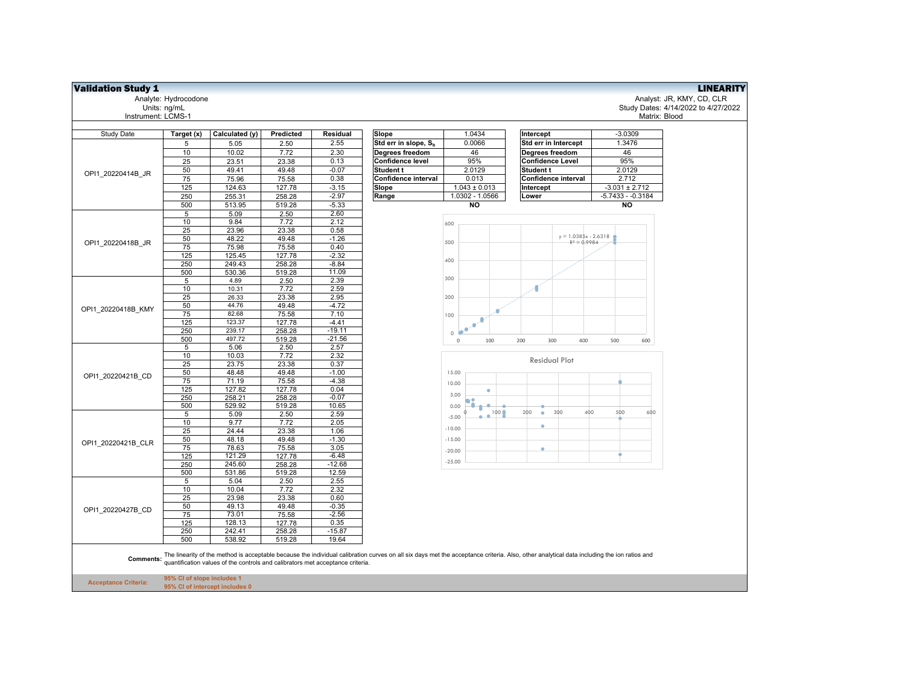**Validation Study 1** — **LINEARITY**

Analyte: Hydrocodone
Units: ng/mL
Instrument: LCMS-1

Analyst: JR, KMY, CD, CLR
Study Dates: 4/14/2022 to 4/27/2022
Matrix: Blood

| Study Date | Target (x) | Calculated (y) | Predicted | Residual |
|---|---|---|---|---|
| OPI1_20220414B_JR | 5 | 5.05 | 2.50 | 2.55 |
| | 10 | 10.02 | 7.72 | 2.30 |
| | 25 | 23.51 | 23.38 | 0.13 |
| | 50 | 49.41 | 49.48 | -0.07 |
| | 75 | 75.96 | 75.58 | 0.38 |
| | 125 | 124.63 | 127.78 | -3.15 |
| | 250 | 255.31 | 258.28 | -2.97 |
| | 500 | 513.95 | 519.28 | -5.33 |
| OPI1_20220418B_JR | 5 | 5.09 | 2.50 | 2.60 |
| | 10 | 9.84 | 7.72 | 2.12 |
| | 25 | 23.96 | 23.38 | 0.58 |
| | 50 | 48.22 | 49.48 | -1.26 |
| | 75 | 75.98 | 75.58 | 0.40 |
| | 125 | 125.45 | 127.78 | -2.32 |
| | 250 | 249.43 | 258.28 | -8.84 |
| | 500 | 530.36 | 519.28 | 11.09 |
| OPI1_20220418B_KMY | 5 | 4.89 | 2.50 | 2.39 |
| | 10 | 10.31 | 7.72 | 2.59 |
| | 25 | 26.33 | 23.38 | 2.95 |
| | 50 | 44.76 | 49.48 | -4.72 |
| | 75 | 82.68 | 75.58 | 7.10 |
| | 125 | 123.37 | 127.78 | -4.41 |
| | 250 | 239.17 | 258.28 | -19.11 |
| | 500 | 497.72 | 519.28 | -21.56 |
| OPI1_20220421B_CD | 5 | 5.06 | 2.50 | 2.57 |
| | 10 | 10.03 | 7.72 | 2.32 |
| | 25 | 23.75 | 23.38 | 0.37 |
| | 50 | 48.48 | 49.48 | -1.00 |
| | 75 | 71.19 | 75.58 | -4.38 |
| | 125 | 127.82 | 127.78 | 0.04 |
| | 250 | 258.21 | 258.28 | -0.07 |
| | 500 | 529.92 | 519.28 | 10.65 |
| OPI1_20220421B_CLR | 5 | 5.09 | 2.50 | 2.59 |
| | 10 | 9.77 | 7.72 | 2.05 |
| | 25 | 24.44 | 23.38 | 1.06 |
| | 50 | 48.18 | 49.48 | -1.30 |
| | 75 | 78.63 | 75.58 | 3.05 |
| | 125 | 121.29 | 127.78 | -6.48 |
| | 250 | 245.60 | 258.28 | -12.68 |
| | 500 | 531.86 | 519.28 | 12.59 |
| OPI1_20220427B_CD | 5 | 5.04 | 2.50 | 2.55 |
| | 10 | 10.04 | 7.72 | 2.32 |
| | 25 | 23.98 | 23.38 | 0.60 |
| | 50 | 49.13 | 49.48 | -0.35 |
| | 75 | 73.01 | 75.58 | -2.56 |
| | 125 | 128.13 | 127.78 | 0.35 |
| | 250 | 242.41 | 258.28 | -15.87 |
| | 500 | 538.92 | 519.28 | 19.64 |

| Slope | 1.0434 |
|---|---|
| Std err in slope, $S_b$ | 0.0066 |
| Degrees freedom | 46 |
| Confidence level | 95% |
| Student t | 2.0129 |
| Confidence interval | 0.013 |
| Slope | 1.043 ± 0.013 |
| Range | 1.0302 - 1.0566 |
| | **NO** |

| Intercept | -3.0309 |
|---|---|
| Std err in Intercept | 1.3476 |
| Degrees freedom | 46 |
| Confidence Level | 95% |
| Student t | 2.0129 |
| Confidence interval | 2.712 |
| Intercept | -3.031 ± 2.712 |
| Lower | -5.7433 - -0.3184 |
| | **NO** |

$y = 1.0385x - 2.6318$
$R^2 = 0.9984$

Residual Plot

**Comments:** The linearity of the method is acceptable because the individual calibration curves on all six days met the acceptance criteria. Also, other analytical data including the ion ratios and quantification values of the controls and calibrators met acceptance criteria.

**Acceptance Criteria:**
95% CI of slope includes 1
95% CI of intercept includes 0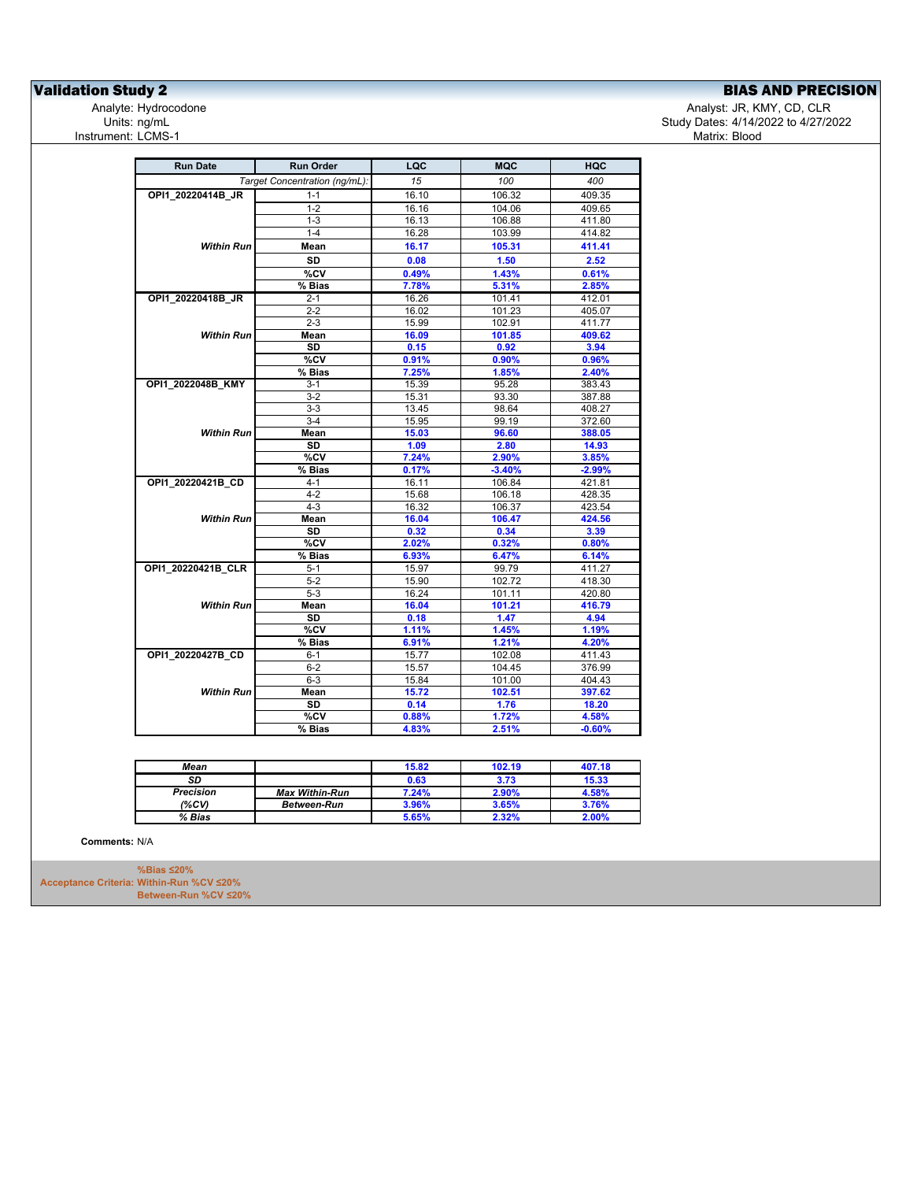## Validation Study 2

**BIAS AND PRECISION**

Analyte: Hydrocodone
Units: ng/mL
Instrument: LCMS-1

Analyst: JR, KMY, CD, CLR
Study Dates: 4/14/2022 to 4/27/2022
Matrix: Blood

| Run Date | Run Order | LQC | MQC | HQC |
|---|---|---|---|---|
| | *Target Concentration (ng/mL):* | *15* | *100* | *400* |
| **OPI1_20220414B_JR** | 1-1 | 16.10 | 106.32 | 409.35 |
| | 1-2 | 16.16 | 104.06 | 409.65 |
| | 1-3 | 16.13 | 106.88 | 411.80 |
| | 1-4 | 16.28 | 103.99 | 414.82 |
| ***Within Run*** | **Mean** | **16.17** | **105.31** | **411.41** |
| | **SD** | **0.08** | **1.50** | **2.52** |
| | **%CV** | **0.49%** | **1.43%** | **0.61%** |
| | **% Bias** | **7.78%** | **5.31%** | **2.85%** |
| **OPI1_20220418B_JR** | 2-1 | 16.26 | 101.41 | 412.01 |
| | 2-2 | 16.02 | 101.23 | 405.07 |
| | 2-3 | 15.99 | 102.91 | 411.77 |
| ***Within Run*** | **Mean** | **16.09** | **101.85** | **409.62** |
| | **SD** | **0.15** | **0.92** | **3.94** |
| | **%CV** | **0.91%** | **0.90%** | **0.96%** |
| | **% Bias** | **7.25%** | **1.85%** | **2.40%** |
| **OPI1_2022048B_KMY** | 3-1 | 15.39 | 95.28 | 383.43 |
| | 3-2 | 15.31 | 93.30 | 387.88 |
| | 3-3 | 13.45 | 98.64 | 408.27 |
| | 3-4 | 15.95 | 99.19 | 372.60 |
| ***Within Run*** | **Mean** | **15.03** | **96.60** | **388.05** |
| | **SD** | **1.09** | **2.80** | **14.93** |
| | **%CV** | **7.24%** | **2.90%** | **3.85%** |
| | **% Bias** | **0.17%** | **-3.40%** | **-2.99%** |
| **OPI1_20220421B_CD** | 4-1 | 16.11 | 106.84 | 421.81 |
| | 4-2 | 15.68 | 106.18 | 428.35 |
| | 4-3 | 16.32 | 106.37 | 423.54 |
| ***Within Run*** | **Mean** | **16.04** | **106.47** | **424.56** |
| | **SD** | **0.32** | **0.34** | **3.39** |
| | **%CV** | **2.02%** | **0.32%** | **0.80%** |
| | **% Bias** | **6.93%** | **6.47%** | **6.14%** |
| **OPI1_20220421B_CLR** | 5-1 | 15.97 | 99.79 | 411.27 |
| | 5-2 | 15.90 | 102.72 | 418.30 |
| | 5-3 | 16.24 | 101.11 | 420.80 |
| ***Within Run*** | **Mean** | **16.04** | **101.21** | **416.79** |
| | **SD** | **0.18** | **1.47** | **4.94** |
| | **%CV** | **1.11%** | **1.45%** | **1.19%** |
| | **% Bias** | **6.91%** | **1.21%** | **4.20%** |
| **OPI1_20220427B_CD** | 6-1 | 15.77 | 102.08 | 411.43 |
| | 6-2 | 15.57 | 104.45 | 376.99 |
| | 6-3 | 15.84 | 101.00 | 404.43 |
| ***Within Run*** | **Mean** | **15.72** | **102.51** | **397.62** |
| | **SD** | **0.14** | **1.76** | **18.20** |
| | **%CV** | **0.88%** | **1.72%** | **4.58%** |
| | **% Bias** | **4.83%** | **2.51%** | **-0.60%** |

| | | LQC | MQC | HQC |
|---|---|---|---|---|
| ***Mean*** | | **15.82** | **102.19** | **407.18** |
| ***SD*** | | **0.63** | **3.73** | **15.33** |
| ***Precision*** | ***Max Within-Run*** | **7.24%** | **2.90%** | **4.58%** |
| ***(%CV)*** | ***Between-Run*** | **3.96%** | **3.65%** | **3.76%** |
| ***% Bias*** | | **5.65%** | **2.32%** | **2.00%** |

**Comments:** N/A

**Acceptance Criteria:**
**%Bias ≤20%**
**Within-Run %CV ≤20%**
**Between-Run %CV ≤20%**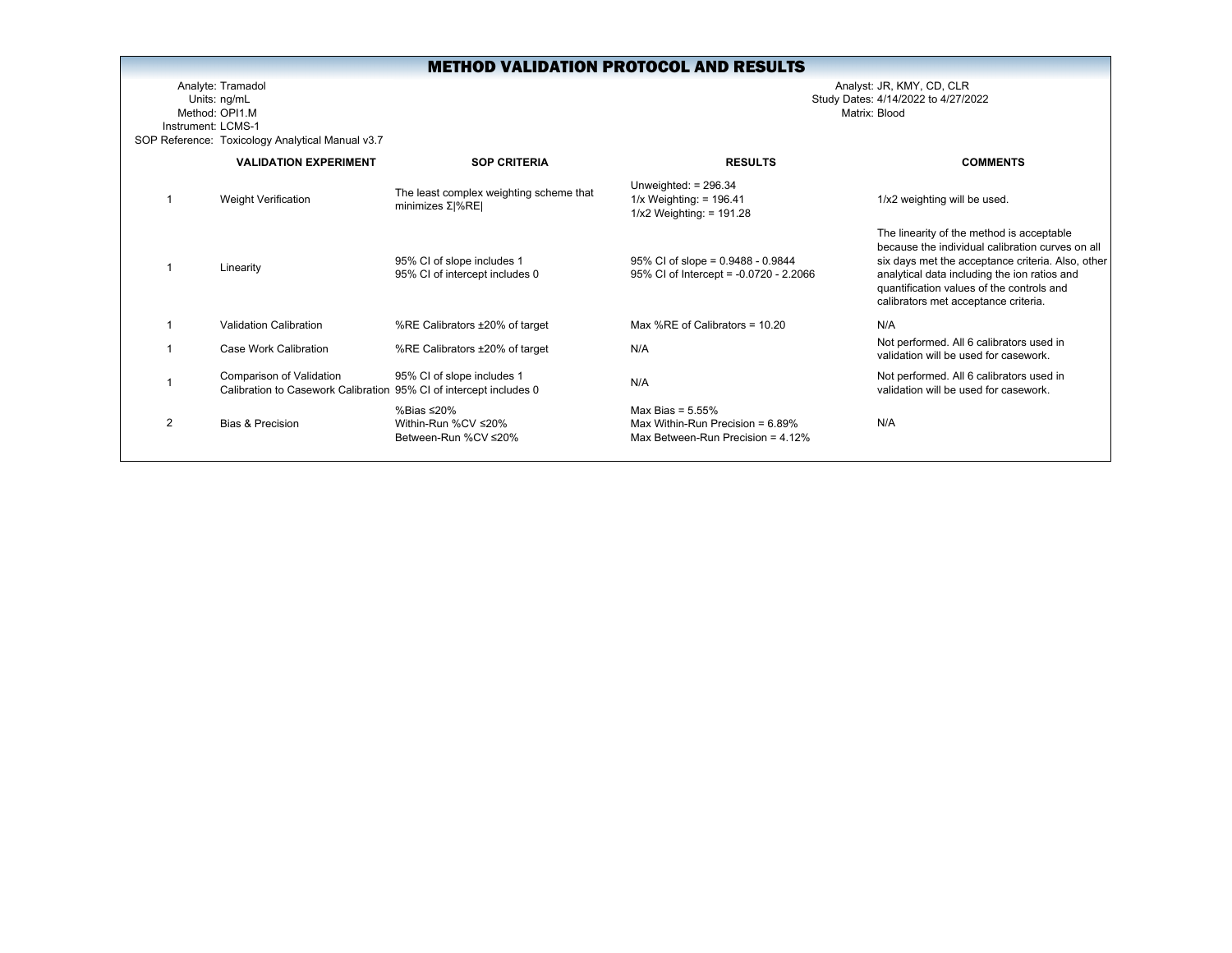# METHOD VALIDATION PROTOCOL AND RESULTS

Analyte: Tramadol
Units: ng/mL
Method: OPI1.M
Instrument: LCMS-1
SOP Reference: Toxicology Analytical Manual v3.7

Analyst: JR, KMY, CD, CLR
Study Dates: 4/14/2022 to 4/27/2022
Matrix: Blood

| | VALIDATION EXPERIMENT | SOP CRITERIA | RESULTS | COMMENTS |
|---|---|---|---|---|
| 1 | Weight Verification | The least complex weighting scheme that minimizes Σ\|%RE\| | Unweighted: = 296.34<br>1/x Weighting: = 196.41<br>1/x2 Weighting: = 191.28 | 1/x2 weighting will be used. |
| 1 | Linearity | 95% CI of slope includes 1<br>95% CI of intercept includes 0 | 95% CI of slope = 0.9488 - 0.9844<br>95% CI of Intercept = -0.0720 - 2.2066 | The linearity of the method is acceptable because the individual calibration curves on all six days met the acceptance criteria. Also, other analytical data including the ion ratios and quantification values of the controls and calibrators met acceptance criteria. |
| 1 | Validation Calibration | %RE Calibrators ±20% of target | Max %RE of Calibrators = 10.20 | N/A |
| 1 | Case Work Calibration | %RE Calibrators ±20% of target | N/A | Not performed. All 6 calibrators used in validation will be used for casework. |
| 1 | Comparison of Validation Calibration to Casework Calibration | 95% CI of slope includes 1<br>95% CI of intercept includes 0 | N/A | Not performed. All 6 calibrators used in validation will be used for casework. |
| 2 | Bias & Precision | %Bias ≤20%<br>Within-Run %CV ≤20%<br>Between-Run %CV ≤20% | Max Bias = 5.55%<br>Max Within-Run Precision = 6.89%<br>Max Between-Run Precision = 4.12% | N/A |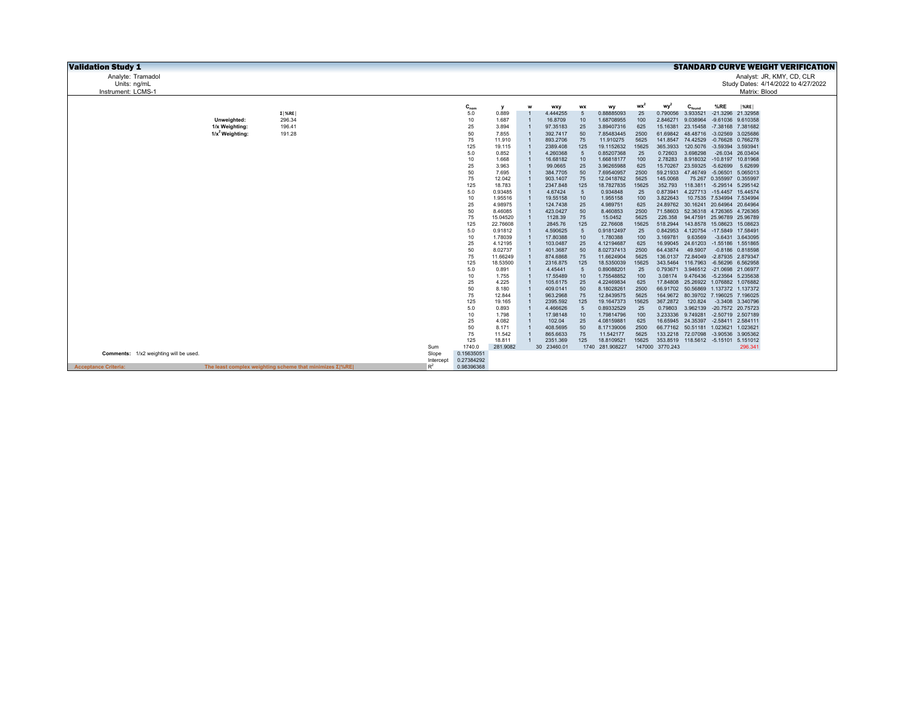# Validation Study 1

## STANDARD CURVE WEIGHT VERIFICATION

Analyte: Tramadol
Units: ng/mL
Instrument: LCMS-1

Analyst: JR, KMY, CD, CLR
Study Dates: 4/14/2022 to 4/27/2022
Matrix: Blood

| | Σ\|%RE\| |
|---|---|
| **Unweighted:** | 296.34 |
| **1/x Weighting:** | 196.41 |
| **$1/x^2$ Weighting:** | 191.28 |

| | $C_{nom}$ | y | w | wxy | wx | wy | $wx^2$ | $wy^2$ | $C_{found}$ | %RE | \|%RE\| |
|---|---|---|---|---|---|---|---|---|---|---|---|
| | 5.0 | 0.889 | 1 | 4.444255 | 5 | 0.88885093 | 25 | 0.790056 | 3.933521 | -21.3296 | 21.32958 |
| | 10 | 1.687 | 1 | 16.8709 | 10 | 1.68708955 | 100 | 2.846271 | 9.038964 | -9.61036 | 9.610358 |
| | 25 | 3.894 | 1 | 97.35183 | 25 | 3.89407316 | 625 | 15.16381 | 23.15458 | -7.38168 | 7.381682 |
| | 50 | 7.855 | 1 | 392.7417 | 50 | 7.85483445 | 2500 | 61.69842 | 48.48716 | -3.02569 | 3.025686 |
| | 75 | 11.910 | 1 | 893.2706 | 75 | 11.910275 | 5625 | 141.8547 | 74.42529 | -0.76628 | 0.766278 |
| | 125 | 19.115 | 1 | 2389.408 | 125 | 19.1152632 | 15625 | 365.3933 | 120.5076 | -3.59394 | 3.593941 |
| | 5.0 | 0.852 | 1 | 4.260368 | 5 | 0.85207368 | 25 | 0.72603 | 3.698298 | -26.034 | 26.03404 |
| | 10 | 1.668 | 1 | 16.68182 | 10 | 1.66818177 | 100 | 2.78283 | 8.918032 | -10.8197 | 10.81968 |
| | 25 | 3.963 | 1 | 99.0665 | 25 | 3.96265988 | 625 | 15.70267 | 23.59325 | -5.62699 | 5.62699 |
| | 50 | 7.695 | 1 | 384.7705 | 50 | 7.69540957 | 2500 | 59.21933 | 47.46749 | -5.06501 | 5.065013 |
| | 75 | 12.042 | 1 | 903.1407 | 75 | 12.0418762 | 5625 | 145.0068 | 75.267 | 0.355997 | 0.355997 |
| | 125 | 18.783 | 1 | 2347.848 | 125 | 18.7827835 | 15625 | 352.793 | 118.3811 | -5.29514 | 5.295142 |
| | 5.0 | 0.93485 | 1 | 4.67424 | 5 | 0.934848 | 25 | 0.873941 | 4.227713 | -15.4457 | 15.44574 |
| | 10 | 1.95516 | 1 | 19.55158 | 10 | 1.955158 | 100 | 3.822643 | 10.7535 | 7.534994 | 7.534994 |
| | 25 | 4.98975 | 1 | 124.7438 | 25 | 4.989751 | 625 | 24.89762 | 30.16241 | 20.64964 | 20.64964 |
| | 50 | 8.46085 | 1 | 423.0427 | 50 | 8.460853 | 2500 | 71.58603 | 52.36318 | 4.726365 | 4.726365 |
| | 75 | 15.04520 | 1 | 1128.39 | 75 | 15.0452 | 5625 | 226.358 | 94.47591 | 25.96789 | 25.96789 |
| | 125 | 22.76608 | 1 | 2845.76 | 125 | 22.76608 | 15625 | 518.2944 | 143.8578 | 15.08623 | 15.08623 |
| | 5.0 | 0.91812 | 1 | 4.590625 | 5 | 0.91812497 | 25 | 0.842953 | 4.120754 | -17.5849 | 17.58491 |
| | 10 | 1.78039 | 1 | 17.80388 | 10 | 1.780388 | 100 | 3.169781 | 9.63569 | -3.6431 | 3.643095 |
| | 25 | 4.12195 | 1 | 103.0487 | 25 | 4.12194687 | 625 | 16.99045 | 24.61203 | -1.55186 | 1.551865 |
| | 50 | 8.02737 | 1 | 401.3687 | 50 | 8.02737413 | 2500 | 64.43874 | 49.5907 | -0.8186 | 0.818598 |
| | 75 | 11.66249 | 1 | 874.6868 | 75 | 11.6624904 | 5625 | 136.0137 | 72.84049 | -2.87935 | 2.879347 |
| | 125 | 18.53500 | 1 | 2316.875 | 125 | 18.5350039 | 15625 | 343.5464 | 116.7963 | -6.56296 | 6.562958 |
| | 5.0 | 0.891 | 1 | 4.45441 | 5 | 0.89088201 | 25 | 0.793671 | 3.946512 | -21.0698 | 21.06977 |
| | 10 | 1.755 | 1 | 17.55489 | 10 | 1.75548852 | 100 | 3.08174 | 9.476436 | -5.23564 | 5.235638 |
| | 25 | 4.225 | 1 | 105.6175 | 25 | 4.22469834 | 625 | 17.84808 | 25.26922 | 1.076882 | 1.076882 |
| | 50 | 8.180 | 1 | 409.0141 | 50 | 8.18028261 | 2500 | 66.91702 | 50.56869 | 1.137372 | 1.137372 |
| | 75 | 12.844 | 1 | 963.2968 | 75 | 12.8439575 | 5625 | 164.9672 | 80.39702 | 7.196025 | 7.196025 |
| | 125 | 19.165 | 1 | 2395.592 | 125 | 19.1647373 | 15625 | 367.2872 | 120.824 | -3.3408 | 3.340796 |
| | 5.0 | 0.893 | 1 | 4.466626 | 5 | 0.89332529 | 25 | 0.79803 | 3.962139 | -20.7572 | 20.75723 |
| | 10 | 1.798 | 1 | 17.98148 | 10 | 1.79814796 | 100 | 3.233336 | 9.749281 | -2.50719 | 2.507189 |
| | 25 | 4.082 | 1 | 102.04 | 25 | 4.08159881 | 625 | 16.65945 | 24.35397 | -2.58411 | 2.584111 |
| | 50 | 8.171 | 1 | 408.5695 | 50 | 8.17139006 | 2500 | 66.77162 | 50.51181 | 1.023621 | 1.023621 |
| | 75 | 11.542 | 1 | 865.6633 | 75 | 11.542177 | 5625 | 133.2218 | 72.07098 | -3.90536 | 3.905362 |
| | 125 | 18.811 | 1 | 2351.369 | 125 | 18.8109521 | 15625 | 353.8519 | 118.5612 | -5.15101 | 5.151012 |
| Sum | 1740.0 | 281.9082 | 30 | 23460.01 | 1740 | 281.908227 | 147000 | 3770.243 | | | 296.341 |
| Slope | 0.15635051 | | | | | | | | | | |
| Intercept | 0.27384292 | | | | | | | | | | |
| $R^2$ | 0.98396368 | | | | | | | | | | |

**Comments:** 1/x2 weighting will be used.

**Acceptance Criteria:** The least complex weighting scheme that minimizes Σ|%RE|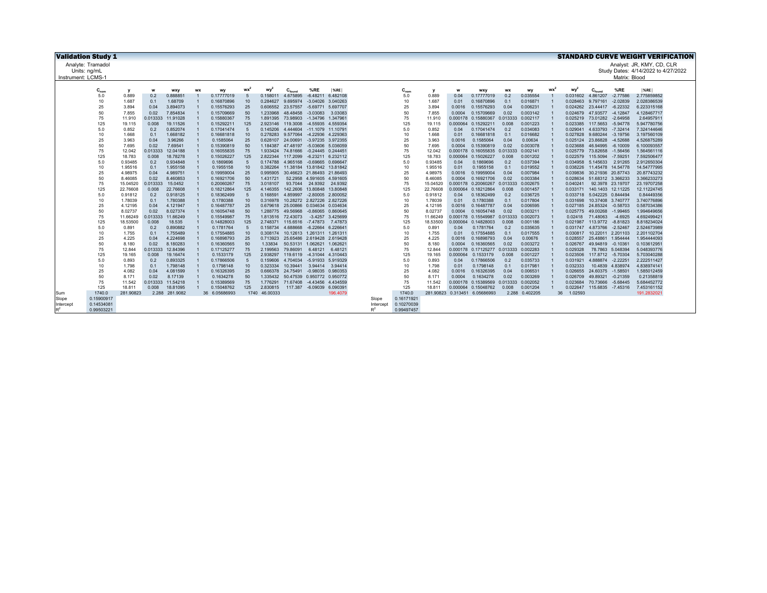# Validation Study 1

## STANDARD CURVE WEIGHT VERIFICATION

Analyte: Tramadol
Units: ng/mL
Instrument: LCMS-1

Analyst: JR, KMY, CD, CLR
Study Dates: 4/14/2022 to 4/27/2022
Matrix: Blood

| | $C_{nom}$ | y | w | wxy | wx | wy | $wx^2$ | $wy^2$ | $C_{found}$ | %RE | \|%RE\| |
|---|---|---|---|---|---|---|---|---|---|---|---|
| | 5.0 | 0.889 | 0.2 | 0.888851 | 1 | 0.17777019 | 5 | 0.158011 | 4.675895 | -6.48211 | 6.482108 |
| | 10 | 1.687 | 0.1 | 1.68709 | 1 | 0.16870896 | 10 | 0.284627 | 9.695974 | -3.04026 | 3.040263 |
| | 25 | 3.894 | 0.04 | 3.894073 | 1 | 0.15576293 | 25 | 0.606552 | 23.57557 | -5.69771 | 5.697707 |
| | 50 | 7.855 | 0.02 | 7.854834 | 1 | 0.15709669 | 50 | 1.233968 | 48.48458 | -3.03083 | 3.03083 |
| | 75 | 11.910 | 0.013333 | 11.91028 | 1 | 0.15880367 | 75 | 1.891395 | 73.98903 | -1.34796 | 1.347961 |
| | 125 | 19.115 | 0.008 | 19.11526 | 1 | 0.15292211 | 125 | 2.923146 | 119.3008 | -4.55935 | 4.559354 |
| | 5.0 | 0.852 | 0.2 | 0.852074 | 1 | 0.17041474 | 5 | 0.145206 | 4.444604 | -11.1079 | 11.10791 |
| | 10 | 1.668 | 0.1 | 1.668182 | 1 | 0.16681818 | 10 | 0.278283 | 9.577064 | -4.22936 | 4.229363 |
| | 25 | 3.963 | 0.04 | 3.96266 | 1 | 0.1585064 | 25 | 0.628107 | 24.00691 | -3.97235 | 3.972355 |
| | 50 | 7.695 | 0.02 | 7.69541 | 1 | 0.15390819 | 50 | 1.184387 | 47.48197 | -5.03606 | 5.036059 |
| | 75 | 12.042 | 0.013333 | 12.04188 | 1 | 0.16055835 | 75 | 1.933424 | 74.81666 | -0.24445 | 0.244451 |
| | 125 | 18.783 | 0.008 | 18.78278 | 1 | 0.15026227 | 125 | 2.822344 | 117.2099 | -6.23211 | 6.232112 |
| | 5.0 | 0.93485 | 0.2 | 0.934848 | 1 | 0.1869696 | 5 | 0.174788 | 4.965168 | -0.69665 | 0.696647 |
| | 10 | 1.95516 | 0.1 | 1.955158 | 1 | 0.1955158 | 10 | 0.382264 | 11.38184 | 13.81842 | 13.81842 |
| | 25 | 4.98975 | 0.04 | 4.989751 | 1 | 0.19959004 | 25 | 0.995905 | 30.46623 | 21.86493 | 21.86493 |
| | 50 | 8.46085 | 0.02 | 8.460853 | 1 | 0.16921706 | 50 | 1.431721 | 52.2958 | 4.591605 | 4.591605 |
| | 75 | 15.04520 | 0.013333 | 15.0452 | 1 | 0.20060267 | 75 | 3.018107 | 93.7044 | 24.9392 | 24.9392 |
| | 125 | 22.76608 | 0.008 | 22.76608 | 1 | 0.18212864 | 125 | 4.146355 | 142.2606 | 13.80848 | 13.80848 |
| | 5.0 | 0.91812 | 0.2 | 0.918125 | 1 | 0.18362499 | 5 | 0.168591 | 4.859997 | -2.80005 | 2.800052 |
| | 10 | 1.78039 | 0.1 | 1.780388 | 1 | 0.1780388 | 10 | 0.316978 | 10.28272 | 2.827226 | 2.827226 |
| | 25 | 4.12195 | 0.04 | 4.121947 | 1 | 0.16487787 | 25 | 0.679618 | 25.00866 | 0.034634 | 0.034634 |
| | 50 | 8.02737 | 0.02 | 8.027374 | 1 | 0.16054748 | 50 | 1.288775 | 49.56968 | -0.86065 | 0.860645 |
| | 75 | 11.66249 | 0.013333 | 11.66249 | 1 | 0.15549987 | 75 | 1.813516 | 72.43073 | -3.4257 | 3.425699 |
| | 125 | 18.53500 | 0.008 | 18.535 | 1 | 0.14828003 | 125 | 2.748371 | 115.6516 | -7.47873 | 7.47873 |
| | 5.0 | 0.891 | 0.2 | 0.890882 | 1 | 0.1781764 | 5 | 0.158734 | 4.688668 | -6.22664 | 6.226641 |
| | 10 | 1.755 | 0.1 | 1.755489 | 1 | 0.17554885 | 10 | 0.308174 | 10.12613 | 1.261311 | 1.261311 |
| | 25 | 4.225 | 0.04 | 4.224698 | 1 | 0.16898793 | 25 | 0.713923 | 25.65486 | 2.619428 | 2.619428 |
| | 50 | 8.180 | 0.02 | 8.180283 | 1 | 0.16360565 | 50 | 1.33834 | 50.53131 | 1.062621 | 1.062621 |
| | 75 | 12.844 | 0.013333 | 12.84396 | 1 | 0.17125277 | 75 | 2.199563 | 79.86091 | 6.48121 | 6.48121 |
| | 125 | 19.165 | 0.008 | 19.16474 | 1 | 0.1533179 | 125 | 2.938297 | 119.6119 | -4.31044 | 4.310443 |
| | 5.0 | 0.893 | 0.2 | 0.893325 | 1 | 0.17866506 | 5 | 0.159606 | 4.704034 | -5.91933 | 5.919329 |
| | 10 | 1.798 | 0.1 | 1.798148 | 1 | 0.1798148 | 10 | 0.323334 | 10.39441 | 3.94414 | 3.94414 |
| | 25 | 4.082 | 0.04 | 4.081599 | 1 | 0.16326395 | 25 | 0.666378 | 24.75491 | -0.98035 | 0.980353 |
| | 50 | 8.171 | 0.02 | 8.17139 | 1 | 0.1634278 | 50 | 1.335432 | 50.47539 | 0.950772 | 0.950772 |
| | 75 | 11.542 | 0.013333 | 11.54218 | 1 | 0.15389569 | 75 | 1.776291 | 71.67408 | -4.43456 | 4.434559 |
| | 125 | 18.811 | 0.008 | 18.81095 | 1 | 0.15048762 | 125 | 2.830815 | 117.387 | -6.09039 | 6.090391 |
| Sum | 1740.0 | 281.90823 | 2.288 | 281.9082 | 36 | 6.05686993 | 1740 | 46.00333 | | | 196.4079 |
| Slope | 0.15900917 | | | | | | | | | | |
| Intercept | 0.14534081 | | | | | | | | | | |
| $R^2$ | 0.99503221 | | | | | | | | | | |

| | $C_{nom}$ | y | w | wxy | wx | wy | $wx^2$ | $wy^2$ | $C_{found}$ | %RE | \|%RE\| |
|---|---|---|---|---|---|---|---|---|---|---|---|
| | 5.0 | 0.889 | 0.04 | 0.17777019 | 0.2 | 0.035554 | 1 | 0.031602 | 4.861207 | -2.77586 | 2.775859852 |
| | 10 | 1.687 | 0.01 | 0.16870896 | 0.1 | 0.016871 | 1 | 0.028463 | 9.797161 | -2.02839 | 2.028386539 |
| | 25 | 3.894 | 0.0016 | 0.15576293 | 0.04 | 0.006231 | 1 | 0.024262 | 23.44417 | -6.22332 | 6.223315168 |
| | 50 | 7.855 | 0.0004 | 0.15709669 | 0.02 | 0.003142 | 1 | 0.024679 | 47.93577 | -4.12847 | 4.128467717 |
| | 75 | 11.910 | 0.000178 | 0.15880367 | 0.013333 | 0.002117 | 1 | 0.025219 | 73.01282 | -2.64958 | 2.64957911 |
| | 125 | 19.115 | 0.000064 | 0.15292211 | 0.008 | 0.001223 | 1 | 0.023385 | 117.5653 | -5.94778 | 5.947780756 |
| | 5.0 | 0.852 | 0.04 | 0.17041474 | 0.2 | 0.034083 | 1 | 0.029041 | 4.633793 | -7.32414 | 7.324144646 |
| | 10 | 1.668 | 0.01 | 0.16681818 | 0.1 | 0.016682 | 1 | 0.027828 | 9.680244 | -3.19756 | 3.197560109 |
| | 25 | 3.963 | 0.0016 | 0.1585064 | 0.04 | 0.00634 | 1 | 0.025124 | 23.86828 | -4.52688 | 4.526875289 |
| | 50 | 7.695 | 0.0004 | 0.15390819 | 0.02 | 0.003078 | 1 | 0.023688 | 46.94995 | -6.10009 | 6.100093557 |
| | 75 | 12.042 | 0.000178 | 0.16055835 | 0.013333 | 0.002141 | 1 | 0.025779 | 73.82658 | -1.56456 | 1.564561116 |
| | 125 | 18.783 | 0.000064 | 0.15026227 | 0.008 | 0.001202 | 1 | 0.022579 | 115.5094 | -7.59251 | 7.592506477 |
| | 5.0 | 0.93485 | 0.04 | 0.1869696 | 0.2 | 0.037394 | 1 | 0.034958 | 5.145633 | 2.91265 | 2.912650304 |
| | 10 | 1.95516 | 0.01 | 0.1955158 | 0.1 | 0.019552 | 1 | 0.038226 | 11.45478 | 14.54778 | 14.54777995 |
| | 25 | 4.98975 | 0.0016 | 0.19959004 | 0.04 | 0.007984 | 1 | 0.039836 | 30.21936 | 20.87743 | 20.87743232 |
| | 50 | 8.46085 | 0.0004 | 0.16921706 | 0.02 | 0.003384 | 1 | 0.028634 | 51.68312 | 3.366233 | 3.366233273 |
| | 75 | 15.04520 | 0.000178 | 0.20060267 | 0.013333 | 0.002675 | 1 | 0.040241 | 92.3978 | 23.19707 | 23.19707258 |
| | 125 | 22.76608 | 0.000064 | 0.18212864 | 0.008 | 0.001457 | 1 | 0.033171 | 140.1403 | 12.11225 | 12.11224745 |
| | 5.0 | 0.91812 | 0.04 | 0.18362499 | 0.2 | 0.036725 | 1 | 0.033718 | 5.042225 | 0.844494 | 0.84449356 |
| | 10 | 1.78039 | 0.01 | 0.1780388 | 0.1 | 0.017804 | 1 | 0.031698 | 10.37408 | 3.740777 | 3.740776896 |
| | 25 | 4.12195 | 0.0016 | 0.16487787 | 0.04 | 0.006595 | 1 | 0.027185 | 24.85324 | -0.58703 | 0.587034386 |
| | 50 | 8.02737 | 0.0004 | 0.16054748 | 0.02 | 0.003211 | 1 | 0.025775 | 49.00268 | -1.99465 | 1.994649656 |
| | 75 | 11.66249 | 0.000178 | 0.15549987 | 0.013333 | 0.002073 | 1 | 0.02418 | 71.48063 | -4.6925 | 4.692499421 |
| | 125 | 18.53500 | 0.000064 | 0.14828003 | 0.008 | 0.001186 | 1 | 0.021987 | 113.9772 | -8.81823 | 8.818234024 |
| | 5.0 | 0.891 | 0.04 | 0.1781764 | 0.2 | 0.035635 | 1 | 0.031747 | 4.873766 | -2.52467 | 2.524673989 |
| | 10 | 1.755 | 0.01 | 0.17554885 | 0.1 | 0.017555 | 1 | 0.030817 | 10.22011 | 2.201103 | 2.201102704 |
| | 25 | 4.225 | 0.0016 | 0.16898793 | 0.04 | 0.00676 | 1 | 0.028557 | 25.48861 | 1.954444 | 1.954444093 |
| | 50 | 8.180 | 0.0004 | 0.16360565 | 0.02 | 0.003272 | 1 | 0.026767 | 49.94819 | -0.10361 | 0.103612951 |
| | 75 | 12.844 | 0.000178 | 0.17125277 | 0.013333 | 0.002283 | 1 | 0.029328 | 78.7863 | 5.048394 | 5.048393776 |
| | 125 | 19.165 | 0.000064 | 0.1533179 | 0.008 | 0.001227 | 1 | 0.023506 | 117.8712 | -5.70304 | 5.703040288 |
| | 5.0 | 0.893 | 0.04 | 0.17866506 | 0.2 | 0.035733 | 1 | 0.031921 | 4.888874 | -2.22251 | 2.222511427 |
| | 10 | 1.798 | 0.01 | 0.1798148 | 0.1 | 0.017981 | 1 | 0.032333 | 10.4839 | 4.838974 | 4.838974141 |
| | 25 | 4.082 | 0.0016 | 0.16326395 | 0.04 | 0.006531 | 1 | 0.026655 | 24.60375 | -1.58501 | 1.585012459 |
| | 50 | 8.171 | 0.0004 | 0.1634278 | 0.02 | 0.003269 | 1 | 0.026709 | 49.89321 | -0.21359 | 0.21358819 |
| | 75 | 11.542 | 0.000178 | 0.15389569 | 0.013333 | 0.002052 | 1 | 0.023684 | 70.73666 | -5.68445 | 5.684452772 |
| | 125 | 18.811 | 0.000064 | 0.15048762 | 0.008 | 0.001204 | 1 | 0.022647 | 115.6835 | -7.45316 | 7.453161152 |
| | 1740.0 | 281.90823 | 0.313451 | 6.05686993 | 2.288 | 0.402205 | 36 | 1.02593 | | | 191.2832021 |
| Slope | 0.16171921 | | | | | | | | | | |
| Intercept | 0.10270039 | | | | | | | | | | |
| $R^2$ | 0.99497457 | | | | | | | | | | |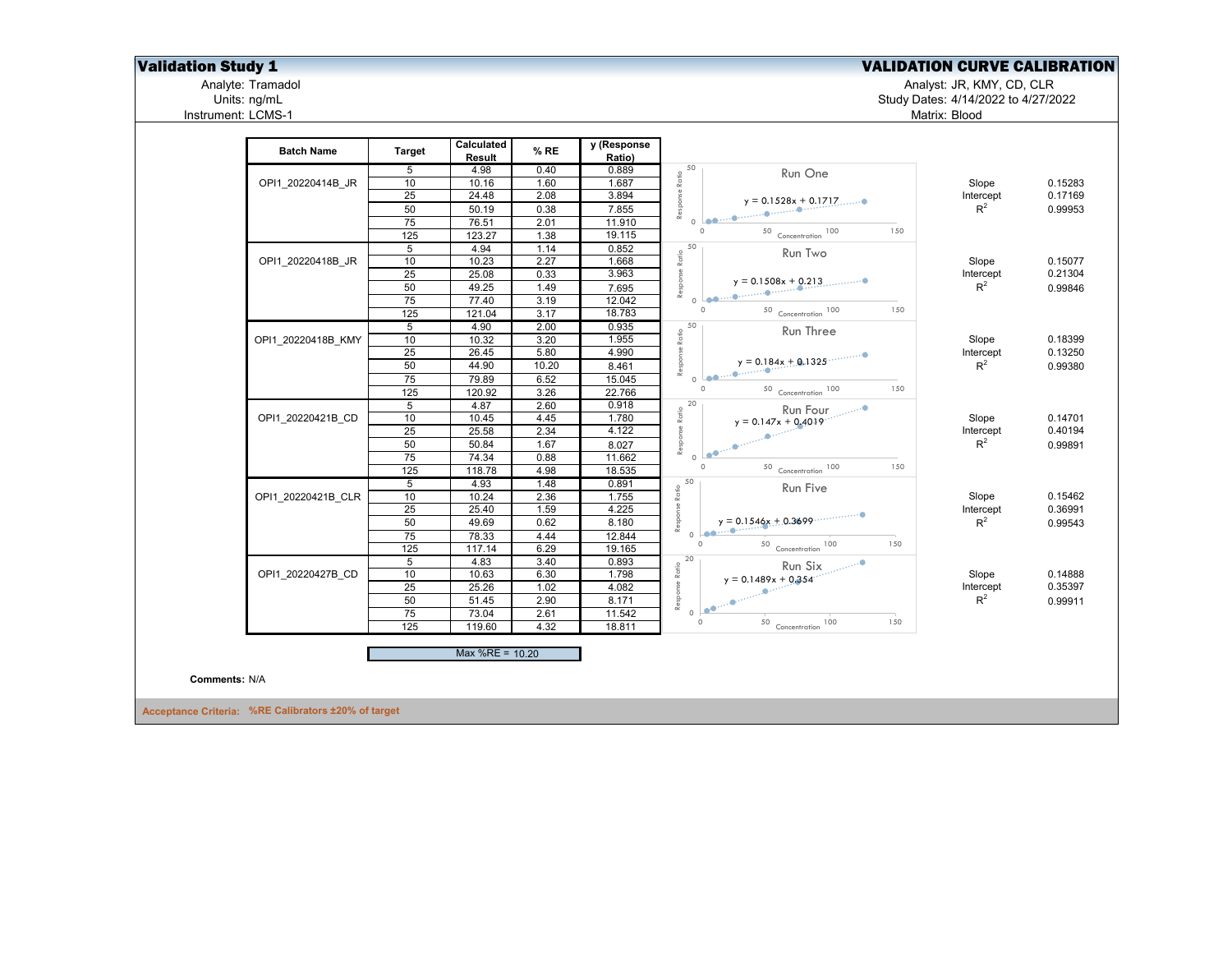# Validation Study 1

## VALIDATION CURVE CALIBRATION

Analyte: Tramadol
Units: ng/mL
Instrument: LCMS-1

Analyst: JR, KMY, CD, CLR
Study Dates: 4/14/2022 to 4/27/2022
Matrix: Blood

| Batch Name | Target | Calculated Result | % RE | y (Response Ratio) | Run | Parameter | Value |
|---|---|---|---|---|---|---|---|
| OPI1_20220414B_JR | 5 | 4.98 | 0.40 | 0.889 | Run One: $y = 0.1528x + 0.1717$ | Slope | 0.15283 |
| | 10 | 10.16 | 1.60 | 1.687 | | Intercept | 0.17169 |
| | 25 | 24.48 | 2.08 | 3.894 | | $R^2$ | 0.99953 |
| | 50 | 50.19 | 0.38 | 7.855 | | | |
| | 75 | 76.51 | 2.01 | 11.910 | | | |
| | 125 | 123.27 | 1.38 | 19.115 | | | |
| OPI1_20220418B_JR | 5 | 4.94 | 1.14 | 0.852 | Run Two: $y = 0.1508x + 0.213$ | Slope | 0.15077 |
| | 10 | 10.23 | 2.27 | 1.668 | | Intercept | 0.21304 |
| | 25 | 25.08 | 0.33 | 3.963 | | $R^2$ | 0.99846 |
| | 50 | 49.25 | 1.49 | 7.695 | | | |
| | 75 | 77.40 | 3.19 | 12.042 | | | |
| | 125 | 121.04 | 3.17 | 18.783 | | | |
| OPI1_20220418B_KMY | 5 | 4.90 | 2.00 | 0.935 | Run Three: $y = 0.184x + 0.1325$ | Slope | 0.18399 |
| | 10 | 10.32 | 3.20 | 1.955 | | Intercept | 0.13250 |
| | 25 | 26.45 | 5.80 | 4.990 | | $R^2$ | 0.99380 |
| | 50 | 44.90 | 10.20 | 8.461 | | | |
| | 75 | 79.89 | 6.52 | 15.045 | | | |
| | 125 | 120.92 | 3.26 | 22.766 | | | |
| OPI1_20220421B_CD | 5 | 4.87 | 2.60 | 0.918 | Run Four: $y = 0.147x + 0.4019$ | Slope | 0.14701 |
| | 10 | 10.45 | 4.45 | 1.780 | | Intercept | 0.40194 |
| | 25 | 25.58 | 2.34 | 4.122 | | $R^2$ | 0.99891 |
| | 50 | 50.84 | 1.67 | 8.027 | | | |
| | 75 | 74.34 | 0.88 | 11.662 | | | |
| | 125 | 118.78 | 4.98 | 18.535 | | | |
| OPI1_20220421B_CLR | 5 | 4.93 | 1.48 | 0.891 | Run Five: $y = 0.1546x + 0.3699$ | Slope | 0.15462 |
| | 10 | 10.24 | 2.36 | 1.755 | | Intercept | 0.36991 |
| | 25 | 25.40 | 1.59 | 4.225 | | $R^2$ | 0.99543 |
| | 50 | 49.69 | 0.62 | 8.180 | | | |
| | 75 | 78.33 | 4.44 | 12.844 | | | |
| | 125 | 117.14 | 6.29 | 19.165 | | | |
| OPI1_20220427B_CD | 5 | 4.83 | 3.40 | 0.893 | Run Six: $y = 0.1489x + 0.354$ | Slope | 0.14888 |
| | 10 | 10.63 | 6.30 | 1.798 | | Intercept | 0.35397 |
| | 25 | 25.26 | 1.02 | 4.082 | | $R^2$ | 0.99911 |
| | 50 | 51.45 | 2.90 | 8.171 | | | |
| | 75 | 73.04 | 2.61 | 11.542 | | | |
| | 125 | 119.60 | 4.32 | 18.811 | | | |

Max %RE = 10.20

**Comments:** N/A

**Acceptance Criteria: %RE Calibrators ±20% of target**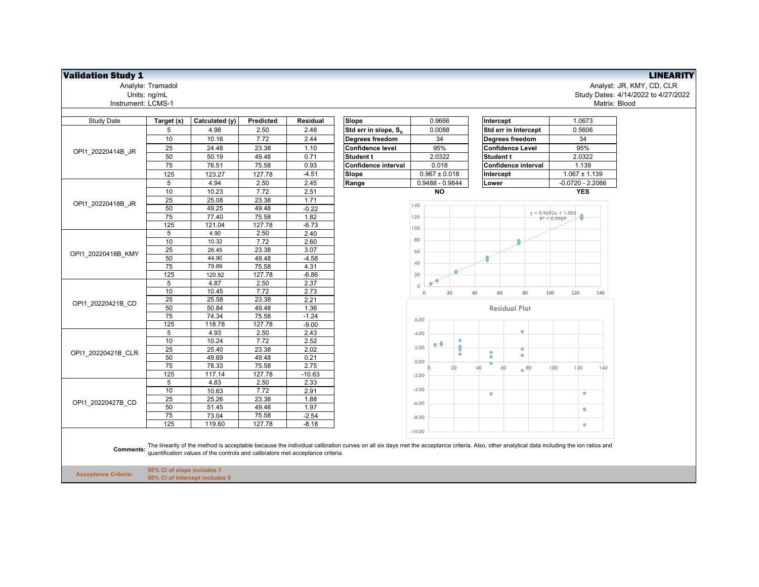## Validation Study 1

**LINEARITY**

Analyte: Tramadol
Units: ng/mL
Instrument: LCMS-1

Analyst: JR, KMY, CD, CLR
Study Dates: 4/14/2022 to 4/27/2022
Matrix: Blood

| Study Date | Target (x) | Calculated (y) | Predicted | Residual |
|---|---|---|---|---|
| OPI1_20220414B_JR | 5 | 4.98 | 2.50 | 2.48 |
| | 10 | 10.16 | 7.72 | 2.44 |
| | 25 | 24.48 | 23.38 | 1.10 |
| | 50 | 50.19 | 49.48 | 0.71 |
| | 75 | 76.51 | 75.58 | 0.93 |
| | 125 | 123.27 | 127.78 | -4.51 |
| OPI1_20220418B_JR | 5 | 4.94 | 2.50 | 2.45 |
| | 10 | 10.23 | 7.72 | 2.51 |
| | 25 | 25.08 | 23.38 | 1.71 |
| | 50 | 49.25 | 49.48 | -0.22 |
| | 75 | 77.40 | 75.58 | 1.82 |
| | 125 | 121.04 | 127.78 | -6.73 |
| OPI1_20220418B_KMY | 5 | 4.90 | 2.50 | 2.40 |
| | 10 | 10.32 | 7.72 | 2.60 |
| | 25 | 26.45 | 23.38 | 3.07 |
| | 50 | 44.90 | 49.48 | -4.58 |
| | 75 | 79.89 | 75.58 | 4.31 |
| | 125 | 120.92 | 127.78 | -6.86 |
| OPI1_20220421B_CD | 5 | 4.87 | 2.50 | 2.37 |
| | 10 | 10.45 | 7.72 | 2.73 |
| | 25 | 25.58 | 23.38 | 2.21 |
| | 50 | 50.84 | 49.48 | 1.36 |
| | 75 | 74.34 | 75.58 | -1.24 |
| | 125 | 118.78 | 127.78 | -9.00 |
| OPI1_20220421B_CLR | 5 | 4.93 | 2.50 | 2.43 |
| | 10 | 10.24 | 7.72 | 2.52 |
| | 25 | 25.40 | 23.38 | 2.02 |
| | 50 | 49.69 | 49.48 | 0.21 |
| | 75 | 78.33 | 75.58 | 2.75 |
| | 125 | 117.14 | 127.78 | -10.63 |
| OPI1_20220427B_CD | 5 | 4.83 | 2.50 | 2.33 |
| | 10 | 10.63 | 7.72 | 2.91 |
| | 25 | 25.26 | 23.38 | 1.88 |
| | 50 | 51.45 | 49.48 | 1.97 |
| | 75 | 73.04 | 75.58 | -2.54 |
| | 125 | 119.60 | 127.78 | -8.18 |

| Slope | 0.9666 |
|---|---|
| Std err in slope, $S_b$ | 0.0088 |
| Degrees freedom | 34 |
| Confidence level | 95% |
| Student t | 2.0322 |
| Confidence interval | 0.018 |
| Slope | 0.967 ± 0.018 |
| Range | 0.9488 - 0.9844 |
| | **NO** |

| Intercept | 1.0673 |
|---|---|
| Std err in Intercept | 0.5606 |
| Degrees freedom | 34 |
| Confidence Level | 95% |
| Student t | 2.0322 |
| Confidence interval | 1.139 |
| Intercept | 1.067 ± 1.139 |
| Lower | -0.0720 - 2.2066 |
| | **YES** |

$y = 0.9692x + 1.005$
$R^2 = 0.9969$

Residual Plot

**Comments:** The linearity of the method is acceptable because the individual calibration curves on all six days met the acceptance criteria. Also, other analytical data including the ion ratios and quantification values of the controls and calibrators met acceptance criteria.

**Acceptance Criteria:**
**95% CI of slope includes 1**
**95% CI of intercept includes 0**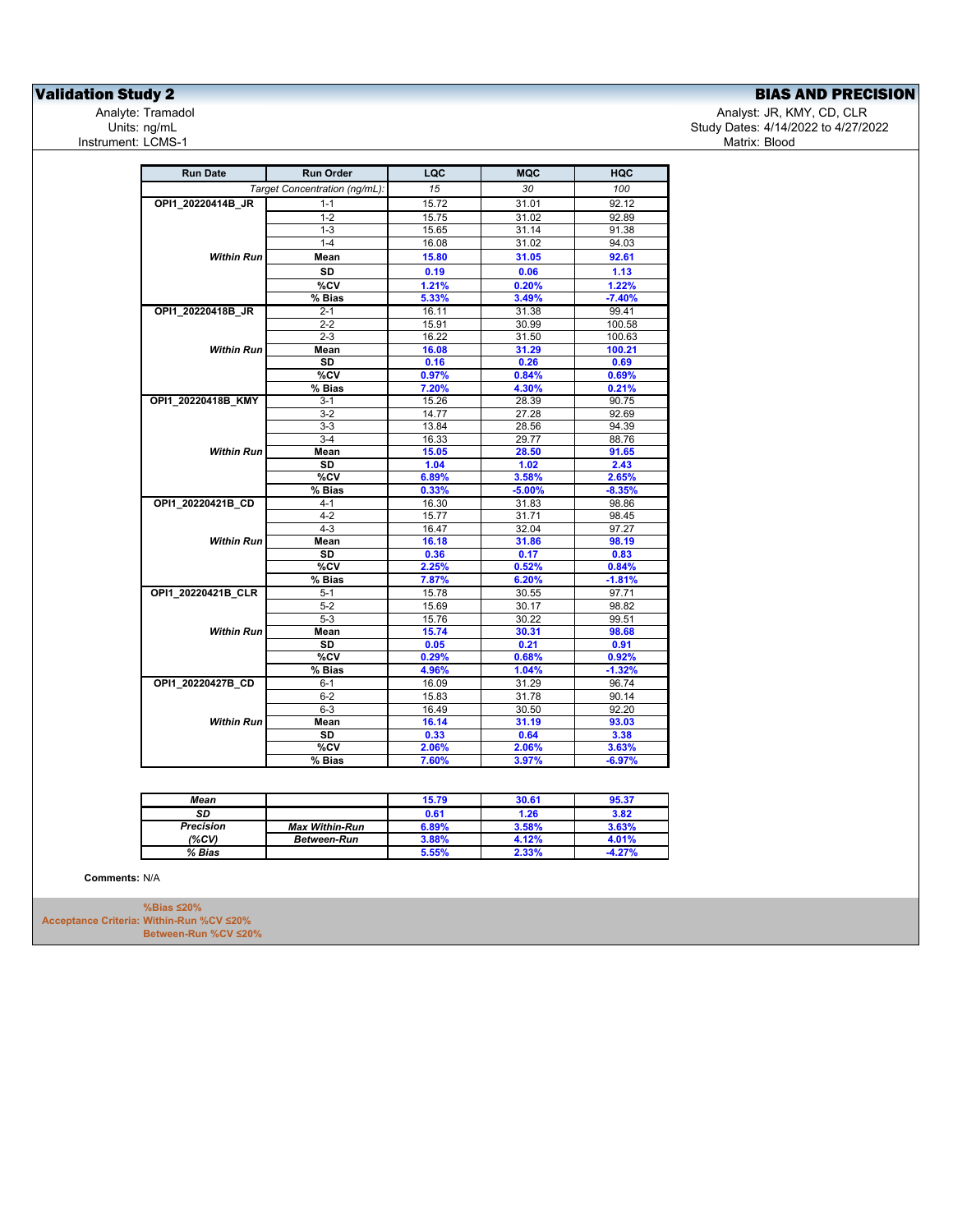## Validation Study 2

## BIAS AND PRECISION

Analyte: Tramadol
Units: ng/mL
Instrument: LCMS-1

Analyst: JR, KMY, CD, CLR
Study Dates: 4/14/2022 to 4/27/2022
Matrix: Blood

| Run Date | Run Order | LQC | MQC | HQC |
|---|---|---|---|---|
| | *Target Concentration (ng/mL):* | *15* | *30* | *100* |
| **OPI1_20220414B_JR** | 1-1 | 15.72 | 31.01 | 92.12 |
| | 1-2 | 15.75 | 31.02 | 92.89 |
| | 1-3 | 15.65 | 31.14 | 91.38 |
| | 1-4 | 16.08 | 31.02 | 94.03 |
| ***Within Run*** | **Mean** | **15.80** | **31.05** | **92.61** |
| | **SD** | **0.19** | **0.06** | **1.13** |
| | **%CV** | **1.21%** | **0.20%** | **1.22%** |
| | **% Bias** | **5.33%** | **3.49%** | **-7.40%** |
| **OPI1_20220418B_JR** | 2-1 | 16.11 | 31.38 | 99.41 |
| | 2-2 | 15.91 | 30.99 | 100.58 |
| | 2-3 | 16.22 | 31.50 | 100.63 |
| ***Within Run*** | **Mean** | **16.08** | **31.29** | **100.21** |
| | **SD** | **0.16** | **0.26** | **0.69** |
| | **%CV** | **0.97%** | **0.84%** | **0.69%** |
| | **% Bias** | **7.20%** | **4.30%** | **0.21%** |
| **OPI1_20220418B_KMY** | 3-1 | 15.26 | 28.39 | 90.75 |
| | 3-2 | 14.77 | 27.28 | 92.69 |
| | 3-3 | 13.84 | 28.56 | 94.39 |
| | 3-4 | 16.33 | 29.77 | 88.76 |
| ***Within Run*** | **Mean** | **15.05** | **28.50** | **91.65** |
| | **SD** | **1.04** | **1.02** | **2.43** |
| | **%CV** | **6.89%** | **3.58%** | **2.65%** |
| | **% Bias** | **0.33%** | **-5.00%** | **-8.35%** |
| **OPI1_20220421B_CD** | 4-1 | 16.30 | 31.83 | 98.86 |
| | 4-2 | 15.77 | 31.71 | 98.45 |
| | 4-3 | 16.47 | 32.04 | 97.27 |
| ***Within Run*** | **Mean** | **16.18** | **31.86** | **98.19** |
| | **SD** | **0.36** | **0.17** | **0.83** |
| | **%CV** | **2.25%** | **0.52%** | **0.84%** |
| | **% Bias** | **7.87%** | **6.20%** | **-1.81%** |
| **OPI1_20220421B_CLR** | 5-1 | 15.78 | 30.55 | 97.71 |
| | 5-2 | 15.69 | 30.17 | 98.82 |
| | 5-3 | 15.76 | 30.22 | 99.51 |
| ***Within Run*** | **Mean** | **15.74** | **30.31** | **98.68** |
| | **SD** | **0.05** | **0.21** | **0.91** |
| | **%CV** | **0.29%** | **0.68%** | **0.92%** |
| | **% Bias** | **4.96%** | **1.04%** | **-1.32%** |
| **OPI1_20220427B_CD** | 6-1 | 16.09 | 31.29 | 96.74 |
| | 6-2 | 15.83 | 31.78 | 90.14 |
| | 6-3 | 16.49 | 30.50 | 92.20 |
| ***Within Run*** | **Mean** | **16.14** | **31.19** | **93.03** |
| | **SD** | **0.33** | **0.64** | **3.38** |
| | **%CV** | **2.06%** | **2.06%** | **3.63%** |
| | **% Bias** | **7.60%** | **3.97%** | **-6.97%** |

| | | LQC | MQC | HQC |
|---|---|---|---|---|
| ***Mean*** | | **15.79** | **30.61** | **95.37** |
| ***SD*** | | **0.61** | **1.26** | **3.82** |
| ***Precision*** | ***Max Within-Run*** | **6.89%** | **3.58%** | **3.63%** |
| ***(%CV)*** | ***Between-Run*** | **3.88%** | **4.12%** | **4.01%** |
| ***% Bias*** | | **5.55%** | **2.33%** | **-4.27%** |

**Comments:** N/A

**Acceptance Criteria:** **%Bias ≤20%**
**Within-Run %CV ≤20%**
**Between-Run %CV ≤20%**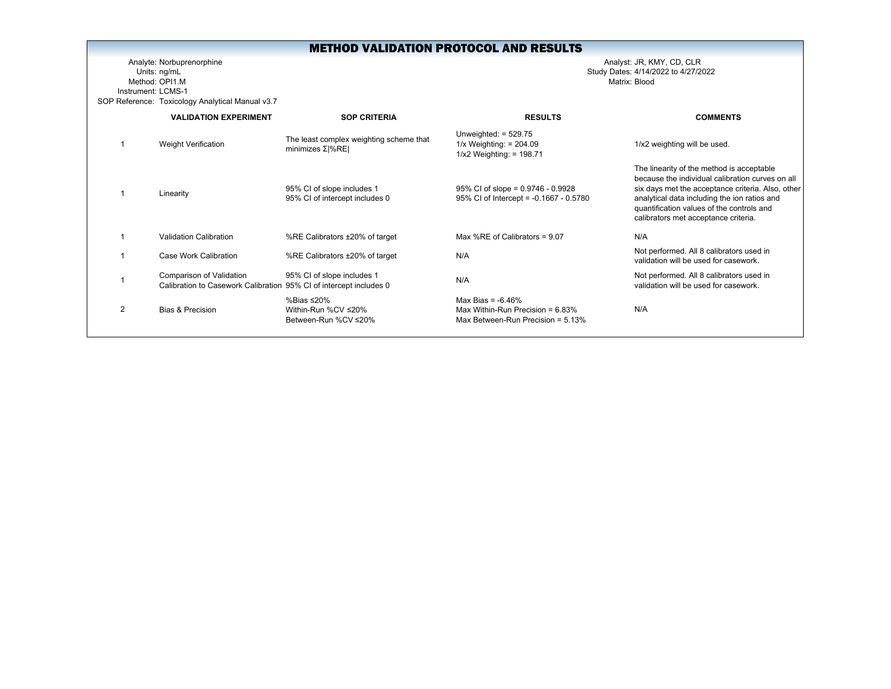# METHOD VALIDATION PROTOCOL AND RESULTS

Analyte: Norbuprenorphine
Units: ng/mL
Method: OPI1.M
Instrument: LCMS-1
SOP Reference: Toxicology Analytical Manual v3.7

Analyst: JR, KMY, CD, CLR
Study Dates: 4/14/2022 to 4/27/2022
Matrix: Blood

| | VALIDATION EXPERIMENT | SOP CRITERIA | RESULTS | COMMENTS |
|---|---|---|---|---|
| 1 | Weight Verification | The least complex weighting scheme that minimizes Σ\|%RE\| | Unweighted: = 529.75<br>1/x Weighting: = 204.09<br>1/x2 Weighting: = 198.71 | 1/x2 weighting will be used. |
| 1 | Linearity | 95% CI of slope includes 1<br>95% CI of intercept includes 0 | 95% CI of slope = 0.9746 - 0.9928<br>95% CI of Intercept = -0.1667 - 0.5780 | The linearity of the method is acceptable because the individual calibration curves on all six days met the acceptance criteria. Also, other analytical data including the ion ratios and quantification values of the controls and calibrators met acceptance criteria. |
| 1 | Validation Calibration | %RE Calibrators ±20% of target | Max %RE of Calibrators = 9.07 | N/A |
| 1 | Case Work Calibration | %RE Calibrators ±20% of target | N/A | Not performed. All 8 calibrators used in validation will be used for casework. |
| 1 | Comparison of Validation Calibration to Casework Calibration | 95% CI of slope includes 1<br>95% CI of intercept includes 0 | N/A | Not performed. All 8 calibrators used in validation will be used for casework. |
| 2 | Bias & Precision | %Bias ≤20%<br>Within-Run %CV ≤20%<br>Between-Run %CV ≤20% | Max Bias = -6.46%<br>Max Within-Run Precision = 6.83%<br>Max Between-Run Precision = 5.13% | N/A |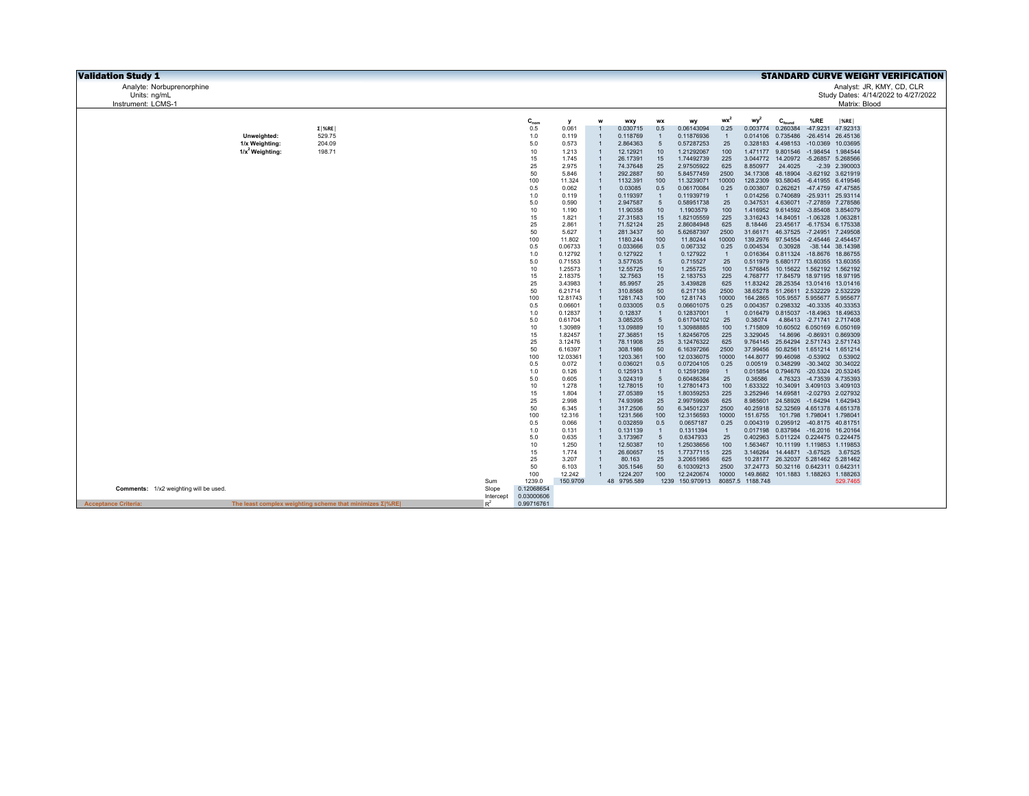# Validation Study 1

## STANDARD CURVE WEIGHT VERIFICATION

Analyte: Norbuprenorphine
Units: ng/mL
Instrument: LCMS-1

Analyst: JR, KMY, CD, CLR
Study Dates: 4/14/2022 to 4/27/2022
Matrix: Blood

| | Σ\|%RE\| |
|---|---|
| **Unweighted:** | 529.75 |
| **1/x Weighting:** | 204.09 |
| **$1/x^2$ Weighting:** | 198.71 |

| | $C_{nom}$ | y | w | wxy | wx | wy | $wx^2$ | $wy^2$ | $C_{found}$ | %RE | \|%RE\| |
|---|---|---|---|---|---|---|---|---|---|---|---|
| | 0.5 | 0.061 | 1 | 0.030715 | 0.5 | 0.06143094 | 0.25 | 0.003774 | 0.260384 | -47.9231 | 47.92313 |
| | 1.0 | 0.119 | 1 | 0.118769 | 1 | 0.11876936 | 1 | 0.014106 | 0.735486 | -26.4514 | 26.45136 |
| | 5.0 | 0.573 | 1 | 2.864363 | 5 | 0.57287253 | 25 | 0.328183 | 4.498153 | -10.0369 | 10.03695 |
| | 10 | 1.213 | 1 | 12.12921 | 10 | 1.21292067 | 100 | 1.471177 | 9.801546 | -1.98454 | 1.984544 |
| | 15 | 1.745 | 1 | 26.17391 | 15 | 1.74492739 | 225 | 3.044772 | 14.20972 | -5.26857 | 5.268566 |
| | 25 | 2.975 | 1 | 74.37648 | 25 | 2.97505922 | 625 | 8.850977 | 24.4025 | -2.39 | 2.390003 |
| | 50 | 5.846 | 1 | 292.2887 | 50 | 5.84577459 | 2500 | 34.17308 | 48.18904 | -3.62192 | 3.621919 |
| | 100 | 11.324 | 1 | 1132.391 | 100 | 11.3239071 | 10000 | 128.2309 | 93.58045 | -6.41955 | 6.419546 |
| | 0.5 | 0.062 | 1 | 0.03085 | 0.5 | 0.06170084 | 0.25 | 0.003807 | 0.262621 | -47.4759 | 47.47585 |
| | 1.0 | 0.119 | 1 | 0.119397 | 1 | 0.11939719 | 1 | 0.014256 | 0.740689 | -25.9311 | 25.93114 |
| | 5.0 | 0.590 | 1 | 2.947587 | 5 | 0.58951738 | 25 | 0.347531 | 4.636071 | -7.27859 | 7.278586 |
| | 10 | 1.190 | 1 | 11.90358 | 10 | 1.1903579 | 100 | 1.416952 | 9.614592 | -3.85408 | 3.854079 |
| | 15 | 1.821 | 1 | 27.31583 | 15 | 1.82105559 | 225 | 3.316243 | 14.84051 | -1.06328 | 1.063281 |
| | 25 | 2.861 | 1 | 71.52124 | 25 | 2.86084948 | 625 | 8.18446 | 23.45617 | -6.17534 | 6.175338 |
| | 50 | 5.627 | 1 | 281.3437 | 50 | 5.62687397 | 2500 | 31.66171 | 46.37525 | -7.24951 | 7.249508 |
| | 100 | 11.802 | 1 | 1180.244 | 100 | 11.80244 | 10000 | 139.2976 | 97.54554 | -2.45446 | 2.454457 |
| | 0.5 | 0.06733 | 1 | 0.033666 | 0.5 | 0.067332 | 0.25 | 0.004534 | 0.30928 | -38.144 | 38.14398 |
| | 1.0 | 0.12792 | 1 | 0.127922 | 1 | 0.127922 | 1 | 0.016364 | 0.811324 | -18.8676 | 18.86755 |
| | 5.0 | 0.71553 | 1 | 3.577635 | 5 | 0.715527 | 25 | 0.511979 | 5.680177 | 13.60355 | 13.60355 |
| | 10 | 1.25573 | 1 | 12.55725 | 10 | 1.255725 | 100 | 1.576845 | 10.15622 | 1.562192 | 1.562192 |
| | 15 | 2.18375 | 1 | 32.7563 | 15 | 2.183753 | 225 | 4.768777 | 17.84579 | 18.97195 | 18.97195 |
| | 25 | 3.43983 | 1 | 85.9957 | 25 | 3.439828 | 625 | 11.83242 | 28.25354 | 13.01416 | 13.01416 |
| | 50 | 6.21714 | 1 | 310.8568 | 50 | 6.217136 | 2500 | 38.65278 | 51.26611 | 2.532229 | 2.532229 |
| | 100 | 12.81743 | 1 | 1281.743 | 100 | 12.81743 | 10000 | 164.2865 | 105.9557 | 5.955677 | 5.955677 |
| | 0.5 | 0.06601 | 1 | 0.033005 | 0.5 | 0.06601075 | 0.25 | 0.004357 | 0.298332 | -40.3335 | 40.33353 |
| | 1.0 | 0.12837 | 1 | 0.12837 | 1 | 0.12837001 | 1 | 0.016479 | 0.815037 | -18.4963 | 18.49633 |
| | 5.0 | 0.61704 | 1 | 3.085205 | 5 | 0.61704102 | 25 | 0.38074 | 4.86413 | -2.71741 | 2.717408 |
| | 10 | 1.30989 | 1 | 13.09889 | 10 | 1.30988885 | 100 | 1.715809 | 10.60502 | 6.050169 | 6.050169 |
| | 15 | 1.82457 | 1 | 27.36851 | 15 | 1.82456705 | 225 | 3.329045 | 14.8696 | -0.86931 | 0.869309 |
| | 25 | 3.12476 | 1 | 78.11908 | 25 | 3.12476322 | 625 | 9.764145 | 25.64294 | 2.571743 | 2.571743 |
| | 50 | 6.16397 | 1 | 308.1986 | 50 | 6.16397266 | 2500 | 37.99456 | 50.82561 | 1.651214 | 1.651214 |
| | 100 | 12.03361 | 1 | 1203.361 | 100 | 12.0336075 | 10000 | 144.8077 | 99.46098 | -0.53902 | 0.53902 |
| | 0.5 | 0.072 | 1 | 0.036021 | 0.5 | 0.07204105 | 0.25 | 0.00519 | 0.348299 | -30.3402 | 30.34022 |
| | 1.0 | 0.126 | 1 | 0.125913 | 1 | 0.12591269 | 1 | 0.015854 | 0.794676 | -20.5324 | 20.53245 |
| | 5.0 | 0.605 | 1 | 3.024319 | 5 | 0.60486384 | 25 | 0.36586 | 4.76323 | -4.73539 | 4.735393 |
| | 10 | 1.278 | 1 | 12.78015 | 10 | 1.27801473 | 100 | 1.633322 | 10.34091 | 3.409103 | 3.409103 |
| | 15 | 1.804 | 1 | 27.05389 | 15 | 1.80359253 | 225 | 3.252946 | 14.69581 | -2.02793 | 2.027932 |
| | 25 | 2.998 | 1 | 74.93998 | 25 | 2.99759926 | 625 | 8.985601 | 24.58926 | -1.64294 | 1.642943 |
| | 50 | 6.345 | 1 | 317.2506 | 50 | 6.34501237 | 2500 | 40.25918 | 52.32569 | 4.651378 | 4.651378 |
| | 100 | 12.316 | 1 | 1231.566 | 100 | 12.3156593 | 10000 | 151.6755 | 101.798 | 1.798041 | 1.798041 |
| | 0.5 | 0.066 | 1 | 0.032859 | 0.5 | 0.0657187 | 0.25 | 0.004319 | 0.295912 | -40.8175 | 40.81751 |
| | 1.0 | 0.131 | 1 | 0.131139 | 1 | 0.1311394 | 1 | 0.017198 | 0.837984 | -16.2016 | 16.20164 |
| | 5.0 | 0.635 | 1 | 3.173967 | 5 | 0.6347933 | 25 | 0.402963 | 5.011224 | 0.224475 | 0.224475 |
| | 10 | 1.250 | 1 | 12.50387 | 10 | 1.25038656 | 100 | 1.563467 | 10.11199 | 1.119853 | 1.119853 |
| | 15 | 1.774 | 1 | 26.60657 | 15 | 1.77377115 | 225 | 3.146264 | 14.44871 | -3.67525 | 3.67525 |
| | 25 | 3.207 | 1 | 80.163 | 25 | 3.20651986 | 625 | 10.28177 | 26.32037 | 5.281462 | 5.281462 |
| | 50 | 6.103 | 1 | 305.1546 | 50 | 6.10309213 | 2500 | 37.24773 | 50.32116 | 0.642311 | 0.642311 |
| | 100 | 12.242 | 1 | 1224.207 | 100 | 12.2420674 | 10000 | 149.8682 | 101.1883 | 1.188263 | 1.188263 |
| Sum | 1239.0 | 150.9709 | 48 | 9795.589 | 1239 | 150.970913 | 80857.5 | 1188.748 | | | 529.7465 |
| Slope | 0.12068654 | | | | | | | | | | |
| Intercept | 0.03000606 | | | | | | | | | | |
| $R^2$ | 0.99716761 | | | | | | | | | | |

**Comments:** 1/x2 weighting will be used.

**Acceptance Criteria:** The least complex weighting scheme that minimizes Σ|%RE|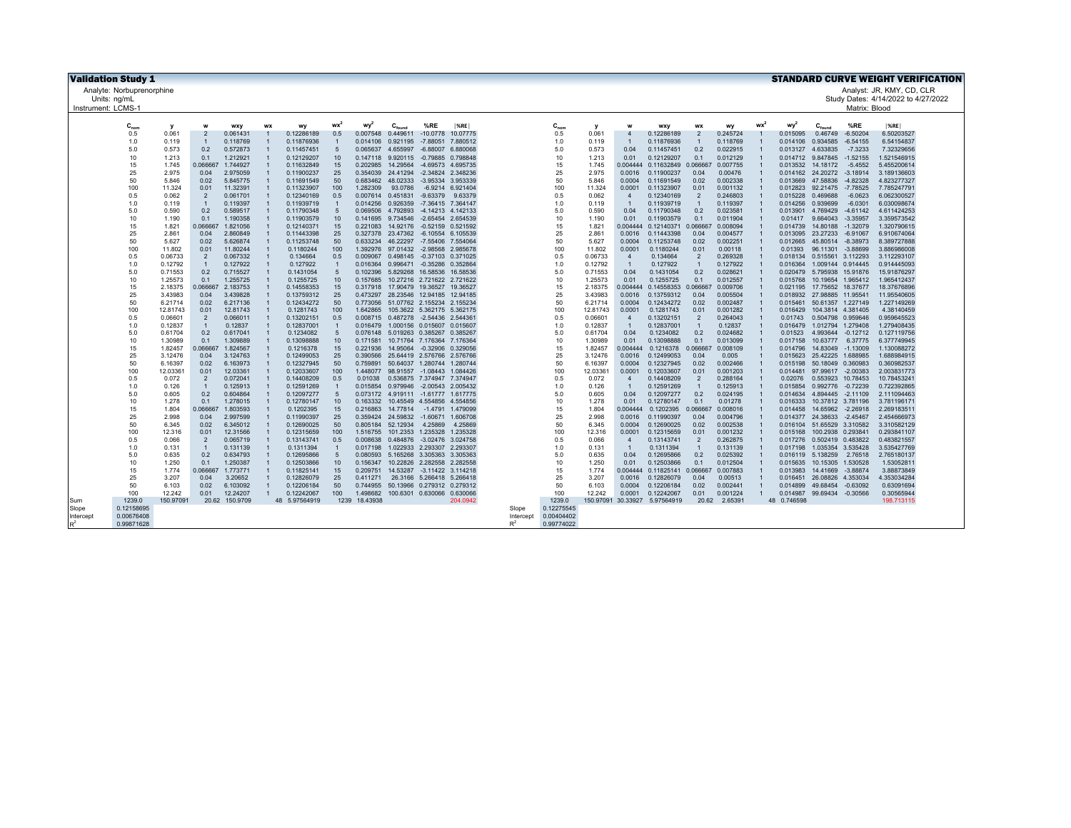**Validation Study 1**

**STANDARD CURVE WEIGHT VERIFICATION**

Analyte: Norbuprenorphine
Units: ng/mL
Instrument: LCMS-1

Analyst: JR, KMY, CD, CLR
Study Dates: 4/14/2022 to 4/27/2022
Matrix: Blood

| | $C_{nom}$ | y | w | wxy | wx | wy | $wx^2$ | $wy^2$ | $C_{found}$ | %RE | \|%RE\| |
|---|---|---|---|---|---|---|---|---|---|---|---|
| | 0.5 | 0.061 | 2 | 0.061431 | 1 | 0.12286189 | 0.5 | 0.007548 | 0.449611 | -10.0778 | 10.07775 |
| | 1.0 | 0.119 | 1 | 0.118769 | 1 | 0.11876936 | 1 | 0.014106 | 0.921195 | -7.88051 | 7.880512 |
| | 5.0 | 0.573 | 0.2 | 0.572873 | 1 | 0.11457451 | 5 | 0.065637 | 4.655997 | -6.88007 | 6.880068 |
| | 10 | 1.213 | 0.1 | 1.212921 | 1 | 0.12129207 | 10 | 0.147118 | 9.920115 | -0.79885 | 0.798848 |
| | 15 | 1.745 | 0.066667 | 1.744927 | 1 | 0.11632849 | 15 | 0.202985 | 14.29564 | -4.69573 | 4.695735 |
| | 25 | 2.975 | 0.04 | 2.975059 | 1 | 0.11900237 | 25 | 0.354039 | 24.41294 | -2.34824 | 2.348236 |
| | 50 | 5.846 | 0.02 | 5.845775 | 1 | 0.11691549 | 50 | 0.683462 | 48.02333 | -3.95334 | 3.953339 |
| | 100 | 11.324 | 0.01 | 11.32391 | 1 | 0.11323907 | 100 | 1.282309 | 93.0786 | -6.9214 | 6.921404 |
| | 0.5 | 0.062 | 2 | 0.061701 | 1 | 0.12340169 | 0.5 | 0.007614 | 0.451831 | -9.63379 | 9.63379 |
| | 1.0 | 0.119 | 1 | 0.119397 | 1 | 0.11939719 | 1 | 0.014256 | 0.926359 | -7.36415 | 7.364147 |
| | 5.0 | 0.590 | 0.2 | 0.589517 | 1 | 0.11790348 | 5 | 0.069506 | 4.792893 | -4.14213 | 4.142133 |
| | 10 | 1.190 | 0.1 | 1.190358 | 1 | 0.11903579 | 10 | 0.141695 | 9.734546 | -2.65454 | 2.654539 |
| | 15 | 1.821 | 0.066667 | 1.821056 | 1 | 0.12140371 | 15 | 0.221083 | 14.92176 | -0.52159 | 0.521592 |
| | 25 | 2.861 | 0.04 | 2.860849 | 1 | 0.11443398 | 25 | 0.327378 | 23.47362 | -6.10554 | 6.105539 |
| | 50 | 5.627 | 0.02 | 5.626874 | 1 | 0.11253748 | 50 | 0.633234 | 46.22297 | -7.55406 | 7.554064 |
| | 100 | 11.802 | 0.01 | 11.80244 | 1 | 0.1180244 | 100 | 1.392976 | 97.01432 | -2.98568 | 2.985678 |
| | 0.5 | 0.06733 | 2 | 0.067332 | 1 | 0.134664 | 0.5 | 0.009067 | 0.498145 | -0.37103 | 0.371025 |
| | 1.0 | 0.12792 | 1 | 0.127922 | 1 | 0.127922 | 1 | 0.016364 | 0.996471 | -0.35286 | 0.352864 |
| | 5.0 | 0.71553 | 0.2 | 0.715527 | 1 | 0.1431054 | 5 | 0.102396 | 5.829268 | 16.58536 | 16.58536 |
| | 10 | 1.25573 | 0.1 | 1.255725 | 1 | 0.1255725 | 10 | 0.157685 | 10.27216 | 2.721622 | 2.721622 |
| | 15 | 2.18375 | 0.066667 | 2.183753 | 1 | 0.14558353 | 15 | 0.317918 | 17.90479 | 19.36527 | 19.36527 |
| | 25 | 3.43983 | 0.04 | 3.439828 | 1 | 0.13759312 | 25 | 0.473297 | 28.23546 | 12.94185 | 12.94185 |
| | 50 | 6.21714 | 0.02 | 6.217136 | 1 | 0.12434272 | 50 | 0.773056 | 51.07762 | 2.155234 | 2.155234 |
| | 100 | 12.81743 | 0.01 | 12.81743 | 1 | 0.1281743 | 100 | 1.642865 | 105.3622 | 5.362175 | 5.362175 |
| | 0.5 | 0.06601 | 2 | 0.066011 | 1 | 0.13202151 | 0.5 | 0.008715 | 0.487278 | -2.54436 | 2.544361 |
| | 1.0 | 0.12837 | 1 | 0.12837 | 1 | 0.12837001 | 1 | 0.016479 | 1.000156 | 0.015607 | 0.015607 |
| | 5.0 | 0.61704 | 0.2 | 0.617041 | 1 | 0.1234082 | 5 | 0.076148 | 5.019263 | 0.385267 | 0.385267 |
| | 10 | 1.30989 | 0.1 | 1.309889 | 1 | 0.13098888 | 10 | 0.171581 | 10.71764 | 7.176364 | 7.176364 |
| | 15 | 1.82457 | 0.066667 | 1.824567 | 1 | 0.1216378 | 15 | 0.221936 | 14.95064 | -0.32906 | 0.329056 |
| | 25 | 3.12476 | 0.04 | 3.124763 | 1 | 0.12499053 | 25 | 0.390566 | 25.64419 | 2.576766 | 2.576766 |
| | 50 | 6.16397 | 0.02 | 6.163973 | 1 | 0.12327945 | 50 | 0.759891 | 50.64037 | 1.280744 | 1.280744 |
| | 100 | 12.03361 | 0.01 | 12.03361 | 1 | 0.12033607 | 100 | 1.448077 | 98.91557 | -1.08443 | 1.084426 |
| | 0.5 | 0.072 | 2 | 0.072041 | 1 | 0.14408209 | 0.5 | 0.01038 | 0.536875 | 7.374947 | 7.374947 |
| | 1.0 | 0.126 | 1 | 0.125913 | 1 | 0.12591269 | 1 | 0.015854 | 0.979946 | -2.00543 | 2.005432 |
| | 5.0 | 0.605 | 0.2 | 0.604864 | 1 | 0.12097277 | 5 | 0.073172 | 4.919111 | -1.61777 | 1.617775 |
| | 10 | 1.278 | 0.1 | 1.278015 | 1 | 0.12780147 | 10 | 0.163332 | 10.45549 | 4.554856 | 4.554856 |
| | 15 | 1.804 | 0.066667 | 1.803593 | 1 | 0.1202395 | 15 | 0.216863 | 14.77814 | -1.4791 | 1.479099 |
| | 25 | 2.998 | 0.04 | 2.997599 | 1 | 0.11990397 | 25 | 0.359424 | 24.59832 | -1.60671 | 1.606708 |
| | 50 | 6.345 | 0.02 | 6.345012 | 1 | 0.12690025 | 50 | 0.805184 | 52.12934 | 4.25869 | 4.25869 |
| | 100 | 12.316 | 0.01 | 12.31566 | 1 | 0.12315659 | 100 | 1.516755 | 101.2353 | 1.235328 | 1.235328 |
| | 0.5 | 0.066 | 2 | 0.065719 | 1 | 0.13143741 | 0.5 | 0.008638 | 0.484876 | -3.02476 | 3.024758 |
| | 1.0 | 0.131 | 1 | 0.131139 | 1 | 0.1311394 | 1 | 0.017198 | 1.022933 | 2.293307 | 2.293307 |
| | 5.0 | 0.635 | 0.2 | 0.634793 | 1 | 0.12695866 | 5 | 0.080593 | 5.165268 | 3.305363 | 3.305363 |
| | 10 | 1.250 | 0.1 | 1.250387 | 1 | 0.12503866 | 10 | 0.156347 | 10.22826 | 2.282558 | 2.282558 |
| | 15 | 1.774 | 0.066667 | 1.773771 | 1 | 0.11825141 | 15 | 0.209751 | 14.53287 | -3.11422 | 3.114218 |
| | 25 | 3.207 | 0.04 | 3.20652 | 1 | 0.12826079 | 25 | 0.411271 | 26.3166 | 5.266418 | 5.266418 |
| | 50 | 6.103 | 0.02 | 6.103092 | 1 | 0.12206184 | 50 | 0.744955 | 50.13966 | 0.279312 | 0.279312 |
| | 100 | 12.242 | 0.01 | 12.24207 | 1 | 0.12242067 | 100 | 1.498682 | 100.6301 | 0.630066 | 0.630066 |
| Sum | 1239.0 | 150.97091 | 20.62 | 150.9709 | 48 | 5.97564919 | 1239 | 18.43938 | | | 204.0942 |
| Slope | 0.12158695 | | | | | | | | | | |
| Intercept | 0.00676408 | | | | | | | | | | |
| $R^2$ | 0.99871628 | | | | | | | | | | |

| | $C_{nom}$ | y | w | wxy | wx | wy | $wx^2$ | $wy^2$ | $C_{found}$ | %RE | \|%RE\| |
|---|---|---|---|---|---|---|---|---|---|---|---|
| | 0.5 | 0.061 | 4 | 0.12286189 | 2 | 0.245724 | 1 | 0.015095 | 0.46749 | -6.50204 | 6.50203527 |
| | 1.0 | 0.119 | 1 | 0.11876936 | 1 | 0.118769 | 1 | 0.014106 | 0.934585 | -6.54155 | 6.54154837 |
| | 5.0 | 0.573 | 0.04 | 0.11457451 | 0.2 | 0.022915 | 1 | 0.013127 | 4.633835 | -7.3233 | 7.32329656 |
| | 10 | 1.213 | 0.01 | 0.12129207 | 0.1 | 0.012129 | 1 | 0.014712 | 9.847845 | -1.52155 | 1.521546915 |
| | 15 | 1.745 | 0.004444 | 0.11632849 | 0.066667 | 0.007755 | 1 | 0.013532 | 14.18172 | -5.4552 | 5.455200614 |
| | 25 | 2.975 | 0.0016 | 0.11900237 | 0.04 | 0.00476 | 1 | 0.014162 | 24.20272 | -3.18914 | 3.189136603 |
| | 50 | 5.846 | 0.0004 | 0.11691549 | 0.02 | 0.002338 | 1 | 0.013669 | 47.58836 | -4.82328 | 4.823277327 |
| | 100 | 11.324 | 0.0001 | 0.11323907 | 0.01 | 0.001132 | 1 | 0.012823 | 92.21475 | -7.78525 | 7.785247791 |
| | 0.5 | 0.062 | 4 | 0.12340169 | 2 | 0.246803 | 1 | 0.015228 | 0.469688 | -6.0623 | 6.062300527 |
| | 1.0 | 0.119 | 1 | 0.11939719 | 1 | 0.119397 | 1 | 0.014256 | 0.939699 | -6.0301 | 6.030098674 |
| | 5.0 | 0.590 | 0.04 | 0.11790348 | 0.2 | 0.023581 | 1 | 0.013901 | 4.769429 | -4.61142 | 4.611424253 |
| | 10 | 1.190 | 0.01 | 0.11903579 | 0.1 | 0.011904 | 1 | 0.01417 | 9.664043 | -3.35957 | 3.359573542 |
| | 15 | 1.821 | 0.004444 | 0.12140371 | 0.066667 | 0.008094 | 1 | 0.014739 | 14.80188 | -1.32079 | 1.320790615 |
| | 25 | 2.861 | 0.0016 | 0.11443398 | 0.04 | 0.004577 | 1 | 0.013095 | 23.27233 | -6.91067 | 6.910674064 |
| | 50 | 5.627 | 0.0004 | 0.11253748 | 0.02 | 0.002251 | 1 | 0.012665 | 45.80514 | -8.38973 | 8.389727888 |
| | 100 | 11.802 | 0.0001 | 0.1180244 | 0.01 | 0.00118 | 1 | 0.01393 | 96.11301 | -3.88699 | 3.886986008 |
| | 0.5 | 0.06733 | 4 | 0.134664 | 2 | 0.269328 | 1 | 0.018134 | 0.515561 | 3.112293 | 3.112293107 |
| | 1.0 | 0.12792 | 1 | 0.127922 | 1 | 0.127922 | 1 | 0.016364 | 1.009144 | 0.914445 | 0.914445093 |
| | 5.0 | 0.71553 | 0.04 | 0.1431054 | 0.2 | 0.028621 | 1 | 0.020479 | 5.795938 | 15.91876 | 15.91876297 |
| | 10 | 1.25573 | 0.01 | 0.1255725 | 0.1 | 0.012557 | 1 | 0.015768 | 10.19654 | 1.965412 | 1.965412437 |
| | 15 | 2.18375 | 0.004444 | 0.14558353 | 0.066667 | 0.009706 | 1 | 0.021195 | 17.75652 | 18.37677 | 18.37676896 |
| | 25 | 3.43983 | 0.0016 | 0.13759312 | 0.04 | 0.005504 | 1 | 0.018932 | 27.98885 | 11.95541 | 11.95540605 |
| | 50 | 6.21714 | 0.0004 | 0.12434272 | 0.02 | 0.002487 | 1 | 0.015461 | 50.61357 | 1.227149 | 1.227149269 |
| | 100 | 12.81743 | 0.0001 | 0.1281743 | 0.01 | 0.001282 | 1 | 0.016429 | 104.3814 | 4.381405 | 4.38140459 |
| | 0.5 | 0.06601 | 4 | 0.13202151 | 2 | 0.264043 | 1 | 0.01743 | 0.504798 | 0.959646 | 0.959645523 |
| | 1.0 | 0.12837 | 1 | 0.12837001 | 1 | 0.12837 | 1 | 0.016479 | 1.012794 | 1.279408 | 1.279408435 |
| | 5.0 | 0.61704 | 0.04 | 0.1234082 | 0.2 | 0.024682 | 1 | 0.01523 | 4.993644 | -0.12712 | 0.127119756 |
| | 10 | 1.30989 | 0.01 | 0.13098888 | 0.1 | 0.013099 | 1 | 0.017158 | 10.63777 | 6.37775 | 6.377749945 |
| | 15 | 1.82457 | 0.004444 | 0.1216378 | 0.066667 | 0.008109 | 1 | 0.014796 | 14.83049 | -1.13009 | 1.130088272 |
| | 25 | 3.12476 | 0.0016 | 0.12499053 | 0.04 | 0.005 | 1 | 0.015623 | 25.42225 | 1.688985 | 1.688984915 |
| | 50 | 6.16397 | 0.0004 | 0.12327945 | 0.02 | 0.002466 | 1 | 0.015198 | 50.18049 | 0.360983 | 0.360982537 |
| | 100 | 12.03361 | 0.0001 | 0.12033607 | 0.01 | 0.001203 | 1 | 0.014481 | 97.99617 | -2.00383 | 2.003831773 |
| | 0.5 | 0.072 | 4 | 0.14408209 | 2 | 0.288164 | 1 | 0.02076 | 0.553923 | 10.78453 | 10.78453241 |
| | 1.0 | 0.126 | 1 | 0.12591269 | 1 | 0.125913 | 1 | 0.015854 | 0.992776 | -0.72239 | 0.722392865 |
| | 5.0 | 0.605 | 0.04 | 0.12097277 | 0.2 | 0.024195 | 1 | 0.014634 | 4.894445 | -2.11109 | 2.111094463 |
| | 10 | 1.278 | 0.01 | 0.12780147 | 0.1 | 0.01278 | 1 | 0.016333 | 10.37812 | 3.781196 | 3.781196171 |
| | 15 | 1.804 | 0.004444 | 0.1202395 | 0.066667 | 0.008016 | 1 | 0.014458 | 14.65962 | -2.26918 | 2.269183511 |
| | 25 | 2.998 | 0.0016 | 0.11990397 | 0.04 | 0.004796 | 1 | 0.014377 | 24.38633 | -2.45467 | 2.454666973 |
| | 50 | 6.345 | 0.0004 | 0.12690025 | 0.02 | 0.002538 | 1 | 0.016104 | 51.65529 | 3.310582 | 3.310582129 |
| | 100 | 12.316 | 0.0001 | 0.12315659 | 0.01 | 0.001232 | 1 | 0.015168 | 100.2938 | 0.293841 | 0.293841107 |
| | 0.5 | 0.066 | 4 | 0.13143741 | 2 | 0.262875 | 1 | 0.017276 | 0.502419 | 0.483822 | 0.483821557 |
| | 1.0 | 0.131 | 1 | 0.1311394 | 1 | 0.131139 | 1 | 0.017198 | 1.035354 | 3.535428 | 3.535427769 |
| | 5.0 | 0.635 | 0.04 | 0.12695866 | 0.2 | 0.025392 | 1 | 0.016119 | 5.138259 | 2.76518 | 2.765180137 |
| | 10 | 1.250 | 0.01 | 0.12503866 | 0.1 | 0.012504 | 1 | 0.015635 | 10.15305 | 1.530528 | 1.53052811 |
| | 15 | 1.774 | 0.004444 | 0.11825141 | 0.066667 | 0.007883 | 1 | 0.013983 | 14.41669 | -3.88874 | 3.88873849 |
| | 25 | 3.207 | 0.0016 | 0.12826079 | 0.04 | 0.00513 | 1 | 0.016451 | 26.08826 | 4.353034 | 4.353034284 |
| | 50 | 6.103 | 0.0004 | 0.12206184 | 0.02 | 0.002441 | 1 | 0.014899 | 49.68454 | -0.63092 | 0.63091694 |
| | 100 | 12.242 | 0.0001 | 0.12242067 | 0.01 | 0.001224 | 1 | 0.014987 | 99.69434 | -0.30566 | 0.30565944 |
| | 1239.0 | 150.97091 | 30.33927 | 5.97564919 | 20.62 | 2.65391 | 48 | 0.746598 | | | 198.713115 |
| Slope | 0.12275545 | | | | | | | | | | |
| Intercept | 0.00404402 | | | | | | | | | | |
| $R^2$ | 0.99774022 | | | | | | | | | | |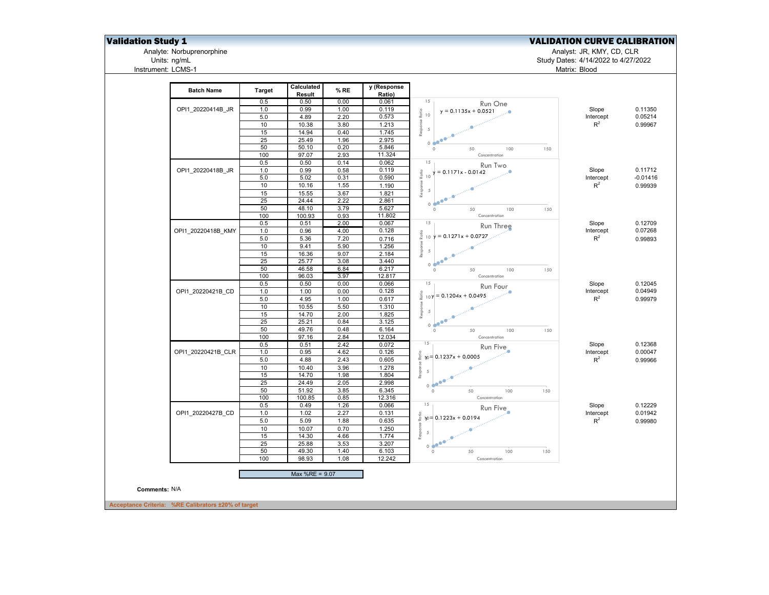## Validation Study 1

## VALIDATION CURVE CALIBRATION

Analyte: Norbuprenorphine
Units: ng/mL
Instrument: LCMS-1

Analyst: JR, KMY, CD, CLR
Study Dates: 4/14/2022 to 4/27/2022
Matrix: Blood

| Batch Name | Target | Calculated Result | % RE | y (Response Ratio) | Chart | Parameter | Value |
|---|---|---|---|---|---|---|---|
| OPI1_20220414B_JR | 0.5 | 0.50 | 0.00 | 0.061 | Run One: $y = 0.1135x + 0.0521$ | Slope | 0.11350 |
| | 1.0 | 0.99 | 1.00 | 0.119 | | Intercept | 0.05214 |
| | 5.0 | 4.89 | 2.20 | 0.573 | | $R^2$ | 0.99967 |
| | 10 | 10.38 | 3.80 | 1.213 | | | |
| | 15 | 14.94 | 0.40 | 1.745 | | | |
| | 25 | 25.49 | 1.96 | 2.975 | | | |
| | 50 | 50.10 | 0.20 | 5.846 | | | |
| | 100 | 97.07 | 2.93 | 11.324 | | | |
| OPI1_20220418B_JR | 0.5 | 0.50 | 0.14 | 0.062 | Run Two: $y = 0.1171x - 0.0142$ | Slope | 0.11712 |
| | 1.0 | 0.99 | 0.58 | 0.119 | | Intercept | -0.01416 |
| | 5.0 | 5.02 | 0.31 | 0.590 | | $R^2$ | 0.99939 |
| | 10 | 10.16 | 1.55 | 1.190 | | | |
| | 15 | 15.55 | 3.67 | 1.821 | | | |
| | 25 | 24.44 | 2.22 | 2.861 | | | |
| | 50 | 48.10 | 3.79 | 5.627 | | | |
| | 100 | 100.93 | 0.93 | 11.802 | | | |
| OPI1_20220418B_KMY | 0.5 | 0.51 | 2.00 | 0.067 | Run Three: $y = 0.1271x + 0.0727$ | Slope | 0.12709 |
| | 1.0 | 0.96 | 4.00 | 0.128 | | Intercept | 0.07268 |
| | 5.0 | 5.36 | 7.20 | 0.716 | | $R^2$ | 0.99893 |
| | 10 | 9.41 | 5.90 | 1.256 | | | |
| | 15 | 16.36 | 9.07 | 2.184 | | | |
| | 25 | 25.77 | 3.08 | 3.440 | | | |
| | 50 | 46.58 | 6.84 | 6.217 | | | |
| | 100 | 96.03 | 3.97 | 12.817 | | | |
| OPI1_20220421B_CD | 0.5 | 0.50 | 0.00 | 0.066 | Run Four: $y = 0.1204x + 0.0495$ | Slope | 0.12045 |
| | 1.0 | 1.00 | 0.00 | 0.128 | | Intercept | 0.04949 |
| | 5.0 | 4.95 | 1.00 | 0.617 | | $R^2$ | 0.99979 |
| | 10 | 10.55 | 5.50 | 1.310 | | | |
| | 15 | 14.70 | 2.00 | 1.825 | | | |
| | 25 | 25.21 | 0.84 | 3.125 | | | |
| | 50 | 49.76 | 0.48 | 6.164 | | | |
| | 100 | 97.16 | 2.84 | 12.034 | | | |
| OPI1_20220421B_CLR | 0.5 | 0.51 | 2.42 | 0.072 | Run Five: $y = 0.1237x + 0.0005$ | Slope | 0.12368 |
| | 1.0 | 0.95 | 4.62 | 0.126 | | Intercept | 0.00047 |
| | 5.0 | 4.88 | 2.43 | 0.605 | | $R^2$ | 0.99966 |
| | 10 | 10.40 | 3.96 | 1.278 | | | |
| | 15 | 14.70 | 1.98 | 1.804 | | | |
| | 25 | 24.49 | 2.05 | 2.998 | | | |
| | 50 | 51.92 | 3.85 | 6.345 | | | |
| | 100 | 100.85 | 0.85 | 12.316 | | | |
| OPI1_20220427B_CD | 0.5 | 0.49 | 1.26 | 0.066 | Run Five: $y = 0.1223x + 0.0194$ | Slope | 0.12229 |
| | 1.0 | 1.02 | 2.27 | 0.131 | | Intercept | 0.01942 |
| | 5.0 | 5.09 | 1.88 | 0.635 | | $R^2$ | 0.99980 |
| | 10 | 10.07 | 0.70 | 1.250 | | | |
| | 15 | 14.30 | 4.66 | 1.774 | | | |
| | 25 | 25.88 | 3.53 | 3.207 | | | |
| | 50 | 49.30 | 1.40 | 6.103 | | | |
| | 100 | 98.93 | 1.08 | 12.242 | | | |

Charts: Response Ratio (y-axis, 0–15) vs. Concentration (x-axis, 0–150).

Max %RE = 9.07

**Comments:** N/A

**Acceptance Criteria: %RE Calibrators ±20% of target**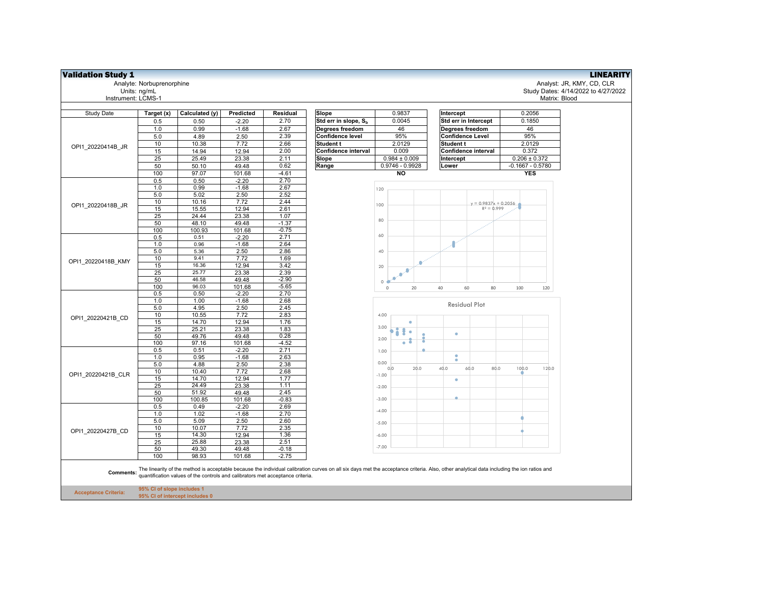## Validation Study 1

**LINEARITY**

Analyte: Norbuprenorphine
Units: ng/mL
Instrument: LCMS-1

Analyst: JR, KMY, CD, CLR
Study Dates: 4/14/2022 to 4/27/2022
Matrix: Blood

| Study Date | Target (x) | Calculated (y) | Predicted | Residual |
|---|---|---|---|---|
| OPI1_20220414B_JR | 0.5 | 0.50 | -2.20 | 2.70 |
| | 1.0 | 0.99 | -1.68 | 2.67 |
| | 5.0 | 4.89 | 2.50 | 2.39 |
| | 10 | 10.38 | 7.72 | 2.66 |
| | 15 | 14.94 | 12.94 | 2.00 |
| | 25 | 25.49 | 23.38 | 2.11 |
| | 50 | 50.10 | 49.48 | 0.62 |
| | 100 | 97.07 | 101.68 | -4.61 |
| OPI1_20220418B_JR | 0.5 | 0.50 | -2.20 | 2.70 |
| | 1.0 | 0.99 | -1.68 | 2.67 |
| | 5.0 | 5.02 | 2.50 | 2.52 |
| | 10 | 10.16 | 7.72 | 2.44 |
| | 15 | 15.55 | 12.94 | 2.61 |
| | 25 | 24.44 | 23.38 | 1.07 |
| | 50 | 48.10 | 49.48 | -1.37 |
| | 100 | 100.93 | 101.68 | -0.75 |
| OPI1_20220418B_KMY | 0.5 | 0.51 | -2.20 | 2.71 |
| | 1.0 | 0.96 | -1.68 | 2.64 |
| | 5.0 | 5.36 | 2.50 | 2.86 |
| | 10 | 9.41 | 7.72 | 1.69 |
| | 15 | 16.36 | 12.94 | 3.42 |
| | 25 | 25.77 | 23.38 | 2.39 |
| | 50 | 46.58 | 49.48 | -2.90 |
| | 100 | 96.03 | 101.68 | -5.65 |
| OPI1_20220421B_CD | 0.5 | 0.50 | -2.20 | 2.70 |
| | 1.0 | 1.00 | -1.68 | 2.68 |
| | 5.0 | 4.95 | 2.50 | 2.45 |
| | 10 | 10.55 | 7.72 | 2.83 |
| | 15 | 14.70 | 12.94 | 1.76 |
| | 25 | 25.21 | 23.38 | 1.83 |
| | 50 | 49.76 | 49.48 | 0.28 |
| | 100 | 97.16 | 101.68 | -4.52 |
| OPI1_20220421B_CLR | 0.5 | 0.51 | -2.20 | 2.71 |
| | 1.0 | 0.95 | -1.68 | 2.63 |
| | 5.0 | 4.88 | 2.50 | 2.38 |
| | 10 | 10.40 | 7.72 | 2.68 |
| | 15 | 14.70 | 12.94 | 1.77 |
| | 25 | 24.49 | 23.38 | 1.11 |
| | 50 | 51.92 | 49.48 | 2.45 |
| | 100 | 100.85 | 101.68 | -0.83 |
| OPI1_20220427B_CD | 0.5 | 0.49 | -2.20 | 2.69 |
| | 1.0 | 1.02 | -1.68 | 2.70 |
| | 5.0 | 5.09 | 2.50 | 2.60 |
| | 10 | 10.07 | 7.72 | 2.35 |
| | 15 | 14.30 | 12.94 | 1.36 |
| | 25 | 25.88 | 23.38 | 2.51 |
| | 50 | 49.30 | 49.48 | -0.18 |
| | 100 | 98.93 | 101.68 | -2.75 |

| | |
|---|---|
| **Slope** | 0.9837 |
| **Std err in slope, $S_b$** | 0.0045 |
| **Degrees freedom** | 46 |
| **Confidence level** | 95% |
| **Student t** | 2.0129 |
| **Confidence interval** | 0.009 |
| **Slope** | 0.984 ± 0.009 |
| **Range** | 0.9746 - 0.9928 |
| | **NO** |

| | |
|---|---|
| **Intercept** | 0.2056 |
| **Std err in Intercept** | 0.1850 |
| **Degrees freedom** | 46 |
| **Confidence Level** | 95% |
| **Student t** | 2.0129 |
| **Confidence interval** | 0.372 |
| **Intercept** | 0.206 ± 0.372 |
| **Lower** | -0.1667 - 0.5780 |
| | **YES** |

$y = 0.9837x + 0.2056$
$R^2 = 0.999$

Residual Plot

**Comments:** The linearity of the method is acceptable because the individual calibration curves on all six days met the acceptance criteria. Also, other analytical data including the ion ratios and quantification values of the controls and calibrators met acceptance criteria.

**Acceptance Criteria:**
95% CI of slope includes 1
95% CI of intercept includes 0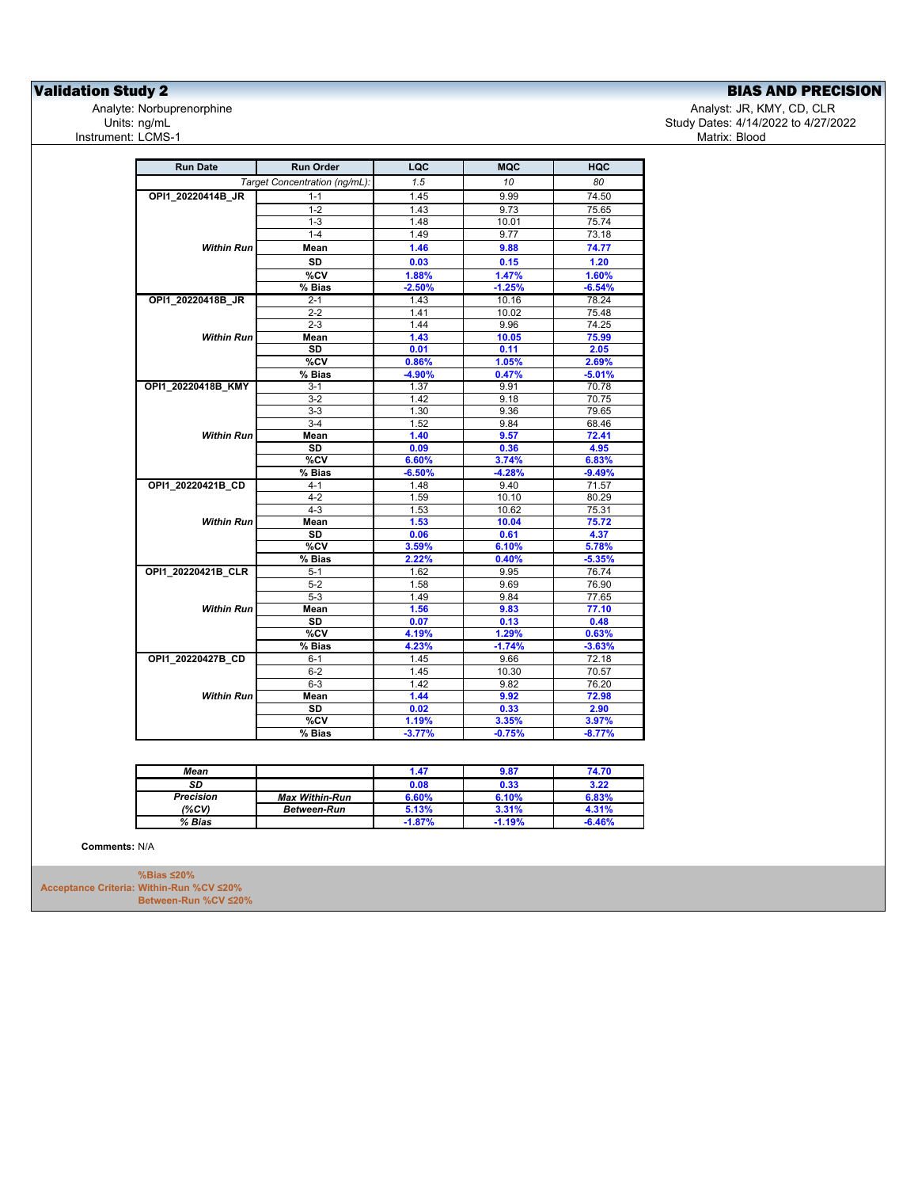# Validation Study 2

## BIAS AND PRECISION

Analyte: Norbuprenorphine
Units: ng/mL
Instrument: LCMS-1

Analyst: JR, KMY, CD, CLR
Study Dates: 4/14/2022 to 4/27/2022
Matrix: Blood

| Run Date | Run Order | LQC | MQC | HQC |
|---|---|---|---|---|
| | *Target Concentration (ng/mL):* | *1.5* | *10* | *80* |
| **OPI1_20220414B_JR** | 1-1 | 1.45 | 9.99 | 74.50 |
| | 1-2 | 1.43 | 9.73 | 75.65 |
| | 1-3 | 1.48 | 10.01 | 75.74 |
| | 1-4 | 1.49 | 9.77 | 73.18 |
| ***Within Run*** | **Mean** | **1.46** | **9.88** | **74.77** |
| | **SD** | **0.03** | **0.15** | **1.20** |
| | **%CV** | **1.88%** | **1.47%** | **1.60%** |
| | **% Bias** | **-2.50%** | **-1.25%** | **-6.54%** |
| **OPI1_20220418B_JR** | 2-1 | 1.43 | 10.16 | 78.24 |
| | 2-2 | 1.41 | 10.02 | 75.48 |
| | 2-3 | 1.44 | 9.96 | 74.25 |
| ***Within Run*** | **Mean** | **1.43** | **10.05** | **75.99** |
| | **SD** | **0.01** | **0.11** | **2.05** |
| | **%CV** | **0.86%** | **1.05%** | **2.69%** |
| | **% Bias** | **-4.90%** | **0.47%** | **-5.01%** |
| **OPI1_20220418B_KMY** | 3-1 | 1.37 | 9.91 | 70.78 |
| | 3-2 | 1.42 | 9.18 | 70.75 |
| | 3-3 | 1.30 | 9.36 | 79.65 |
| | 3-4 | 1.52 | 9.84 | 68.46 |
| ***Within Run*** | **Mean** | **1.40** | **9.57** | **72.41** |
| | **SD** | **0.09** | **0.36** | **4.95** |
| | **%CV** | **6.60%** | **3.74%** | **6.83%** |
| | **% Bias** | **-6.50%** | **-4.28%** | **-9.49%** |
| **OPI1_20220421B_CD** | 4-1 | 1.48 | 9.40 | 71.57 |
| | 4-2 | 1.59 | 10.10 | 80.29 |
| | 4-3 | 1.53 | 10.62 | 75.31 |
| ***Within Run*** | **Mean** | **1.53** | **10.04** | **75.72** |
| | **SD** | **0.06** | **0.61** | **4.37** |
| | **%CV** | **3.59%** | **6.10%** | **5.78%** |
| | **% Bias** | **2.22%** | **0.40%** | **-5.35%** |
| **OPI1_20220421B_CLR** | 5-1 | 1.62 | 9.95 | 76.74 |
| | 5-2 | 1.58 | 9.69 | 76.90 |
| | 5-3 | 1.49 | 9.84 | 77.65 |
| ***Within Run*** | **Mean** | **1.56** | **9.83** | **77.10** |
| | **SD** | **0.07** | **0.13** | **0.48** |
| | **%CV** | **4.19%** | **1.29%** | **0.63%** |
| | **% Bias** | **4.23%** | **-1.74%** | **-3.63%** |
| **OPI1_20220427B_CD** | 6-1 | 1.45 | 9.66 | 72.18 |
| | 6-2 | 1.45 | 10.30 | 70.57 |
| | 6-3 | 1.42 | 9.82 | 76.20 |
| ***Within Run*** | **Mean** | **1.44** | **9.92** | **72.98** |
| | **SD** | **0.02** | **0.33** | **2.90** |
| | **%CV** | **1.19%** | **3.35%** | **3.97%** |
| | **% Bias** | **-3.77%** | **-0.75%** | **-8.77%** |

| | | LQC | MQC | HQC |
|---|---|---|---|---|
| ***Mean*** | | **1.47** | **9.87** | **74.70** |
| ***SD*** | | **0.08** | **0.33** | **3.22** |
| ***Precision*** | ***Max Within-Run*** | **6.60%** | **6.10%** | **6.83%** |
| ***(%CV)*** | ***Between-Run*** | **5.13%** | **3.31%** | **4.31%** |
| ***% Bias*** | | **-1.87%** | **-1.19%** | **-6.46%** |

**Comments:** N/A

**Acceptance Criteria:** **%Bias ≤20%**
**Within-Run %CV ≤20%**
**Between-Run %CV ≤20%**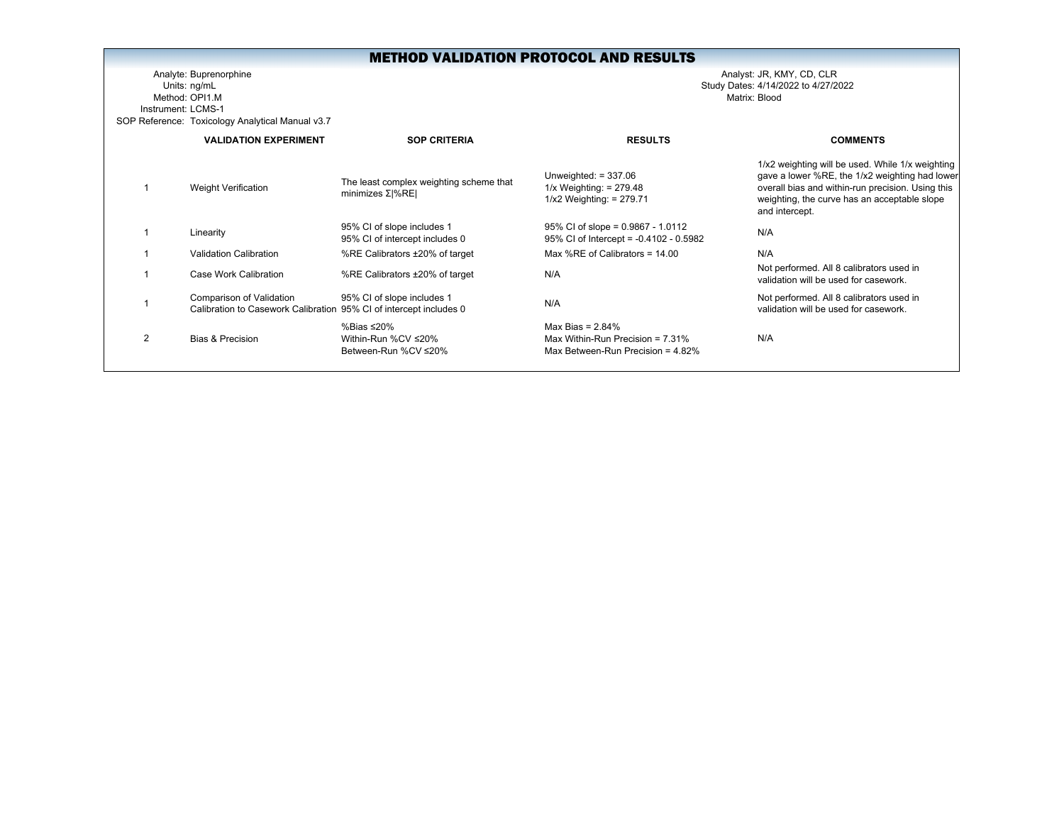# METHOD VALIDATION PROTOCOL AND RESULTS

Analyte: Buprenorphine
Units: ng/mL
Method: OPI1.M
Instrument: LCMS-1
SOP Reference: Toxicology Analytical Manual v3.7

Analyst: JR, KMY, CD, CLR
Study Dates: 4/14/2022 to 4/27/2022
Matrix: Blood

| | VALIDATION EXPERIMENT | SOP CRITERIA | RESULTS | COMMENTS |
|---|---|---|---|---|
| 1 | Weight Verification | The least complex weighting scheme that minimizes Σ\|%RE\| | Unweighted: = 337.06<br>1/x Weighting: = 279.48<br>1/x2 Weighting: = 279.71 | 1/x2 weighting will be used. While 1/x weighting gave a lower %RE, the 1/x2 weighting had lower overall bias and within-run precision. Using this weighting, the curve has an acceptable slope and intercept. |
| 1 | Linearity | 95% CI of slope includes 1<br>95% CI of intercept includes 0 | 95% CI of slope = 0.9867 - 1.0112<br>95% CI of Intercept = -0.4102 - 0.5982 | N/A |
| 1 | Validation Calibration | %RE Calibrators ±20% of target | Max %RE of Calibrators = 14.00 | N/A |
| 1 | Case Work Calibration | %RE Calibrators ±20% of target | N/A | Not performed. All 8 calibrators used in validation will be used for casework. |
| 1 | Comparison of Validation Calibration to Casework Calibration | 95% CI of slope includes 1<br>95% CI of intercept includes 0 | N/A | Not performed. All 8 calibrators used in validation will be used for casework. |
| 2 | Bias & Precision | %Bias ≤20%<br>Within-Run %CV ≤20%<br>Between-Run %CV ≤20% | Max Bias = 2.84%<br>Max Within-Run Precision = 7.31%<br>Max Between-Run Precision = 4.82% | N/A |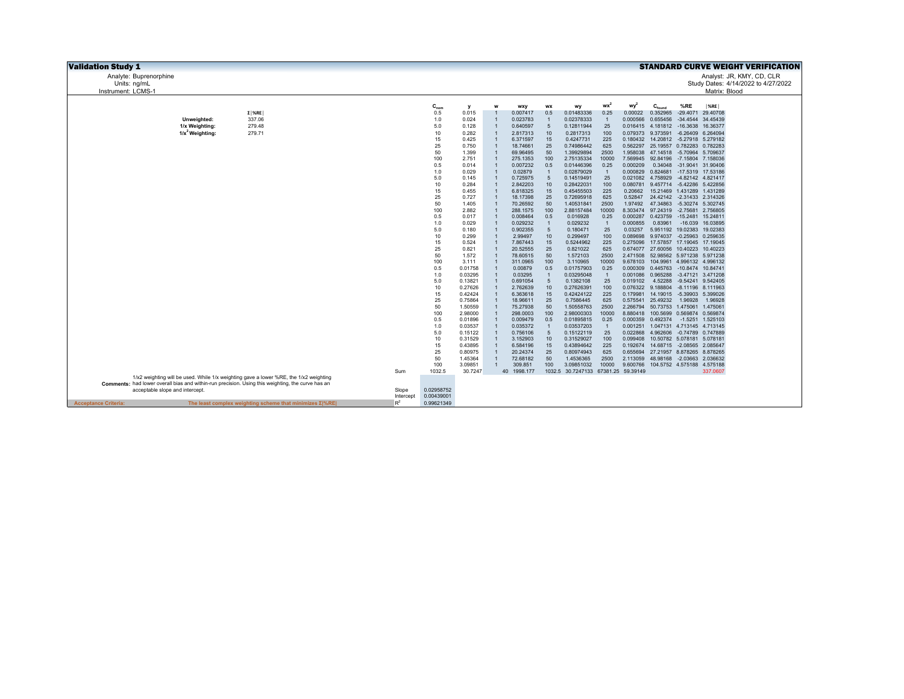# Validation Study 1

## STANDARD CURVE WEIGHT VERIFICATION

Analyte: Buprenorphine
Units: ng/mL
Instrument: LCMS-1

Analyst: JR, KMY, CD, CLR
Study Dates: 4/14/2022 to 4/27/2022
Matrix: Blood

| | Σ\|%RE\| |
|---|---|
| **Unweighted:** | 337.06 |
| **1/x Weighting:** | 279.48 |
| **$1/x^2$ Weighting:** | 279.71 |

| | $C_{nom}$ | y | w | wxy | wx | wy | $wx^2$ | $wy^2$ | $C_{found}$ | %RE | \|%RE\| |
|---|---|---|---|---|---|---|---|---|---|---|---|
| | 0.5 | 0.015 | 1 | 0.007417 | 0.5 | 0.01483336 | 0.25 | 0.00022 | 0.352965 | -29.4071 | 29.40708 |
| | 1.0 | 0.024 | 1 | 0.023783 | 1 | 0.02378333 | 1 | 0.000566 | 0.655456 | -34.4544 | 34.45439 |
| | 5.0 | 0.128 | 1 | 0.640597 | 5 | 0.12811944 | 25 | 0.016415 | 4.181812 | -16.3638 | 16.36377 |
| | 10 | 0.282 | 1 | 2.817313 | 10 | 0.2817313 | 100 | 0.079373 | 9.373591 | -6.26409 | 6.264094 |
| | 15 | 0.425 | 1 | 6.371597 | 15 | 0.4247731 | 225 | 0.180432 | 14.20812 | -5.27918 | 5.279182 |
| | 25 | 0.750 | 1 | 18.74661 | 25 | 0.74986442 | 625 | 0.562297 | 25.19557 | 0.782283 | 0.782283 |
| | 50 | 1.399 | 1 | 69.96495 | 50 | 1.39929894 | 2500 | 1.958038 | 47.14518 | -5.70964 | 5.709637 |
| | 100 | 2.751 | 1 | 275.1353 | 100 | 2.75135334 | 10000 | 7.569945 | 92.84196 | -7.15804 | 7.158036 |
| | 0.5 | 0.014 | 1 | 0.007232 | 0.5 | 0.01446396 | 0.25 | 0.000209 | 0.34048 | -31.9041 | 31.90406 |
| | 1.0 | 0.029 | 1 | 0.02879 | 1 | 0.02879029 | 1 | 0.000829 | 0.824681 | -17.5319 | 17.53186 |
| | 5.0 | 0.145 | 1 | 0.725975 | 5 | 0.14519491 | 25 | 0.021082 | 4.758929 | -4.82142 | 4.821417 |
| | 10 | 0.284 | 1 | 2.842203 | 10 | 0.28422031 | 100 | 0.080781 | 9.457714 | -5.42286 | 5.422856 |
| | 15 | 0.455 | 1 | 6.818325 | 15 | 0.45455503 | 225 | 0.20662 | 15.21469 | 1.431289 | 1.431289 |
| | 25 | 0.727 | 1 | 18.17398 | 25 | 0.72695918 | 625 | 0.52847 | 24.42142 | -2.31433 | 2.314326 |
| | 50 | 1.405 | 1 | 70.26592 | 50 | 1.40531841 | 2500 | 1.97492 | 47.34863 | -5.30274 | 5.302745 |
| | 100 | 2.882 | 1 | 288.1575 | 100 | 2.88157484 | 10000 | 8.303474 | 97.24319 | -2.75681 | 2.756805 |
| | 0.5 | 0.017 | 1 | 0.008464 | 0.5 | 0.016928 | 0.25 | 0.000287 | 0.423759 | -15.2481 | 15.24811 |
| | 1.0 | 0.029 | 1 | 0.029232 | 1 | 0.029232 | 1 | 0.000855 | 0.83961 | -16.039 | 16.03895 |
| | 5.0 | 0.180 | 1 | 0.902355 | 5 | 0.180471 | 25 | 0.03257 | 5.951192 | 19.02383 | 19.02383 |
| | 10 | 0.299 | 1 | 2.99497 | 10 | 0.299497 | 100 | 0.089698 | 9.974037 | -0.25963 | 0.259635 |
| | 15 | 0.524 | 1 | 7.867443 | 15 | 0.5244962 | 225 | 0.275096 | 17.57857 | 17.19045 | 17.19045 |
| | 25 | 0.821 | 1 | 20.52555 | 25 | 0.821022 | 625 | 0.674077 | 27.60056 | 10.40223 | 10.40223 |
| | 50 | 1.572 | 1 | 78.60515 | 50 | 1.572103 | 2500 | 2.471508 | 52.98562 | 5.971238 | 5.971238 |
| | 100 | 3.111 | 1 | 311.0965 | 100 | 3.110965 | 10000 | 9.678103 | 104.9961 | 4.996132 | 4.996132 |
| | 0.5 | 0.01758 | 1 | 0.00879 | 0.5 | 0.01757903 | 0.25 | 0.000309 | 0.445763 | -10.8474 | 10.84741 |
| | 1.0 | 0.03295 | 1 | 0.03295 | 1 | 0.03295048 | 1 | 0.001086 | 0.965288 | -3.47121 | 3.471208 |
| | 5.0 | 0.13821 | 1 | 0.691054 | 5 | 0.1382108 | 25 | 0.019102 | 4.52288 | -9.54241 | 9.542405 |
| | 10 | 0.27626 | 1 | 2.762639 | 10 | 0.27626391 | 100 | 0.076322 | 9.188804 | -8.11196 | 8.111963 |
| | 15 | 0.42424 | 1 | 6.363618 | 15 | 0.42424122 | 225 | 0.179981 | 14.19015 | -5.39903 | 5.399026 |
| | 25 | 0.75864 | 1 | 18.96611 | 25 | 0.7586445 | 625 | 0.575541 | 25.49232 | 1.96928 | 1.96928 |
| | 50 | 1.50559 | 1 | 75.27938 | 50 | 1.50558763 | 2500 | 2.266794 | 50.73753 | 1.475061 | 1.475061 |
| | 100 | 2.98000 | 1 | 298.0003 | 100 | 2.98000303 | 10000 | 8.880418 | 100.5699 | 0.569874 | 0.569874 |
| | 0.5 | 0.01896 | 1 | 0.009479 | 0.5 | 0.01895815 | 0.25 | 0.000359 | 0.492374 | -1.5251 | 1.525103 |
| | 1.0 | 0.03537 | 1 | 0.035372 | 1 | 0.03537203 | 1 | 0.001251 | 1.047131 | 4.713145 | 4.713145 |
| | 5.0 | 0.15122 | 1 | 0.756106 | 5 | 0.15122119 | 25 | 0.022868 | 4.962606 | -0.74789 | 0.747889 |
| | 10 | 0.31529 | 1 | 3.152903 | 10 | 0.31529027 | 100 | 0.099408 | 10.50782 | 5.078181 | 5.078181 |
| | 15 | 0.43895 | 1 | 6.584196 | 15 | 0.43894642 | 225 | 0.192674 | 14.68715 | -2.08565 | 2.085647 |
| | 25 | 0.80975 | 1 | 20.24374 | 25 | 0.80974943 | 625 | 0.655694 | 27.21957 | 8.878265 | 8.878265 |
| | 50 | 1.45364 | 1 | 72.68182 | 50 | 1.4536365 | 2500 | 2.113059 | 48.98168 | -2.03663 | 2.036632 |
| | 100 | 3.09851 | 1 | 309.851 | 100 | 3.09851032 | 10000 | 9.600766 | 104.5752 | 4.575188 | 4.575188 |
| Sum | 1032.5 | 30.7247 | 40 | 1998.177 | 1032.5 | 30.7247133 | 67381.25 | 59.39149 | | | 337.0607 |

| | |
|---|---|
| Slope | 0.02958752 |
| Intercept | 0.00439001 |
| $R^2$ | 0.99621349 |

**Comments:** 1/x2 weighting will be used. While 1/x weighting gave a lower %RE, the 1/x2 weighting had lower overall bias and within-run precision. Using this weighting, the curve has an acceptable slope and intercept.

**Acceptance Criteria:** The least complex weighting scheme that minimizes Σ|%RE|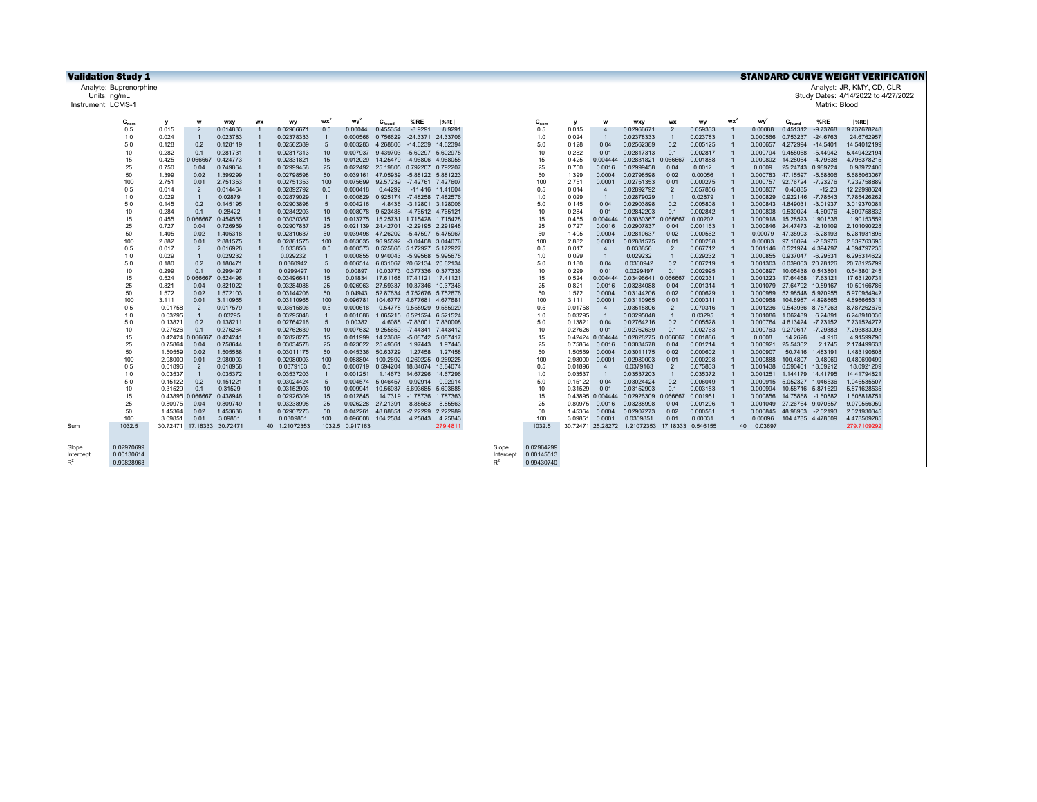**Validation Study 1** — **STANDARD CURVE WEIGHT VERIFICATION**

Analyte: Buprenorphine
Units: ng/mL
Instrument: LCMS-1

Analyst: JR, KMY, CD, CLR
Study Dates: 4/14/2022 to 4/27/2022
Matrix: Blood

| $C_{nom}$ | y | w | wxy | wx | wy | $wx^2$ | $wy^2$ | $C_{found}$ | %RE | \|%RE\| |
|---|---|---|---|---|---|---|---|---|---|---|
| 0.5 | 0.015 | 2 | 0.014833 | 1 | 0.02966671 | 0.5 | 0.00044 | 0.455354 | -8.9291 | 8.9291 |
| 1.0 | 0.024 | 1 | 0.023783 | 1 | 0.02378333 | 1 | 0.000566 | 0.756629 | -24.3371 | 24.33706 |
| 5.0 | 0.128 | 0.2 | 0.128119 | 1 | 0.02562389 | 5 | 0.003283 | 4.268803 | -14.6239 | 14.62394 |
| 10 | 0.282 | 0.1 | 0.281731 | 1 | 0.02817313 | 10 | 0.007937 | 9.439703 | -5.60297 | 5.602975 |
| 15 | 0.425 | 0.066667 | 0.424773 | 1 | 0.02831821 | 15 | 0.012029 | 14.25479 | -4.96806 | 4.968055 |
| 25 | 0.750 | 0.04 | 0.749864 | 1 | 0.02999458 | 25 | 0.022492 | 25.19805 | 0.792207 | 0.792207 |
| 50 | 1.399 | 0.02 | 1.399299 | 1 | 0.02798598 | 50 | 0.039161 | 47.05939 | -5.88122 | 5.881223 |
| 100 | 2.751 | 0.01 | 2.751353 | 1 | 0.02751353 | 100 | 0.075699 | 92.57239 | -7.42761 | 7.427607 |
| 0.5 | 0.014 | 2 | 0.014464 | 1 | 0.02892792 | 0.5 | 0.000418 | 0.44292 | -11.416 | 11.41604 |
| 1.0 | 0.029 | 1 | 0.02879 | 1 | 0.02879029 | 1 | 0.000829 | 0.925174 | -7.48258 | 7.482576 |
| 5.0 | 0.145 | 0.2 | 0.145195 | 1 | 0.02903898 | 5 | 0.004216 | 4.8436 | -3.12801 | 3.128006 |
| 10 | 0.284 | 0.1 | 0.28422 | 1 | 0.02842203 | 10 | 0.008078 | 9.523488 | -4.76512 | 4.765121 |
| 15 | 0.455 | 0.066667 | 0.454555 | 1 | 0.03030367 | 15 | 0.013775 | 15.25731 | 1.715428 | 1.715428 |
| 25 | 0.727 | 0.04 | 0.726959 | 1 | 0.02907837 | 25 | 0.021139 | 24.42701 | -2.29195 | 2.291948 |
| 50 | 1.405 | 0.02 | 1.405318 | 1 | 0.02810637 | 50 | 0.039498 | 47.26202 | -5.47597 | 5.475967 |
| 100 | 2.882 | 0.01 | 2.881575 | 1 | 0.02881575 | 100 | 0.083035 | 96.95592 | -3.04408 | 3.044076 |
| 0.5 | 0.017 | 2 | 0.016928 | 1 | 0.033856 | 0.5 | 0.000573 | 0.525865 | 5.172927 | 5.172927 |
| 1.0 | 0.029 | 1 | 0.029232 | 1 | 0.029232 | 1 | 0.000855 | 0.940043 | -5.99568 | 5.995675 |
| 5.0 | 0.180 | 0.2 | 0.180471 | 1 | 0.0360942 | 5 | 0.006514 | 6.031067 | 20.62134 | 20.62134 |
| 10 | 0.299 | 0.1 | 0.299497 | 1 | 0.0299497 | 10 | 0.00897 | 10.03773 | 0.377336 | 0.377336 |
| 15 | 0.524 | 0.066667 | 0.524496 | 1 | 0.03496641 | 15 | 0.01834 | 17.61168 | 17.41121 | 17.41121 |
| 25 | 0.821 | 0.04 | 0.821022 | 1 | 0.03284088 | 25 | 0.026963 | 27.59337 | 10.37346 | 10.37346 |
| 50 | 1.572 | 0.02 | 1.572103 | 1 | 0.03144206 | 50 | 0.04943 | 52.87634 | 5.752676 | 5.752676 |
| 100 | 3.111 | 0.01 | 3.110965 | 1 | 0.03110965 | 100 | 0.096781 | 104.6777 | 4.677681 | 4.677681 |
| 0.5 | 0.01758 | 2 | 0.017579 | 1 | 0.03515806 | 0.5 | 0.000618 | 0.54778 | 9.555929 | 9.555929 |
| 1.0 | 0.03295 | 1 | 0.03295 | 1 | 0.03295048 | 1 | 0.001086 | 1.065215 | 6.521524 | 6.521524 |
| 5.0 | 0.13821 | 0.2 | 0.138211 | 1 | 0.02764216 | 5 | 0.00382 | 4.6085 | -7.83001 | 7.830008 |
| 10 | 0.27626 | 0.1 | 0.276264 | 1 | 0.02762639 | 10 | 0.007632 | 9.255659 | -7.44341 | 7.443412 |
| 15 | 0.42424 | 0.066667 | 0.424241 | 1 | 0.02828275 | 15 | 0.011999 | 14.23689 | -5.08742 | 5.087417 |
| 25 | 0.75864 | 0.04 | 0.758644 | 1 | 0.03034578 | 25 | 0.023022 | 25.49361 | 1.97443 | 1.97443 |
| 50 | 1.50559 | 0.02 | 1.505588 | 1 | 0.03011175 | 50 | 0.045336 | 50.63729 | 1.27458 | 1.27458 |
| 100 | 2.98000 | 0.01 | 2.980003 | 1 | 0.02980003 | 100 | 0.088804 | 100.2692 | 0.269225 | 0.269225 |
| 0.5 | 0.01896 | 2 | 0.018958 | 1 | 0.0379163 | 0.5 | 0.000719 | 0.594204 | 18.84074 | 18.84074 |
| 1.0 | 0.03537 | 1 | 0.035372 | 1 | 0.03537203 | 1 | 0.001251 | 1.14673 | 14.67296 | 14.67296 |
| 5.0 | 0.15122 | 0.2 | 0.151221 | 1 | 0.03024424 | 5 | 0.004574 | 5.046457 | 0.92914 | 0.92914 |
| 10 | 0.31529 | 0.1 | 0.31529 | 1 | 0.03152903 | 10 | 0.009941 | 10.56937 | 5.693685 | 5.693685 |
| 15 | 0.43895 | 0.066667 | 0.438946 | 1 | 0.02926309 | 15 | 0.012845 | 14.7319 | -1.78736 | 1.787363 |
| 25 | 0.80975 | 0.04 | 0.809749 | 1 | 0.03238998 | 25 | 0.026228 | 27.21391 | 8.85563 | 8.85563 |
| 50 | 1.45364 | 0.02 | 1.453636 | 1 | 0.02907273 | 50 | 0.042261 | 48.88851 | -2.22299 | 2.222989 |
| 100 | 3.09851 | 0.01 | 3.09851 | 1 | 0.0309851 | 100 | 0.096008 | 104.2584 | 4.25843 | 4.25843 |
| **Sum** 1032.5 | 30.72471 | 17.18333 | 30.72471 | 40 | 1.21072353 | 1032.5 | 0.917163 | | | 279.4811 |

| | |
|---|---|
| Slope | 0.02970699 |
| Intercept | 0.00130614 |
| $R^2$ | 0.99828963 |

| $C_{nom}$ | y | w | wxy | wx | wy | $wx^2$ | $wy^2$ | $C_{found}$ | %RE | \|%RE\| |
|---|---|---|---|---|---|---|---|---|---|---|
| 0.5 | 0.015 | 4 | 0.02966671 | 2 | 0.059333 | 1 | 0.00088 | 0.451312 | -9.73768 | 9.737678248 |
| 1.0 | 0.024 | 1 | 0.02378333 | 1 | 0.023783 | 1 | 0.000566 | 0.753237 | -24.6763 | 24.6762957 |
| 5.0 | 0.128 | 0.04 | 0.02562389 | 0.2 | 0.005125 | 1 | 0.000657 | 4.272994 | -14.5401 | 14.54012199 |
| 10 | 0.282 | 0.01 | 0.02817313 | 0.1 | 0.002817 | 1 | 0.000794 | 9.455058 | -5.44942 | 5.449422194 |
| 15 | 0.425 | 0.004444 | 0.02831821 | 0.066667 | 0.001888 | 1 | 0.000802 | 14.28054 | -4.79638 | 4.796378215 |
| 25 | 0.750 | 0.0016 | 0.02999458 | 0.04 | 0.0012 | 1 | 0.0009 | 25.24743 | 0.989724 | 0.98972406 |
| 50 | 1.399 | 0.0004 | 0.02798598 | 0.02 | 0.00056 | 1 | 0.000783 | 47.15597 | -5.68806 | 5.688063067 |
| 100 | 2.751 | 0.0001 | 0.02751353 | 0.01 | 0.000275 | 1 | 0.000757 | 92.76724 | -7.23276 | 7.232758889 |
| 0.5 | 0.014 | 4 | 0.02892792 | 2 | 0.057856 | 1 | 0.000837 | 0.43885 | -12.23 | 12.22998624 |
| 1.0 | 0.029 | 1 | 0.02879029 | 1 | 0.02879 | 1 | 0.000829 | 0.922146 | -7.78543 | 7.785426262 |
| 5.0 | 0.145 | 0.04 | 0.02903898 | 0.2 | 0.005808 | 1 | 0.000843 | 4.849031 | -3.01937 | 3.019370081 |
| 10 | 0.284 | 0.01 | 0.02842203 | 0.1 | 0.002842 | 1 | 0.000808 | 9.539024 | -4.60976 | 4.609758832 |
| 15 | 0.455 | 0.004444 | 0.03030367 | 0.066667 | 0.00202 | 1 | 0.000918 | 15.28523 | 1.901536 | 1.90153559 |
| 25 | 0.727 | 0.0016 | 0.02907837 | 0.04 | 0.001163 | 1 | 0.000846 | 24.47473 | -2.10109 | 2.101090228 |
| 50 | 1.405 | 0.0004 | 0.02810637 | 0.02 | 0.000562 | 1 | 0.00079 | 47.35903 | -5.28193 | 5.281931895 |
| 100 | 2.882 | 0.0001 | 0.02881575 | 0.01 | 0.000288 | 1 | 0.00083 | 97.16024 | -2.83976 | 2.839763695 |
| 0.5 | 0.017 | 4 | 0.033856 | 2 | 0.067712 | 1 | 0.001146 | 0.521974 | 4.394797 | 4.394797235 |
| 1.0 | 0.029 | 1 | 0.029232 | 1 | 0.029232 | 1 | 0.000855 | 0.937047 | -6.29531 | 6.295314622 |
| 5.0 | 0.180 | 0.04 | 0.0360942 | 0.2 | 0.007219 | 1 | 0.001303 | 6.039063 | 20.78126 | 20.78125799 |
| 10 | 0.299 | 0.01 | 0.0299497 | 0.1 | 0.002995 | 1 | 0.000897 | 10.05438 | 0.543801 | 0.543801245 |
| 15 | 0.524 | 0.004444 | 0.03496641 | 0.066667 | 0.002331 | 1 | 0.001223 | 17.64468 | 17.63121 | 17.63120731 |
| 25 | 0.821 | 0.0016 | 0.03284088 | 0.04 | 0.001314 | 1 | 0.001079 | 27.64792 | 10.59167 | 10.59166786 |
| 50 | 1.572 | 0.0004 | 0.03144206 | 0.02 | 0.000629 | 1 | 0.000989 | 52.98548 | 5.970955 | 5.970954942 |
| 100 | 3.111 | 0.0001 | 0.03110965 | 0.01 | 0.000311 | 1 | 0.000968 | 104.8987 | 4.898665 | 4.898665311 |
| 0.5 | 0.01758 | 4 | 0.03515806 | 2 | 0.070316 | 1 | 0.001236 | 0.543936 | 8.787263 | 8.787262676 |
| 1.0 | 0.03295 | 1 | 0.03295048 | 1 | 0.03295 | 1 | 0.001086 | 1.062489 | 6.24891 | 6.248910036 |
| 5.0 | 0.13821 | 0.04 | 0.02764216 | 0.2 | 0.005528 | 1 | 0.000764 | 4.613424 | -7.73152 | 7.731524272 |
| 10 | 0.27626 | 0.01 | 0.02762639 | 0.1 | 0.002763 | 1 | 0.000763 | 9.270617 | -7.29383 | 7.293833093 |
| 15 | 0.42424 | 0.004444 | 0.02828275 | 0.066667 | 0.001886 | 1 | 0.0008 | 14.2626 | -4.916 | 4.91599796 |
| 25 | 0.75864 | 0.0016 | 0.03034578 | 0.04 | 0.001214 | 1 | 0.000921 | 25.54362 | 2.1745 | 2.174499633 |
| 50 | 1.50559 | 0.0004 | 0.03011175 | 0.02 | 0.000602 | 1 | 0.000907 | 50.7416 | 1.483191 | 1.483190808 |
| 100 | 2.98000 | 0.0001 | 0.02980003 | 0.01 | 0.000298 | 1 | 0.000888 | 100.4807 | 0.48069 | 0.480690499 |
| 0.5 | 0.01896 | 4 | 0.0379163 | 2 | 0.075833 | 1 | 0.001438 | 0.590461 | 18.09212 | 18.0921209 |
| 1.0 | 0.03537 | 1 | 0.03537203 | 1 | 0.035372 | 1 | 0.001251 | 1.144179 | 14.41795 | 14.41794821 |
| 5.0 | 0.15122 | 0.04 | 0.03024424 | 0.2 | 0.006049 | 1 | 0.000915 | 5.052327 | 1.046536 | 1.046535507 |
| 10 | 0.31529 | 0.01 | 0.03152903 | 0.1 | 0.003153 | 1 | 0.000994 | 10.58716 | 5.871629 | 5.871628535 |
| 15 | 0.43895 | 0.004444 | 0.02926309 | 0.066667 | 0.001951 | 1 | 0.000856 | 14.75868 | -1.60882 | 1.608818751 |
| 25 | 0.80975 | 0.0016 | 0.03238998 | 0.04 | 0.001296 | 1 | 0.001049 | 27.26764 | 9.070557 | 9.070556959 |
| 50 | 1.45364 | 0.0004 | 0.02907273 | 0.02 | 0.000581 | 1 | 0.000845 | 48.98903 | -2.02193 | 2.021930345 |
| 100 | 3.09851 | 0.0001 | 0.0309851 | 0.01 | 0.00031 | 1 | 0.00096 | 104.4785 | 4.478509 | 4.478509285 |
| 1032.5 | 30.72471 | 25.28272 | 1.21072353 | 17.18333 | 0.546155 | 40 | 0.03697 | | | 279.7109292 |

| | |
|---|---|
| Slope | 0.02964299 |
| Intercept | 0.00145513 |
| $R^2$ | 0.99430740 |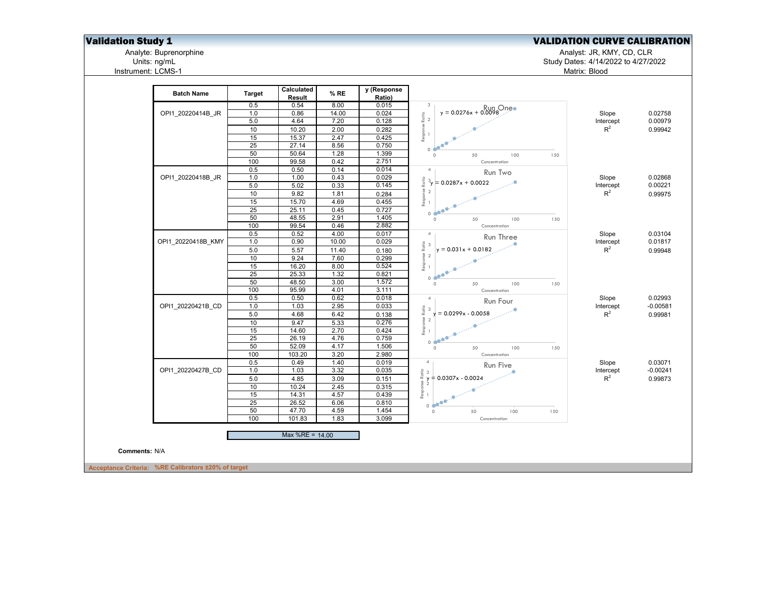# Validation Study 1

## VALIDATION CURVE CALIBRATION

Analyte: Buprenorphine
Units: ng/mL
Instrument: LCMS-1

Analyst: JR, KMY, CD, CLR
Study Dates: 4/14/2022 to 4/27/2022
Matrix: Blood

| Batch Name | Target | Calculated Result | % RE | y (Response Ratio) |
|---|---|---|---|---|
| OPI1_20220414B_JR | 0.5 | 0.54 | 8.00 | 0.015 |
| | 1.0 | 0.86 | 14.00 | 0.024 |
| | 5.0 | 4.64 | 7.20 | 0.128 |
| | 10 | 10.20 | 2.00 | 0.282 |
| | 15 | 15.37 | 2.47 | 0.425 |
| | 25 | 27.14 | 8.56 | 0.750 |
| | 50 | 50.64 | 1.28 | 1.399 |
| | 100 | 99.58 | 0.42 | 2.751 |
| OPI1_20220418B_JR | 0.5 | 0.50 | 0.14 | 0.014 |
| | 1.0 | 1.00 | 0.43 | 0.029 |
| | 5.0 | 5.02 | 0.33 | 0.145 |
| | 10 | 9.82 | 1.81 | 0.284 |
| | 15 | 15.70 | 4.69 | 0.455 |
| | 25 | 25.11 | 0.45 | 0.727 |
| | 50 | 48.55 | 2.91 | 1.405 |
| | 100 | 99.54 | 0.46 | 2.882 |
| OPI1_20220418B_KMY | 0.5 | 0.52 | 4.00 | 0.017 |
| | 1.0 | 0.90 | 10.00 | 0.029 |
| | 5.0 | 5.57 | 11.40 | 0.180 |
| | 10 | 9.24 | 7.60 | 0.299 |
| | 15 | 16.20 | 8.00 | 0.524 |
| | 25 | 25.33 | 1.32 | 0.821 |
| | 50 | 48.50 | 3.00 | 1.572 |
| | 100 | 95.99 | 4.01 | 3.111 |
| OPI1_20220421B_CD | 0.5 | 0.50 | 0.62 | 0.018 |
| | 1.0 | 1.03 | 2.95 | 0.033 |
| | 5.0 | 4.68 | 6.42 | 0.138 |
| | 10 | 9.47 | 5.33 | 0.276 |
| | 15 | 14.60 | 2.70 | 0.424 |
| | 25 | 26.19 | 4.76 | 0.759 |
| | 50 | 52.09 | 4.17 | 1.506 |
| | 100 | 103.20 | 3.20 | 2.980 |
| OPI1_20220427B_CD | 0.5 | 0.49 | 1.40 | 0.019 |
| | 1.0 | 1.03 | 3.32 | 0.035 |
| | 5.0 | 4.85 | 3.09 | 0.151 |
| | 10 | 10.24 | 2.45 | 0.315 |
| | 15 | 14.31 | 4.57 | 0.439 |
| | 25 | 26.52 | 6.06 | 0.810 |
| | 50 | 47.70 | 4.59 | 1.454 |
| | 100 | 101.83 | 1.83 | 3.099 |

Max %RE = 14.00

Run One: $y = 0.0276x + 0.0098$

Run Two: $y = 0.0287x + 0.0022$

Run Three: $y = 0.031x + 0.0182$

Run Four: $y = 0.0299x - 0.0058$

Run Five: $y = 0.0307x - 0.0024$

| Run | Slope | Intercept | $R^2$ |
|---|---|---|---|
| Run One | 0.02758 | 0.00979 | 0.99942 |
| Run Two | 0.02868 | 0.00221 | 0.99975 |
| Run Three | 0.03104 | 0.01817 | 0.99948 |
| Run Four | 0.02993 | -0.00581 | 0.99981 |
| Run Five | 0.03071 | -0.00241 | 0.99873 |

**Comments:** N/A

**Acceptance Criteria: %RE Calibrators ±20% of target**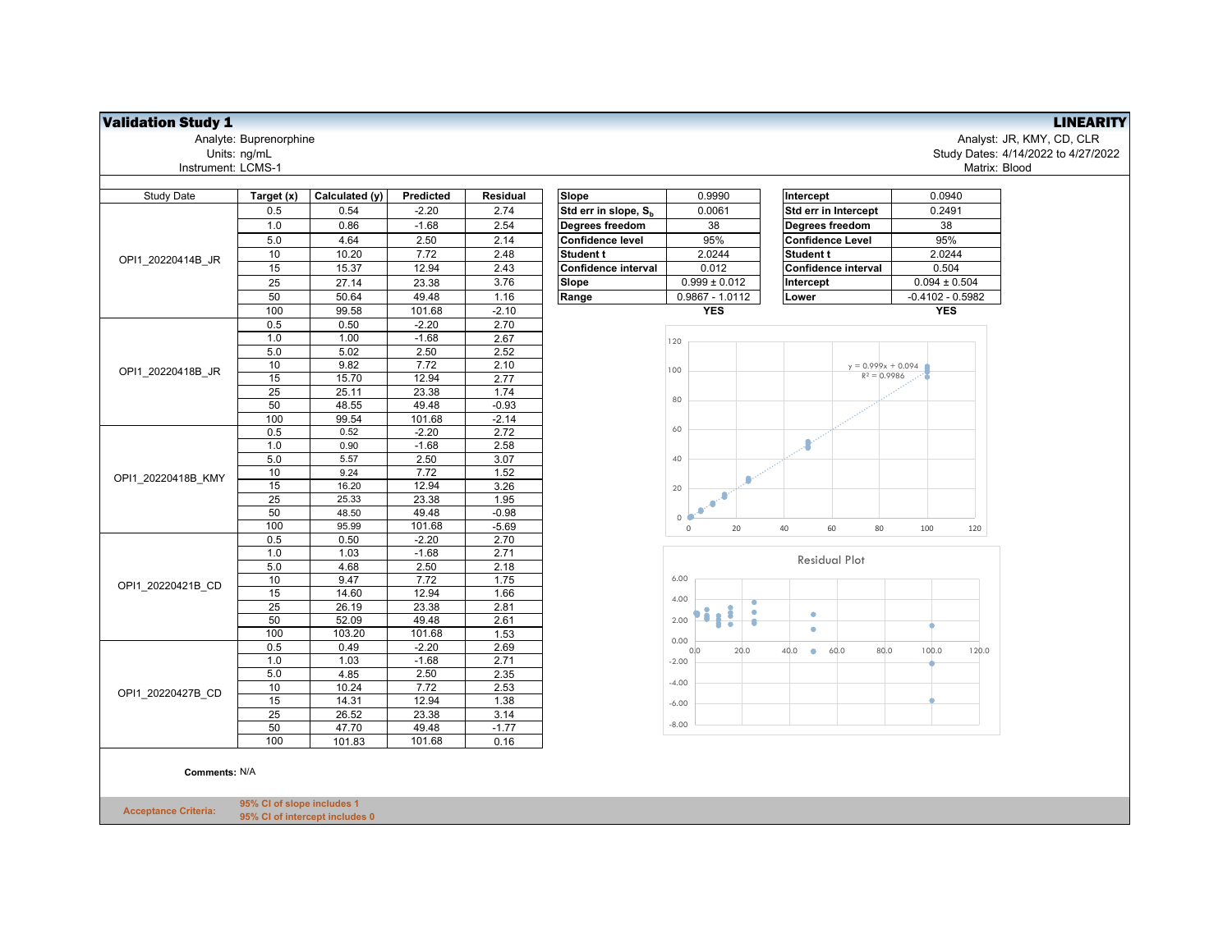**Validation Study 1** — **LINEARITY**

Analyte: Buprenorphine
Units: ng/mL
Instrument: LCMS-1

Analyst: JR, KMY, CD, CLR
Study Dates: 4/14/2022 to 4/27/2022
Matrix: Blood

| Study Date | Target (x) | Calculated (y) | Predicted | Residual |
|---|---|---|---|---|
| OPI1_20220414B_JR | 0.5 | 0.54 | -2.20 | 2.74 |
| | 1.0 | 0.86 | -1.68 | 2.54 |
| | 5.0 | 4.64 | 2.50 | 2.14 |
| | 10 | 10.20 | 7.72 | 2.48 |
| | 15 | 15.37 | 12.94 | 2.43 |
| | 25 | 27.14 | 23.38 | 3.76 |
| | 50 | 50.64 | 49.48 | 1.16 |
| | 100 | 99.58 | 101.68 | -2.10 |
| OPI1_20220418B_JR | 0.5 | 0.50 | -2.20 | 2.70 |
| | 1.0 | 1.00 | -1.68 | 2.67 |
| | 5.0 | 5.02 | 2.50 | 2.52 |
| | 10 | 9.82 | 7.72 | 2.10 |
| | 15 | 15.70 | 12.94 | 2.77 |
| | 25 | 25.11 | 23.38 | 1.74 |
| | 50 | 48.55 | 49.48 | -0.93 |
| | 100 | 99.54 | 101.68 | -2.14 |
| OPI1_20220418B_KMY | 0.5 | 0.52 | -2.20 | 2.72 |
| | 1.0 | 0.90 | -1.68 | 2.58 |
| | 5.0 | 5.57 | 2.50 | 3.07 |
| | 10 | 9.24 | 7.72 | 1.52 |
| | 15 | 16.20 | 12.94 | 3.26 |
| | 25 | 25.33 | 23.38 | 1.95 |
| | 50 | 48.50 | 49.48 | -0.98 |
| | 100 | 95.99 | 101.68 | -5.69 |
| OPI1_20220421B_CD | 0.5 | 0.50 | -2.20 | 2.70 |
| | 1.0 | 1.03 | -1.68 | 2.71 |
| | 5.0 | 4.68 | 2.50 | 2.18 |
| | 10 | 9.47 | 7.72 | 1.75 |
| | 15 | 14.60 | 12.94 | 1.66 |
| | 25 | 26.19 | 23.38 | 2.81 |
| | 50 | 52.09 | 49.48 | 2.61 |
| | 100 | 103.20 | 101.68 | 1.53 |
| OPI1_20220427B_CD | 0.5 | 0.49 | -2.20 | 2.69 |
| | 1.0 | 1.03 | -1.68 | 2.71 |
| | 5.0 | 4.85 | 2.50 | 2.35 |
| | 10 | 10.24 | 7.72 | 2.53 |
| | 15 | 14.31 | 12.94 | 1.38 |
| | 25 | 26.52 | 23.38 | 3.14 |
| | 50 | 47.70 | 49.48 | -1.77 |
| | 100 | 101.83 | 101.68 | 0.16 |

| | |
|---|---|
| Slope | 0.9990 |
| Std err in slope, $S_b$ | 0.0061 |
| Degrees freedom | 38 |
| Confidence level | 95% |
| Student t | 2.0244 |
| Confidence interval | 0.012 |
| Slope | 0.999 ± 0.012 |
| Range | 0.9867 - 1.0112 |
| | **YES** |

| | |
|---|---|
| Intercept | 0.0940 |
| Std err in Intercept | 0.2491 |
| Degrees freedom | 38 |
| Confidence Level | 95% |
| Student t | 2.0244 |
| Confidence interval | 0.504 |
| Intercept | 0.094 ± 0.504 |
| Lower | -0.4102 - 0.5982 |
| | **YES** |

$y = 0.999x + 0.094$
$R^2 = 0.9986$

Residual Plot

**Comments:** N/A

**Acceptance Criteria:**
95% CI of slope includes 1
95% CI of intercept includes 0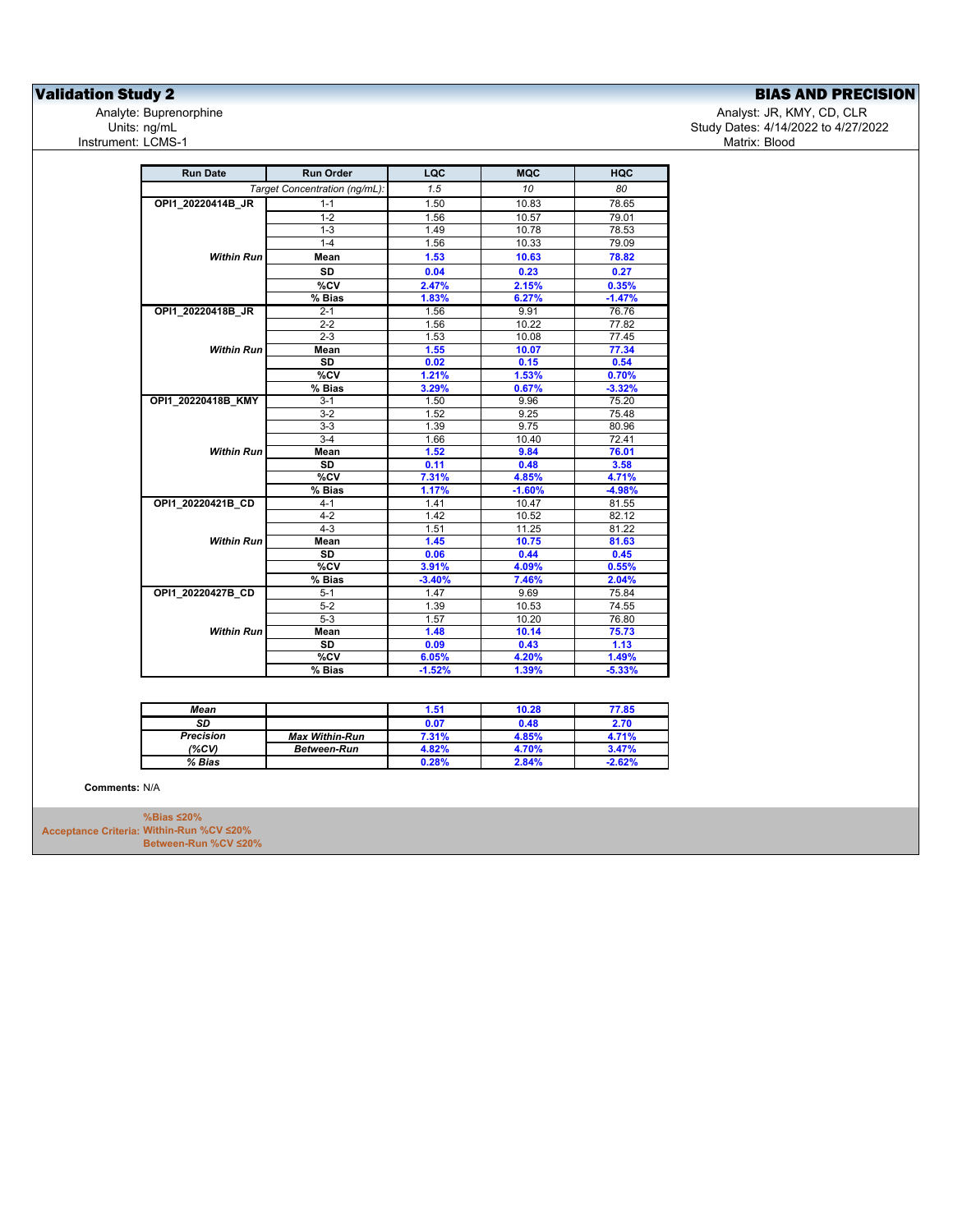## Validation Study 2

## BIAS AND PRECISION

Analyte: Buprenorphine
Units: ng/mL
Instrument: LCMS-1

Analyst: JR, KMY, CD, CLR
Study Dates: 4/14/2022 to 4/27/2022
Matrix: Blood

| Run Date | Run Order | LQC | MQC | HQC |
|---|---|---|---|---|
| | *Target Concentration (ng/mL):* | *1.5* | *10* | *80* |
| **OPI1_20220414B_JR** | 1-1 | 1.50 | 10.83 | 78.65 |
| | 1-2 | 1.56 | 10.57 | 79.01 |
| | 1-3 | 1.49 | 10.78 | 78.53 |
| | 1-4 | 1.56 | 10.33 | 79.09 |
| ***Within Run*** | **Mean** | **1.53** | **10.63** | **78.82** |
| | **SD** | **0.04** | **0.23** | **0.27** |
| | **%CV** | **2.47%** | **2.15%** | **0.35%** |
| | **% Bias** | **1.83%** | **6.27%** | **-1.47%** |
| **OPI1_20220418B_JR** | 2-1 | 1.56 | 9.91 | 76.76 |
| | 2-2 | 1.56 | 10.22 | 77.82 |
| | 2-3 | 1.53 | 10.08 | 77.45 |
| ***Within Run*** | **Mean** | **1.55** | **10.07** | **77.34** |
| | **SD** | **0.02** | **0.15** | **0.54** |
| | **%CV** | **1.21%** | **1.53%** | **0.70%** |
| | **% Bias** | **3.29%** | **0.67%** | **-3.32%** |
| **OPI1_20220418B_KMY** | 3-1 | 1.50 | 9.96 | 75.20 |
| | 3-2 | 1.52 | 9.25 | 75.48 |
| | 3-3 | 1.39 | 9.75 | 80.96 |
| | 3-4 | 1.66 | 10.40 | 72.41 |
| ***Within Run*** | **Mean** | **1.52** | **9.84** | **76.01** |
| | **SD** | **0.11** | **0.48** | **3.58** |
| | **%CV** | **7.31%** | **4.85%** | **4.71%** |
| | **% Bias** | **1.17%** | **-1.60%** | **-4.98%** |
| **OPI1_20220421B_CD** | 4-1 | 1.41 | 10.47 | 81.55 |
| | 4-2 | 1.42 | 10.52 | 82.12 |
| | 4-3 | 1.51 | 11.25 | 81.22 |
| ***Within Run*** | **Mean** | **1.45** | **10.75** | **81.63** |
| | **SD** | **0.06** | **0.44** | **0.45** |
| | **%CV** | **3.91%** | **4.09%** | **0.55%** |
| | **% Bias** | **-3.40%** | **7.46%** | **2.04%** |
| **OPI1_20220427B_CD** | 5-1 | 1.47 | 9.69 | 75.84 |
| | 5-2 | 1.39 | 10.53 | 74.55 |
| | 5-3 | 1.57 | 10.20 | 76.80 |
| ***Within Run*** | **Mean** | **1.48** | **10.14** | **75.73** |
| | **SD** | **0.09** | **0.43** | **1.13** |
| | **%CV** | **6.05%** | **4.20%** | **1.49%** |
| | **% Bias** | **-1.52%** | **1.39%** | **-5.33%** |

| | | LQC | MQC | HQC |
|---|---|---|---|---|
| ***Mean*** | | **1.51** | **10.28** | **77.85** |
| ***SD*** | | **0.07** | **0.48** | **2.70** |
| ***Precision*** | ***Max Within-Run*** | **7.31%** | **4.85%** | **4.71%** |
| ***(%CV)*** | ***Between-Run*** | **4.82%** | **4.70%** | **3.47%** |
| ***% Bias*** | | **0.28%** | **2.84%** | **-2.62%** |

**Comments:** N/A

**Acceptance Criteria:**
**%Bias ≤20%**
**Within-Run %CV ≤20%**
**Between-Run %CV ≤20%**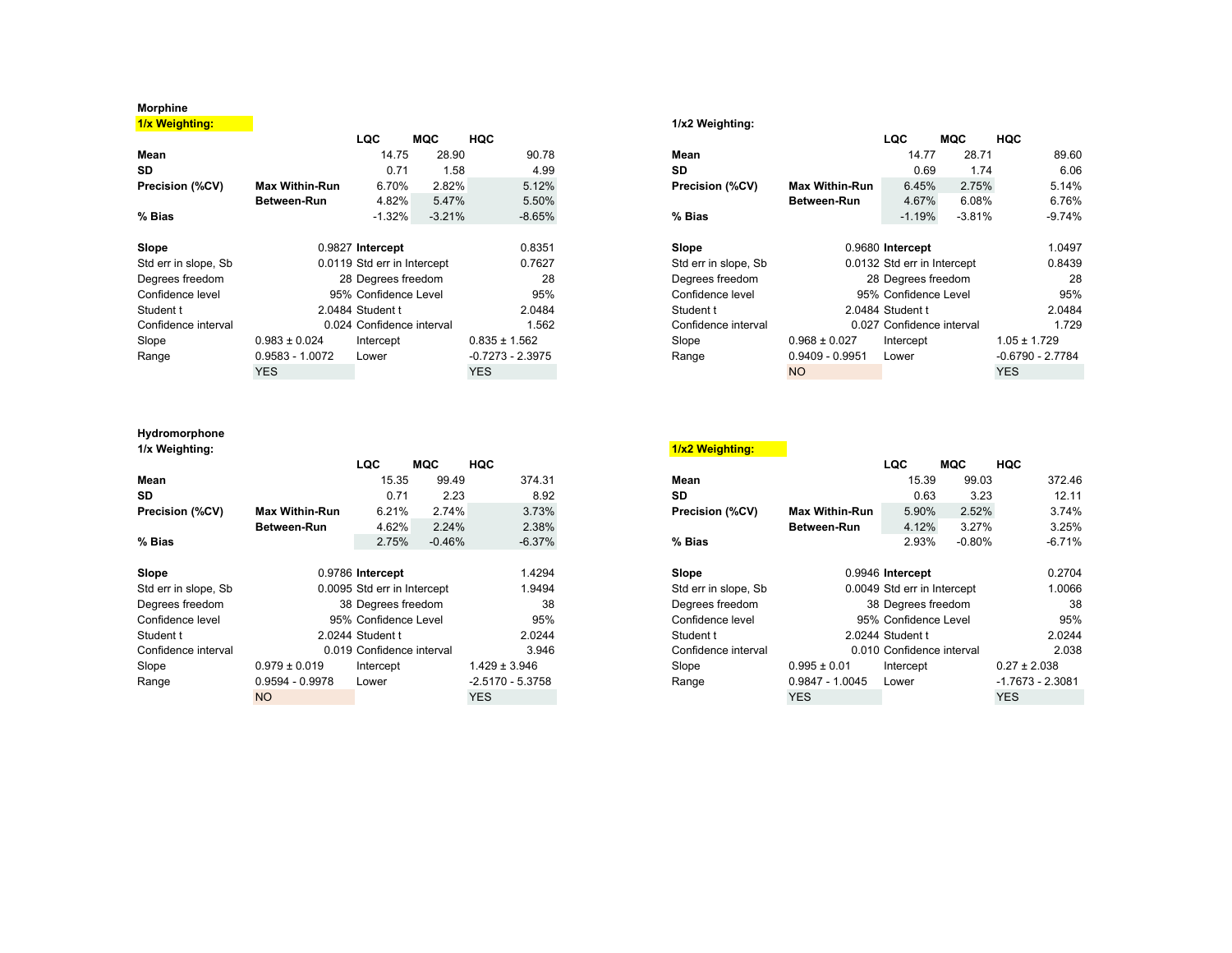**Morphine**

**1/x Weighting:**

| | | LQC | MQC | HQC |
|---|---|---|---|---|
| **Mean** | | 14.75 | 28.90 | 90.78 |
| **SD** | | 0.71 | 1.58 | 4.99 |
| **Precision (%CV)** | **Max Within-Run** | 6.70% | 2.82% | 5.12% |
| | **Between-Run** | 4.82% | 5.47% | 5.50% |
| **% Bias** | | -1.32% | -3.21% | -8.65% |

| | | | |
|---|---|---|---|
| **Slope** | 0.9827 | **Intercept** | 0.8351 |
| Std err in slope, Sb | 0.0119 | Std err in Intercept | 0.7627 |
| Degrees freedom | 28 | Degrees freedom | 28 |
| Confidence level | 95% | Confidence Level | 95% |
| Student t | 2.0484 | Student t | 2.0484 |
| Confidence interval | 0.024 | Confidence interval | 1.562 |
| Slope | 0.983 ± 0.024 | Intercept | 0.835 ± 1.562 |
| Range | 0.9583 - 1.0072 | Lower | -0.7273 - 2.3975 |
| | YES | | YES |

**1/x2 Weighting:**

| | | LQC | MQC | HQC |
|---|---|---|---|---|
| **Mean** | | 14.77 | 28.71 | 89.60 |
| **SD** | | 0.69 | 1.74 | 6.06 |
| **Precision (%CV)** | **Max Within-Run** | 6.45% | 2.75% | 5.14% |
| | **Between-Run** | 4.67% | 6.08% | 6.76% |
| **% Bias** | | -1.19% | -3.81% | -9.74% |

| | | | |
|---|---|---|---|
| **Slope** | 0.9680 | **Intercept** | 1.0497 |
| Std err in slope, Sb | 0.0132 | Std err in Intercept | 0.8439 |
| Degrees freedom | 28 | Degrees freedom | 28 |
| Confidence level | 95% | Confidence Level | 95% |
| Student t | 2.0484 | Student t | 2.0484 |
| Confidence interval | 0.027 | Confidence interval | 1.729 |
| Slope | 0.968 ± 0.027 | Intercept | 1.05 ± 1.729 |
| Range | 0.9409 - 0.9951 | Lower | -0.6790 - 2.7784 |
| | NO | | YES |

**Hydromorphone**

**1/x Weighting:**

| | | LQC | MQC | HQC |
|---|---|---|---|---|
| **Mean** | | 15.35 | 99.49 | 374.31 |
| **SD** | | 0.71 | 2.23 | 8.92 |
| **Precision (%CV)** | **Max Within-Run** | 6.21% | 2.74% | 3.73% |
| | **Between-Run** | 4.62% | 2.24% | 2.38% |
| **% Bias** | | 2.75% | -0.46% | -6.37% |

| | | | |
|---|---|---|---|
| **Slope** | 0.9786 | **Intercept** | 1.4294 |
| Std err in slope, Sb | 0.0095 | Std err in Intercept | 1.9494 |
| Degrees freedom | 38 | Degrees freedom | 38 |
| Confidence level | 95% | Confidence Level | 95% |
| Student t | 2.0244 | Student t | 2.0244 |
| Confidence interval | 0.019 | Confidence interval | 3.946 |
| Slope | 0.979 ± 0.019 | Intercept | 1.429 ± 3.946 |
| Range | 0.9594 - 0.9978 | Lower | -2.5170 - 5.3758 |
| | NO | | YES |

**1/x2 Weighting:**

| | | LQC | MQC | HQC |
|---|---|---|---|---|
| **Mean** | | 15.39 | 99.03 | 372.46 |
| **SD** | | 0.63 | 3.23 | 12.11 |
| **Precision (%CV)** | **Max Within-Run** | 5.90% | 2.52% | 3.74% |
| | **Between-Run** | 4.12% | 3.27% | 3.25% |
| **% Bias** | | 2.93% | -0.80% | -6.71% |

| | | | |
|---|---|---|---|
| **Slope** | 0.9946 | **Intercept** | 0.2704 |
| Std err in slope, Sb | 0.0049 | Std err in Intercept | 1.0066 |
| Degrees freedom | 38 | Degrees freedom | 38 |
| Confidence level | 95% | Confidence Level | 95% |
| Student t | 2.0244 | Student t | 2.0244 |
| Confidence interval | 0.010 | Confidence interval | 2.038 |
| Slope | 0.995 ± 0.01 | Intercept | 0.27 ± 2.038 |
| Range | 0.9847 - 1.0045 | Lower | -1.7673 - 2.3081 |
| | YES | | YES |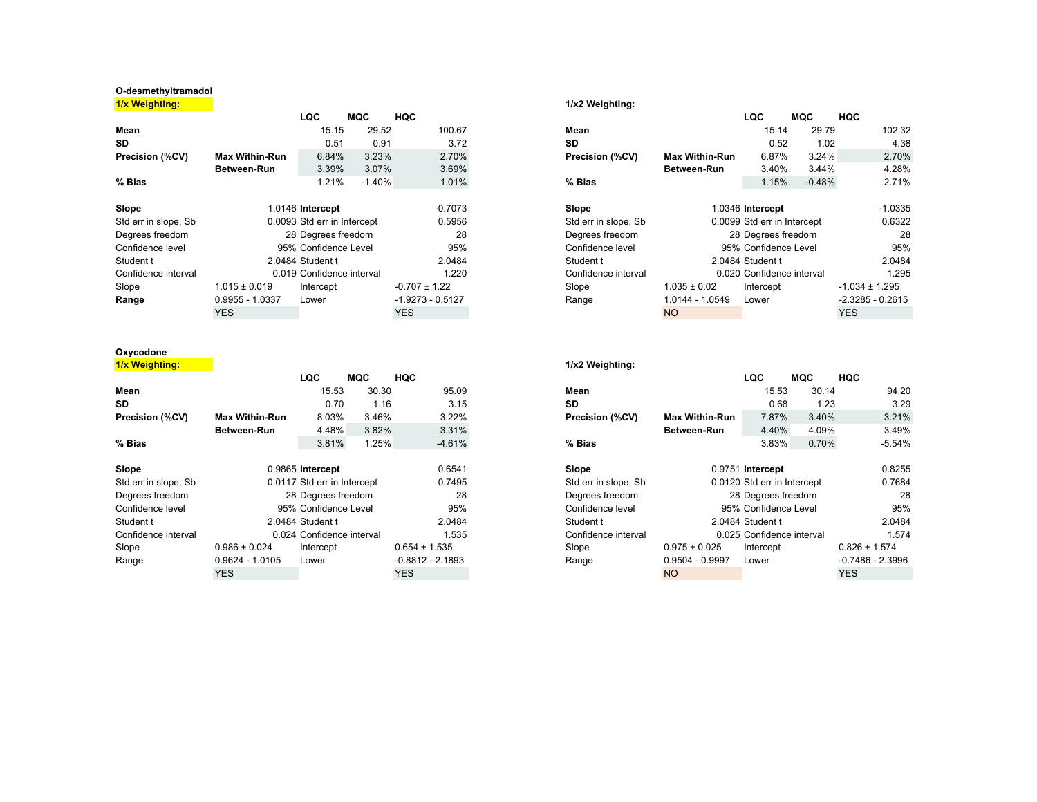**O-desmethyltramadol**

**1/x Weighting:**

| | | LQC | MQC | HQC |
|---|---|---|---|---|
| **Mean** | | 15.15 | 29.52 | 100.67 |
| **SD** | | 0.51 | 0.91 | 3.72 |
| **Precision (%CV)** | **Max Within-Run** | 6.84% | 3.23% | 2.70% |
| | **Between-Run** | 3.39% | 3.07% | 3.69% |
| **% Bias** | | 1.21% | -1.40% | 1.01% |

| | | | |
|---|---|---|---|
| **Slope** | 1.0146 | **Intercept** | -0.7073 |
| Std err in slope, Sb | 0.0093 | Std err in Intercept | 0.5956 |
| Degrees freedom | 28 | Degrees freedom | 28 |
| Confidence level | 95% | Confidence Level | 95% |
| Student t | 2.0484 | Student t | 2.0484 |
| Confidence interval | 0.019 | Confidence interval | 1.220 |
| Slope | 1.015 ± 0.019 | Intercept | -0.707 ± 1.22 |
| **Range** | 0.9955 - 1.0337 | Lower | -1.9273 - 0.5127 |
| | YES | | YES |

**1/x2 Weighting:**

| | | LQC | MQC | HQC |
|---|---|---|---|---|
| **Mean** | | 15.14 | 29.79 | 102.32 |
| **SD** | | 0.52 | 1.02 | 4.38 |
| **Precision (%CV)** | **Max Within-Run** | 6.87% | 3.24% | 2.70% |
| | **Between-Run** | 3.40% | 3.44% | 4.28% |
| **% Bias** | | 1.15% | -0.48% | 2.71% |

| | | | |
|---|---|---|---|
| **Slope** | 1.0346 | **Intercept** | -1.0335 |
| Std err in slope, Sb | 0.0099 | Std err in Intercept | 0.6322 |
| Degrees freedom | 28 | Degrees freedom | 28 |
| Confidence level | 95% | Confidence Level | 95% |
| Student t | 2.0484 | Student t | 2.0484 |
| Confidence interval | 0.020 | Confidence interval | 1.295 |
| Slope | 1.035 ± 0.02 | Intercept | -1.034 ± 1.295 |
| Range | 1.0144 - 1.0549 | Lower | -2.3285 - 0.2615 |
| | NO | | YES |

**Oxycodone**

**1/x Weighting:**

| | | LQC | MQC | HQC |
|---|---|---|---|---|
| **Mean** | | 15.53 | 30.30 | 95.09 |
| **SD** | | 0.70 | 1.16 | 3.15 |
| **Precision (%CV)** | **Max Within-Run** | 8.03% | 3.46% | 3.22% |
| | **Between-Run** | 4.48% | 3.82% | 3.31% |
| **% Bias** | | 3.81% | 1.25% | -4.61% |

| | | | |
|---|---|---|---|
| **Slope** | 0.9865 | **Intercept** | 0.6541 |
| Std err in slope, Sb | 0.0117 | Std err in Intercept | 0.7495 |
| Degrees freedom | 28 | Degrees freedom | 28 |
| Confidence level | 95% | Confidence Level | 95% |
| Student t | 2.0484 | Student t | 2.0484 |
| Confidence interval | 0.024 | Confidence interval | 1.535 |
| Slope | 0.986 ± 0.024 | Intercept | 0.654 ± 1.535 |
| Range | 0.9624 - 1.0105 | Lower | -0.8812 - 2.1893 |
| | YES | | YES |

**1/x2 Weighting:**

| | | LQC | MQC | HQC |
|---|---|---|---|---|
| **Mean** | | 15.53 | 30.14 | 94.20 |
| **SD** | | 0.68 | 1.23 | 3.29 |
| **Precision (%CV)** | **Max Within-Run** | 7.87% | 3.40% | 3.21% |
| | **Between-Run** | 4.40% | 4.09% | 3.49% |
| **% Bias** | | 3.83% | 0.70% | -5.54% |

| | | | |
|---|---|---|---|
| **Slope** | 0.9751 | **Intercept** | 0.8255 |
| Std err in slope, Sb | 0.0120 | Std err in Intercept | 0.7684 |
| Degrees freedom | 28 | Degrees freedom | 28 |
| Confidence level | 95% | Confidence Level | 95% |
| Student t | 2.0484 | Student t | 2.0484 |
| Confidence interval | 0.025 | Confidence interval | 1.574 |
| Slope | 0.975 ± 0.025 | Intercept | 0.826 ± 1.574 |
| Range | 0.9504 - 0.9997 | Lower | -0.7486 - 2.3996 |
| | NO | | YES |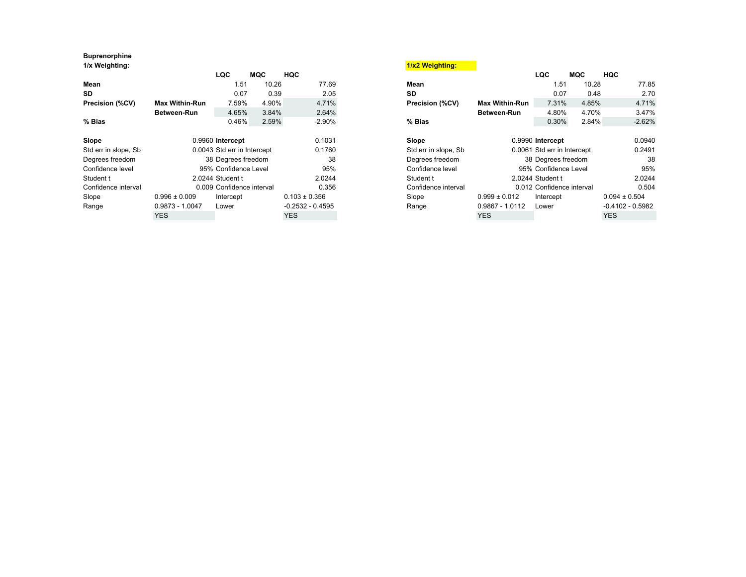**Buprenorphine**

**1/x Weighting:**

| | | LQC | MQC | HQC |
|---|---|---|---|---|
| **Mean** | | 1.51 | 10.26 | 77.69 |
| **SD** | | 0.07 | 0.39 | 2.05 |
| **Precision (%CV)** | **Max Within-Run** | 7.59% | 4.90% | 4.71% |
| | **Between-Run** | 4.65% | 3.84% | 2.64% |
| **% Bias** | | 0.46% | 2.59% | -2.90% |

| | | | |
|---|---|---|---|
| **Slope** | 0.9960 | **Intercept** | 0.1031 |
| Std err in slope, Sb | 0.0043 | Std err in Intercept | 0.1760 |
| Degrees freedom | 38 | Degrees freedom | 38 |
| Confidence level | 95% | Confidence Level | 95% |
| Student t | 2.0244 | Student t | 2.0244 |
| Confidence interval | 0.009 | Confidence interval | 0.356 |
| Slope | 0.996 ± 0.009 | Intercept | 0.103 ± 0.356 |
| Range | 0.9873 - 1.0047 | Lower | -0.2532 - 0.4595 |
| | YES | | YES |

**1/x2 Weighting:**

| | | LQC | MQC | HQC |
|---|---|---|---|---|
| **Mean** | | 1.51 | 10.28 | 77.85 |
| **SD** | | 0.07 | 0.48 | 2.70 |
| **Precision (%CV)** | **Max Within-Run** | 7.31% | 4.85% | 4.71% |
| | **Between-Run** | 4.80% | 4.70% | 3.47% |
| **% Bias** | | 0.30% | 2.84% | -2.62% |

| | | | |
|---|---|---|---|
| **Slope** | 0.9990 | **Intercept** | 0.0940 |
| Std err in slope, Sb | 0.0061 | Std err in Intercept | 0.2491 |
| Degrees freedom | 38 | Degrees freedom | 38 |
| Confidence level | 95% | Confidence Level | 95% |
| Student t | 2.0244 | Student t | 2.0244 |
| Confidence interval | 0.012 | Confidence interval | 0.504 |
| Slope | 0.999 ± 0.012 | Intercept | 0.094 ± 0.504 |
| Range | 0.9867 - 1.0112 | Lower | -0.4102 - 0.5982 |
| | YES | | YES |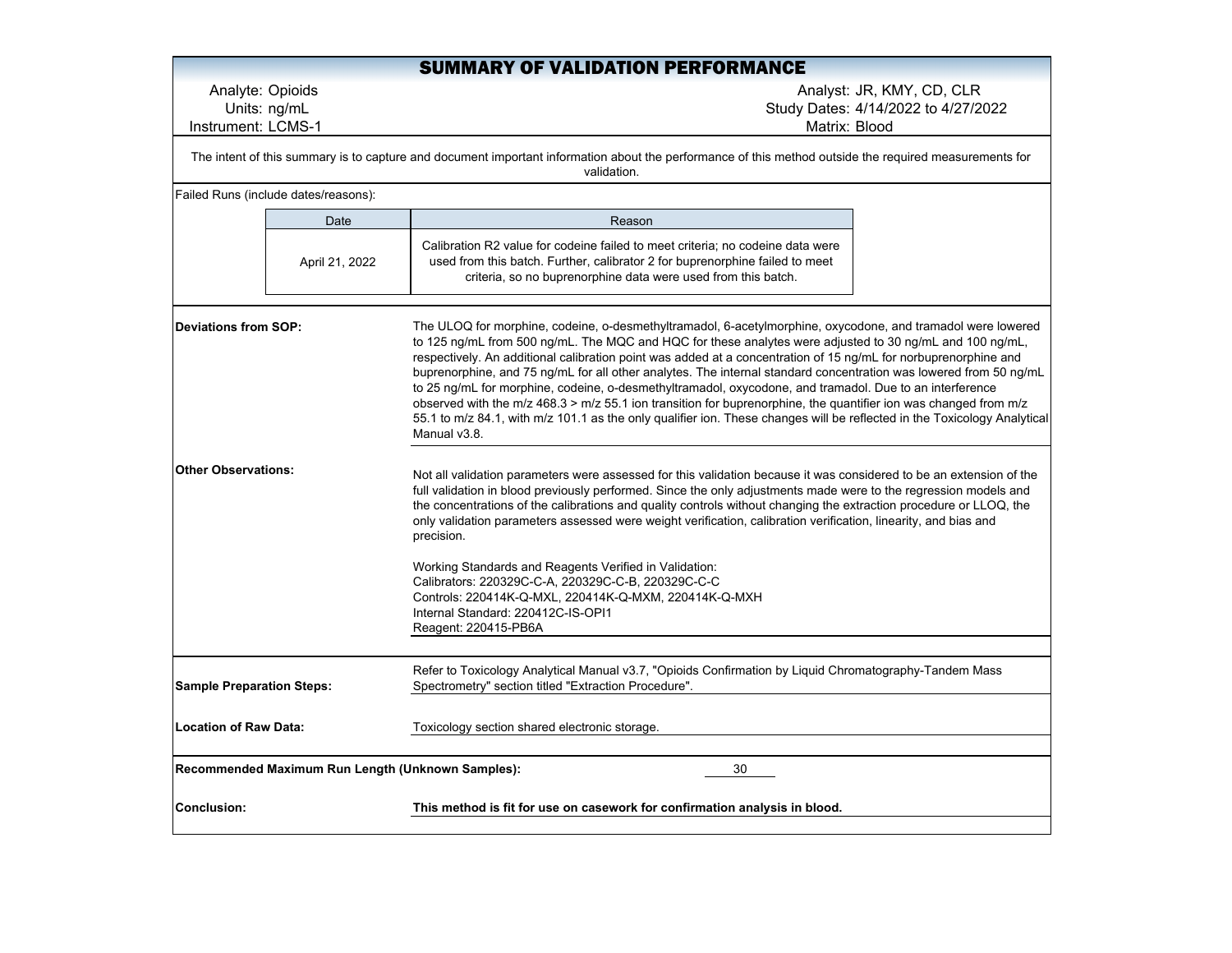# SUMMARY OF VALIDATION PERFORMANCE

Analyte: Opioids
Units: ng/mL
Instrument: LCMS-1

Analyst: JR, KMY, CD, CLR
Study Dates: 4/14/2022 to 4/27/2022
Matrix: Blood

The intent of this summary is to capture and document important information about the performance of this method outside the required measurements for validation.

Failed Runs (include dates/reasons):

| Date | Reason |
|---|---|
| April 21, 2022 | Calibration R2 value for codeine failed to meet criteria; no codeine data were used from this batch. Further, calibrator 2 for buprenorphine failed to meet criteria, so no buprenorphine data were used from this batch. |

**Deviations from SOP:**

The ULOQ for morphine, codeine, o-desmethyltramadol, 6-acetylmorphine, oxycodone, and tramadol were lowered to 125 ng/mL from 500 ng/mL. The MQC and HQC for these analytes were adjusted to 30 ng/mL and 100 ng/mL, respectively. An additional calibration point was added at a concentration of 15 ng/mL for norbuprenorphine and buprenorphine, and 75 ng/mL for all other analytes. The internal standard concentration was lowered from 50 ng/mL to 25 ng/mL for morphine, codeine, o-desmethyltramadol, oxycodone, and tramadol. Due to an interference observed with the m/z 468.3 > m/z 55.1 ion transition for buprenorphine, the quantifier ion was changed from m/z 55.1 to m/z 84.1, with m/z 101.1 as the only qualifier ion. These changes will be reflected in the Toxicology Analytical Manual v3.8.

**Other Observations:**

Not all validation parameters were assessed for this validation because it was considered to be an extension of the full validation in blood previously performed. Since the only adjustments made were to the regression models and the concentrations of the calibrations and quality controls without changing the extraction procedure or LLOQ, the only validation parameters assessed were weight verification, calibration verification, linearity, and bias and precision.

Working Standards and Reagents Verified in Validation:
Calibrators: 220329C-C-A, 220329C-C-B, 220329C-C-C
Controls: 220414K-Q-MXL, 220414K-Q-MXM, 220414K-Q-MXH
Internal Standard: 220412C-IS-OPI1
Reagent: 220415-PB6A

**Sample Preparation Steps:** Refer to Toxicology Analytical Manual v3.7, "Opioids Confirmation by Liquid Chromatography-Tandem Mass Spectrometry" section titled "Extraction Procedure".

**Location of Raw Data:** Toxicology section shared electronic storage.

**Recommended Maximum Run Length (Unknown Samples):** 30

**Conclusion:** **This method is fit for use on casework for confirmation analysis in blood.**